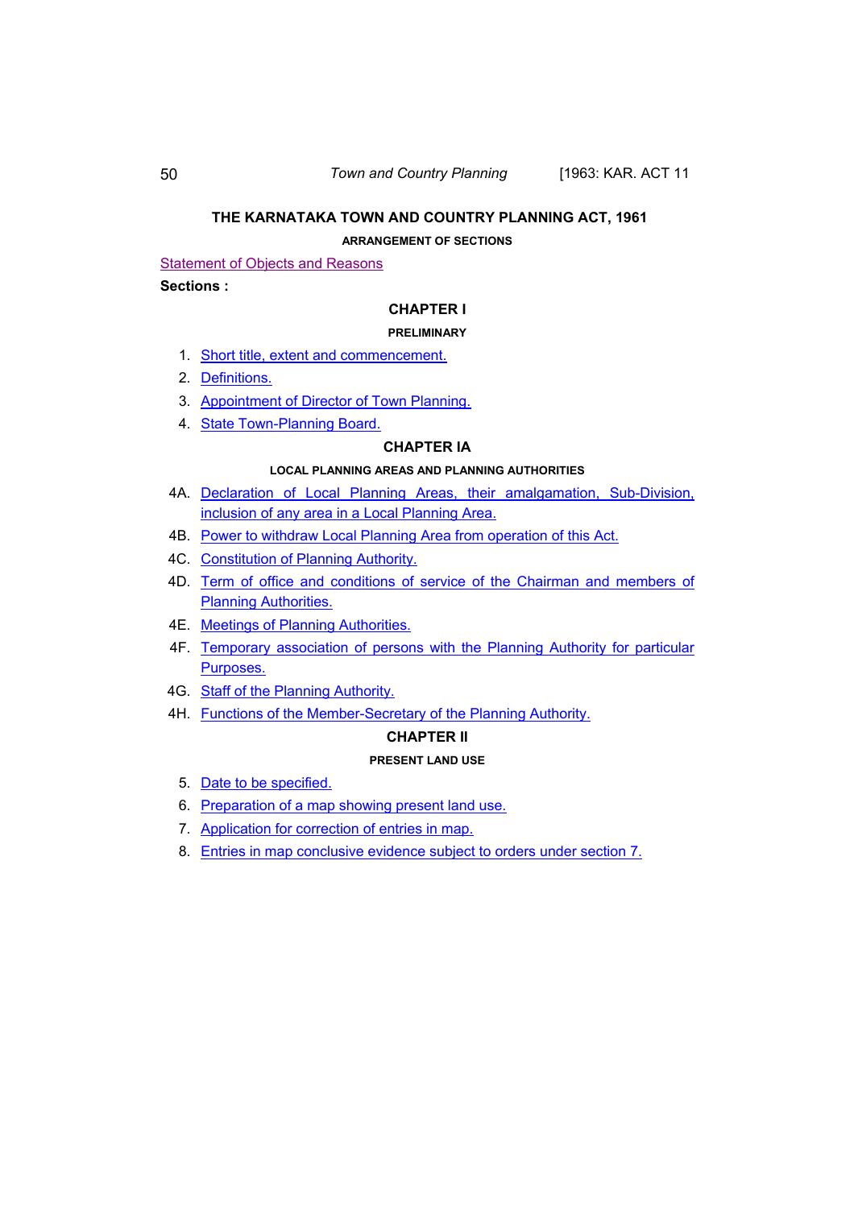# THE KARNATAKA TOWN AND COUNTRY PLANNING ACT, 1961

## ARRANGEMENT OF SECTIONS

Statement of Objects and Reasons

**Sections :**

### CHAPTER I

#### PRELIMINARY

1. Short title, extent and commencement.
2. Definitions.
3. Appointment of Director of Town Planning.
4. State Town-Planning Board.

### CHAPTER IA

#### LOCAL PLANNING AREAS AND PLANNING AUTHORITIES

4A. Declaration of Local Planning Areas, their amalgamation, Sub-Division, inclusion of any area in a Local Planning Area.

4B. Power to withdraw Local Planning Area from operation of this Act.

4C. Constitution of Planning Authority.

4D. Term of office and conditions of service of the Chairman and members of Planning Authorities.

4E. Meetings of Planning Authorities.

4F. Temporary association of persons with the Planning Authority for particular Purposes.

4G. Staff of the Planning Authority.

4H. Functions of the Member-Secretary of the Planning Authority.

### CHAPTER II

#### PRESENT LAND USE

5. Date to be specified.
6. Preparation of a map showing present land use.
7. Application for correction of entries in map.
8. Entries in map conclusive evidence subject to orders under section 7.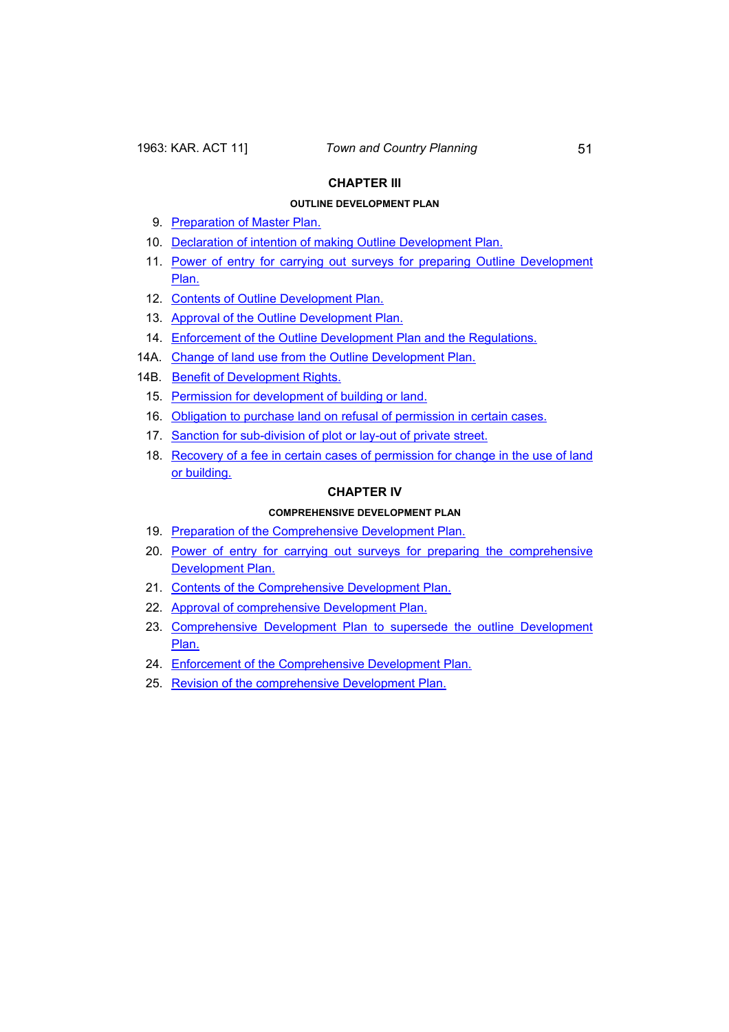## CHAPTER III

### OUTLINE DEVELOPMENT PLAN

9. Preparation of Master Plan.
10. Declaration of intention of making Outline Development Plan.
11. Power of entry for carrying out surveys for preparing Outline Development Plan.
12. Contents of Outline Development Plan.
13. Approval of the Outline Development Plan.
14. Enforcement of the Outline Development Plan and the Regulations.

14A. Change of land use from the Outline Development Plan.

14B. Benefit of Development Rights.

15. Permission for development of building or land.
16. Obligation to purchase land on refusal of permission in certain cases.
17. Sanction for sub-division of plot or lay-out of private street.
18. Recovery of a fee in certain cases of permission for change in the use of land or building.

## CHAPTER IV

### COMPREHENSIVE DEVELOPMENT PLAN

19. Preparation of the Comprehensive Development Plan.
20. Power of entry for carrying out surveys for preparing the comprehensive Development Plan.
21. Contents of the Comprehensive Development Plan.
22. Approval of comprehensive Development Plan.
23. Comprehensive Development Plan to supersede the outline Development Plan.
24. Enforcement of the Comprehensive Development Plan.
25. Revision of the comprehensive Development Plan.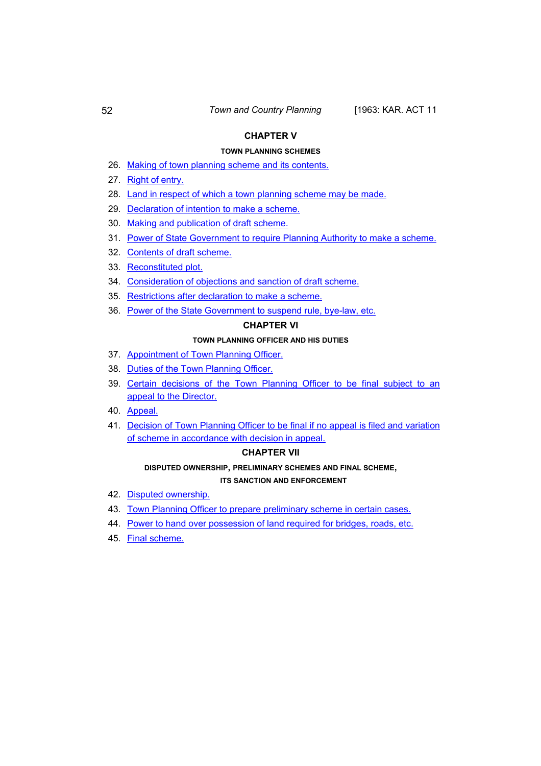## CHAPTER V

### TOWN PLANNING SCHEMES

26. Making of town planning scheme and its contents.
27. Right of entry.
28. Land in respect of which a town planning scheme may be made.
29. Declaration of intention to make a scheme.
30. Making and publication of draft scheme.
31. Power of State Government to require Planning Authority to make a scheme.
32. Contents of draft scheme.
33. Reconstituted plot.
34. Consideration of objections and sanction of draft scheme.
35. Restrictions after declaration to make a scheme.
36. Power of the State Government to suspend rule, bye-law, etc.

## CHAPTER VI

### TOWN PLANNING OFFICER AND HIS DUTIES

37. Appointment of Town Planning Officer.
38. Duties of the Town Planning Officer.
39. Certain decisions of the Town Planning Officer to be final subject to an appeal to the Director.
40. Appeal.
41. Decision of Town Planning Officer to be final if no appeal is filed and variation of scheme in accordance with decision in appeal.

## CHAPTER VII

### DISPUTED OWNERSHIP, PRELIMINARY SCHEMES AND FINAL SCHEME, ITS SANCTION AND ENFORCEMENT

42. Disputed ownership.
43. Town Planning Officer to prepare preliminary scheme in certain cases.
44. Power to hand over possession of land required for bridges, roads, etc.
45. Final scheme.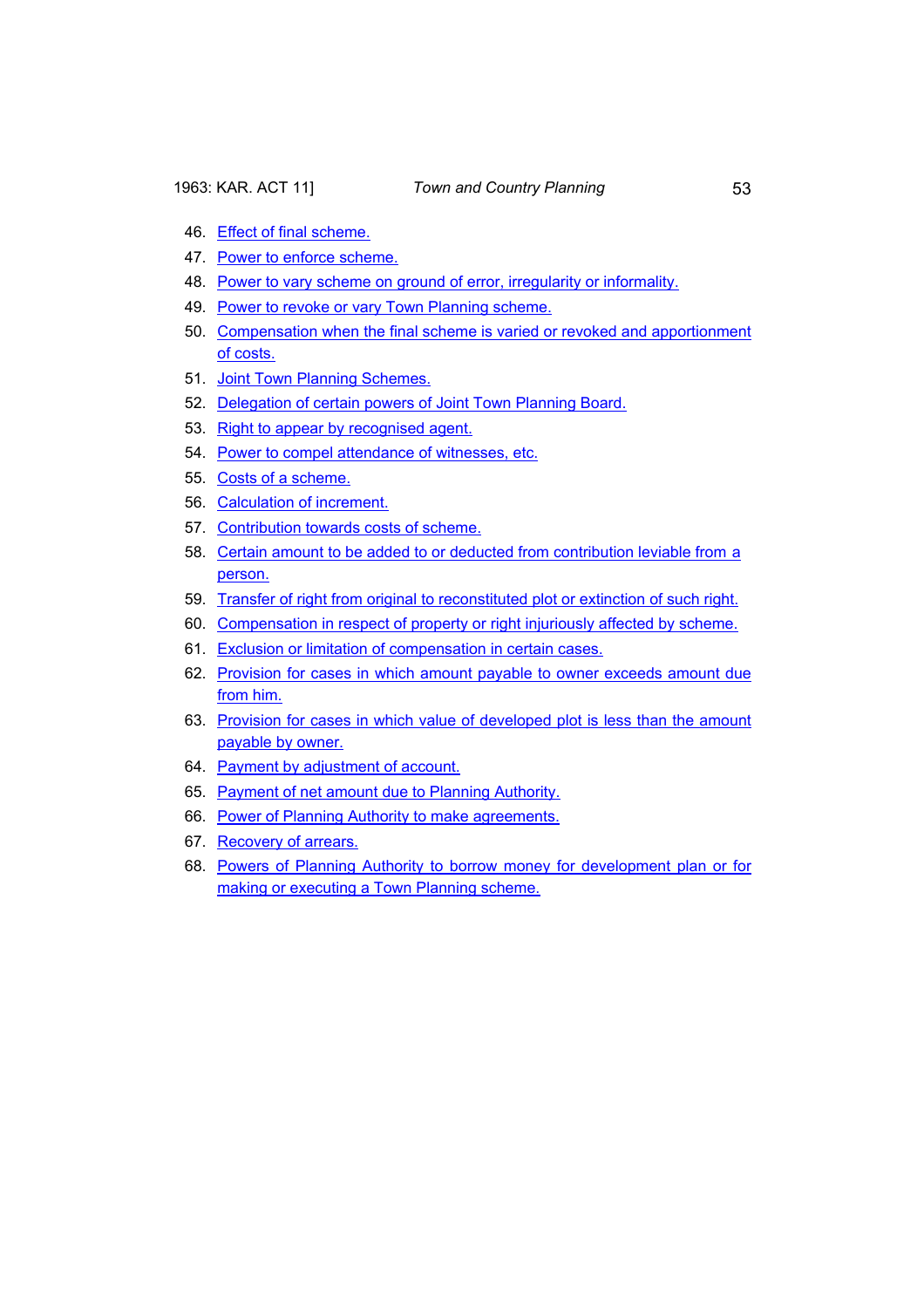46. Effect of final scheme.
47. Power to enforce scheme.
48. Power to vary scheme on ground of error, irregularity or informality.
49. Power to revoke or vary Town Planning scheme.
50. Compensation when the final scheme is varied or revoked and apportionment of costs.
51. Joint Town Planning Schemes.
52. Delegation of certain powers of Joint Town Planning Board.
53. Right to appear by recognised agent.
54. Power to compel attendance of witnesses, etc.
55. Costs of a scheme.
56. Calculation of increment.
57. Contribution towards costs of scheme.
58. Certain amount to be added to or deducted from contribution leviable from a person.
59. Transfer of right from original to reconstituted plot or extinction of such right.
60. Compensation in respect of property or right injuriously affected by scheme.
61. Exclusion or limitation of compensation in certain cases.
62. Provision for cases in which amount payable to owner exceeds amount due from him.
63. Provision for cases in which value of developed plot is less than the amount payable by owner.
64. Payment by adjustment of account.
65. Payment of net amount due to Planning Authority.
66. Power of Planning Authority to make agreements.
67. Recovery of arrears.
68. Powers of Planning Authority to borrow money for development plan or for making or executing a Town Planning scheme.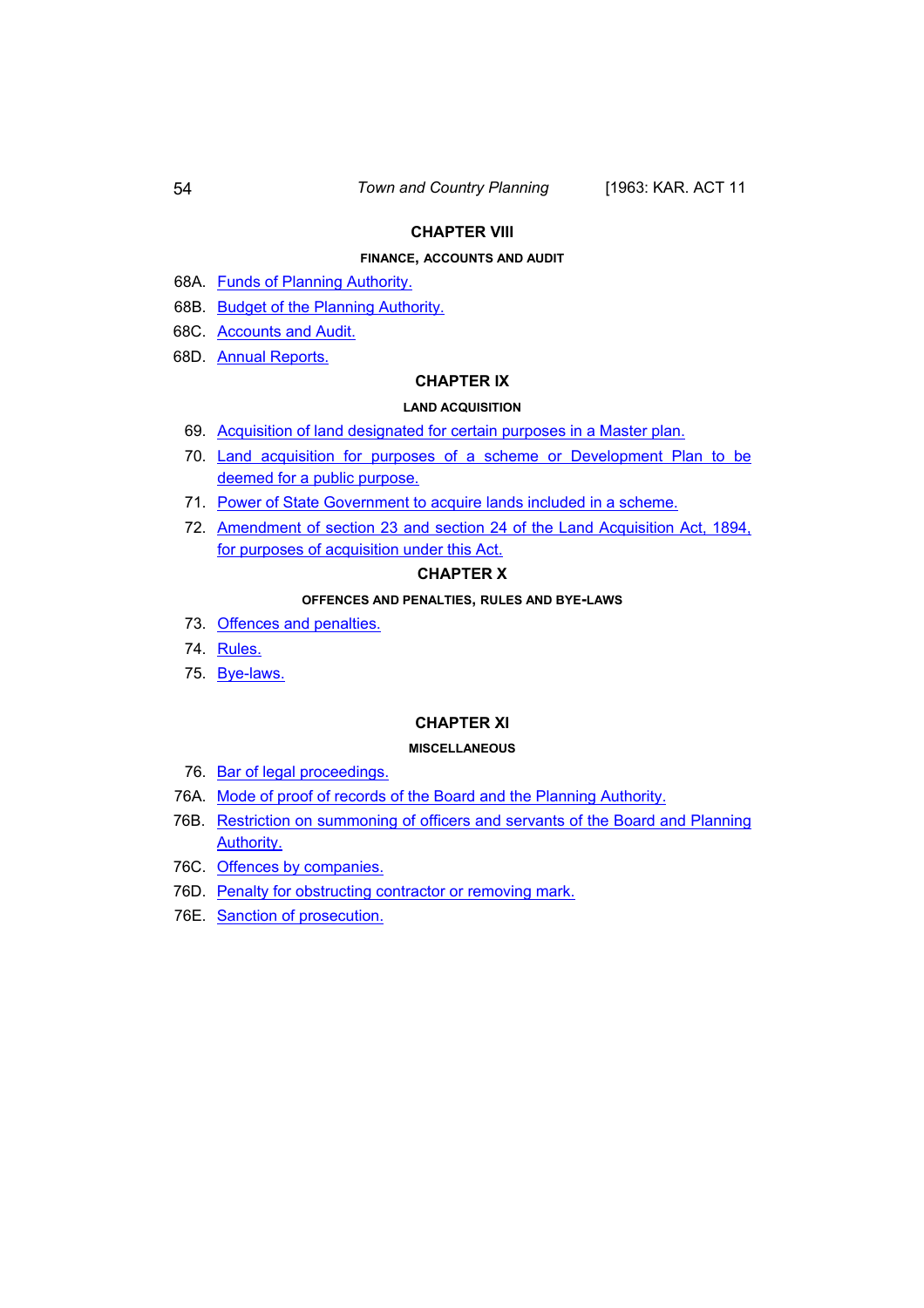## CHAPTER VIII

### FINANCE, ACCOUNTS AND AUDIT

68A. Funds of Planning Authority.

68B. Budget of the Planning Authority.

68C. Accounts and Audit.

68D. Annual Reports.

## CHAPTER IX

### LAND ACQUISITION

69. Acquisition of land designated for certain purposes in a Master plan.

70. Land acquisition for purposes of a scheme or Development Plan to be deemed for a public purpose.

71. Power of State Government to acquire lands included in a scheme.

72. Amendment of section 23 and section 24 of the Land Acquisition Act, 1894, for purposes of acquisition under this Act.

## CHAPTER X

### OFFENCES AND PENALTIES, RULES AND BYE-LAWS

73. Offences and penalties.

74. Rules.

75. Bye-laws.

## CHAPTER XI

### MISCELLANEOUS

76. Bar of legal proceedings.

76A. Mode of proof of records of the Board and the Planning Authority.

76B. Restriction on summoning of officers and servants of the Board and Planning Authority.

76C. Offences by companies.

76D. Penalty for obstructing contractor or removing mark.

76E. Sanction of prosecution.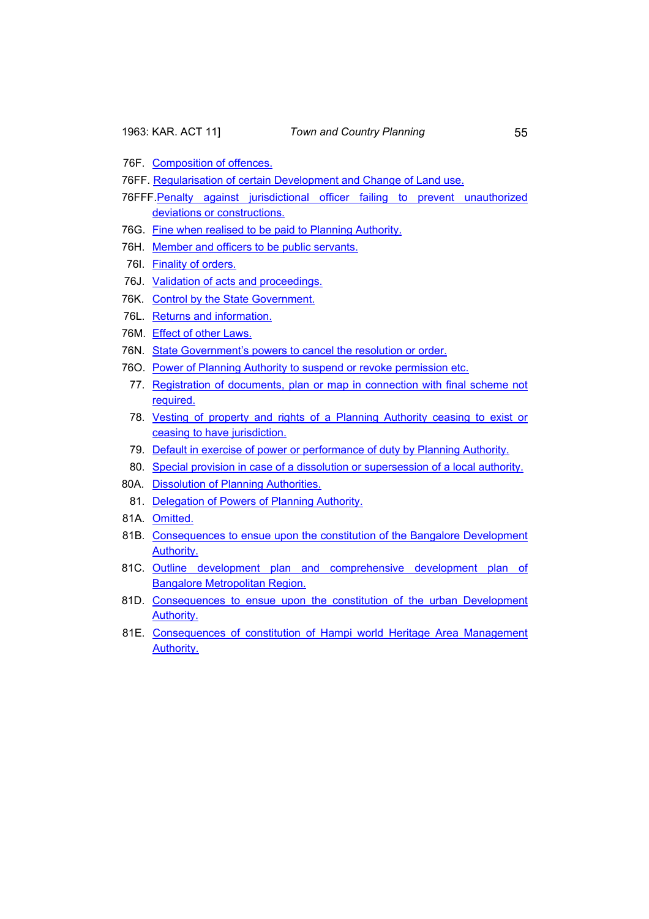76F. Composition of offences.

76FF. Regularisation of certain Development and Change of Land use.

76FFF. Penalty against jurisdictional officer failing to prevent unauthorized deviations or constructions.

76G. Fine when realised to be paid to Planning Authority.

76H. Member and officers to be public servants.

76I. Finality of orders.

76J. Validation of acts and proceedings.

76K. Control by the State Government.

76L. Returns and information.

76M. Effect of other Laws.

76N. State Government's powers to cancel the resolution or order.

76O. Power of Planning Authority to suspend or revoke permission etc.

77. Registration of documents, plan or map in connection with final scheme not required.

78. Vesting of property and rights of a Planning Authority ceasing to exist or ceasing to have jurisdiction.

79. Default in exercise of power or performance of duty by Planning Authority.

80. Special provision in case of a dissolution or supersession of a local authority.

80A. Dissolution of Planning Authorities.

81. Delegation of Powers of Planning Authority.

81A. Omitted.

81B. Consequences to ensue upon the constitution of the Bangalore Development Authority.

81C. Outline development plan and comprehensive development plan of Bangalore Metropolitan Region.

81D. Consequences to ensue upon the constitution of the urban Development Authority.

81E. Consequences of constitution of Hampi world Heritage Area Management Authority.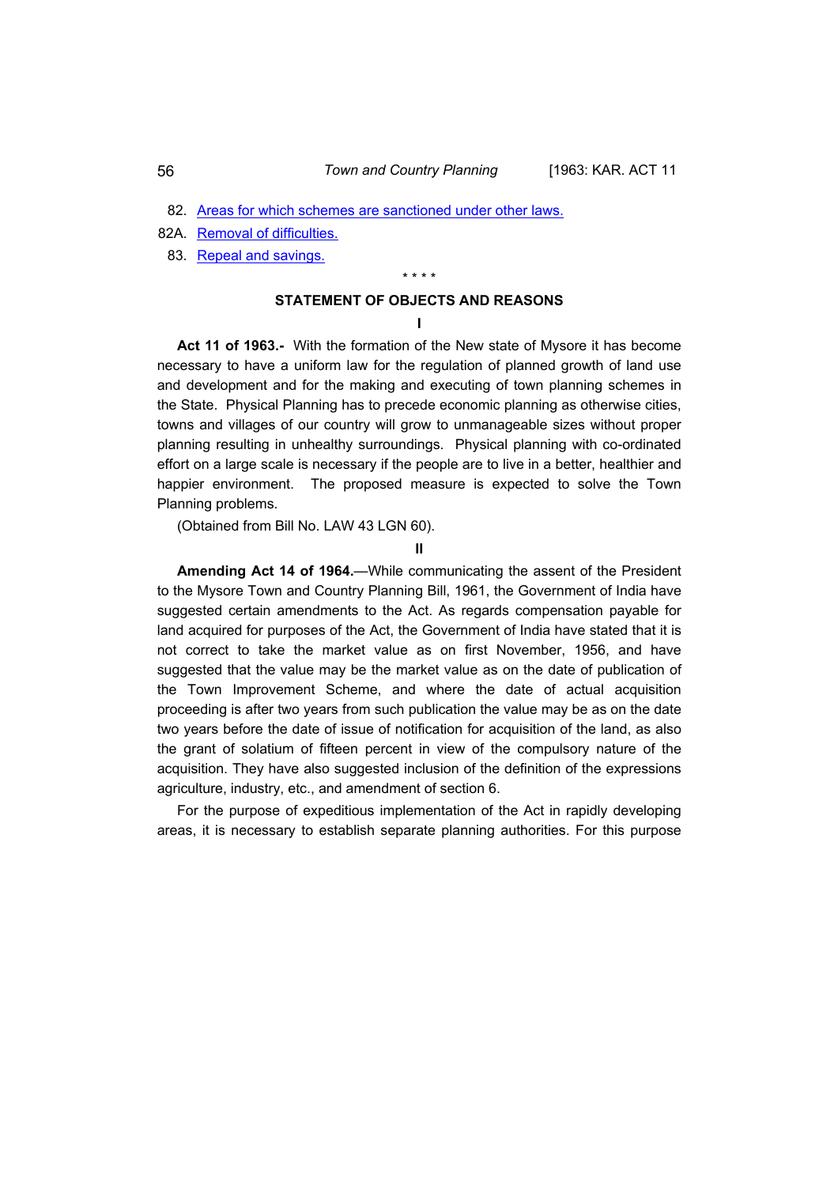82. Areas for which schemes are sanctioned under other laws.

82A. Removal of difficulties.

83. Repeal and savings.

* * * *

## STATEMENT OF OBJECTS AND REASONS

### I

**Act 11 of 1963.-** With the formation of the New state of Mysore it has become necessary to have a uniform law for the regulation of planned growth of land use and development and for the making and executing of town planning schemes in the State. Physical Planning has to precede economic planning as otherwise cities, towns and villages of our country will grow to unmanageable sizes without proper planning resulting in unhealthy surroundings. Physical planning with co-ordinated effort on a large scale is necessary if the people are to live in a better, healthier and happier environment. The proposed measure is expected to solve the Town Planning problems.

(Obtained from Bill No. LAW 43 LGN 60).

### II

**Amending Act 14 of 1964.**—While communicating the assent of the President to the Mysore Town and Country Planning Bill, 1961, the Government of India have suggested certain amendments to the Act. As regards compensation payable for land acquired for purposes of the Act, the Government of India have stated that it is not correct to take the market value as on first November, 1956, and have suggested that the value may be the market value as on the date of publication of the Town Improvement Scheme, and where the date of actual acquisition proceeding is after two years from such publication the value may be as on the date two years before the date of issue of notification for acquisition of the land, as also the grant of solatium of fifteen percent in view of the compulsory nature of the acquisition. They have also suggested inclusion of the definition of the expressions agriculture, industry, etc., and amendment of section 6.

For the purpose of expeditious implementation of the Act in rapidly developing areas, it is necessary to establish separate planning authorities. For this purpose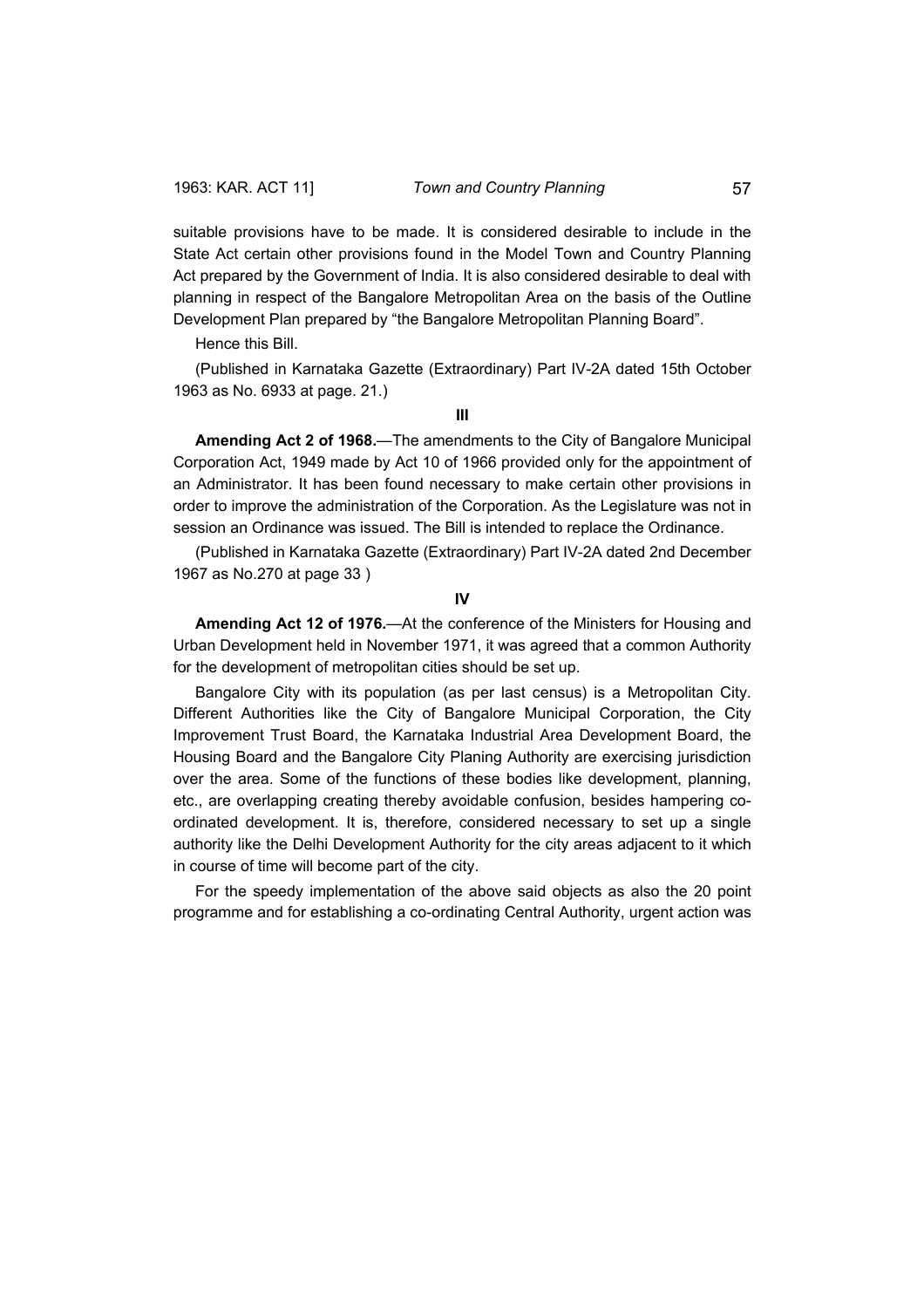suitable provisions have to be made. It is considered desirable to include in the State Act certain other provisions found in the Model Town and Country Planning Act prepared by the Government of India. It is also considered desirable to deal with planning in respect of the Bangalore Metropolitan Area on the basis of the Outline Development Plan prepared by "the Bangalore Metropolitan Planning Board".

Hence this Bill.

(Published in Karnataka Gazette (Extraordinary) Part IV-2A dated 15th October 1963 as No. 6933 at page. 21.)

**III**

**Amending Act 2 of 1968.**—The amendments to the City of Bangalore Municipal Corporation Act, 1949 made by Act 10 of 1966 provided only for the appointment of an Administrator. It has been found necessary to make certain other provisions in order to improve the administration of the Corporation. As the Legislature was not in session an Ordinance was issued. The Bill is intended to replace the Ordinance.

(Published in Karnataka Gazette (Extraordinary) Part IV-2A dated 2nd December 1967 as No.270 at page 33 )

**IV**

**Amending Act 12 of 1976.**—At the conference of the Ministers for Housing and Urban Development held in November 1971, it was agreed that a common Authority for the development of metropolitan cities should be set up.

Bangalore City with its population (as per last census) is a Metropolitan City. Different Authorities like the City of Bangalore Municipal Corporation, the City Improvement Trust Board, the Karnataka Industrial Area Development Board, the Housing Board and the Bangalore City Planing Authority are exercising jurisdiction over the area. Some of the functions of these bodies like development, planning, etc., are overlapping creating thereby avoidable confusion, besides hampering co-ordinated development. It is, therefore, considered necessary to set up a single authority like the Delhi Development Authority for the city areas adjacent to it which in course of time will become part of the city.

For the speedy implementation of the above said objects as also the 20 point programme and for establishing a co-ordinating Central Authority, urgent action was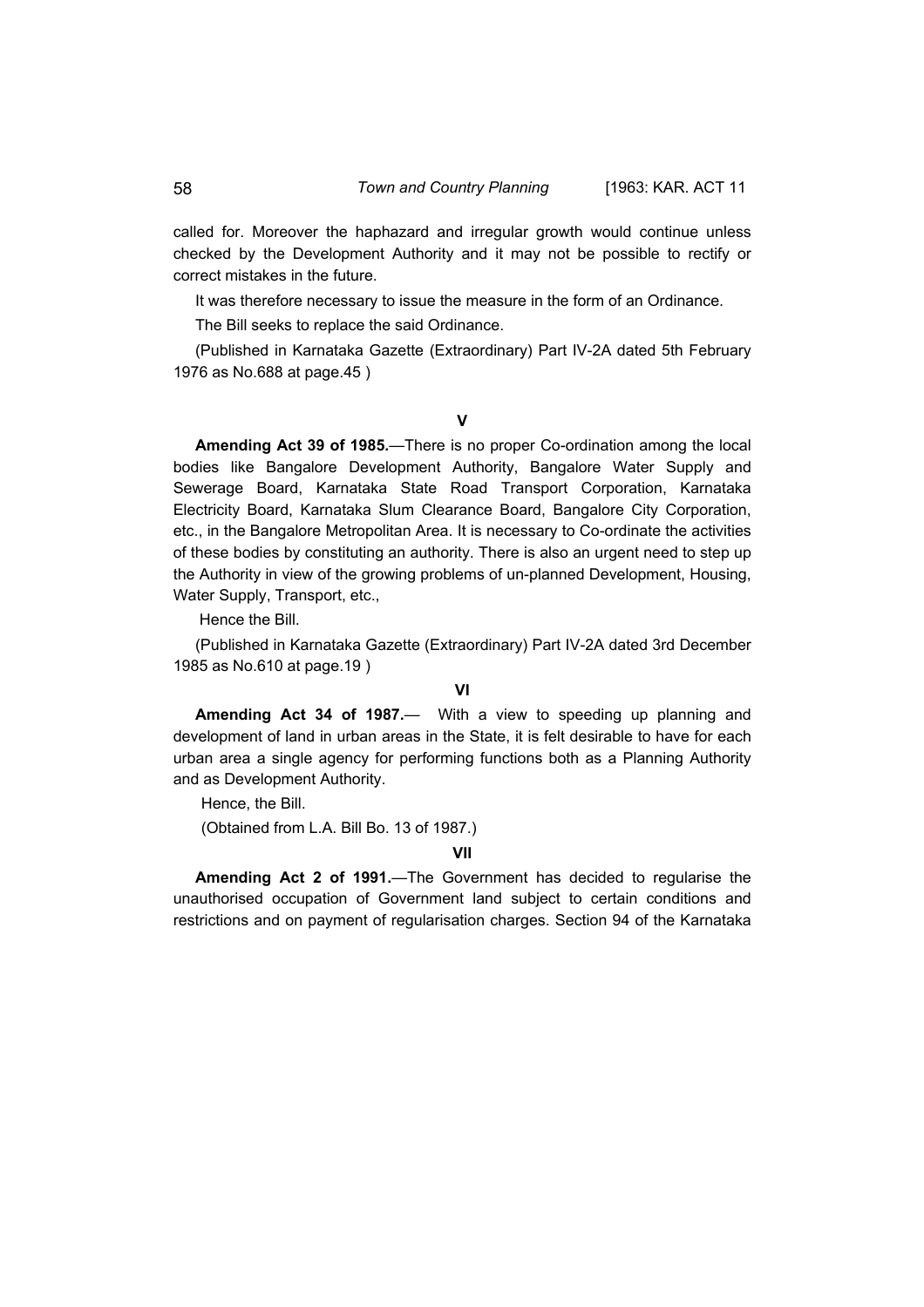called for. Moreover the haphazard and irregular growth would continue unless checked by the Development Authority and it may not be possible to rectify or correct mistakes in the future.

It was therefore necessary to issue the measure in the form of an Ordinance.

The Bill seeks to replace the said Ordinance.

(Published in Karnataka Gazette (Extraordinary) Part IV-2A dated 5th February 1976 as No.688 at page.45 )

**V**

**Amending Act 39 of 1985.**—There is no proper Co-ordination among the local bodies like Bangalore Development Authority, Bangalore Water Supply and Sewerage Board, Karnataka State Road Transport Corporation, Karnataka Electricity Board, Karnataka Slum Clearance Board, Bangalore City Corporation, etc., in the Bangalore Metropolitan Area. It is necessary to Co-ordinate the activities of these bodies by constituting an authority. There is also an urgent need to step up the Authority in view of the growing problems of un-planned Development, Housing, Water Supply, Transport, etc.,

Hence the Bill.

(Published in Karnataka Gazette (Extraordinary) Part IV-2A dated 3rd December 1985 as No.610 at page.19 )

**VI**

**Amending Act 34 of 1987.**— With a view to speeding up planning and development of land in urban areas in the State, it is felt desirable to have for each urban area a single agency for performing functions both as a Planning Authority and as Development Authority.

Hence, the Bill.

(Obtained from L.A. Bill Bo. 13 of 1987.)

**VII**

**Amending Act 2 of 1991.**—The Government has decided to regularise the unauthorised occupation of Government land subject to certain conditions and restrictions and on payment of regularisation charges. Section 94 of the Karnataka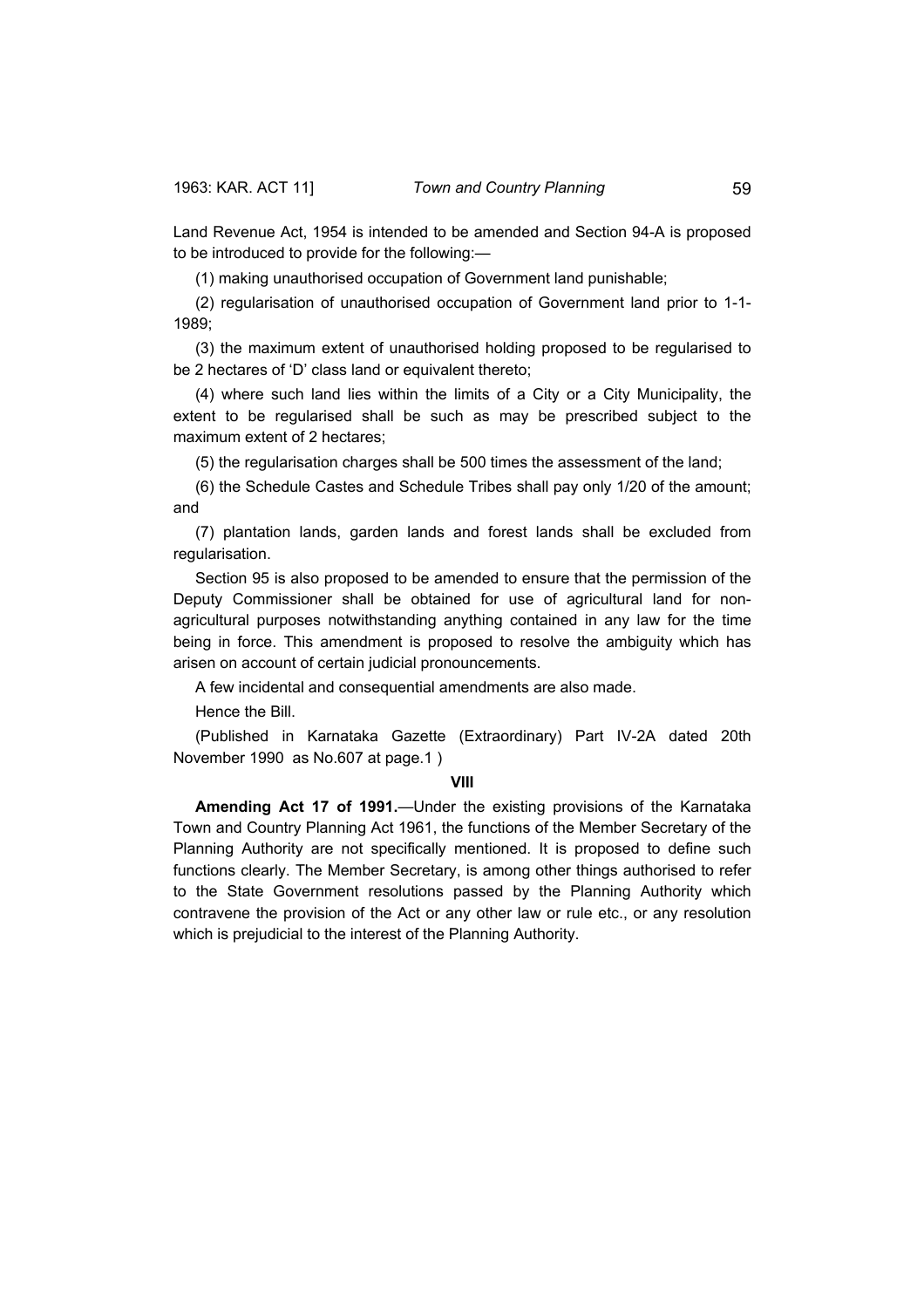Land Revenue Act, 1954 is intended to be amended and Section 94-A is proposed to be introduced to provide for the following:—

(1) making unauthorised occupation of Government land punishable;

(2) regularisation of unauthorised occupation of Government land prior to 1-1-1989;

(3) the maximum extent of unauthorised holding proposed to be regularised to be 2 hectares of 'D' class land or equivalent thereto;

(4) where such land lies within the limits of a City or a City Municipality, the extent to be regularised shall be such as may be prescribed subject to the maximum extent of 2 hectares;

(5) the regularisation charges shall be 500 times the assessment of the land;

(6) the Schedule Castes and Schedule Tribes shall pay only 1/20 of the amount; and

(7) plantation lands, garden lands and forest lands shall be excluded from regularisation.

Section 95 is also proposed to be amended to ensure that the permission of the Deputy Commissioner shall be obtained for use of agricultural land for non-agricultural purposes notwithstanding anything contained in any law for the time being in force. This amendment is proposed to resolve the ambiguity which has arisen on account of certain judicial pronouncements.

A few incidental and consequential amendments are also made.

Hence the Bill.

(Published in Karnataka Gazette (Extraordinary) Part IV-2A dated 20th November 1990 as No.607 at page.1 )

**VIII**

**Amending Act 17 of 1991.**—Under the existing provisions of the Karnataka Town and Country Planning Act 1961, the functions of the Member Secretary of the Planning Authority are not specifically mentioned. It is proposed to define such functions clearly. The Member Secretary, is among other things authorised to refer to the State Government resolutions passed by the Planning Authority which contravene the provision of the Act or any other law or rule etc., or any resolution which is prejudicial to the interest of the Planning Authority.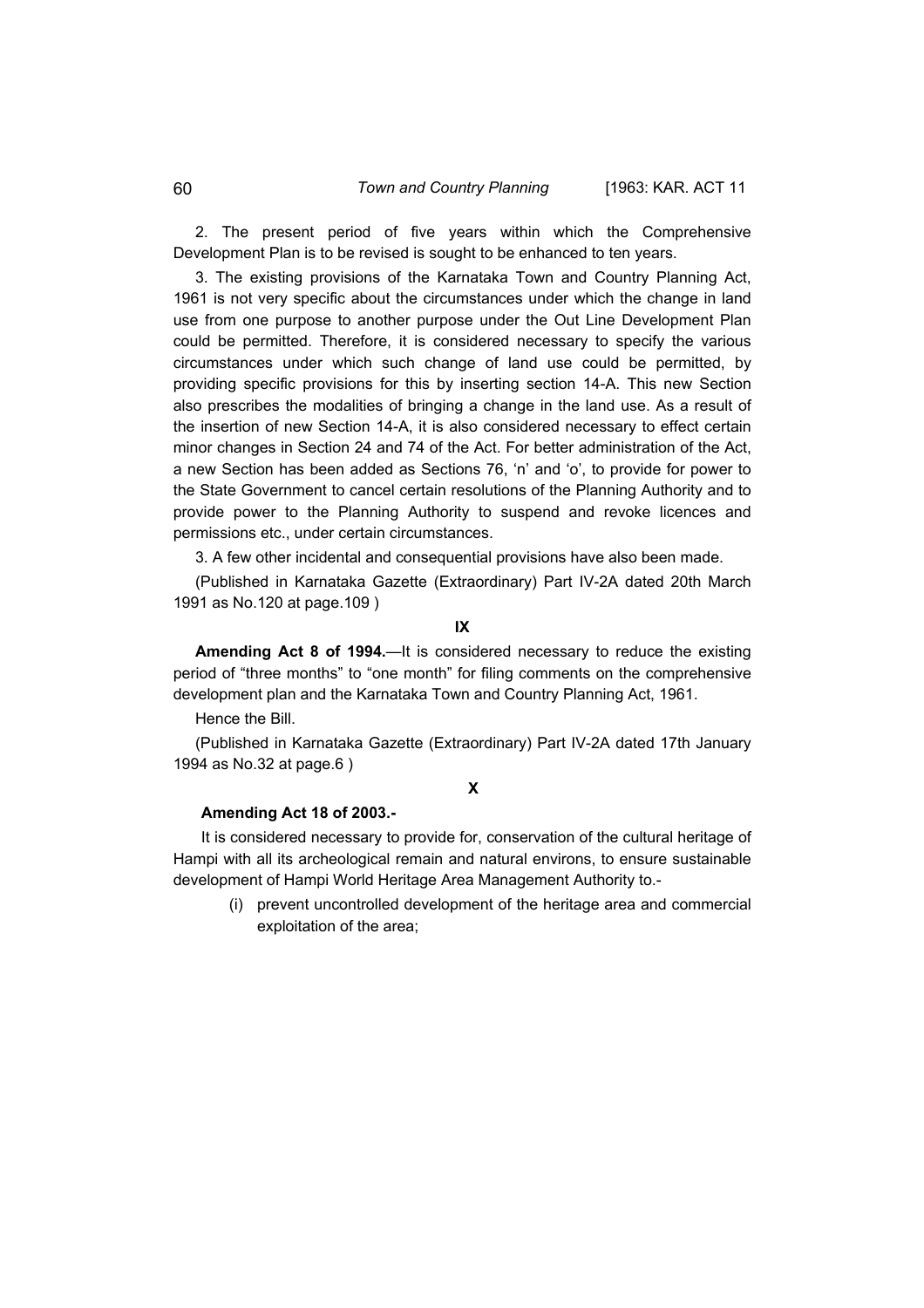2. The present period of five years within which the Comprehensive Development Plan is to be revised is sought to be enhanced to ten years.

3. The existing provisions of the Karnataka Town and Country Planning Act, 1961 is not very specific about the circumstances under which the change in land use from one purpose to another purpose under the Out Line Development Plan could be permitted. Therefore, it is considered necessary to specify the various circumstances under which such change of land use could be permitted, by providing specific provisions for this by inserting section 14-A. This new Section also prescribes the modalities of bringing a change in the land use. As a result of the insertion of new Section 14-A, it is also considered necessary to effect certain minor changes in Section 24 and 74 of the Act. For better administration of the Act, a new Section has been added as Sections 76, 'n' and 'o', to provide for power to the State Government to cancel certain resolutions of the Planning Authority and to provide power to the Planning Authority to suspend and revoke licences and permissions etc., under certain circumstances.

3. A few other incidental and consequential provisions have also been made.

(Published in Karnataka Gazette (Extraordinary) Part IV-2A dated 20th March 1991 as No.120 at page.109 )

**IX**

**Amending Act 8 of 1994.**—It is considered necessary to reduce the existing period of "three months" to "one month" for filing comments on the comprehensive development plan and the Karnataka Town and Country Planning Act, 1961.

Hence the Bill.

(Published in Karnataka Gazette (Extraordinary) Part IV-2A dated 17th January 1994 as No.32 at page.6 )

**X**

**Amending Act 18 of 2003.-**

It is considered necessary to provide for, conservation of the cultural heritage of Hampi with all its archeological remain and natural environs, to ensure sustainable development of Hampi World Heritage Area Management Authority to.-

(i) prevent uncontrolled development of the heritage area and commercial exploitation of the area;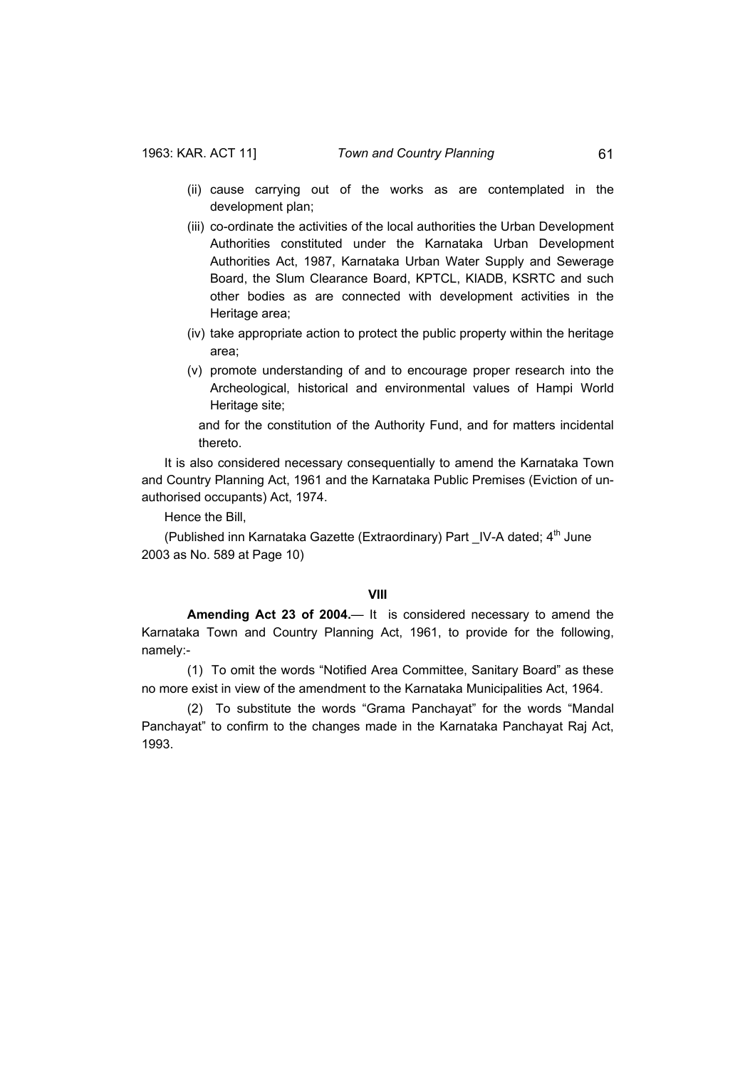(ii) cause carrying out of the works as are contemplated in the development plan;

(iii) co-ordinate the activities of the local authorities the Urban Development Authorities constituted under the Karnataka Urban Development Authorities Act, 1987, Karnataka Urban Water Supply and Sewerage Board, the Slum Clearance Board, KPTCL, KIADB, KSRTC and such other bodies as are connected with development activities in the Heritage area;

(iv) take appropriate action to protect the public property within the heritage area;

(v) promote understanding of and to encourage proper research into the Archeological, historical and environmental values of Hampi World Heritage site;

and for the constitution of the Authority Fund, and for matters incidental thereto.

It is also considered necessary consequentially to amend the Karnataka Town and Country Planning Act, 1961 and the Karnataka Public Premises (Eviction of un-authorised occupants) Act, 1974.

Hence the Bill,

(Published inn Karnataka Gazette (Extraordinary) Part _IV-A dated; 4th June 2003 as No. 589 at Page 10)

**VIII**

**Amending Act 23 of 2004.**— It is considered necessary to amend the Karnataka Town and Country Planning Act, 1961, to provide for the following, namely:-

(1) To omit the words "Notified Area Committee, Sanitary Board" as these no more exist in view of the amendment to the Karnataka Municipalities Act, 1964.

(2) To substitute the words "Grama Panchayat" for the words "Mandal Panchayat" to confirm to the changes made in the Karnataka Panchayat Raj Act, 1993.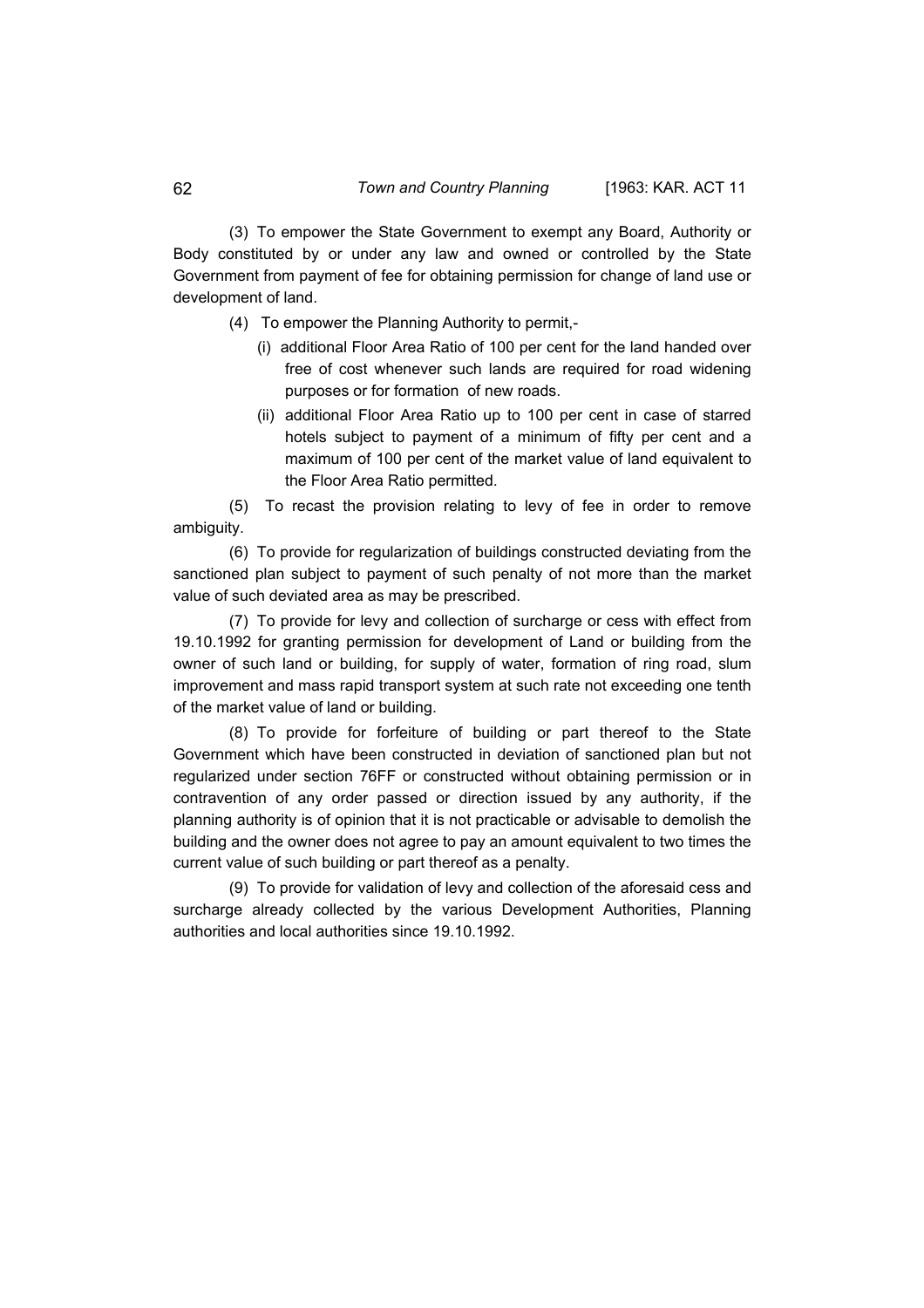(3) To empower the State Government to exempt any Board, Authority or Body constituted by or under any law and owned or controlled by the State Government from payment of fee for obtaining permission for change of land use or development of land.

(4) To empower the Planning Authority to permit,-

(i) additional Floor Area Ratio of 100 per cent for the land handed over free of cost whenever such lands are required for road widening purposes or for formation of new roads.

(ii) additional Floor Area Ratio up to 100 per cent in case of starred hotels subject to payment of a minimum of fifty per cent and a maximum of 100 per cent of the market value of land equivalent to the Floor Area Ratio permitted.

(5) To recast the provision relating to levy of fee in order to remove ambiguity.

(6) To provide for regularization of buildings constructed deviating from the sanctioned plan subject to payment of such penalty of not more than the market value of such deviated area as may be prescribed.

(7) To provide for levy and collection of surcharge or cess with effect from 19.10.1992 for granting permission for development of Land or building from the owner of such land or building, for supply of water, formation of ring road, slum improvement and mass rapid transport system at such rate not exceeding one tenth of the market value of land or building.

(8) To provide for forfeiture of building or part thereof to the State Government which have been constructed in deviation of sanctioned plan but not regularized under section 76FF or constructed without obtaining permission or in contravention of any order passed or direction issued by any authority, if the planning authority is of opinion that it is not practicable or advisable to demolish the building and the owner does not agree to pay an amount equivalent to two times the current value of such building or part thereof as a penalty.

(9) To provide for validation of levy and collection of the aforesaid cess and surcharge already collected by the various Development Authorities, Planning authorities and local authorities since 19.10.1992.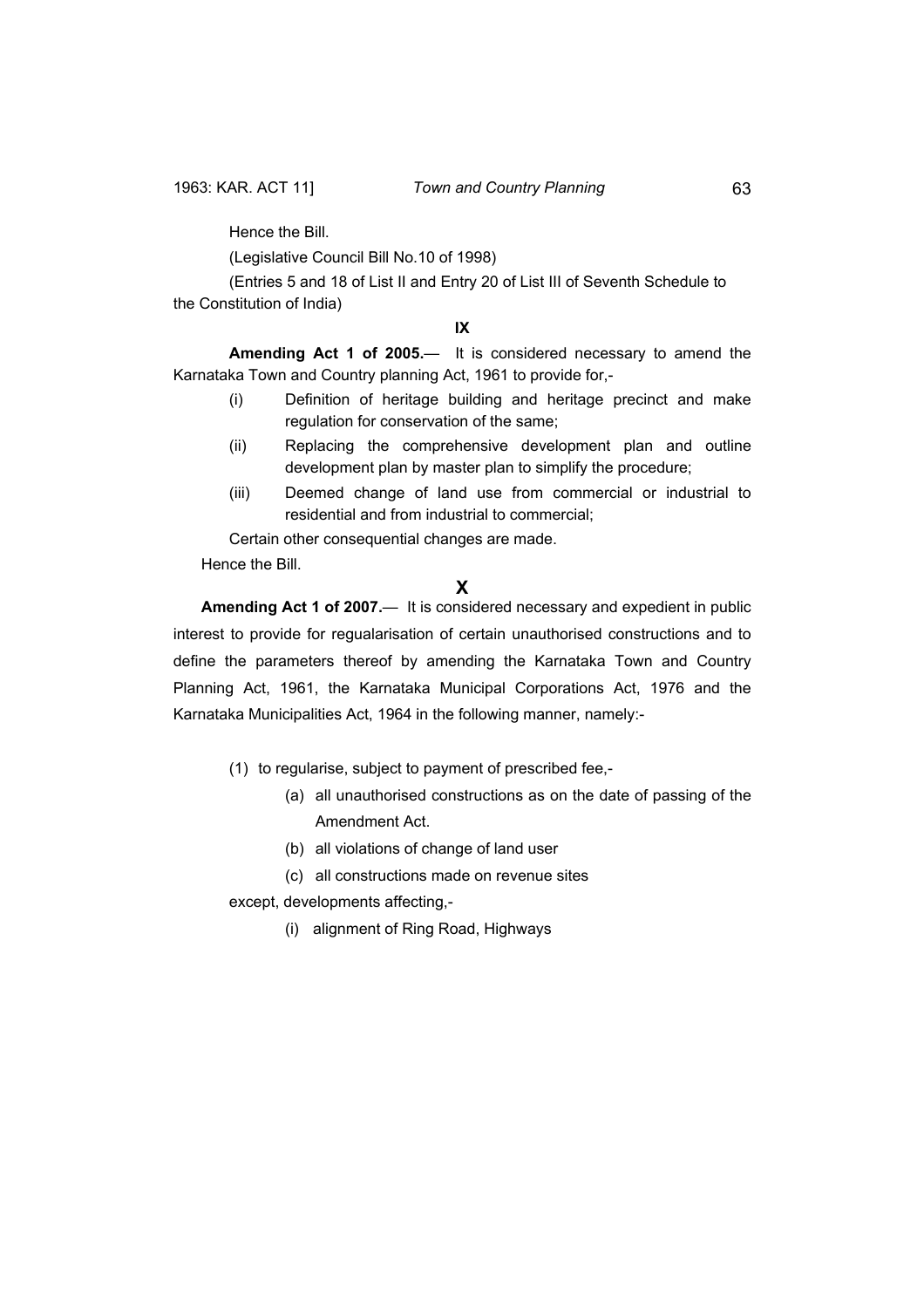Hence the Bill.

(Legislative Council Bill No.10 of 1998)

(Entries 5 and 18 of List II and Entry 20 of List III of Seventh Schedule to the Constitution of India)

**IX**

**Amending Act 1 of 2005.**— It is considered necessary to amend the Karnataka Town and Country planning Act, 1961 to provide for,-

(i) Definition of heritage building and heritage precinct and make regulation for conservation of the same;

(ii) Replacing the comprehensive development plan and outline development plan by master plan to simplify the procedure;

(iii) Deemed change of land use from commercial or industrial to residential and from industrial to commercial;

Certain other consequential changes are made.

Hence the Bill.

**X**

**Amending Act 1 of 2007.**— It is considered necessary and expedient in public interest to provide for regualarisation of certain unauthorised constructions and to define the parameters thereof by amending the Karnataka Town and Country Planning Act, 1961, the Karnataka Municipal Corporations Act, 1976 and the Karnataka Municipalities Act, 1964 in the following manner, namely:-

(1) to regularise, subject to payment of prescribed fee,-

(a) all unauthorised constructions as on the date of passing of the Amendment Act.

(b) all violations of change of land user

(c) all constructions made on revenue sites

except, developments affecting,-

(i) alignment of Ring Road, Highways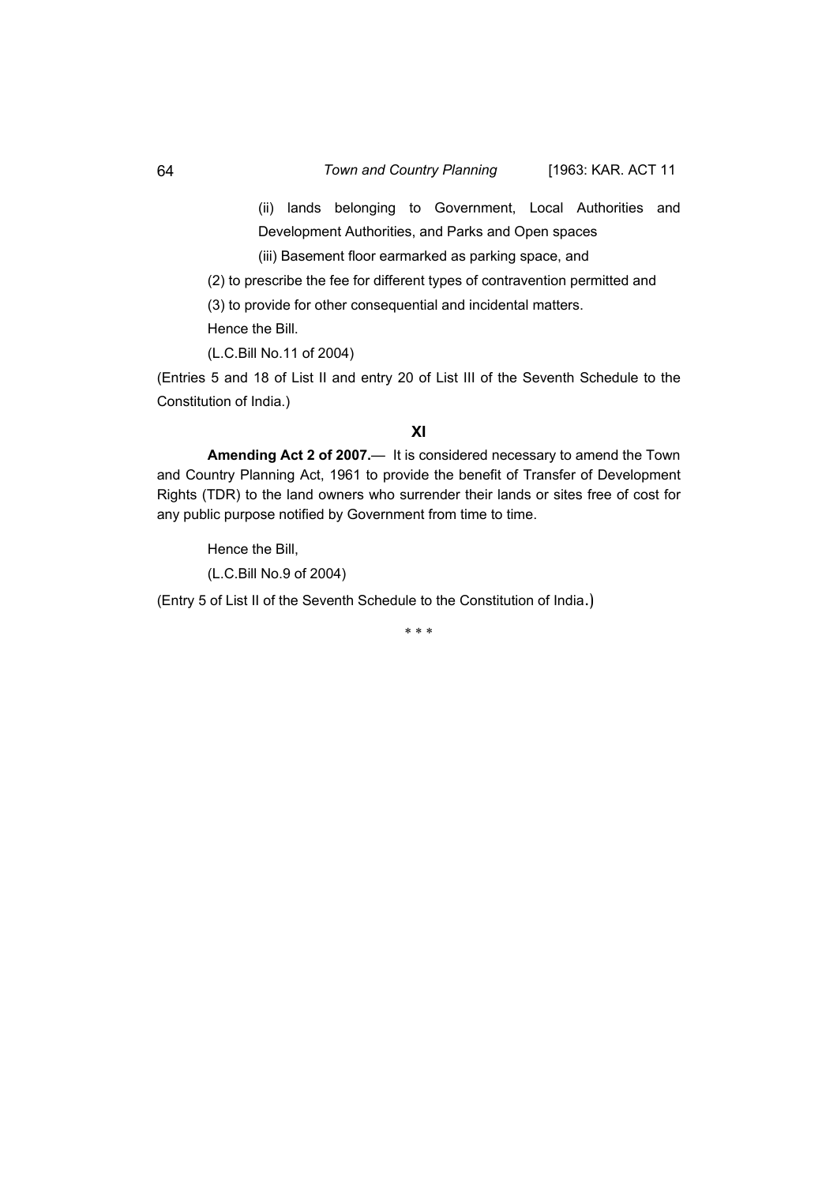(ii) lands belonging to Government, Local Authorities and Development Authorities, and Parks and Open spaces

(iii) Basement floor earmarked as parking space, and

(2) to prescribe the fee for different types of contravention permitted and

(3) to provide for other consequential and incidental matters.

Hence the Bill.

(L.C.Bill No.11 of 2004)

(Entries 5 and 18 of List II and entry 20 of List III of the Seventh Schedule to the Constitution of India.)

## XI

**Amending Act 2 of 2007.**— It is considered necessary to amend the Town and Country Planning Act, 1961 to provide the benefit of Transfer of Development Rights (TDR) to the land owners who surrender their lands or sites free of cost for any public purpose notified by Government from time to time.

Hence the Bill,

(L.C.Bill No.9 of 2004)

(Entry 5 of List II of the Seventh Schedule to the Constitution of India.)

\* \* \*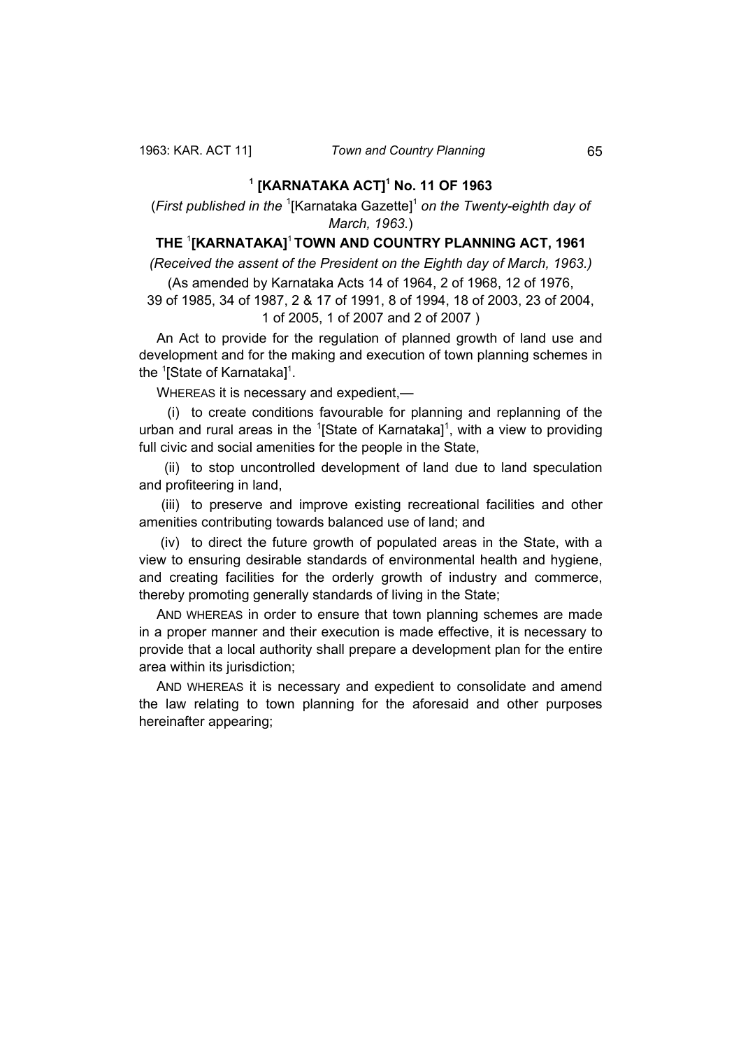## [1] [KARNATAKA ACT][1] No. 11 OF 1963

(*First published in the* [1][Karnataka Gazette][1] *on the Twenty-eighth day of March, 1963.*)

## THE [1][KARNATAKA][1] TOWN AND COUNTRY PLANNING ACT, 1961

*(Received the assent of the President on the Eighth day of March, 1963.)*

(As amended by Karnataka Acts 14 of 1964, 2 of 1968, 12 of 1976, 39 of 1985, 34 of 1987, 2 & 17 of 1991, 8 of 1994, 18 of 2003, 23 of 2004, 1 of 2005, 1 of 2007 and 2 of 2007 )

An Act to provide for the regulation of planned growth of land use and development and for the making and execution of town planning schemes in the [1][State of Karnataka][1].

WHEREAS it is necessary and expedient,—

(i) to create conditions favourable for planning and replanning of the urban and rural areas in the [1][State of Karnataka][1], with a view to providing full civic and social amenities for the people in the State,

(ii) to stop uncontrolled development of land due to land speculation and profiteering in land,

(iii) to preserve and improve existing recreational facilities and other amenities contributing towards balanced use of land; and

(iv) to direct the future growth of populated areas in the State, with a view to ensuring desirable standards of environmental health and hygiene, and creating facilities for the orderly growth of industry and commerce, thereby promoting generally standards of living in the State;

AND WHEREAS in order to ensure that town planning schemes are made in a proper manner and their execution is made effective, it is necessary to provide that a local authority shall prepare a development plan for the entire area within its jurisdiction;

AND WHEREAS it is necessary and expedient to consolidate and amend the law relating to town planning for the aforesaid and other purposes hereinafter appearing;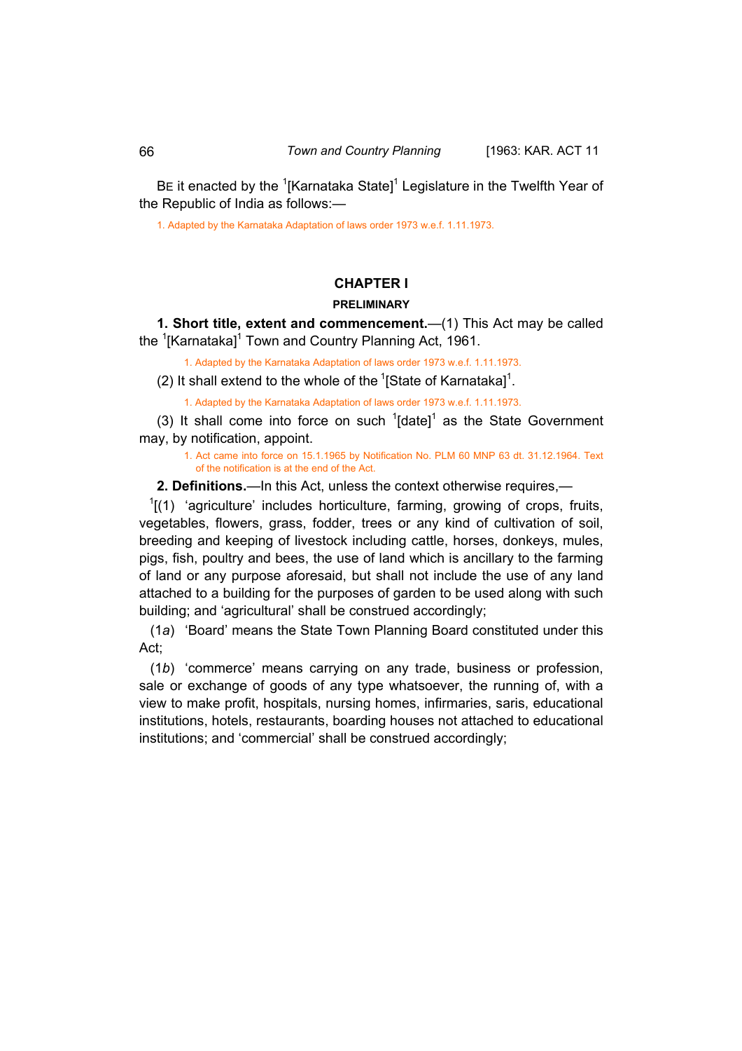BE it enacted by the [1][Karnataka State][1] Legislature in the Twelfth Year of the Republic of India as follows:—

1. Adapted by the Karnataka Adaptation of laws order 1973 w.e.f. 1.11.1973.

## CHAPTER I

### PRELIMINARY

**1. Short title, extent and commencement.**—(1) This Act may be called the [1][Karnataka][1] Town and Country Planning Act, 1961.

1. Adapted by the Karnataka Adaptation of laws order 1973 w.e.f. 1.11.1973.

(2) It shall extend to the whole of the [1][State of Karnataka][1].

1. Adapted by the Karnataka Adaptation of laws order 1973 w.e.f. 1.11.1973.

(3) It shall come into force on such [1][date][1] as the State Government may, by notification, appoint.

1. Act came into force on 15.1.1965 by Notification No. PLM 60 MNP 63 dt. 31.12.1964. Text of the notification is at the end of the Act.

**2. Definitions.**—In this Act, unless the context otherwise requires,—

[1][(1) 'agriculture' includes horticulture, farming, growing of crops, fruits, vegetables, flowers, grass, fodder, trees or any kind of cultivation of soil, breeding and keeping of livestock including cattle, horses, donkeys, mules, pigs, fish, poultry and bees, the use of land which is ancillary to the farming of land or any purpose aforesaid, but shall not include the use of any land attached to a building for the purposes of garden to be used along with such building; and 'agricultural' shall be construed accordingly;

(1*a*) 'Board' means the State Town Planning Board constituted under this Act;

(1*b*) 'commerce' means carrying on any trade, business or profession, sale or exchange of goods of any type whatsoever, the running of, with a view to make profit, hospitals, nursing homes, infirmaries, saris, educational institutions, hotels, restaurants, boarding houses not attached to educational institutions; and 'commercial' shall be construed accordingly;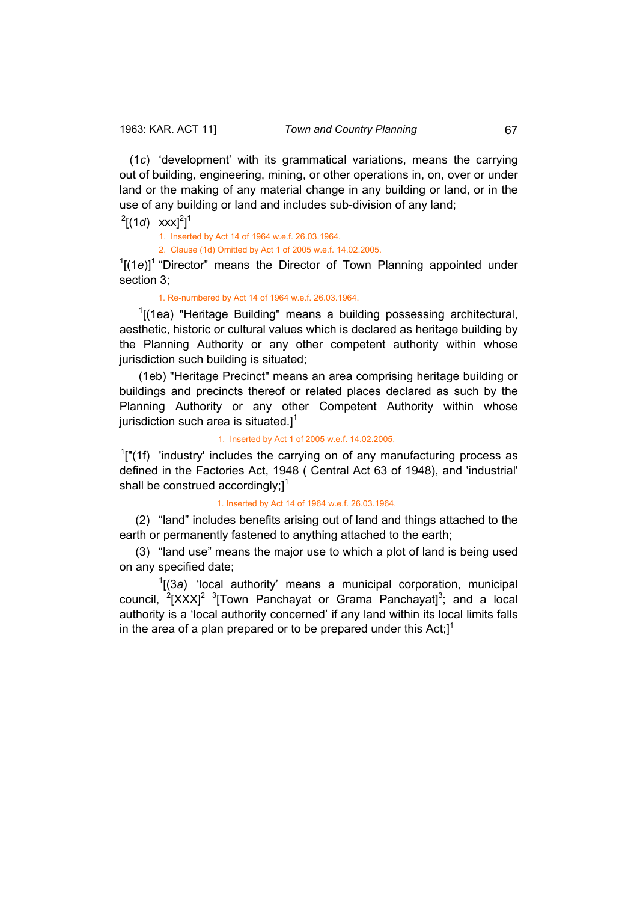(1*c*) 'development' with its grammatical variations, means the carrying out of building, engineering, mining, or other operations in, on, over or under land or the making of any material change in any building or land, or in the use of any building or land and includes sub-division of any land;

[2][(1*d*) xxx][2]][1]

1. Inserted by Act 14 of 1964 w.e.f. 26.03.1964.
2. Clause (1d) Omitted by Act 1 of 2005 w.e.f. 14.02.2005.

[1][(1*e*)][1] "Director" means the Director of Town Planning appointed under section 3;

1. Re-numbered by Act 14 of 1964 w.e.f. 26.03.1964.

[1][(1ea) "Heritage Building" means a building possessing architectural, aesthetic, historic or cultural values which is declared as heritage building by the Planning Authority or any other competent authority within whose jurisdiction such building is situated;

(1eb) "Heritage Precinct" means an area comprising heritage building or buildings and precincts thereof or related places declared as such by the Planning Authority or any other Competent Authority within whose jurisdiction such area is situated.][1]

1. Inserted by Act 1 of 2005 w.e.f. 14.02.2005.

[1]["(1f) 'industry' includes the carrying on of any manufacturing process as defined in the Factories Act, 1948 ( Central Act 63 of 1948), and 'industrial' shall be construed accordingly;][1]

1. Inserted by Act 14 of 1964 w.e.f. 26.03.1964.

(2) "land" includes benefits arising out of land and things attached to the earth or permanently fastened to anything attached to the earth;

(3) "land use" means the major use to which a plot of land is being used on any specified date;

[1][(3*a*) 'local authority' means a municipal corporation, municipal council, [2][XXX][2] [3][Town Panchayat or Grama Panchayat][3]; and a local authority is a 'local authority concerned' if any land within its local limits falls in the area of a plan prepared or to be prepared under this Act;][1]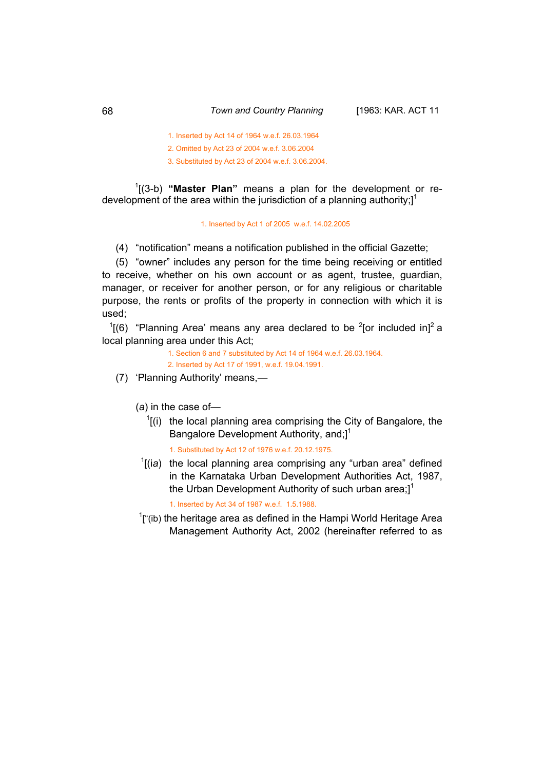1. Inserted by Act 14 of 1964 w.e.f. 26.03.1964
2. Omitted by Act 23 of 2004 w.e.f. 3.06.2004
3. Substituted by Act 23 of 2004 w.e.f. 3.06.2004.

[1][(3-b) **"Master Plan"** means a plan for the development or re-development of the area within the jurisdiction of a planning authority;][1]

1. Inserted by Act 1 of 2005 w.e.f. 14.02.2005

(4) "notification" means a notification published in the official Gazette;

(5) "owner" includes any person for the time being receiving or entitled to receive, whether on his own account or as agent, trustee, guardian, manager, or receiver for another person, or for any religious or charitable purpose, the rents or profits of the property in connection with which it is used;

[1][(6) "Planning Area' means any area declared to be [2][or included in][2] a local planning area under this Act;

1. Section 6 and 7 substituted by Act 14 of 1964 w.e.f. 26.03.1964.
2. Inserted by Act 17 of 1991, w.e.f. 19.04.1991.

(7) 'Planning Authority' means,—

(*a*) in the case of—

[1][(i) the local planning area comprising the City of Bangalore, the Bangalore Development Authority, and;][1]

1. Substituted by Act 12 of 1976 w.e.f. 20.12.1975.

[1][(i*a*) the local planning area comprising any "urban area" defined in the Karnataka Urban Development Authorities Act, 1987, the Urban Development Authority of such urban area;][1]

1. Inserted by Act 34 of 1987 w.e.f. 1.5.1988.

[1]["(ib) the heritage area as defined in the Hampi World Heritage Area Management Authority Act, 2002 (hereinafter referred to as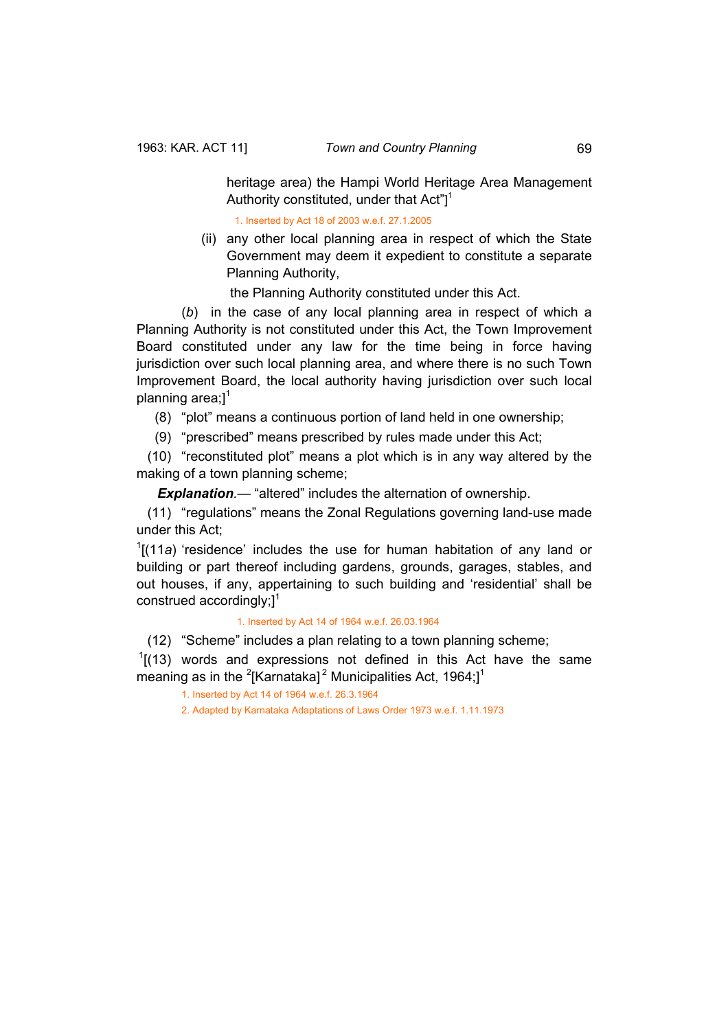heritage area) the Hampi World Heritage Area Management Authority constituted, under that Act"][1]

1. Inserted by Act 18 of 2003 w.e.f. 27.1.2005

(ii) any other local planning area in respect of which the State Government may deem it expedient to constitute a separate Planning Authority,

the Planning Authority constituted under this Act.

(*b*) in the case of any local planning area in respect of which a Planning Authority is not constituted under this Act, the Town Improvement Board constituted under any law for the time being in force having jurisdiction over such local planning area, and where there is no such Town Improvement Board, the local authority having jurisdiction over such local planning area;][1]

(8) "plot" means a continuous portion of land held in one ownership;

(9) "prescribed" means prescribed by rules made under this Act;

(10) "reconstituted plot" means a plot which is in any way altered by the making of a town planning scheme;

***Explanation***.— "altered" includes the alternation of ownership.

(11) "regulations" means the Zonal Regulations governing land-use made under this Act;

[1][(11*a*) 'residence' includes the use for human habitation of any land or building or part thereof including gardens, grounds, garages, stables, and out houses, if any, appertaining to such building and 'residential' shall be construed accordingly;][1]

1. Inserted by Act 14 of 1964 w.e.f. 26.03.1964

(12) "Scheme" includes a plan relating to a town planning scheme;

[1][(13) words and expressions not defined in this Act have the same meaning as in the [2][Karnataka][2] Municipalities Act, 1964;][1]

1. Inserted by Act 14 of 1964 w.e.f. 26.3.1964
2. Adapted by Karnataka Adaptations of Laws Order 1973 w.e.f. 1.11.1973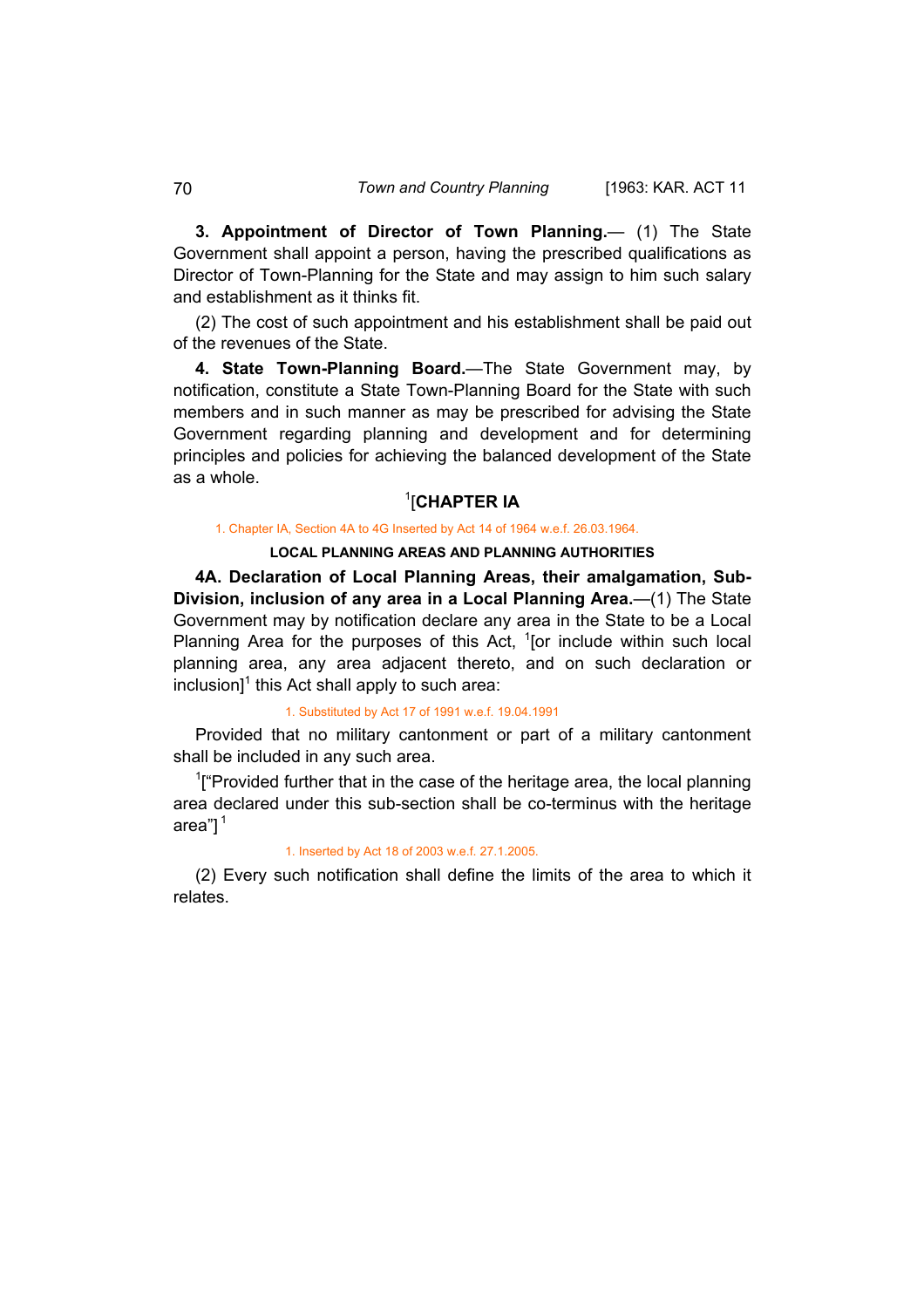**3. Appointment of Director of Town Planning.**— (1) The State Government shall appoint a person, having the prescribed qualifications as Director of Town-Planning for the State and may assign to him such salary and establishment as it thinks fit.

(2) The cost of such appointment and his establishment shall be paid out of the revenues of the State.

**4. State Town-Planning Board.**—The State Government may, by notification, constitute a State Town-Planning Board for the State with such members and in such manner as may be prescribed for advising the State Government regarding planning and development and for determining principles and policies for achieving the balanced development of the State as a whole.

## [1][CHAPTER IA

1. Chapter IA, Section 4A to 4G Inserted by Act 14 of 1964 w.e.f. 26.03.1964.

### LOCAL PLANNING AREAS AND PLANNING AUTHORITIES

**4A. Declaration of Local Planning Areas, their amalgamation, Sub-Division, inclusion of any area in a Local Planning Area.**—(1) The State Government may by notification declare any area in the State to be a Local Planning Area for the purposes of this Act, [1][or include within such local planning area, any area adjacent thereto, and on such declaration or inclusion][1] this Act shall apply to such area:

1. Substituted by Act 17 of 1991 w.e.f. 19.04.1991

Provided that no military cantonment or part of a military cantonment shall be included in any such area.

[1]["Provided further that in the case of the heritage area, the local planning area declared under this sub-section shall be co-terminus with the heritage area"] [1]

1. Inserted by Act 18 of 2003 w.e.f. 27.1.2005.

(2) Every such notification shall define the limits of the area to which it relates.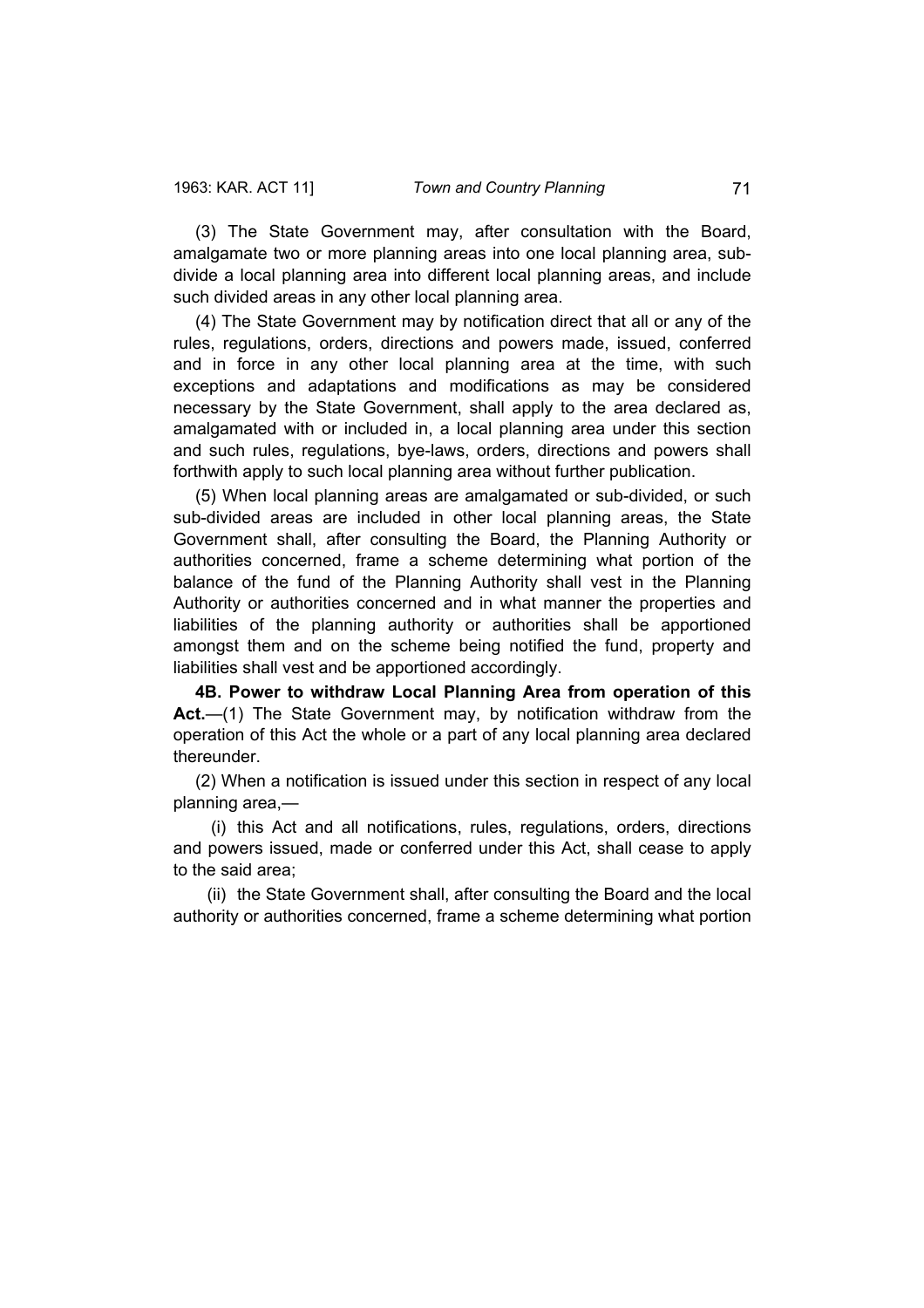(3) The State Government may, after consultation with the Board, amalgamate two or more planning areas into one local planning area, sub-divide a local planning area into different local planning areas, and include such divided areas in any other local planning area.

(4) The State Government may by notification direct that all or any of the rules, regulations, orders, directions and powers made, issued, conferred and in force in any other local planning area at the time, with such exceptions and adaptations and modifications as may be considered necessary by the State Government, shall apply to the area declared as, amalgamated with or included in, a local planning area under this section and such rules, regulations, bye-laws, orders, directions and powers shall forthwith apply to such local planning area without further publication.

(5) When local planning areas are amalgamated or sub-divided, or such sub-divided areas are included in other local planning areas, the State Government shall, after consulting the Board, the Planning Authority or authorities concerned, frame a scheme determining what portion of the balance of the fund of the Planning Authority shall vest in the Planning Authority or authorities concerned and in what manner the properties and liabilities of the planning authority or authorities shall be apportioned amongst them and on the scheme being notified the fund, property and liabilities shall vest and be apportioned accordingly.

**4B. Power to withdraw Local Planning Area from operation of this Act.**—(1) The State Government may, by notification withdraw from the operation of this Act the whole or a part of any local planning area declared thereunder.

(2) When a notification is issued under this section in respect of any local planning area,—

(i) this Act and all notifications, rules, regulations, orders, directions and powers issued, made or conferred under this Act, shall cease to apply to the said area;

(ii) the State Government shall, after consulting the Board and the local authority or authorities concerned, frame a scheme determining what portion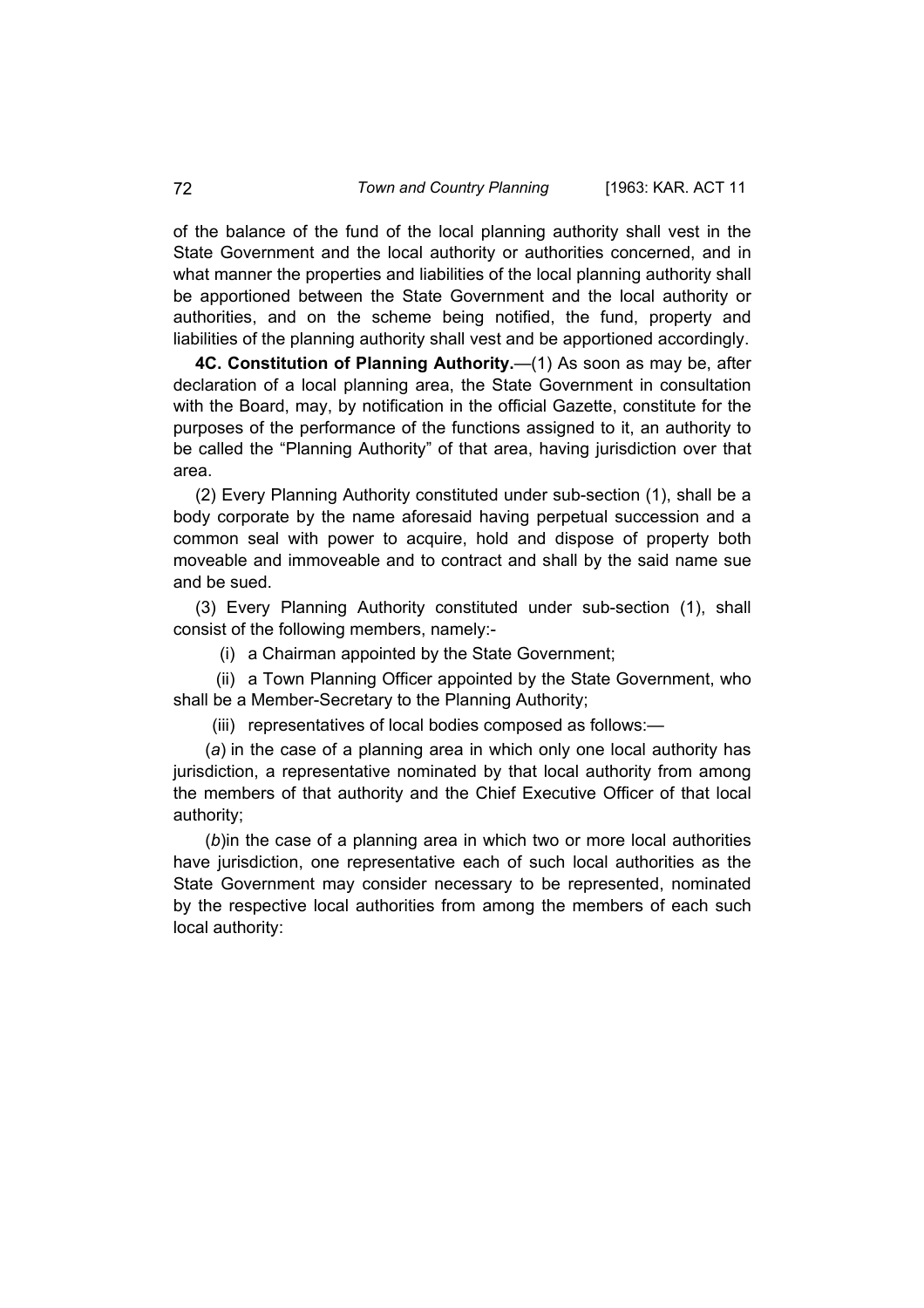of the balance of the fund of the local planning authority shall vest in the State Government and the local authority or authorities concerned, and in what manner the properties and liabilities of the local planning authority shall be apportioned between the State Government and the local authority or authorities, and on the scheme being notified, the fund, property and liabilities of the planning authority shall vest and be apportioned accordingly.

**4C. Constitution of Planning Authority.**—(1) As soon as may be, after declaration of a local planning area, the State Government in consultation with the Board, may, by notification in the official Gazette, constitute for the purposes of the performance of the functions assigned to it, an authority to be called the "Planning Authority" of that area, having jurisdiction over that area.

(2) Every Planning Authority constituted under sub-section (1), shall be a body corporate by the name aforesaid having perpetual succession and a common seal with power to acquire, hold and dispose of property both moveable and immoveable and to contract and shall by the said name sue and be sued.

(3) Every Planning Authority constituted under sub-section (1), shall consist of the following members, namely:-

(i) a Chairman appointed by the State Government;

(ii) a Town Planning Officer appointed by the State Government, who shall be a Member-Secretary to the Planning Authority;

(iii) representatives of local bodies composed as follows:—

(*a*) in the case of a planning area in which only one local authority has jurisdiction, a representative nominated by that local authority from among the members of that authority and the Chief Executive Officer of that local authority;

(*b*)in the case of a planning area in which two or more local authorities have jurisdiction, one representative each of such local authorities as the State Government may consider necessary to be represented, nominated by the respective local authorities from among the members of each such local authority: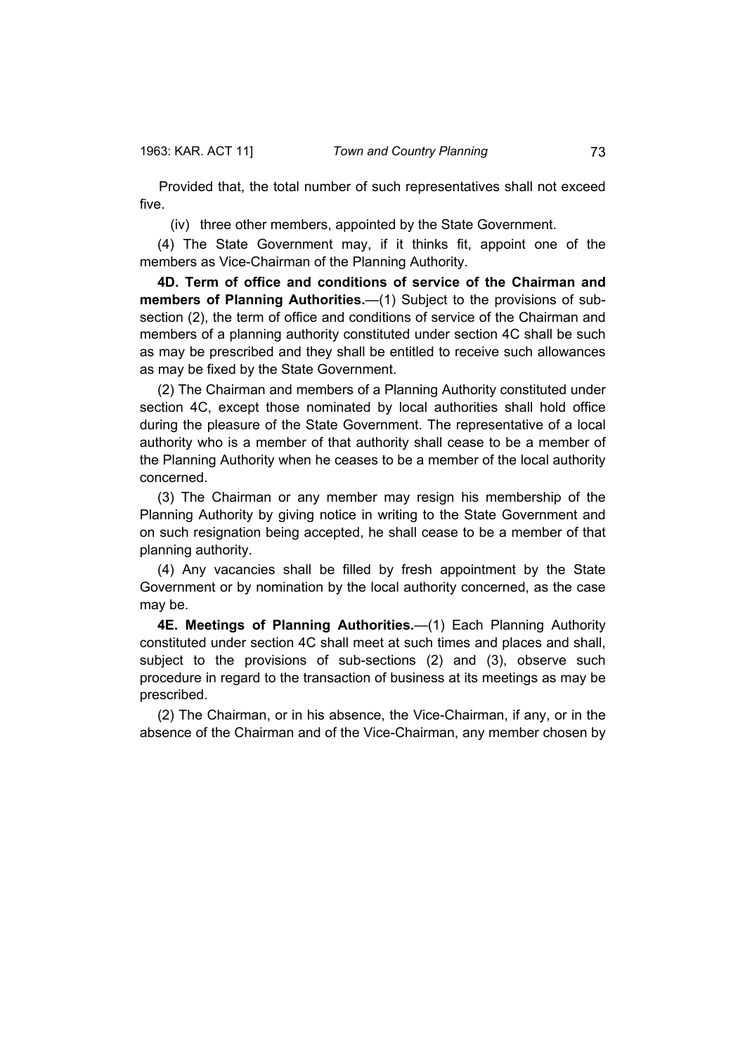Provided that, the total number of such representatives shall not exceed five.

(iv) three other members, appointed by the State Government.

(4) The State Government may, if it thinks fit, appoint one of the members as Vice-Chairman of the Planning Authority.

**4D. Term of office and conditions of service of the Chairman and members of Planning Authorities.**—(1) Subject to the provisions of sub-section (2), the term of office and conditions of service of the Chairman and members of a planning authority constituted under section 4C shall be such as may be prescribed and they shall be entitled to receive such allowances as may be fixed by the State Government.

(2) The Chairman and members of a Planning Authority constituted under section 4C, except those nominated by local authorities shall hold office during the pleasure of the State Government. The representative of a local authority who is a member of that authority shall cease to be a member of the Planning Authority when he ceases to be a member of the local authority concerned.

(3) The Chairman or any member may resign his membership of the Planning Authority by giving notice in writing to the State Government and on such resignation being accepted, he shall cease to be a member of that planning authority.

(4) Any vacancies shall be filled by fresh appointment by the State Government or by nomination by the local authority concerned, as the case may be.

**4E. Meetings of Planning Authorities.**—(1) Each Planning Authority constituted under section 4C shall meet at such times and places and shall, subject to the provisions of sub-sections (2) and (3), observe such procedure in regard to the transaction of business at its meetings as may be prescribed.

(2) The Chairman, or in his absence, the Vice-Chairman, if any, or in the absence of the Chairman and of the Vice-Chairman, any member chosen by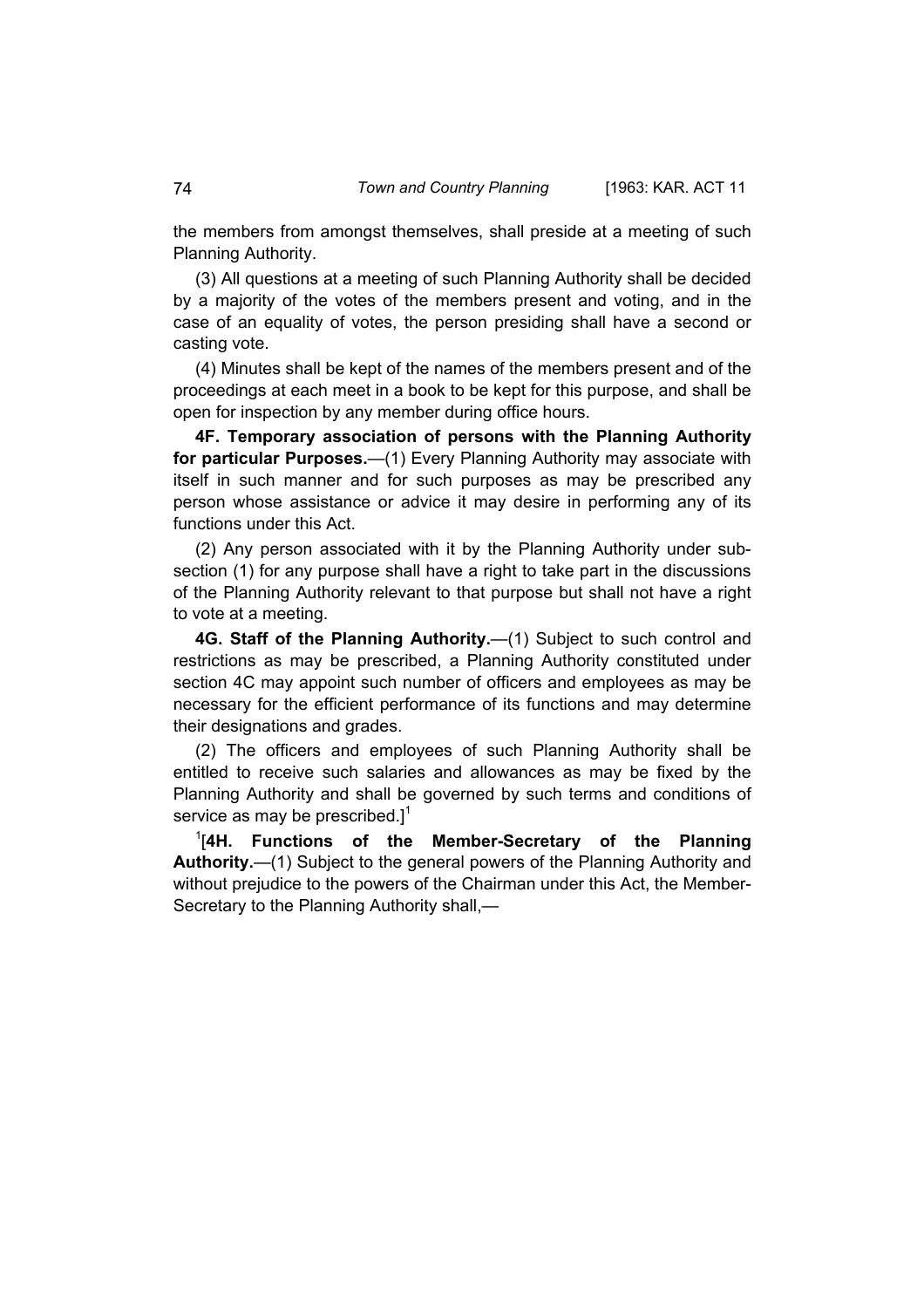the members from amongst themselves, shall preside at a meeting of such Planning Authority.

(3) All questions at a meeting of such Planning Authority shall be decided by a majority of the votes of the members present and voting, and in the case of an equality of votes, the person presiding shall have a second or casting vote.

(4) Minutes shall be kept of the names of the members present and of the proceedings at each meet in a book to be kept for this purpose, and shall be open for inspection by any member during office hours.

**4F. Temporary association of persons with the Planning Authority for particular Purposes.**—(1) Every Planning Authority may associate with itself in such manner and for such purposes as may be prescribed any person whose assistance or advice it may desire in performing any of its functions under this Act.

(2) Any person associated with it by the Planning Authority under sub-section (1) for any purpose shall have a right to take part in the discussions of the Planning Authority relevant to that purpose but shall not have a right to vote at a meeting.

**4G. Staff of the Planning Authority.**—(1) Subject to such control and restrictions as may be prescribed, a Planning Authority constituted under section 4C may appoint such number of officers and employees as may be necessary for the efficient performance of its functions and may determine their designations and grades.

(2) The officers and employees of such Planning Authority shall be entitled to receive such salaries and allowances as may be fixed by the Planning Authority and shall be governed by such terms and conditions of service as may be prescribed.][1]

[1][**4H. Functions of the Member-Secretary of the Planning Authority.**—(1) Subject to the general powers of the Planning Authority and without prejudice to the powers of the Chairman under this Act, the Member-Secretary to the Planning Authority shall,—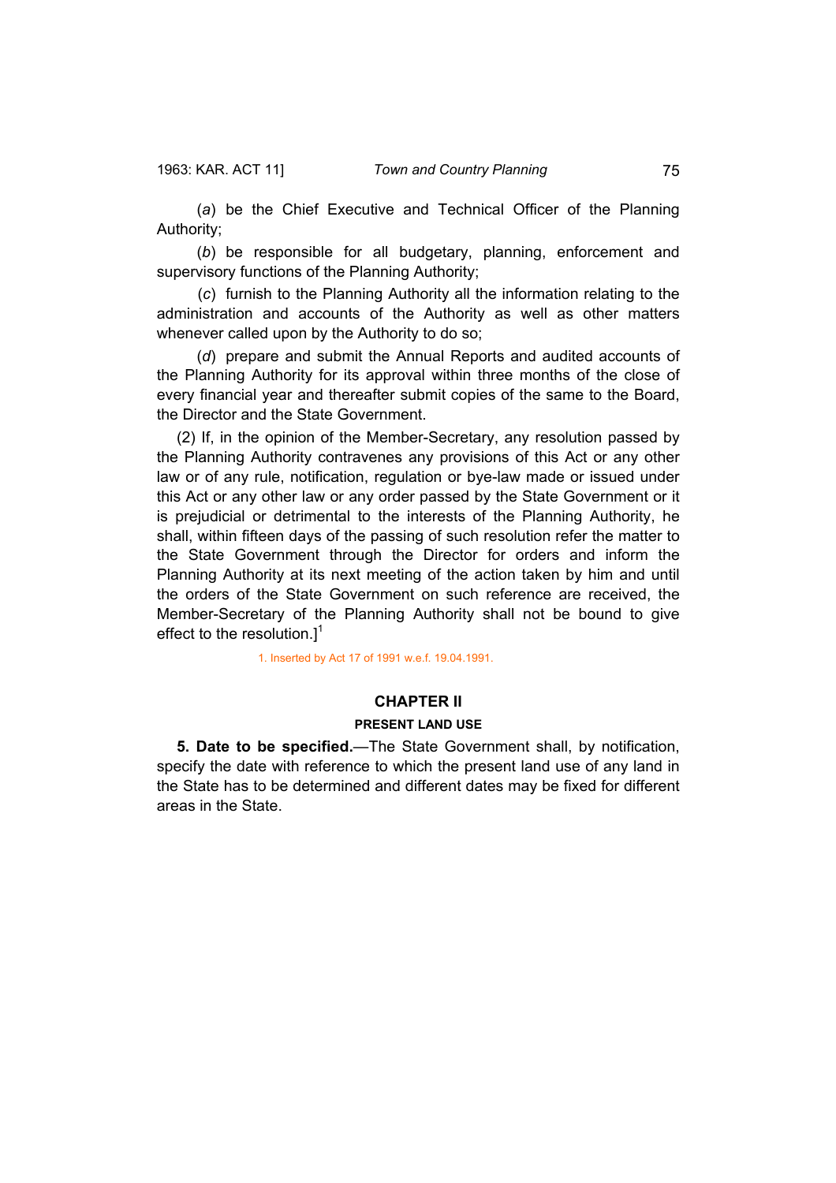(*a*) be the Chief Executive and Technical Officer of the Planning Authority;

(*b*) be responsible for all budgetary, planning, enforcement and supervisory functions of the Planning Authority;

(*c*) furnish to the Planning Authority all the information relating to the administration and accounts of the Authority as well as other matters whenever called upon by the Authority to do so;

(*d*) prepare and submit the Annual Reports and audited accounts of the Planning Authority for its approval within three months of the close of every financial year and thereafter submit copies of the same to the Board, the Director and the State Government.

(2) If, in the opinion of the Member-Secretary, any resolution passed by the Planning Authority contravenes any provisions of this Act or any other law or of any rule, notification, regulation or bye-law made or issued under this Act or any other law or any order passed by the State Government or it is prejudicial or detrimental to the interests of the Planning Authority, he shall, within fifteen days of the passing of such resolution refer the matter to the State Government through the Director for orders and inform the Planning Authority at its next meeting of the action taken by him and until the orders of the State Government on such reference are received, the Member-Secretary of the Planning Authority shall not be bound to give effect to the resolution.][1]

1. Inserted by Act 17 of 1991 w.e.f. 19.04.1991.

## CHAPTER II

### PRESENT LAND USE

**5. Date to be specified.**—The State Government shall, by notification, specify the date with reference to which the present land use of any land in the State has to be determined and different dates may be fixed for different areas in the State.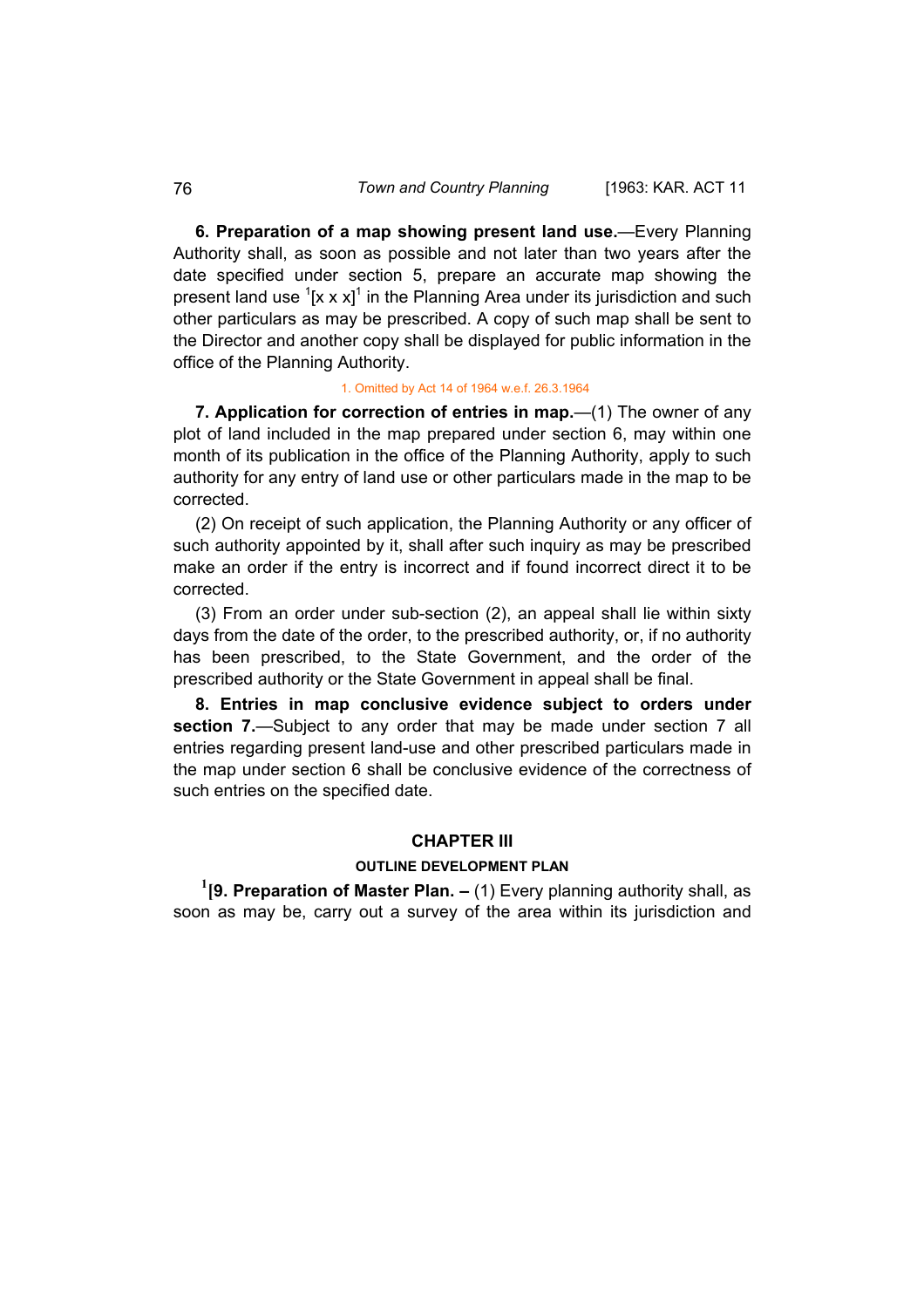**6. Preparation of a map showing present land use.**—Every Planning Authority shall, as soon as possible and not later than two years after the date specified under section 5, prepare an accurate map showing the present land use [1][x x x][1] in the Planning Area under its jurisdiction and such other particulars as may be prescribed. A copy of such map shall be sent to the Director and another copy shall be displayed for public information in the office of the Planning Authority.

1. Omitted by Act 14 of 1964 w.e.f. 26.3.1964

**7. Application for correction of entries in map.**—(1) The owner of any plot of land included in the map prepared under section 6, may within one month of its publication in the office of the Planning Authority, apply to such authority for any entry of land use or other particulars made in the map to be corrected.

(2) On receipt of such application, the Planning Authority or any officer of such authority appointed by it, shall after such inquiry as may be prescribed make an order if the entry is incorrect and if found incorrect direct it to be corrected.

(3) From an order under sub-section (2), an appeal shall lie within sixty days from the date of the order, to the prescribed authority, or, if no authority has been prescribed, to the State Government, and the order of the prescribed authority or the State Government in appeal shall be final.

**8. Entries in map conclusive evidence subject to orders under section 7.**—Subject to any order that may be made under section 7 all entries regarding present land-use and other prescribed particulars made in the map under section 6 shall be conclusive evidence of the correctness of such entries on the specified date.

## CHAPTER III

### OUTLINE DEVELOPMENT PLAN

[1]**[9. Preparation of Master Plan. –** (1) Every planning authority shall, as soon as may be, carry out a survey of the area within its jurisdiction and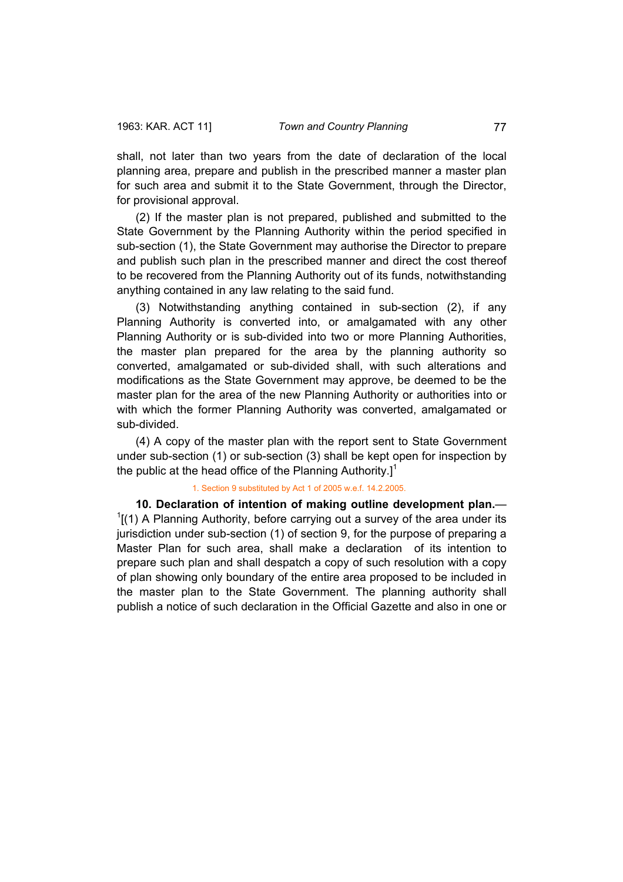shall, not later than two years from the date of declaration of the local planning area, prepare and publish in the prescribed manner a master plan for such area and submit it to the State Government, through the Director, for provisional approval.

(2) If the master plan is not prepared, published and submitted to the State Government by the Planning Authority within the period specified in sub-section (1), the State Government may authorise the Director to prepare and publish such plan in the prescribed manner and direct the cost thereof to be recovered from the Planning Authority out of its funds, notwithstanding anything contained in any law relating to the said fund.

(3) Notwithstanding anything contained in sub-section (2), if any Planning Authority is converted into, or amalgamated with any other Planning Authority or is sub-divided into two or more Planning Authorities, the master plan prepared for the area by the planning authority so converted, amalgamated or sub-divided shall, with such alterations and modifications as the State Government may approve, be deemed to be the master plan for the area of the new Planning Authority or authorities into or with which the former Planning Authority was converted, amalgamated or sub-divided.

(4) A copy of the master plan with the report sent to State Government under sub-section (1) or sub-section (3) shall be kept open for inspection by the public at the head office of the Planning Authority.][1]

1. Section 9 substituted by Act 1 of 2005 w.e.f. 14.2.2005.

**10. Declaration of intention of making outline development plan.**—[1][(1) A Planning Authority, before carrying out a survey of the area under its jurisdiction under sub-section (1) of section 9, for the purpose of preparing a Master Plan for such area, shall make a declaration of its intention to prepare such plan and shall despatch a copy of such resolution with a copy of plan showing only boundary of the entire area proposed to be included in the master plan to the State Government. The planning authority shall publish a notice of such declaration in the Official Gazette and also in one or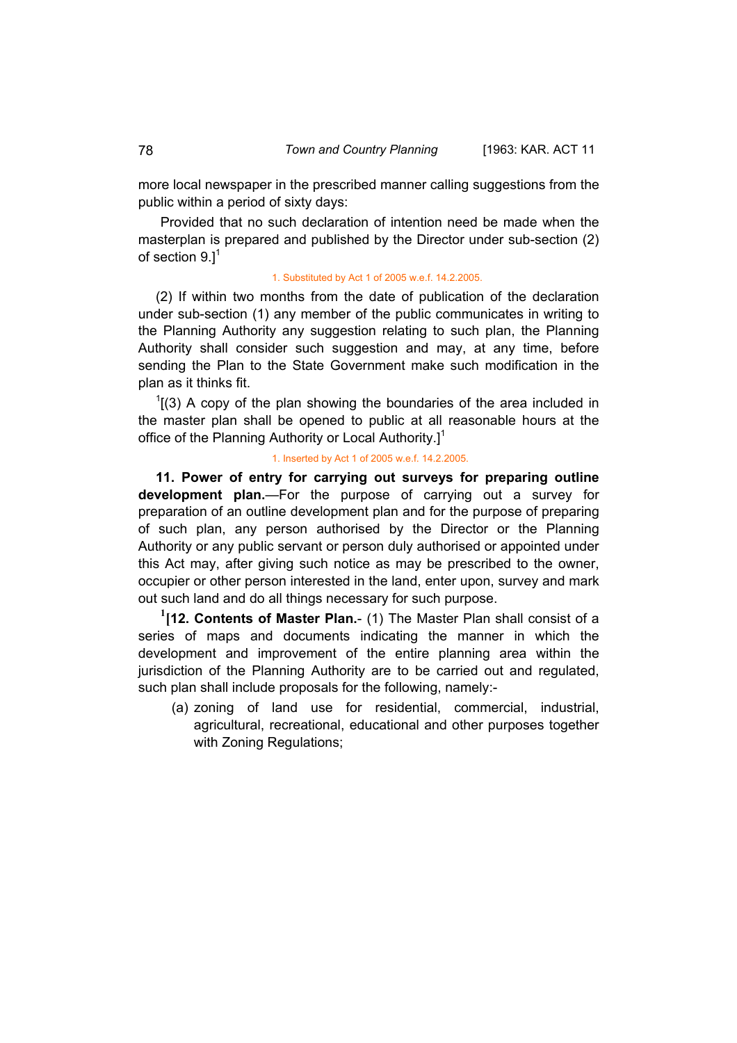more local newspaper in the prescribed manner calling suggestions from the public within a period of sixty days:

Provided that no such declaration of intention need be made when the masterplan is prepared and published by the Director under sub-section (2) of section 9.][1]

1. Substituted by Act 1 of 2005 w.e.f. 14.2.2005.

(2) If within two months from the date of publication of the declaration under sub-section (1) any member of the public communicates in writing to the Planning Authority any suggestion relating to such plan, the Planning Authority shall consider such suggestion and may, at any time, before sending the Plan to the State Government make such modification in the plan as it thinks fit.

[1][(3) A copy of the plan showing the boundaries of the area included in the master plan shall be opened to public at all reasonable hours at the office of the Planning Authority or Local Authority.][1]

1. Inserted by Act 1 of 2005 w.e.f. 14.2.2005.

**11. Power of entry for carrying out surveys for preparing outline development plan.**—For the purpose of carrying out a survey for preparation of an outline development plan and for the purpose of preparing of such plan, any person authorised by the Director or the Planning Authority or any public servant or person duly authorised or appointed under this Act may, after giving such notice as may be prescribed to the owner, occupier or other person interested in the land, enter upon, survey and mark out such land and do all things necessary for such purpose.

[1]**[12. Contents of Master Plan.**- (1) The Master Plan shall consist of a series of maps and documents indicating the manner in which the development and improvement of the entire planning area within the jurisdiction of the Planning Authority are to be carried out and regulated, such plan shall include proposals for the following, namely:-

(a) zoning of land use for residential, commercial, industrial, agricultural, recreational, educational and other purposes together with Zoning Regulations;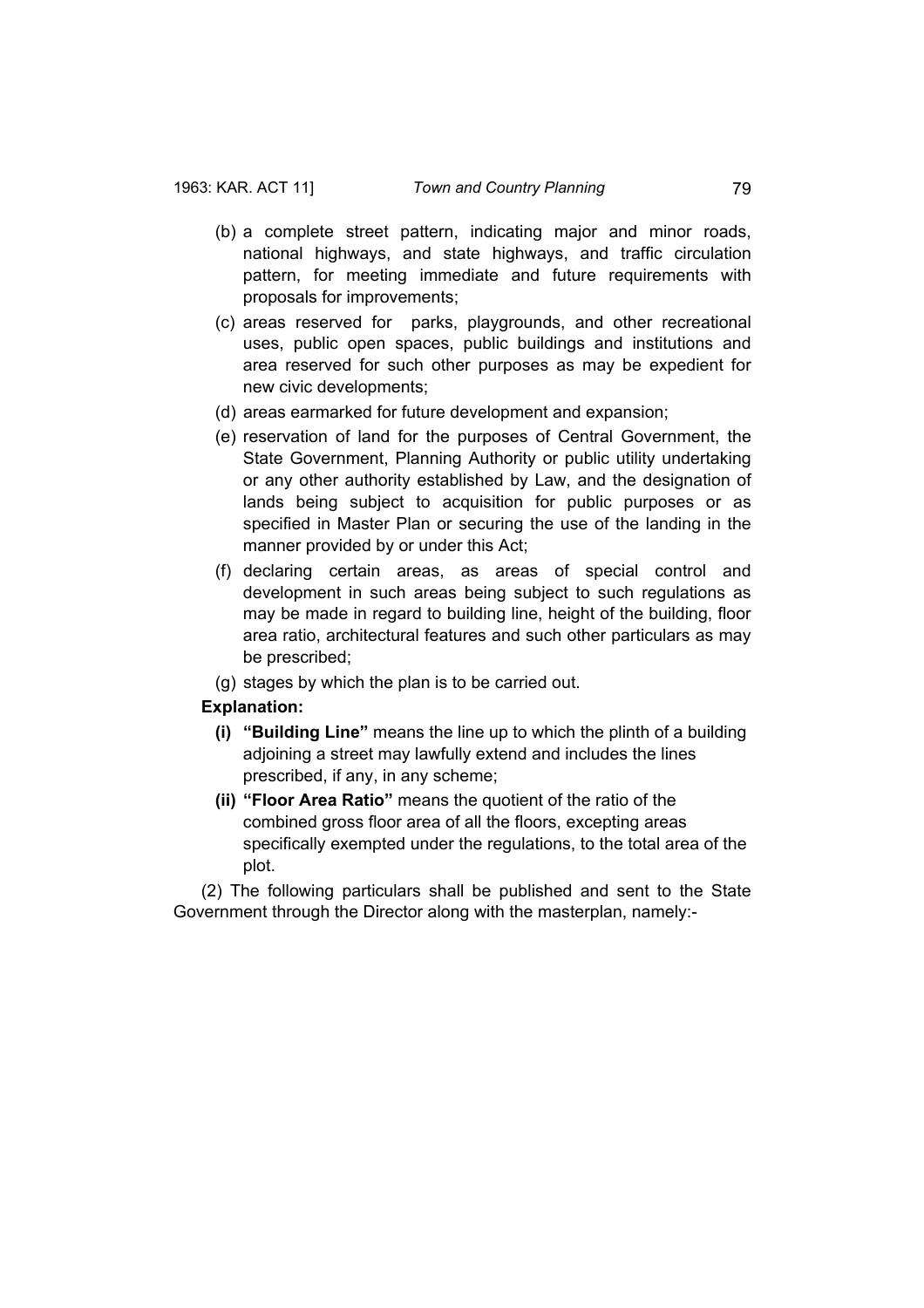(b) a complete street pattern, indicating major and minor roads, national highways, and state highways, and traffic circulation pattern, for meeting immediate and future requirements with proposals for improvements;

(c) areas reserved for parks, playgrounds, and other recreational uses, public open spaces, public buildings and institutions and area reserved for such other purposes as may be expedient for new civic developments;

(d) areas earmarked for future development and expansion;

(e) reservation of land for the purposes of Central Government, the State Government, Planning Authority or public utility undertaking or any other authority established by Law, and the designation of lands being subject to acquisition for public purposes or as specified in Master Plan or securing the use of the landing in the manner provided by or under this Act;

(f) declaring certain areas, as areas of special control and development in such areas being subject to such regulations as may be made in regard to building line, height of the building, floor area ratio, architectural features and such other particulars as may be prescribed;

(g) stages by which the plan is to be carried out.

**Explanation:**

**(i) "Building Line"** means the line up to which the plinth of a building adjoining a street may lawfully extend and includes the lines prescribed, if any, in any scheme;

**(ii) "Floor Area Ratio"** means the quotient of the ratio of the combined gross floor area of all the floors, excepting areas specifically exempted under the regulations, to the total area of the plot.

(2) The following particulars shall be published and sent to the State Government through the Director along with the masterplan, namely:-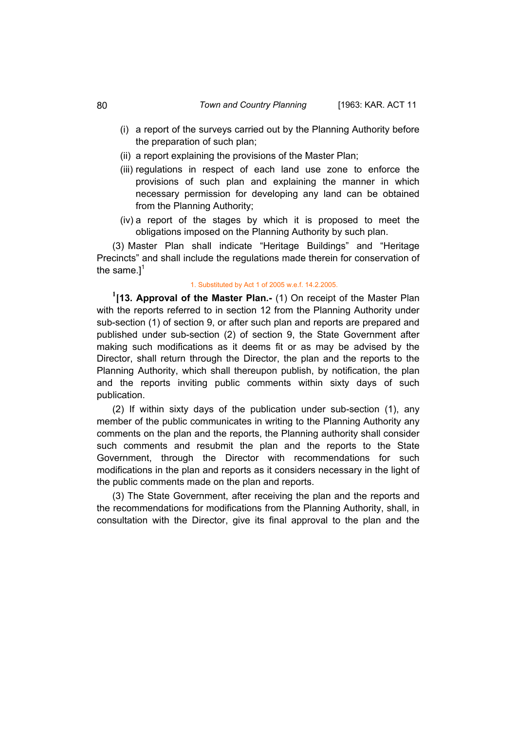(i) a report of the surveys carried out by the Planning Authority before the preparation of such plan;

(ii) a report explaining the provisions of the Master Plan;

(iii) regulations in respect of each land use zone to enforce the provisions of such plan and explaining the manner in which necessary permission for developing any land can be obtained from the Planning Authority;

(iv) a report of the stages by which it is proposed to meet the obligations imposed on the Planning Authority by such plan.

(3) Master Plan shall indicate "Heritage Buildings" and "Heritage Precincts" and shall include the regulations made therein for conservation of the same.][1]

1. Substituted by Act 1 of 2005 w.e.f. 14.2.2005.

[1][**13. Approval of the Master Plan.-** (1) On receipt of the Master Plan with the reports referred to in section 12 from the Planning Authority under sub-section (1) of section 9, or after such plan and reports are prepared and published under sub-section (2) of section 9, the State Government after making such modifications as it deems fit or as may be advised by the Director, shall return through the Director, the plan and the reports to the Planning Authority, which shall thereupon publish, by notification, the plan and the reports inviting public comments within sixty days of such publication.

(2) If within sixty days of the publication under sub-section (1), any member of the public communicates in writing to the Planning Authority any comments on the plan and the reports, the Planning authority shall consider such comments and resubmit the plan and the reports to the State Government, through the Director with recommendations for such modifications in the plan and reports as it considers necessary in the light of the public comments made on the plan and reports.

(3) The State Government, after receiving the plan and the reports and the recommendations for modifications from the Planning Authority, shall, in consultation with the Director, give its final approval to the plan and the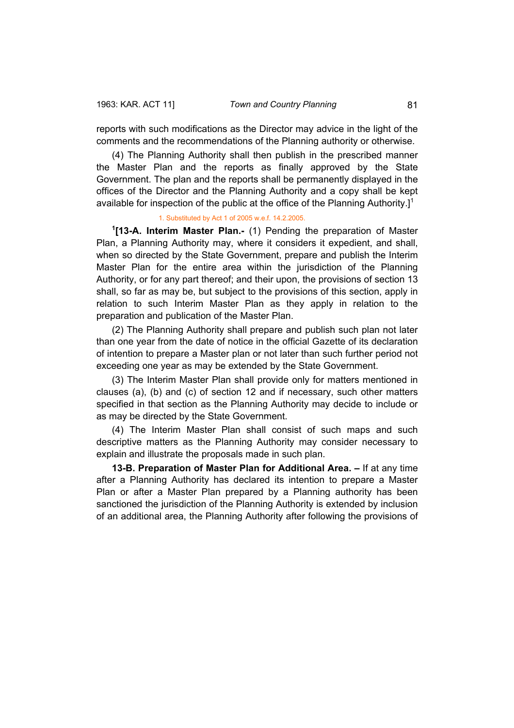reports with such modifications as the Director may advice in the light of the comments and the recommendations of the Planning authority or otherwise.

(4) The Planning Authority shall then publish in the prescribed manner the Master Plan and the reports as finally approved by the State Government. The plan and the reports shall be permanently displayed in the offices of the Director and the Planning Authority and a copy shall be kept available for inspection of the public at the office of the Planning Authority.][1]

1. Substituted by Act 1 of 2005 w.e.f. 14.2.2005.

[1][**13-A. Interim Master Plan.-** (1) Pending the preparation of Master Plan, a Planning Authority may, where it considers it expedient, and shall, when so directed by the State Government, prepare and publish the Interim Master Plan for the entire area within the jurisdiction of the Planning Authority, or for any part thereof; and their upon, the provisions of section 13 shall, so far as may be, but subject to the provisions of this section, apply in relation to such Interim Master Plan as they apply in relation to the preparation and publication of the Master Plan.

(2) The Planning Authority shall prepare and publish such plan not later than one year from the date of notice in the official Gazette of its declaration of intention to prepare a Master plan or not later than such further period not exceeding one year as may be extended by the State Government.

(3) The Interim Master Plan shall provide only for matters mentioned in clauses (a), (b) and (c) of section 12 and if necessary, such other matters specified in that section as the Planning Authority may decide to include or as may be directed by the State Government.

(4) The Interim Master Plan shall consist of such maps and such descriptive matters as the Planning Authority may consider necessary to explain and illustrate the proposals made in such plan.

**13-B. Preparation of Master Plan for Additional Area. –** If at any time after a Planning Authority has declared its intention to prepare a Master Plan or after a Master Plan prepared by a Planning authority has been sanctioned the jurisdiction of the Planning Authority is extended by inclusion of an additional area, the Planning Authority after following the provisions of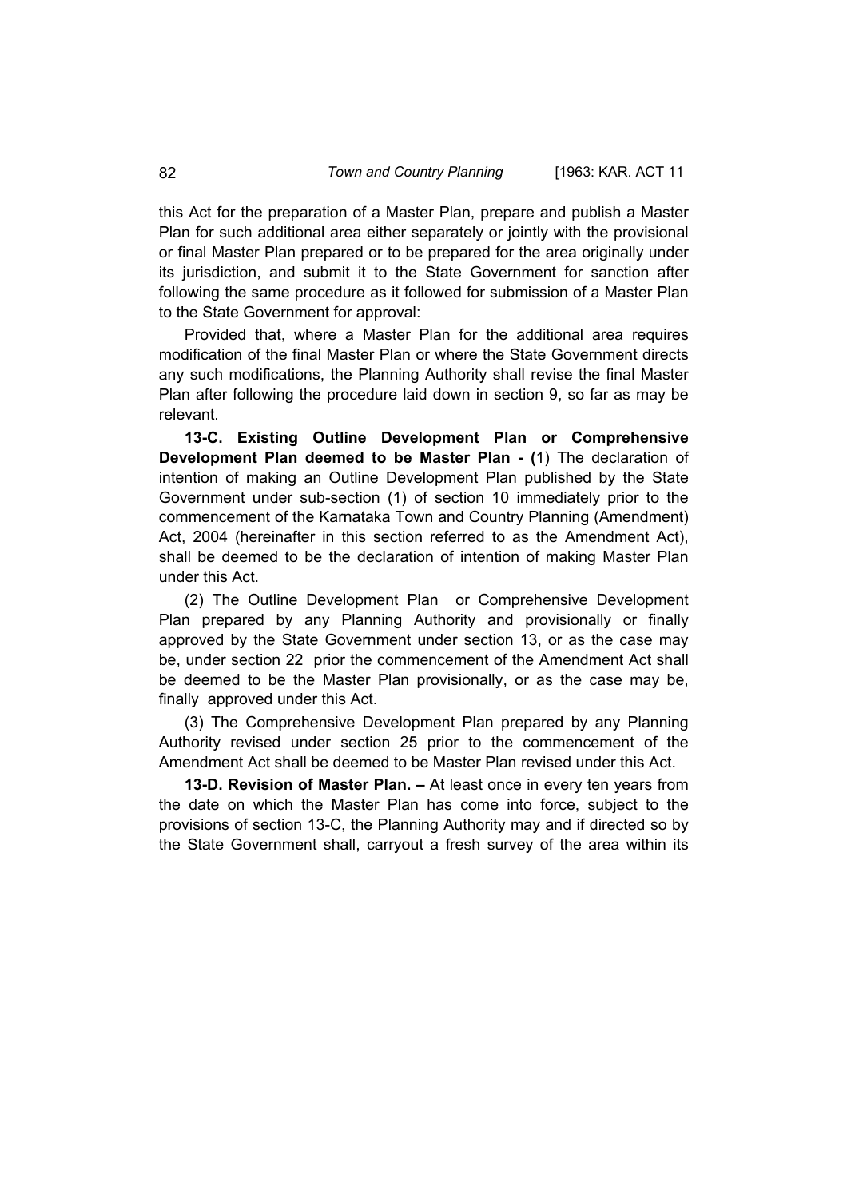this Act for the preparation of a Master Plan, prepare and publish a Master Plan for such additional area either separately or jointly with the provisional or final Master Plan prepared or to be prepared for the area originally under its jurisdiction, and submit it to the State Government for sanction after following the same procedure as it followed for submission of a Master Plan to the State Government for approval:

Provided that, where a Master Plan for the additional area requires modification of the final Master Plan or where the State Government directs any such modifications, the Planning Authority shall revise the final Master Plan after following the procedure laid down in section 9, so far as may be relevant.

**13-C. Existing Outline Development Plan or Comprehensive Development Plan deemed to be Master Plan - (**1) The declaration of intention of making an Outline Development Plan published by the State Government under sub-section (1) of section 10 immediately prior to the commencement of the Karnataka Town and Country Planning (Amendment) Act, 2004 (hereinafter in this section referred to as the Amendment Act), shall be deemed to be the declaration of intention of making Master Plan under this Act.

(2) The Outline Development Plan or Comprehensive Development Plan prepared by any Planning Authority and provisionally or finally approved by the State Government under section 13, or as the case may be, under section 22 prior the commencement of the Amendment Act shall be deemed to be the Master Plan provisionally, or as the case may be, finally approved under this Act.

(3) The Comprehensive Development Plan prepared by any Planning Authority revised under section 25 prior to the commencement of the Amendment Act shall be deemed to be Master Plan revised under this Act.

**13-D. Revision of Master Plan. –** At least once in every ten years from the date on which the Master Plan has come into force, subject to the provisions of section 13-C, the Planning Authority may and if directed so by the State Government shall, carryout a fresh survey of the area within its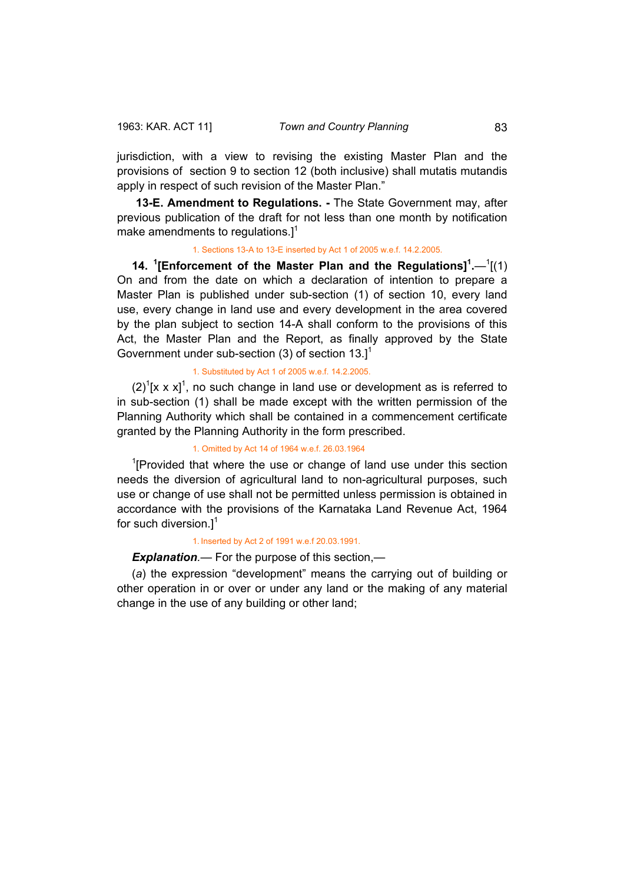jurisdiction, with a view to revising the existing Master Plan and the provisions of section 9 to section 12 (both inclusive) shall mutatis mutandis apply in respect of such revision of the Master Plan."

**13-E. Amendment to Regulations. -** The State Government may, after previous publication of the draft for not less than one month by notification make amendments to regulations.][1]

1. Sections 13-A to 13-E inserted by Act 1 of 2005 w.e.f. 14.2.2005.

**14. [1][Enforcement of the Master Plan and the Regulations][1].**—[1][(1) On and from the date on which a declaration of intention to prepare a Master Plan is published under sub-section (1) of section 10, every land use, every change in land use and every development in the area covered by the plan subject to section 14-A shall conform to the provisions of this Act, the Master Plan and the Report, as finally approved by the State Government under sub-section (3) of section 13.][1]

1. Substituted by Act 1 of 2005 w.e.f. 14.2.2005.

(2)[1][x x x][1], no such change in land use or development as is referred to in sub-section (1) shall be made except with the written permission of the Planning Authority which shall be contained in a commencement certificate granted by the Planning Authority in the form prescribed.

1. Omitted by Act 14 of 1964 w.e.f. 26.03.1964

[1][Provided that where the use or change of land use under this section needs the diversion of agricultural land to non-agricultural purposes, such use or change of use shall not be permitted unless permission is obtained in accordance with the provisions of the Karnataka Land Revenue Act, 1964 for such diversion.][1]

1. Inserted by Act 2 of 1991 w.e.f 20.03.1991.

***Explanation.***— For the purpose of this section,—

(*a*) the expression "development" means the carrying out of building or other operation in or over or under any land or the making of any material change in the use of any building or other land;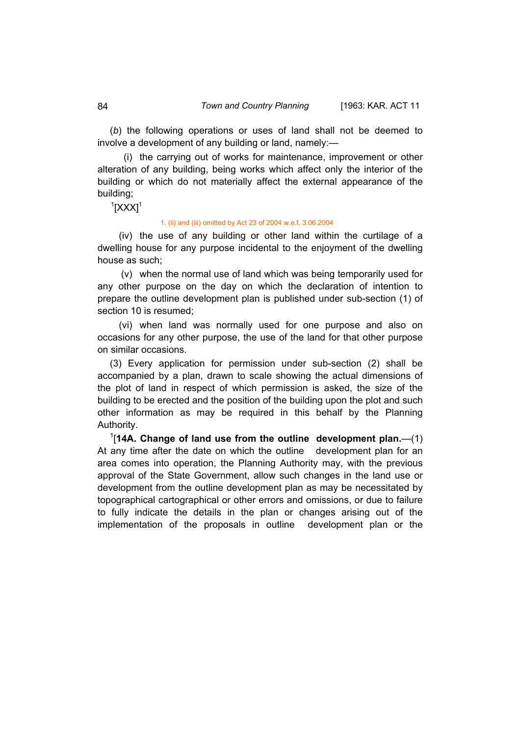(*b*) the following operations or uses of land shall not be deemed to involve a development of any building or land, namely:—

(i) the carrying out of works for maintenance, improvement or other alteration of any building, being works which affect only the interior of the building or which do not materially affect the external appearance of the building;

[1][XXX][1]

1. (ii) and (iii) omitted by Act 23 of 2004 w.e.f. 3.06.2004

(iv) the use of any building or other land within the curtilage of a dwelling house for any purpose incidental to the enjoyment of the dwelling house as such;

(v) when the normal use of land which was being temporarily used for any other purpose on the day on which the declaration of intention to prepare the outline development plan is published under sub-section (1) of section 10 is resumed;

(vi) when land was normally used for one purpose and also on occasions for any other purpose, the use of the land for that other purpose on similar occasions.

(3) Every application for permission under sub-section (2) shall be accompanied by a plan, drawn to scale showing the actual dimensions of the plot of land in respect of which permission is asked, the size of the building to be erected and the position of the building upon the plot and such other information as may be required in this behalf by the Planning Authority.

[1][**14A. Change of land use from the outline development plan.**—(1) At any time after the date on which the outline development plan for an area comes into operation, the Planning Authority may, with the previous approval of the State Government, allow such changes in the land use or development from the outline development plan as may be necessitated by topographical cartographical or other errors and omissions, or due to failure to fully indicate the details in the plan or changes arising out of the implementation of the proposals in outline development plan or the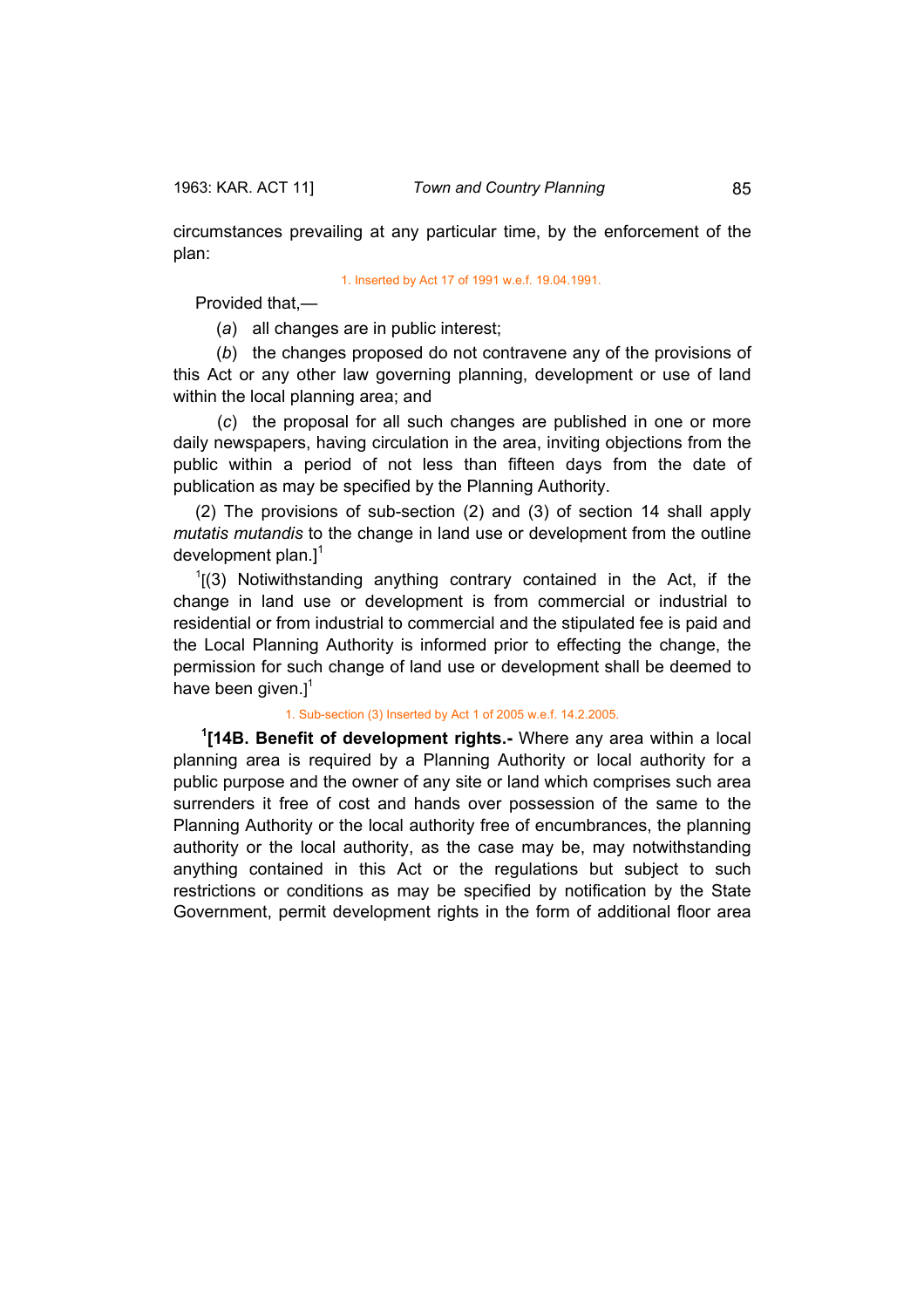circumstances prevailing at any particular time, by the enforcement of the plan:

1. Inserted by Act 17 of 1991 w.e.f. 19.04.1991.

Provided that,—

(*a*) all changes are in public interest;

(*b*) the changes proposed do not contravene any of the provisions of this Act or any other law governing planning, development or use of land within the local planning area; and

(*c*) the proposal for all such changes are published in one or more daily newspapers, having circulation in the area, inviting objections from the public within a period of not less than fifteen days from the date of publication as may be specified by the Planning Authority.

(2) The provisions of sub-section (2) and (3) of section 14 shall apply *mutatis mutandis* to the change in land use or development from the outline development plan.][1]

[1][(3) Notiwithstanding anything contrary contained in the Act, if the change in land use or development is from commercial or industrial to residential or from industrial to commercial and the stipulated fee is paid and the Local Planning Authority is informed prior to effecting the change, the permission for such change of land use or development shall be deemed to have been given.][1]

1. Sub-section (3) Inserted by Act 1 of 2005 w.e.f. 14.2.2005.

[1]**[14B. Benefit of development rights.-** Where any area within a local planning area is required by a Planning Authority or local authority for a public purpose and the owner of any site or land which comprises such area surrenders it free of cost and hands over possession of the same to the Planning Authority or the local authority free of encumbrances, the planning authority or the local authority, as the case may be, may notwithstanding anything contained in this Act or the regulations but subject to such restrictions or conditions as may be specified by notification by the State Government, permit development rights in the form of additional floor area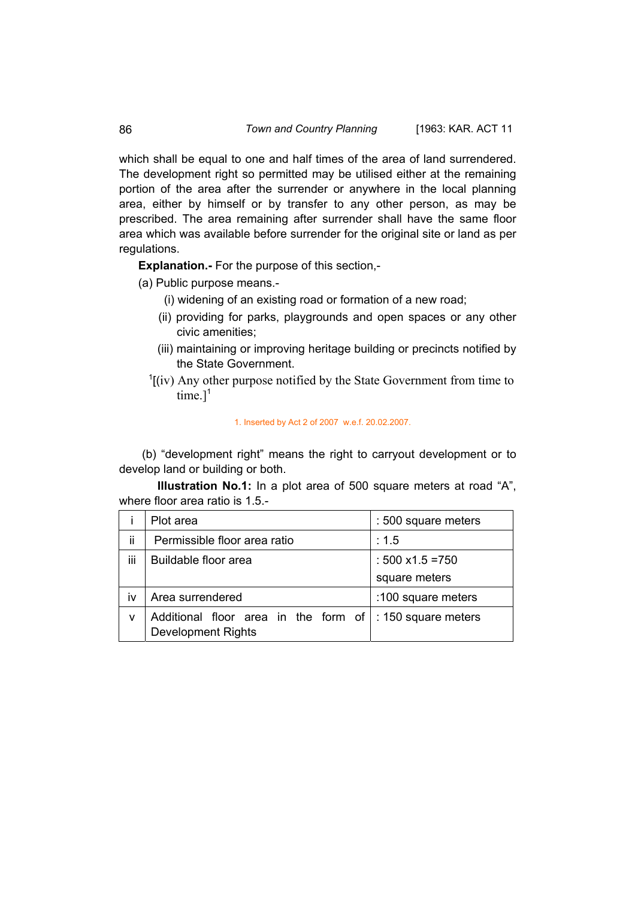which shall be equal to one and half times of the area of land surrendered. The development right so permitted may be utilised either at the remaining portion of the area after the surrender or anywhere in the local planning area, either by himself or by transfer to any other person, as may be prescribed. The area remaining after surrender shall have the same floor area which was available before surrender for the original site or land as per regulations.

**Explanation.-** For the purpose of this section,-

(a) Public purpose means.-

(i) widening of an existing road or formation of a new road;

(ii) providing for parks, playgrounds and open spaces or any other civic amenities;

(iii) maintaining or improving heritage building or precincts notified by the State Government.

[1][(iv) Any other purpose notified by the State Government from time to time.][1]

1. Inserted by Act 2 of 2007 w.e.f. 20.02.2007.

(b) "development right" means the right to carryout development or to develop land or building or both.

**Illustration No.1:** In a plot area of 500 square meters at road "A", where floor area ratio is 1.5.-

| | | |
|---|---|---|
| i | Plot area | : 500 square meters |
| ii | Permissible floor area ratio | : 1.5 |
| iii | Buildable floor area | : 500 x1.5 =750 square meters |
| iv | Area surrendered | :100 square meters |
| v | Additional floor area in the form of Development Rights | : 150 square meters |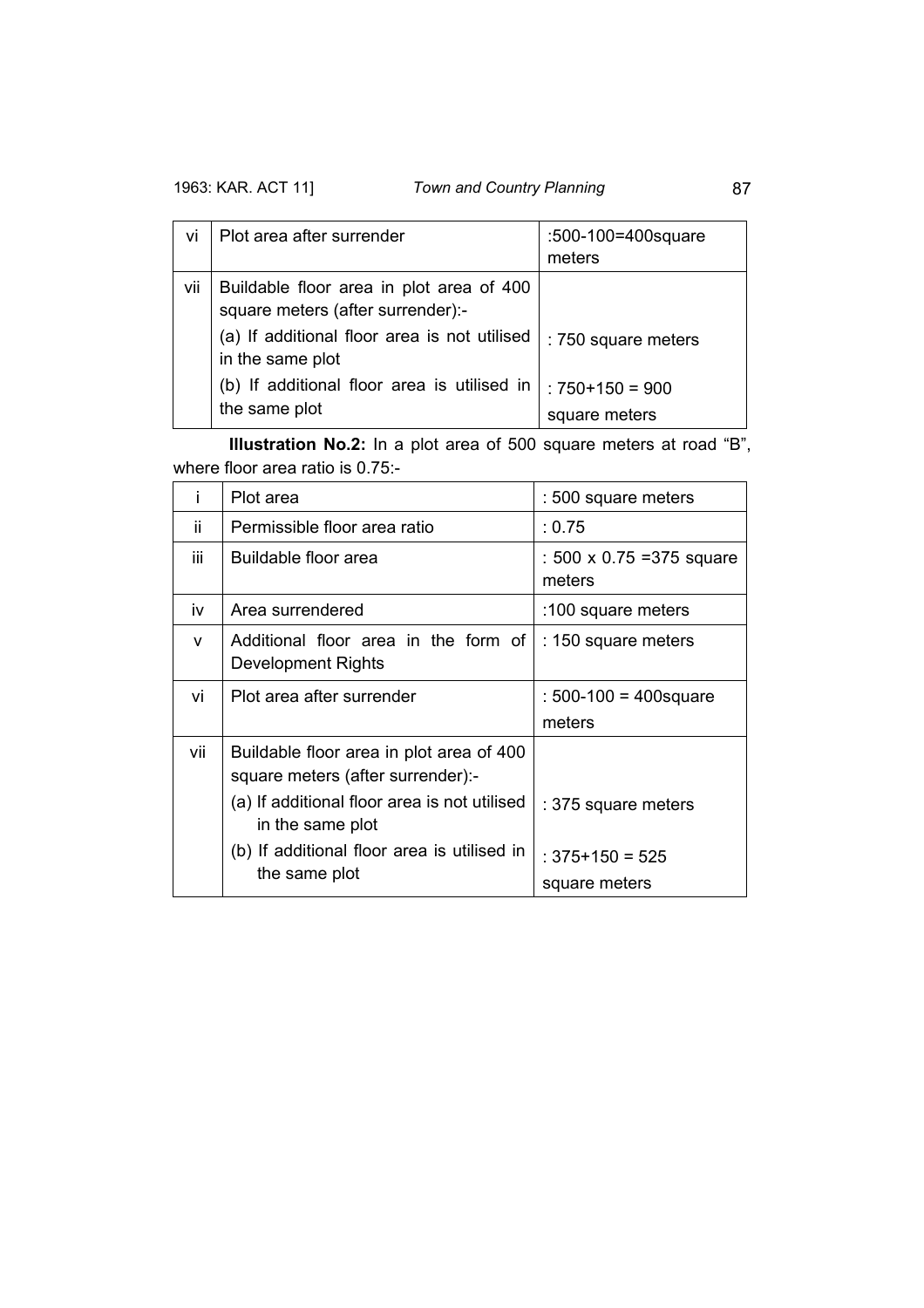| vi | Plot area after surrender | :500-100=400square meters |
|---|---|---|
| vii | Buildable floor area in plot area of 400 square meters (after surrender):-<br>(a) If additional floor area is not utilised in the same plot<br>(b) If additional floor area is utilised in the same plot | <br>: 750 square meters<br>: 750+150 = 900 square meters |

**Illustration No.2:** In a plot area of 500 square meters at road "B", where floor area ratio is 0.75:-

| i | Plot area | : 500 square meters |
|---|---|---|
| ii | Permissible floor area ratio | : 0.75 |
| iii | Buildable floor area | : 500 x 0.75 =375 square meters |
| iv | Area surrendered | :100 square meters |
| v | Additional floor area in the form of Development Rights | : 150 square meters |
| vi | Plot area after surrender | : 500-100 = 400square meters |
| vii | Buildable floor area in plot area of 400 square meters (after surrender):-<br>(a) If additional floor area is not utilised in the same plot<br>(b) If additional floor area is utilised in the same plot | <br>: 375 square meters<br>: 375+150 = 525 square meters |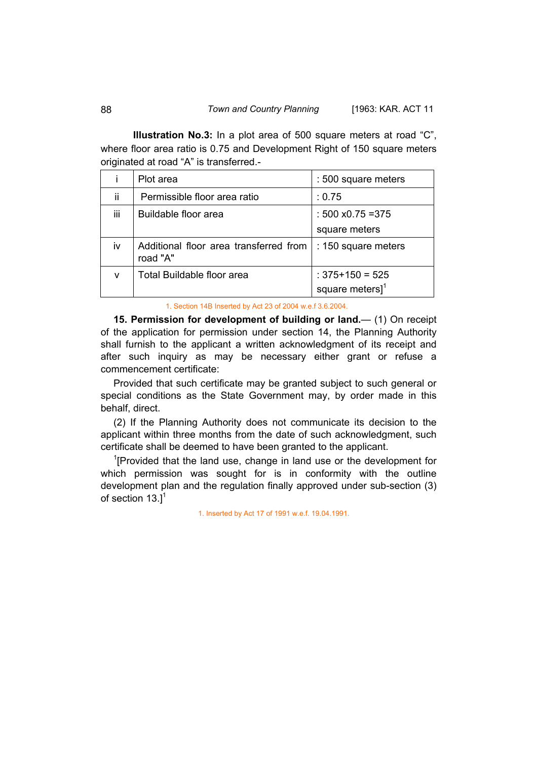**Illustration No.3:** In a plot area of 500 square meters at road "C", where floor area ratio is 0.75 and Development Right of 150 square meters originated at road "A" is transferred.-

| | | |
|---|---|---|
| i | Plot area | : 500 square meters |
| ii | Permissible floor area ratio | : 0.75 |
| iii | Buildable floor area | : 500 x0.75 =375 square meters |
| iv | Additional floor area transferred from road "A" | : 150 square meters |
| v | Total Buildable floor area | : 375+150 = 525 square meters][1] |

1. Section 14B Inserted by Act 23 of 2004 w.e.f 3.6.2004.

**15. Permission for development of building or land.**— (1) On receipt of the application for permission under section 14, the Planning Authority shall furnish to the applicant a written acknowledgment of its receipt and after such inquiry as may be necessary either grant or refuse a commencement certificate:

Provided that such certificate may be granted subject to such general or special conditions as the State Government may, by order made in this behalf, direct.

(2) If the Planning Authority does not communicate its decision to the applicant within three months from the date of such acknowledgment, such certificate shall be deemed to have been granted to the applicant.

[1][Provided that the land use, change in land use or the development for which permission was sought for is in conformity with the outline development plan and the regulation finally approved under sub-section (3) of section 13.][1]

1. Inserted by Act 17 of 1991 w.e.f. 19.04.1991.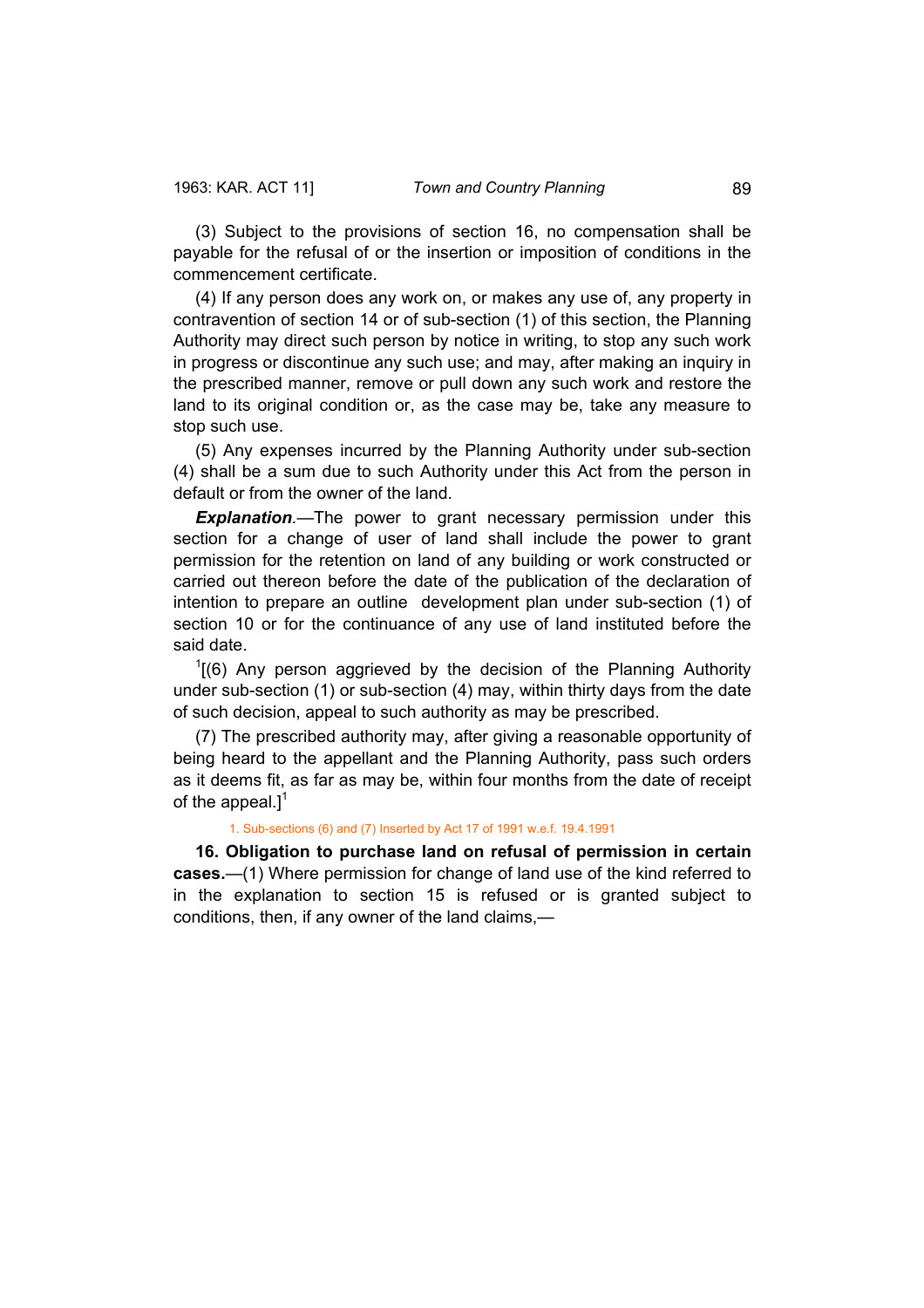(3) Subject to the provisions of section 16, no compensation shall be payable for the refusal of or the insertion or imposition of conditions in the commencement certificate.

(4) If any person does any work on, or makes any use of, any property in contravention of section 14 or of sub-section (1) of this section, the Planning Authority may direct such person by notice in writing, to stop any such work in progress or discontinue any such use; and may, after making an inquiry in the prescribed manner, remove or pull down any such work and restore the land to its original condition or, as the case may be, take any measure to stop such use.

(5) Any expenses incurred by the Planning Authority under sub-section (4) shall be a sum due to such Authority under this Act from the person in default or from the owner of the land.

***Explanation***.—The power to grant necessary permission under this section for a change of user of land shall include the power to grant permission for the retention on land of any building or work constructed or carried out thereon before the date of the publication of the declaration of intention to prepare an outline development plan under sub-section (1) of section 10 or for the continuance of any use of land instituted before the said date.

[1][(6) Any person aggrieved by the decision of the Planning Authority under sub-section (1) or sub-section (4) may, within thirty days from the date of such decision, appeal to such authority as may be prescribed.

(7) The prescribed authority may, after giving a reasonable opportunity of being heard to the appellant and the Planning Authority, pass such orders as it deems fit, as far as may be, within four months from the date of receipt of the appeal.][1]

1. Sub-sections (6) and (7) Inserted by Act 17 of 1991 w.e.f. 19.4.1991

**16. Obligation to purchase land on refusal of permission in certain cases.**—(1) Where permission for change of land use of the kind referred to in the explanation to section 15 is refused or is granted subject to conditions, then, if any owner of the land claims,—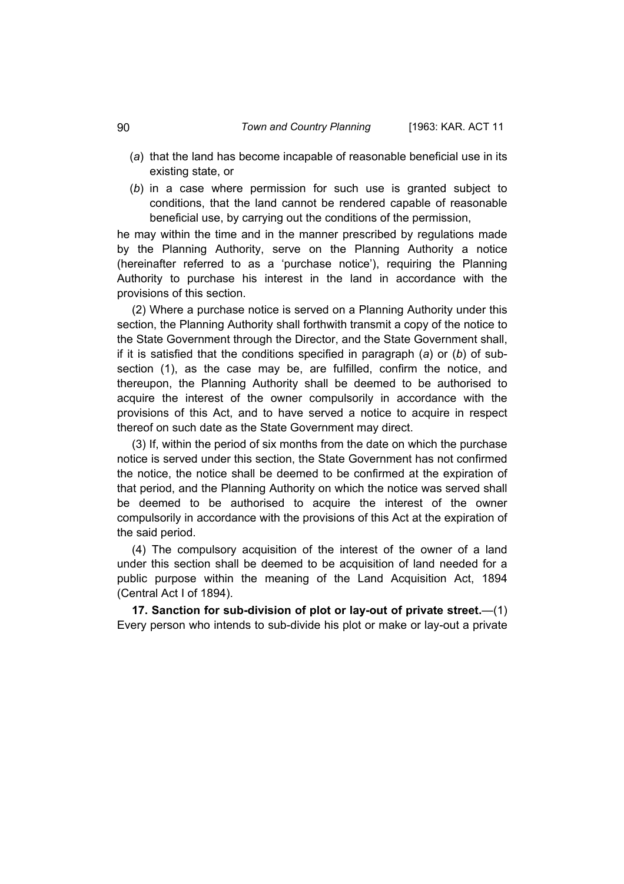(*a*) that the land has become incapable of reasonable beneficial use in its existing state, or

(*b*) in a case where permission for such use is granted subject to conditions, that the land cannot be rendered capable of reasonable beneficial use, by carrying out the conditions of the permission,

he may within the time and in the manner prescribed by regulations made by the Planning Authority, serve on the Planning Authority a notice (hereinafter referred to as a 'purchase notice'), requiring the Planning Authority to purchase his interest in the land in accordance with the provisions of this section.

(2) Where a purchase notice is served on a Planning Authority under this section, the Planning Authority shall forthwith transmit a copy of the notice to the State Government through the Director, and the State Government shall, if it is satisfied that the conditions specified in paragraph (*a*) or (*b*) of sub-section (1), as the case may be, are fulfilled, confirm the notice, and thereupon, the Planning Authority shall be deemed to be authorised to acquire the interest of the owner compulsorily in accordance with the provisions of this Act, and to have served a notice to acquire in respect thereof on such date as the State Government may direct.

(3) If, within the period of six months from the date on which the purchase notice is served under this section, the State Government has not confirmed the notice, the notice shall be deemed to be confirmed at the expiration of that period, and the Planning Authority on which the notice was served shall be deemed to be authorised to acquire the interest of the owner compulsorily in accordance with the provisions of this Act at the expiration of the said period.

(4) The compulsory acquisition of the interest of the owner of a land under this section shall be deemed to be acquisition of land needed for a public purpose within the meaning of the Land Acquisition Act, 1894 (Central Act I of 1894).

**17. Sanction for sub-division of plot or lay-out of private street.**—(1) Every person who intends to sub-divide his plot or make or lay-out a private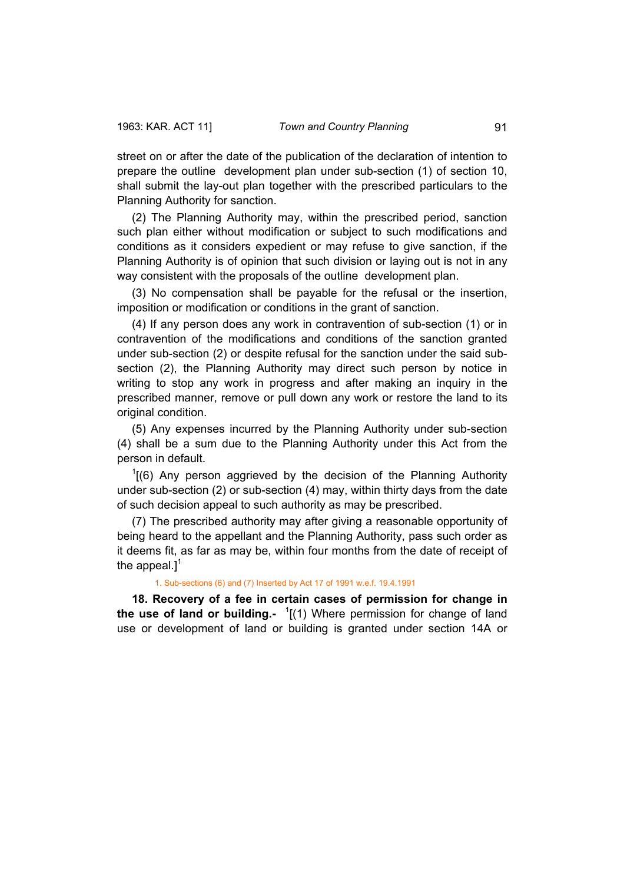street on or after the date of the publication of the declaration of intention to prepare the outline development plan under sub-section (1) of section 10, shall submit the lay-out plan together with the prescribed particulars to the Planning Authority for sanction.

(2) The Planning Authority may, within the prescribed period, sanction such plan either without modification or subject to such modifications and conditions as it considers expedient or may refuse to give sanction, if the Planning Authority is of opinion that such division or laying out is not in any way consistent with the proposals of the outline development plan.

(3) No compensation shall be payable for the refusal or the insertion, imposition or modification or conditions in the grant of sanction.

(4) If any person does any work in contravention of sub-section (1) or in contravention of the modifications and conditions of the sanction granted under sub-section (2) or despite refusal for the sanction under the said sub-section (2), the Planning Authority may direct such person by notice in writing to stop any work in progress and after making an inquiry in the prescribed manner, remove or pull down any work or restore the land to its original condition.

(5) Any expenses incurred by the Planning Authority under sub-section (4) shall be a sum due to the Planning Authority under this Act from the person in default.

[1][(6) Any person aggrieved by the decision of the Planning Authority under sub-section (2) or sub-section (4) may, within thirty days from the date of such decision appeal to such authority as may be prescribed.

(7) The prescribed authority may after giving a reasonable opportunity of being heard to the appellant and the Planning Authority, pass such order as it deems fit, as far as may be, within four months from the date of receipt of the appeal.][1]

1. Sub-sections (6) and (7) Inserted by Act 17 of 1991 w.e.f. 19.4.1991

**18. Recovery of a fee in certain cases of permission for change in the use of land or building.-** [1][(1) Where permission for change of land use or development of land or building is granted under section 14A or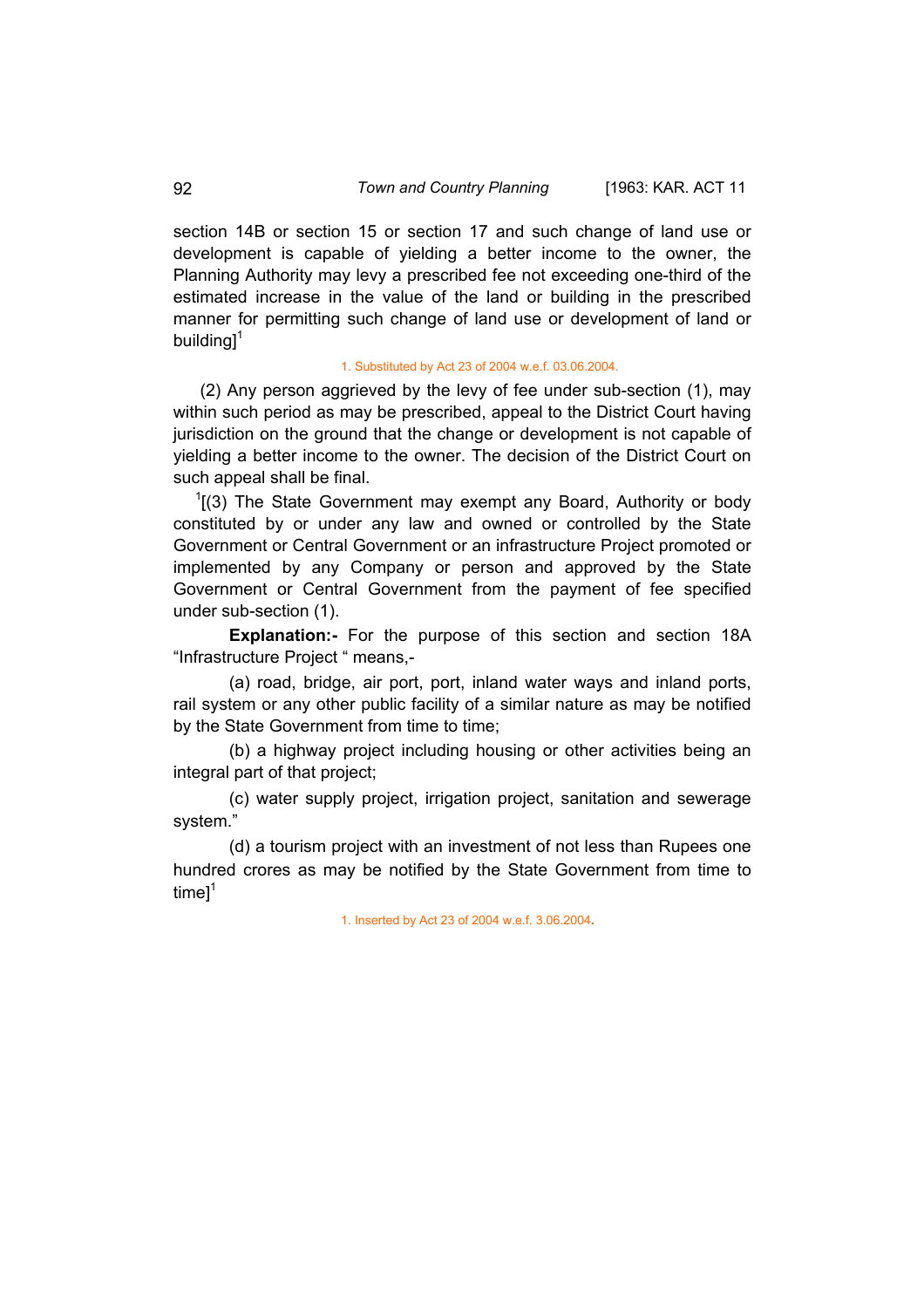section 14B or section 15 or section 17 and such change of land use or development is capable of yielding a better income to the owner, the Planning Authority may levy a prescribed fee not exceeding one-third of the estimated increase in the value of the land or building in the prescribed manner for permitting such change of land use or development of land or building][1]

1. Substituted by Act 23 of 2004 w.e.f. 03.06.2004.

(2) Any person aggrieved by the levy of fee under sub-section (1), may within such period as may be prescribed, appeal to the District Court having jurisdiction on the ground that the change or development is not capable of yielding a better income to the owner. The decision of the District Court on such appeal shall be final.

[1][(3) The State Government may exempt any Board, Authority or body constituted by or under any law and owned or controlled by the State Government or Central Government or an infrastructure Project promoted or implemented by any Company or person and approved by the State Government or Central Government from the payment of fee specified under sub-section (1).

**Explanation:-** For the purpose of this section and section 18A "Infrastructure Project " means,-

(a) road, bridge, air port, port, inland water ways and inland ports, rail system or any other public facility of a similar nature as may be notified by the State Government from time to time;

(b) a highway project including housing or other activities being an integral part of that project;

(c) water supply project, irrigation project, sanitation and sewerage system."

(d) a tourism project with an investment of not less than Rupees one hundred crores as may be notified by the State Government from time to time][1]

1. Inserted by Act 23 of 2004 w.e.f. 3.06.2004.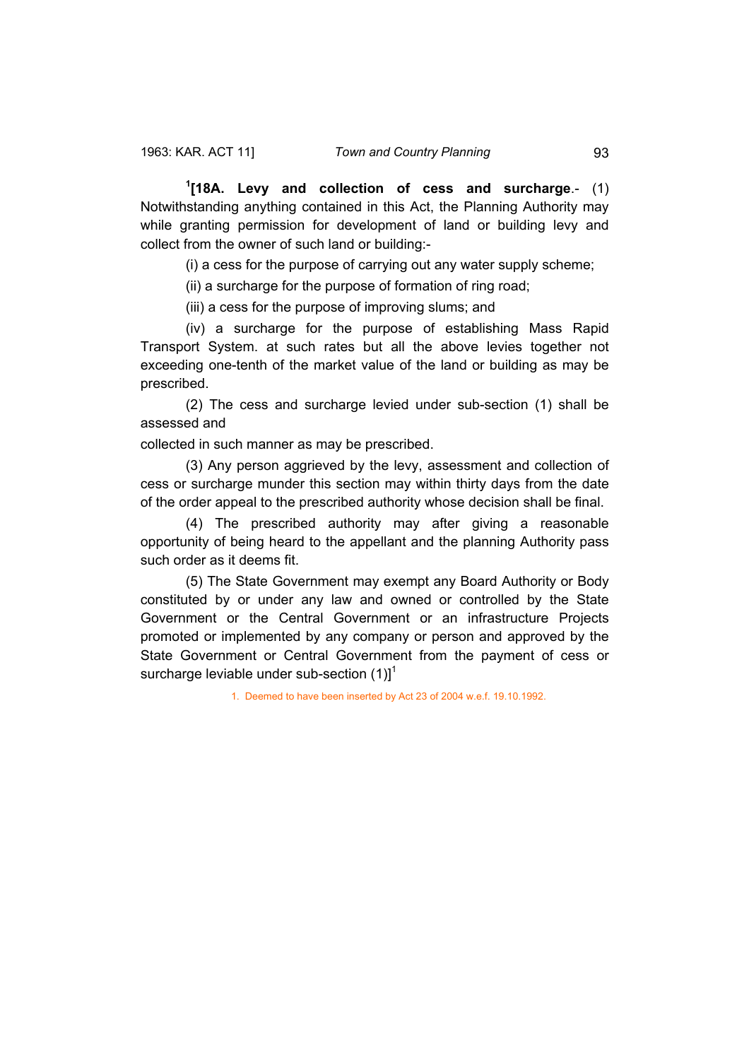[1][**18A. Levy and collection of cess and surcharge**.- (1) Notwithstanding anything contained in this Act, the Planning Authority may while granting permission for development of land or building levy and collect from the owner of such land or building:-

(i) a cess for the purpose of carrying out any water supply scheme;

(ii) a surcharge for the purpose of formation of ring road;

(iii) a cess for the purpose of improving slums; and

(iv) a surcharge for the purpose of establishing Mass Rapid Transport System. at such rates but all the above levies together not exceeding one-tenth of the market value of the land or building as may be prescribed.

(2) The cess and surcharge levied under sub-section (1) shall be assessed and

collected in such manner as may be prescribed.

(3) Any person aggrieved by the levy, assessment and collection of cess or surcharge munder this section may within thirty days from the date of the order appeal to the prescribed authority whose decision shall be final.

(4) The prescribed authority may after giving a reasonable opportunity of being heard to the appellant and the planning Authority pass such order as it deems fit.

(5) The State Government may exempt any Board Authority or Body constituted by or under any law and owned or controlled by the State Government or the Central Government or an infrastructure Projects promoted or implemented by any company or person and approved by the State Government or Central Government from the payment of cess or surcharge leviable under sub-section (1)][1]

1. Deemed to have been inserted by Act 23 of 2004 w.e.f. 19.10.1992.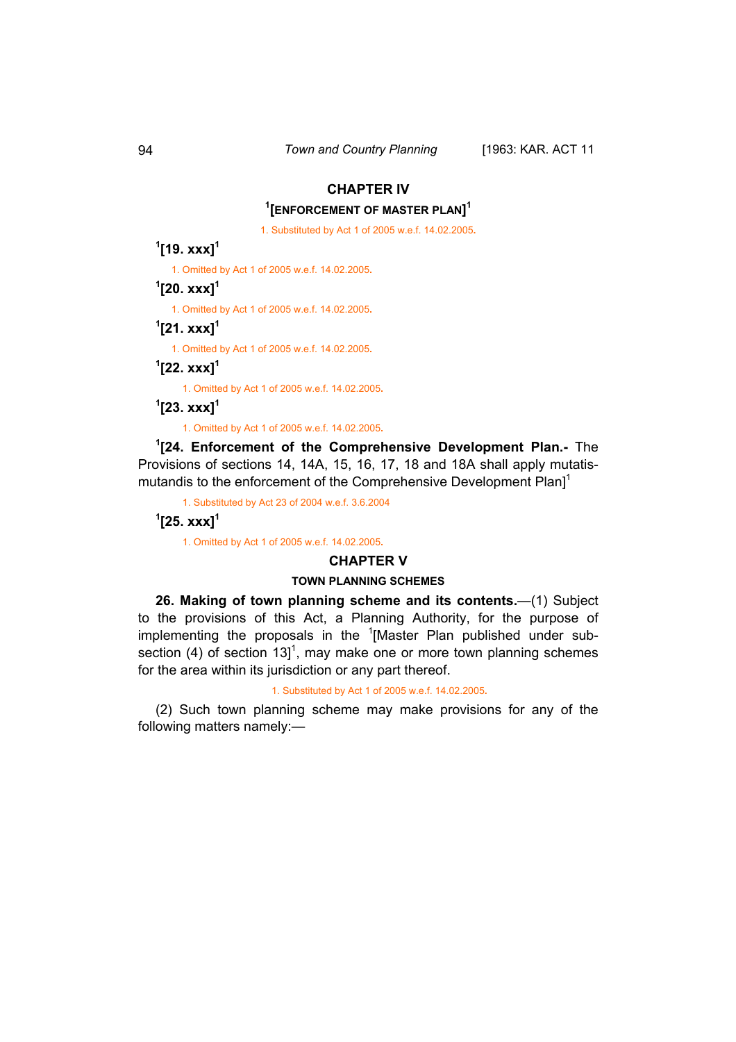## CHAPTER IV

### [1][ENFORCEMENT OF MASTER PLAN][1]

1. Substituted by Act 1 of 2005 w.e.f. 14.02.2005.

**[1][19. xxx][1]**

1. Omitted by Act 1 of 2005 w.e.f. 14.02.2005.

**[1][20. xxx][1]**

1. Omitted by Act 1 of 2005 w.e.f. 14.02.2005.

**[1][21. xxx][1]**

1. Omitted by Act 1 of 2005 w.e.f. 14.02.2005.

**[1][22. xxx][1]**

1. Omitted by Act 1 of 2005 w.e.f. 14.02.2005.

**[1][23. xxx][1]**

1. Omitted by Act 1 of 2005 w.e.f. 14.02.2005.

**[1][24. Enforcement of the Comprehensive Development Plan.-** The Provisions of sections 14, 14A, 15, 16, 17, 18 and 18A shall apply mutatis-mutandis to the enforcement of the Comprehensive Development Plan][1]

1. Substituted by Act 23 of 2004 w.e.f. 3.6.2004

**[1][25. xxx][1]**

1. Omitted by Act 1 of 2005 w.e.f. 14.02.2005.

## CHAPTER V

### TOWN PLANNING SCHEMES

**26. Making of town planning scheme and its contents.**—(1) Subject to the provisions of this Act, a Planning Authority, for the purpose of implementing the proposals in the [1][Master Plan published under sub-section (4) of section 13][1], may make one or more town planning schemes for the area within its jurisdiction or any part thereof.

1. Substituted by Act 1 of 2005 w.e.f. 14.02.2005.

(2) Such town planning scheme may make provisions for any of the following matters namely:—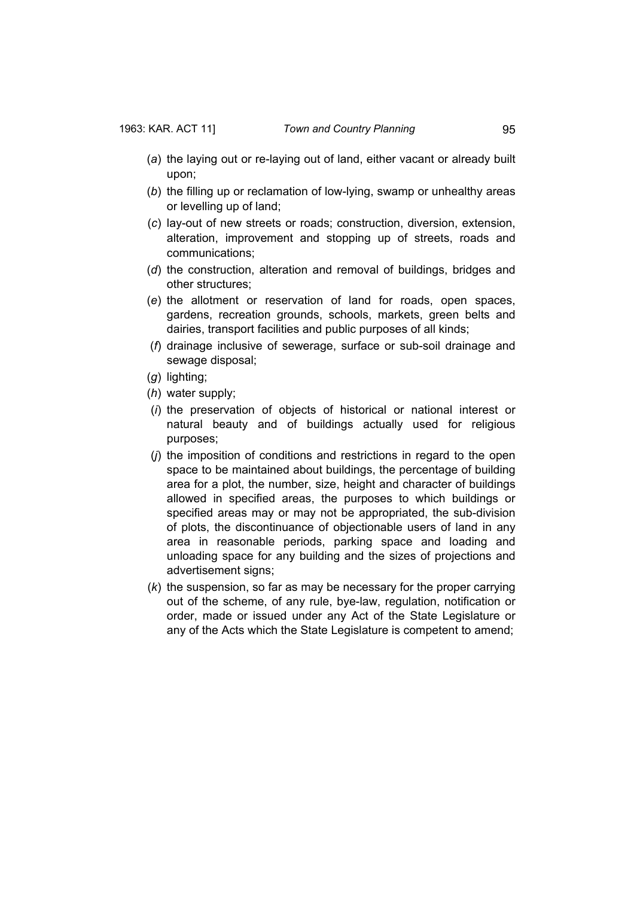(*a*) the laying out or re-laying out of land, either vacant or already built upon;

(*b*) the filling up or reclamation of low-lying, swamp or unhealthy areas or levelling up of land;

(*c*) lay-out of new streets or roads; construction, diversion, extension, alteration, improvement and stopping up of streets, roads and communications;

(*d*) the construction, alteration and removal of buildings, bridges and other structures;

(*e*) the allotment or reservation of land for roads, open spaces, gardens, recreation grounds, schools, markets, green belts and dairies, transport facilities and public purposes of all kinds;

(*f*) drainage inclusive of sewerage, surface or sub-soil drainage and sewage disposal;

(*g*) lighting;

(*h*) water supply;

(*i*) the preservation of objects of historical or national interest or natural beauty and of buildings actually used for religious purposes;

(*j*) the imposition of conditions and restrictions in regard to the open space to be maintained about buildings, the percentage of building area for a plot, the number, size, height and character of buildings allowed in specified areas, the purposes to which buildings or specified areas may or may not be appropriated, the sub-division of plots, the discontinuance of objectionable users of land in any area in reasonable periods, parking space and loading and unloading space for any building and the sizes of projections and advertisement signs;

(*k*) the suspension, so far as may be necessary for the proper carrying out of the scheme, of any rule, bye-law, regulation, notification or order, made or issued under any Act of the State Legislature or any of the Acts which the State Legislature is competent to amend;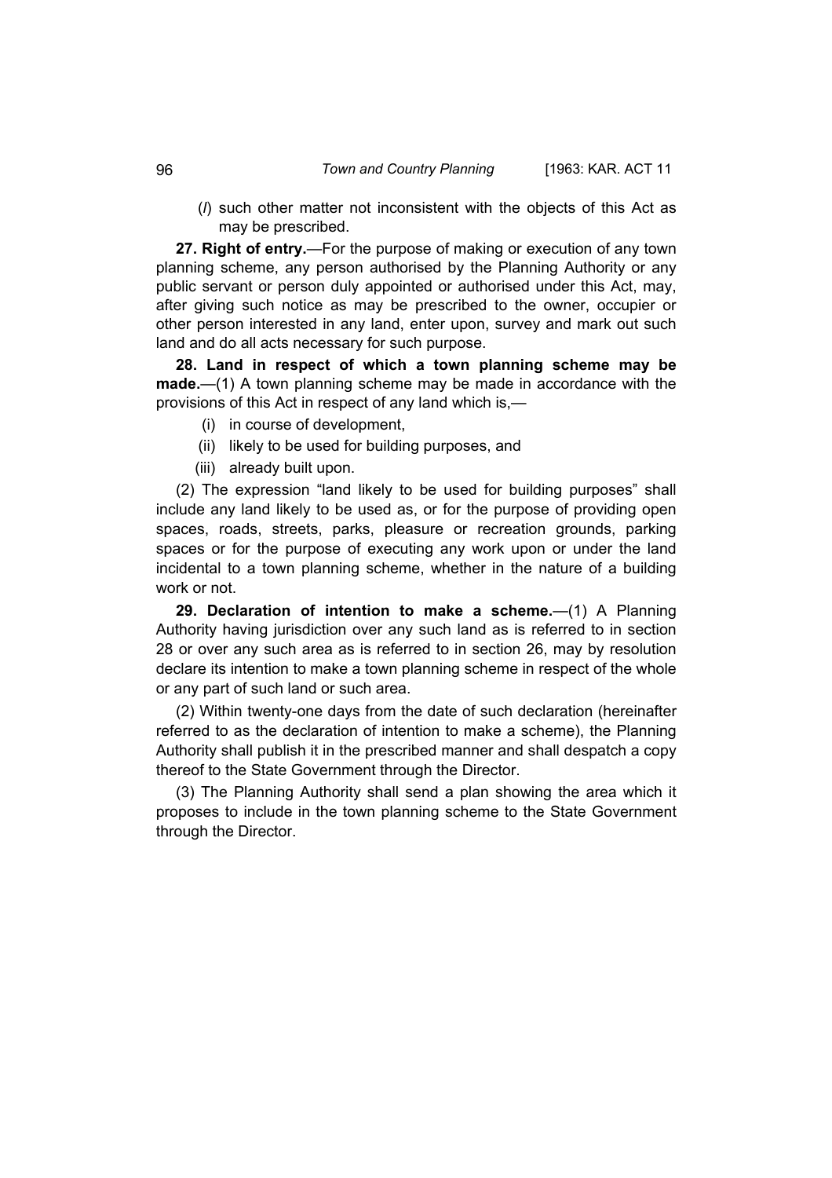(*l*) such other matter not inconsistent with the objects of this Act as may be prescribed.

**27. Right of entry.**—For the purpose of making or execution of any town planning scheme, any person authorised by the Planning Authority or any public servant or person duly appointed or authorised under this Act, may, after giving such notice as may be prescribed to the owner, occupier or other person interested in any land, enter upon, survey and mark out such land and do all acts necessary for such purpose.

**28. Land in respect of which a town planning scheme may be made.**—(1) A town planning scheme may be made in accordance with the provisions of this Act in respect of any land which is,—

(i) in course of development,

(ii) likely to be used for building purposes, and

(iii) already built upon.

(2) The expression "land likely to be used for building purposes" shall include any land likely to be used as, or for the purpose of providing open spaces, roads, streets, parks, pleasure or recreation grounds, parking spaces or for the purpose of executing any work upon or under the land incidental to a town planning scheme, whether in the nature of a building work or not.

**29. Declaration of intention to make a scheme.**—(1) A Planning Authority having jurisdiction over any such land as is referred to in section 28 or over any such area as is referred to in section 26, may by resolution declare its intention to make a town planning scheme in respect of the whole or any part of such land or such area.

(2) Within twenty-one days from the date of such declaration (hereinafter referred to as the declaration of intention to make a scheme), the Planning Authority shall publish it in the prescribed manner and shall despatch a copy thereof to the State Government through the Director.

(3) The Planning Authority shall send a plan showing the area which it proposes to include in the town planning scheme to the State Government through the Director.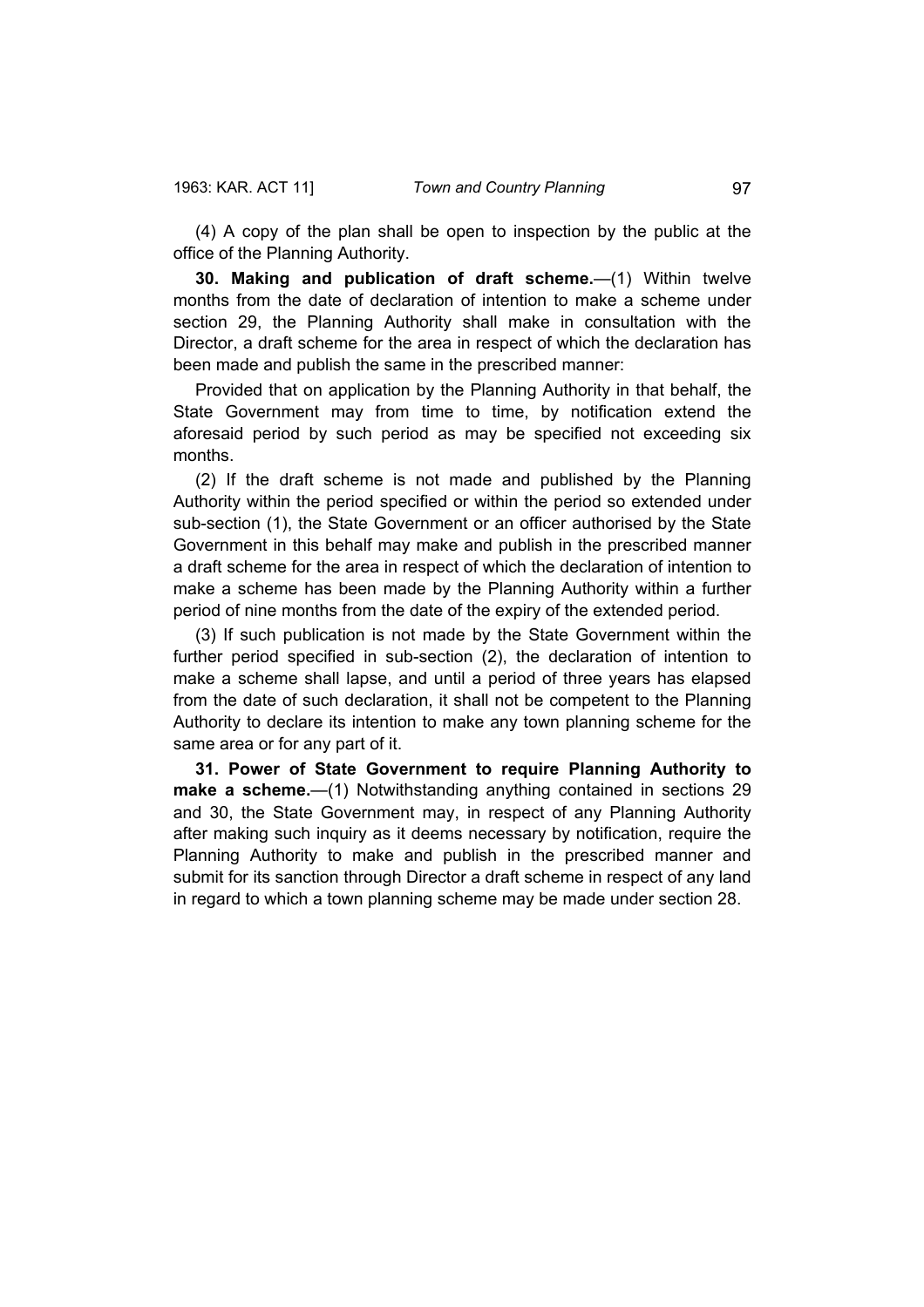(4) A copy of the plan shall be open to inspection by the public at the office of the Planning Authority.

**30. Making and publication of draft scheme.**—(1) Within twelve months from the date of declaration of intention to make a scheme under section 29, the Planning Authority shall make in consultation with the Director, a draft scheme for the area in respect of which the declaration has been made and publish the same in the prescribed manner:

Provided that on application by the Planning Authority in that behalf, the State Government may from time to time, by notification extend the aforesaid period by such period as may be specified not exceeding six months.

(2) If the draft scheme is not made and published by the Planning Authority within the period specified or within the period so extended under sub-section (1), the State Government or an officer authorised by the State Government in this behalf may make and publish in the prescribed manner a draft scheme for the area in respect of which the declaration of intention to make a scheme has been made by the Planning Authority within a further period of nine months from the date of the expiry of the extended period.

(3) If such publication is not made by the State Government within the further period specified in sub-section (2), the declaration of intention to make a scheme shall lapse, and until a period of three years has elapsed from the date of such declaration, it shall not be competent to the Planning Authority to declare its intention to make any town planning scheme for the same area or for any part of it.

**31. Power of State Government to require Planning Authority to make a scheme.**—(1) Notwithstanding anything contained in sections 29 and 30, the State Government may, in respect of any Planning Authority after making such inquiry as it deems necessary by notification, require the Planning Authority to make and publish in the prescribed manner and submit for its sanction through Director a draft scheme in respect of any land in regard to which a town planning scheme may be made under section 28.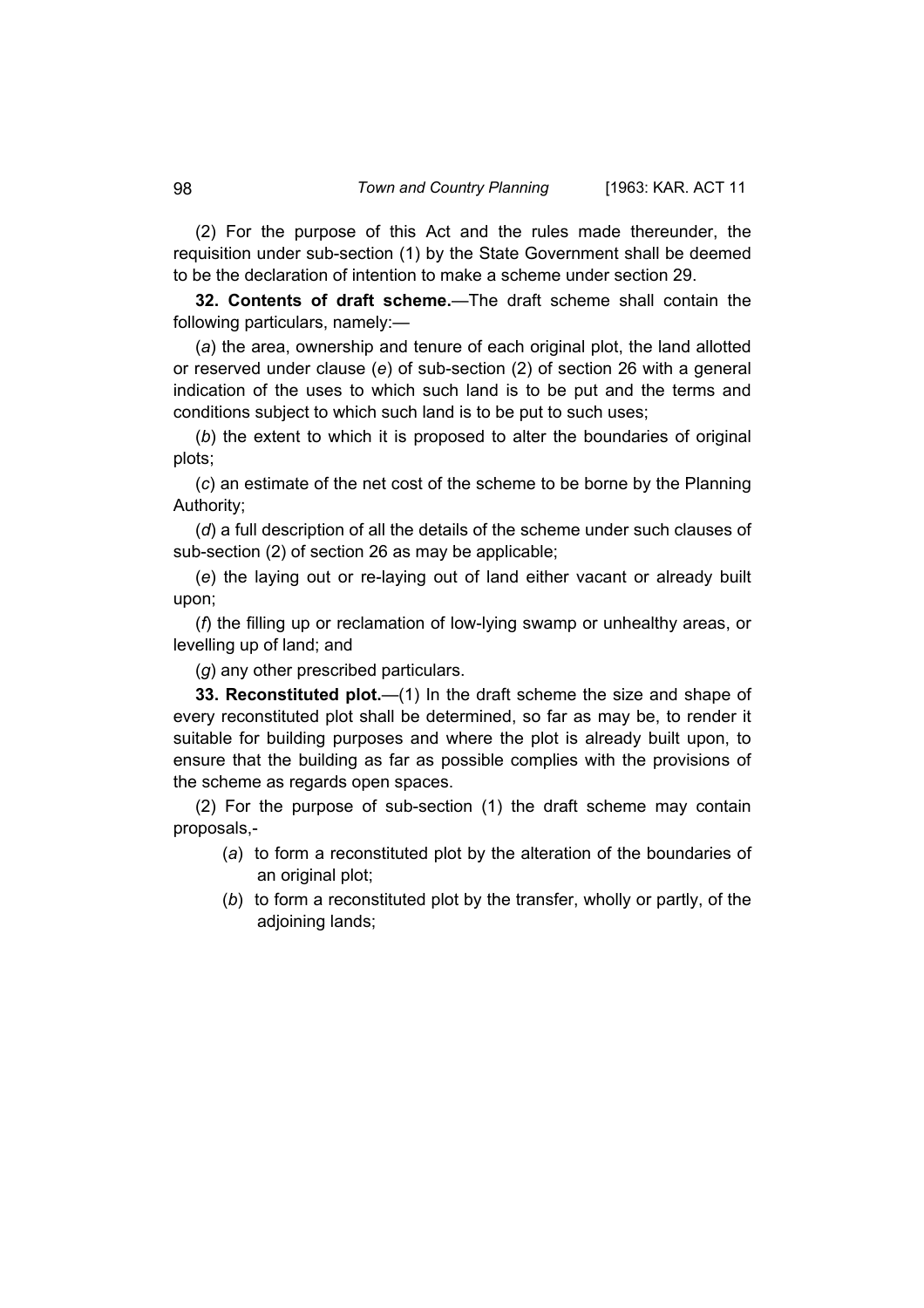(2) For the purpose of this Act and the rules made thereunder, the requisition under sub-section (1) by the State Government shall be deemed to be the declaration of intention to make a scheme under section 29.

**32. Contents of draft scheme.**—The draft scheme shall contain the following particulars, namely:—

(*a*) the area, ownership and tenure of each original plot, the land allotted or reserved under clause (*e*) of sub-section (2) of section 26 with a general indication of the uses to which such land is to be put and the terms and conditions subject to which such land is to be put to such uses;

(*b*) the extent to which it is proposed to alter the boundaries of original plots;

(*c*) an estimate of the net cost of the scheme to be borne by the Planning Authority;

(*d*) a full description of all the details of the scheme under such clauses of sub-section (2) of section 26 as may be applicable;

(*e*) the laying out or re-laying out of land either vacant or already built upon;

(*f*) the filling up or reclamation of low-lying swamp or unhealthy areas, or levelling up of land; and

(*g*) any other prescribed particulars.

**33. Reconstituted plot.**—(1) In the draft scheme the size and shape of every reconstituted plot shall be determined, so far as may be, to render it suitable for building purposes and where the plot is already built upon, to ensure that the building as far as possible complies with the provisions of the scheme as regards open spaces.

(2) For the purpose of sub-section (1) the draft scheme may contain proposals,-

(*a*) to form a reconstituted plot by the alteration of the boundaries of an original plot;

(*b*) to form a reconstituted plot by the transfer, wholly or partly, of the adjoining lands;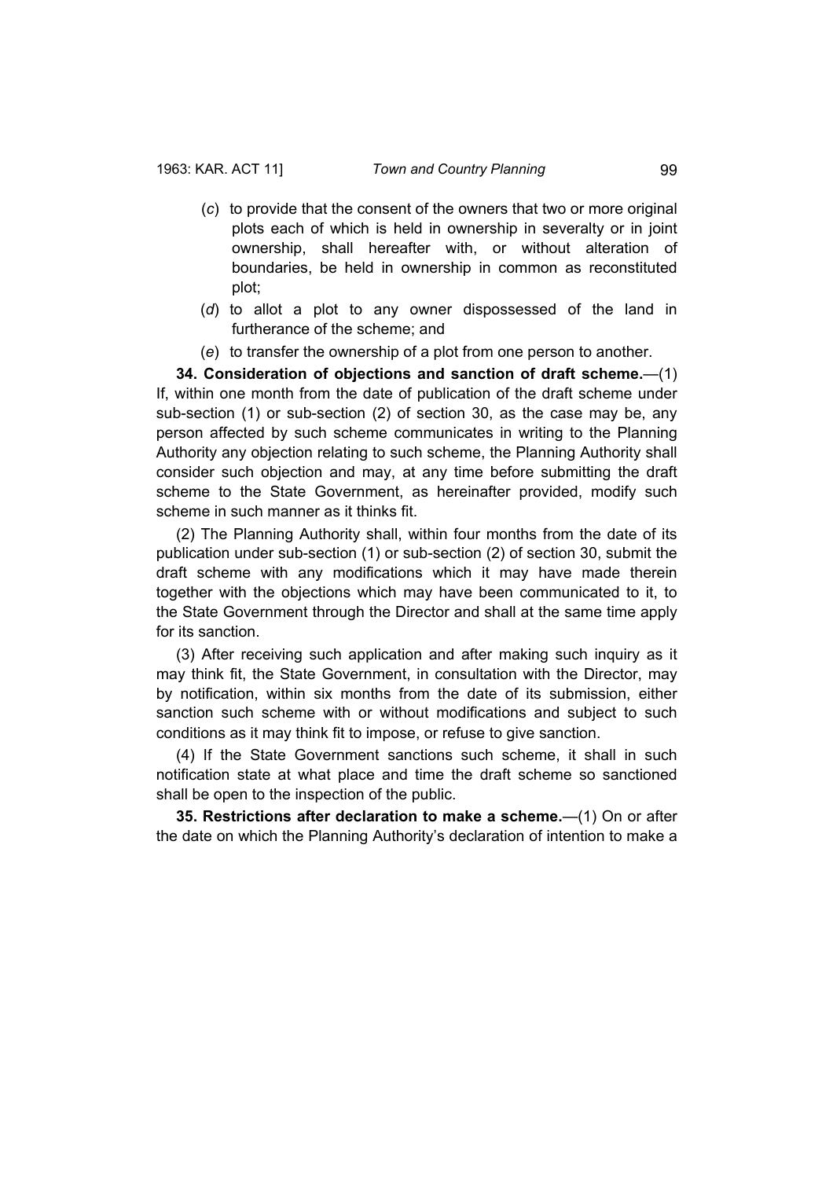(*c*) to provide that the consent of the owners that two or more original plots each of which is held in ownership in severalty or in joint ownership, shall hereafter with, or without alteration of boundaries, be held in ownership in common as reconstituted plot;

(*d*) to allot a plot to any owner dispossessed of the land in furtherance of the scheme; and

(*e*) to transfer the ownership of a plot from one person to another.

**34. Consideration of objections and sanction of draft scheme.**—(1) If, within one month from the date of publication of the draft scheme under sub-section (1) or sub-section (2) of section 30, as the case may be, any person affected by such scheme communicates in writing to the Planning Authority any objection relating to such scheme, the Planning Authority shall consider such objection and may, at any time before submitting the draft scheme to the State Government, as hereinafter provided, modify such scheme in such manner as it thinks fit.

(2) The Planning Authority shall, within four months from the date of its publication under sub-section (1) or sub-section (2) of section 30, submit the draft scheme with any modifications which it may have made therein together with the objections which may have been communicated to it, to the State Government through the Director and shall at the same time apply for its sanction.

(3) After receiving such application and after making such inquiry as it may think fit, the State Government, in consultation with the Director, may by notification, within six months from the date of its submission, either sanction such scheme with or without modifications and subject to such conditions as it may think fit to impose, or refuse to give sanction.

(4) If the State Government sanctions such scheme, it shall in such notification state at what place and time the draft scheme so sanctioned shall be open to the inspection of the public.

**35. Restrictions after declaration to make a scheme.**—(1) On or after the date on which the Planning Authority's declaration of intention to make a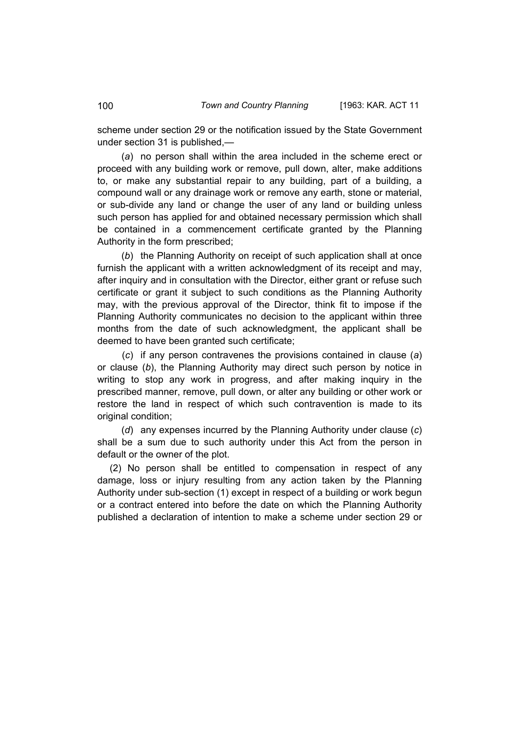scheme under section 29 or the notification issued by the State Government under section 31 is published,—

(*a*) no person shall within the area included in the scheme erect or proceed with any building work or remove, pull down, alter, make additions to, or make any substantial repair to any building, part of a building, a compound wall or any drainage work or remove any earth, stone or material, or sub-divide any land or change the user of any land or building unless such person has applied for and obtained necessary permission which shall be contained in a commencement certificate granted by the Planning Authority in the form prescribed;

(*b*) the Planning Authority on receipt of such application shall at once furnish the applicant with a written acknowledgment of its receipt and may, after inquiry and in consultation with the Director, either grant or refuse such certificate or grant it subject to such conditions as the Planning Authority may, with the previous approval of the Director, think fit to impose if the Planning Authority communicates no decision to the applicant within three months from the date of such acknowledgment, the applicant shall be deemed to have been granted such certificate;

(*c*) if any person contravenes the provisions contained in clause (*a*) or clause (*b*), the Planning Authority may direct such person by notice in writing to stop any work in progress, and after making inquiry in the prescribed manner, remove, pull down, or alter any building or other work or restore the land in respect of which such contravention is made to its original condition;

(*d*) any expenses incurred by the Planning Authority under clause (*c*) shall be a sum due to such authority under this Act from the person in default or the owner of the plot.

(2) No person shall be entitled to compensation in respect of any damage, loss or injury resulting from any action taken by the Planning Authority under sub-section (1) except in respect of a building or work begun or a contract entered into before the date on which the Planning Authority published a declaration of intention to make a scheme under section 29 or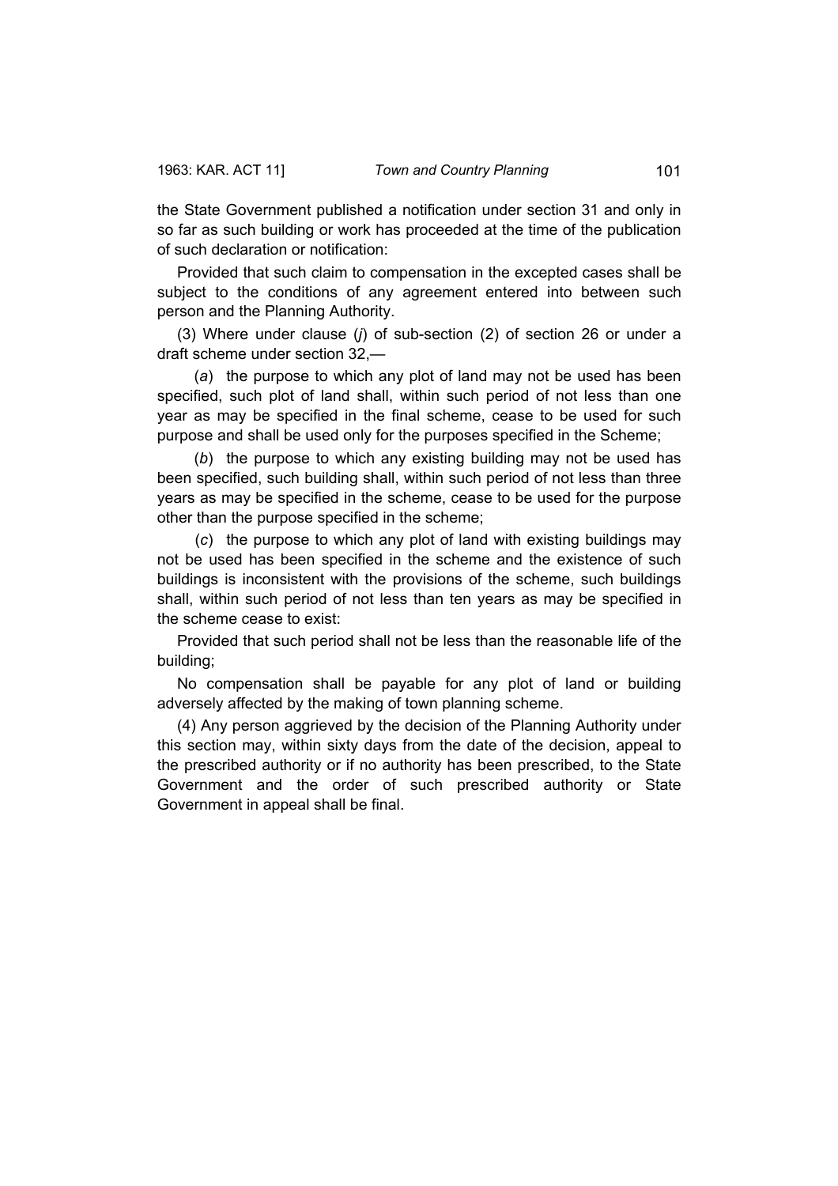the State Government published a notification under section 31 and only in so far as such building or work has proceeded at the time of the publication of such declaration or notification:

Provided that such claim to compensation in the excepted cases shall be subject to the conditions of any agreement entered into between such person and the Planning Authority.

(3) Where under clause (*j*) of sub-section (2) of section 26 or under a draft scheme under section 32,—

(*a*) the purpose to which any plot of land may not be used has been specified, such plot of land shall, within such period of not less than one year as may be specified in the final scheme, cease to be used for such purpose and shall be used only for the purposes specified in the Scheme;

(*b*) the purpose to which any existing building may not be used has been specified, such building shall, within such period of not less than three years as may be specified in the scheme, cease to be used for the purpose other than the purpose specified in the scheme;

(*c*) the purpose to which any plot of land with existing buildings may not be used has been specified in the scheme and the existence of such buildings is inconsistent with the provisions of the scheme, such buildings shall, within such period of not less than ten years as may be specified in the scheme cease to exist:

Provided that such period shall not be less than the reasonable life of the building;

No compensation shall be payable for any plot of land or building adversely affected by the making of town planning scheme.

(4) Any person aggrieved by the decision of the Planning Authority under this section may, within sixty days from the date of the decision, appeal to the prescribed authority or if no authority has been prescribed, to the State Government and the order of such prescribed authority or State Government in appeal shall be final.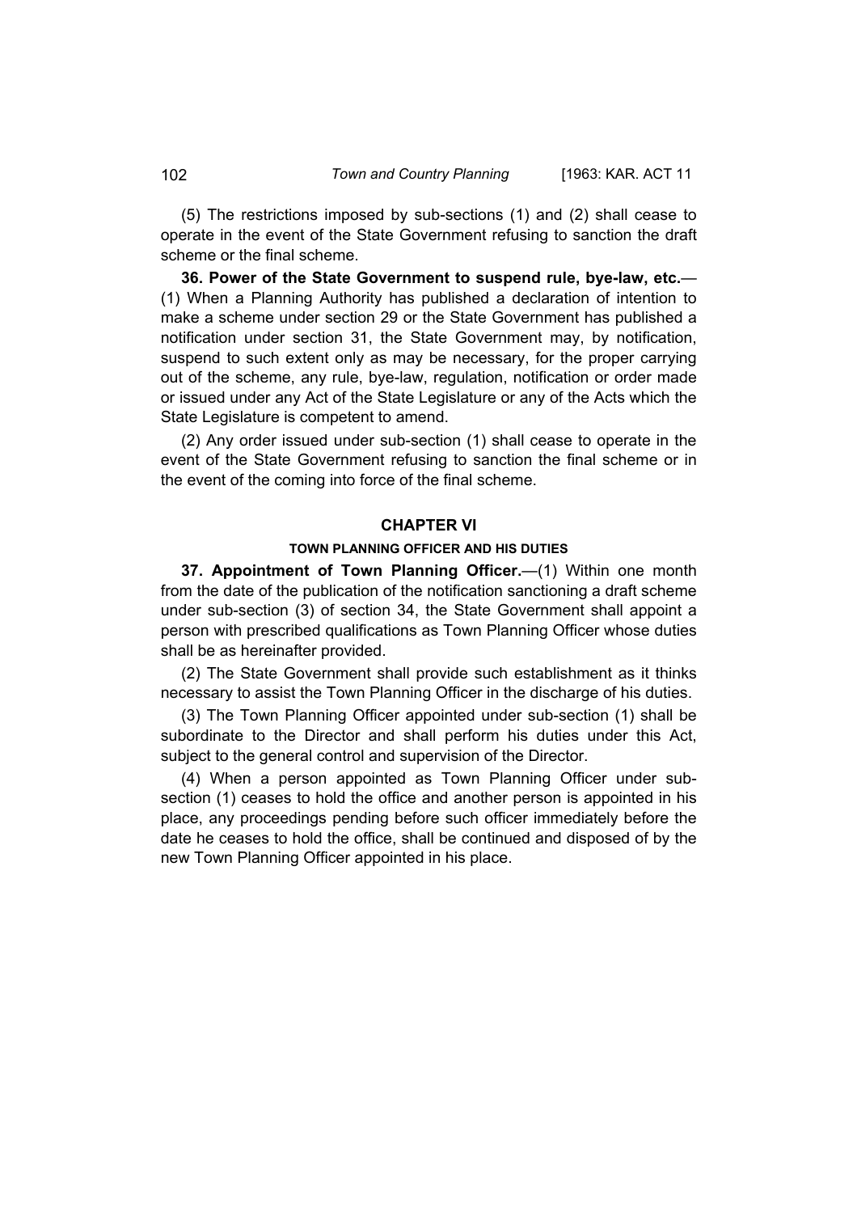(5) The restrictions imposed by sub-sections (1) and (2) shall cease to operate in the event of the State Government refusing to sanction the draft scheme or the final scheme.

**36. Power of the State Government to suspend rule, bye-law, etc.**—(1) When a Planning Authority has published a declaration of intention to make a scheme under section 29 or the State Government has published a notification under section 31, the State Government may, by notification, suspend to such extent only as may be necessary, for the proper carrying out of the scheme, any rule, bye-law, regulation, notification or order made or issued under any Act of the State Legislature or any of the Acts which the State Legislature is competent to amend.

(2) Any order issued under sub-section (1) shall cease to operate in the event of the State Government refusing to sanction the final scheme or in the event of the coming into force of the final scheme.

## CHAPTER VI

### TOWN PLANNING OFFICER AND HIS DUTIES

**37. Appointment of Town Planning Officer.**—(1) Within one month from the date of the publication of the notification sanctioning a draft scheme under sub-section (3) of section 34, the State Government shall appoint a person with prescribed qualifications as Town Planning Officer whose duties shall be as hereinafter provided.

(2) The State Government shall provide such establishment as it thinks necessary to assist the Town Planning Officer in the discharge of his duties.

(3) The Town Planning Officer appointed under sub-section (1) shall be subordinate to the Director and shall perform his duties under this Act, subject to the general control and supervision of the Director.

(4) When a person appointed as Town Planning Officer under sub-section (1) ceases to hold the office and another person is appointed in his place, any proceedings pending before such officer immediately before the date he ceases to hold the office, shall be continued and disposed of by the new Town Planning Officer appointed in his place.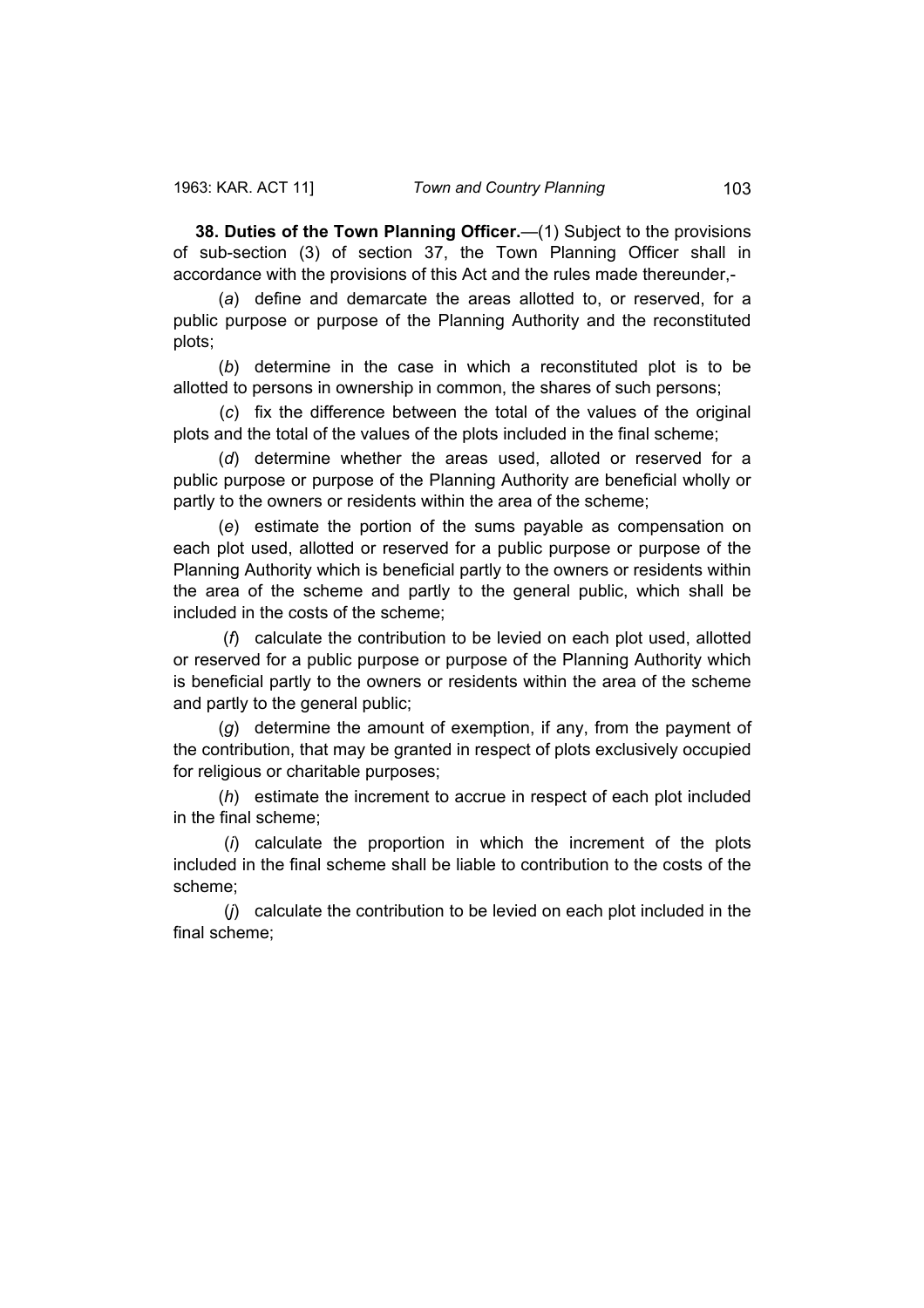**38. Duties of the Town Planning Officer.**—(1) Subject to the provisions of sub-section (3) of section 37, the Town Planning Officer shall in accordance with the provisions of this Act and the rules made thereunder,-

(*a*) define and demarcate the areas allotted to, or reserved, for a public purpose or purpose of the Planning Authority and the reconstituted plots;

(*b*) determine in the case in which a reconstituted plot is to be allotted to persons in ownership in common, the shares of such persons;

(*c*) fix the difference between the total of the values of the original plots and the total of the values of the plots included in the final scheme;

(*d*) determine whether the areas used, alloted or reserved for a public purpose or purpose of the Planning Authority are beneficial wholly or partly to the owners or residents within the area of the scheme;

(*e*) estimate the portion of the sums payable as compensation on each plot used, allotted or reserved for a public purpose or purpose of the Planning Authority which is beneficial partly to the owners or residents within the area of the scheme and partly to the general public, which shall be included in the costs of the scheme;

(*f*) calculate the contribution to be levied on each plot used, allotted or reserved for a public purpose or purpose of the Planning Authority which is beneficial partly to the owners or residents within the area of the scheme and partly to the general public;

(*g*) determine the amount of exemption, if any, from the payment of the contribution, that may be granted in respect of plots exclusively occupied for religious or charitable purposes;

(*h*) estimate the increment to accrue in respect of each plot included in the final scheme;

(*i*) calculate the proportion in which the increment of the plots included in the final scheme shall be liable to contribution to the costs of the scheme;

(*j*) calculate the contribution to be levied on each plot included in the final scheme;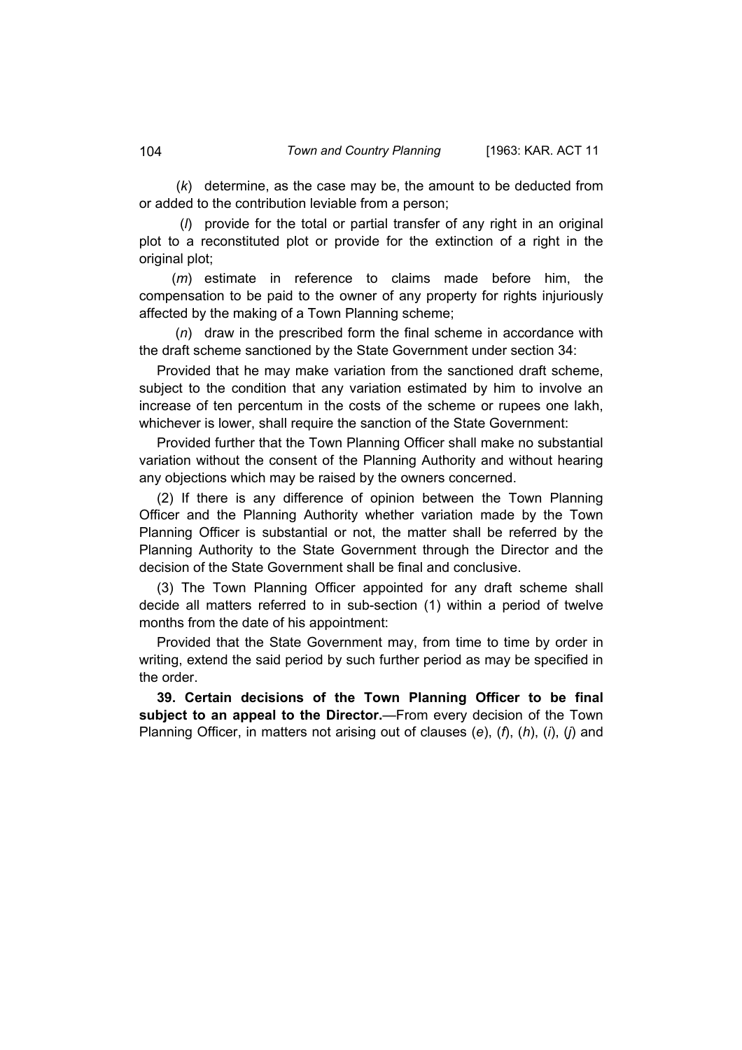(*k*) determine, as the case may be, the amount to be deducted from or added to the contribution leviable from a person;

(*l*) provide for the total or partial transfer of any right in an original plot to a reconstituted plot or provide for the extinction of a right in the original plot;

(*m*) estimate in reference to claims made before him, the compensation to be paid to the owner of any property for rights injuriously affected by the making of a Town Planning scheme;

(*n*) draw in the prescribed form the final scheme in accordance with the draft scheme sanctioned by the State Government under section 34:

Provided that he may make variation from the sanctioned draft scheme, subject to the condition that any variation estimated by him to involve an increase of ten percentum in the costs of the scheme or rupees one lakh, whichever is lower, shall require the sanction of the State Government:

Provided further that the Town Planning Officer shall make no substantial variation without the consent of the Planning Authority and without hearing any objections which may be raised by the owners concerned.

(2) If there is any difference of opinion between the Town Planning Officer and the Planning Authority whether variation made by the Town Planning Officer is substantial or not, the matter shall be referred by the Planning Authority to the State Government through the Director and the decision of the State Government shall be final and conclusive.

(3) The Town Planning Officer appointed for any draft scheme shall decide all matters referred to in sub-section (1) within a period of twelve months from the date of his appointment:

Provided that the State Government may, from time to time by order in writing, extend the said period by such further period as may be specified in the order.

**39. Certain decisions of the Town Planning Officer to be final subject to an appeal to the Director.**—From every decision of the Town Planning Officer, in matters not arising out of clauses (*e*), (*f*), (*h*), (*i*), (*j*) and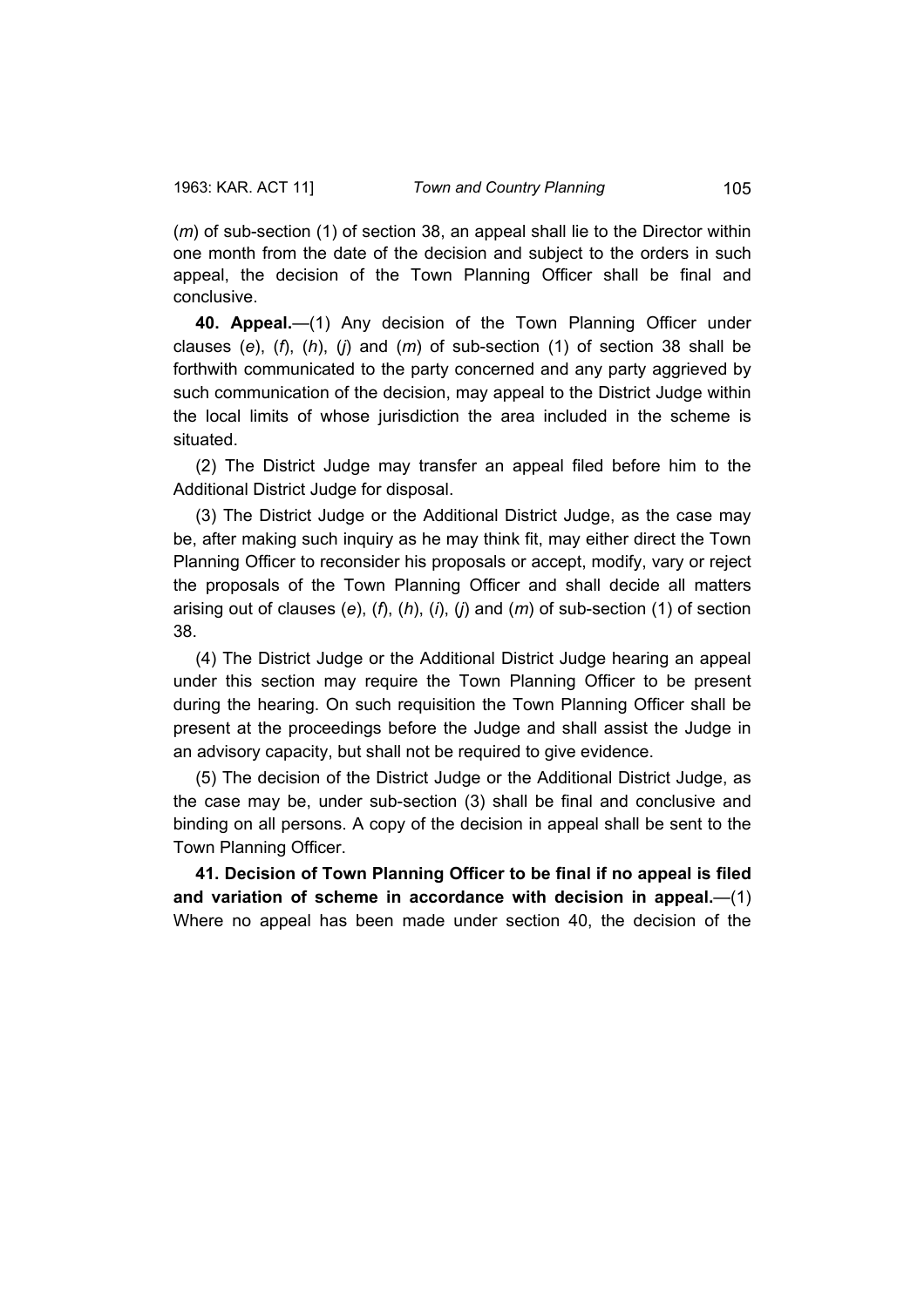(*m*) of sub-section (1) of section 38, an appeal shall lie to the Director within one month from the date of the decision and subject to the orders in such appeal, the decision of the Town Planning Officer shall be final and conclusive.

**40. Appeal.**—(1) Any decision of the Town Planning Officer under clauses (*e*), (*f*), (*h*), (*j*) and (*m*) of sub-section (1) of section 38 shall be forthwith communicated to the party concerned and any party aggrieved by such communication of the decision, may appeal to the District Judge within the local limits of whose jurisdiction the area included in the scheme is situated.

(2) The District Judge may transfer an appeal filed before him to the Additional District Judge for disposal.

(3) The District Judge or the Additional District Judge, as the case may be, after making such inquiry as he may think fit, may either direct the Town Planning Officer to reconsider his proposals or accept, modify, vary or reject the proposals of the Town Planning Officer and shall decide all matters arising out of clauses (*e*), (*f*), (*h*), (*i*), (*j*) and (*m*) of sub-section (1) of section 38.

(4) The District Judge or the Additional District Judge hearing an appeal under this section may require the Town Planning Officer to be present during the hearing. On such requisition the Town Planning Officer shall be present at the proceedings before the Judge and shall assist the Judge in an advisory capacity, but shall not be required to give evidence.

(5) The decision of the District Judge or the Additional District Judge, as the case may be, under sub-section (3) shall be final and conclusive and binding on all persons. A copy of the decision in appeal shall be sent to the Town Planning Officer.

**41. Decision of Town Planning Officer to be final if no appeal is filed and variation of scheme in accordance with decision in appeal.**—(1) Where no appeal has been made under section 40, the decision of the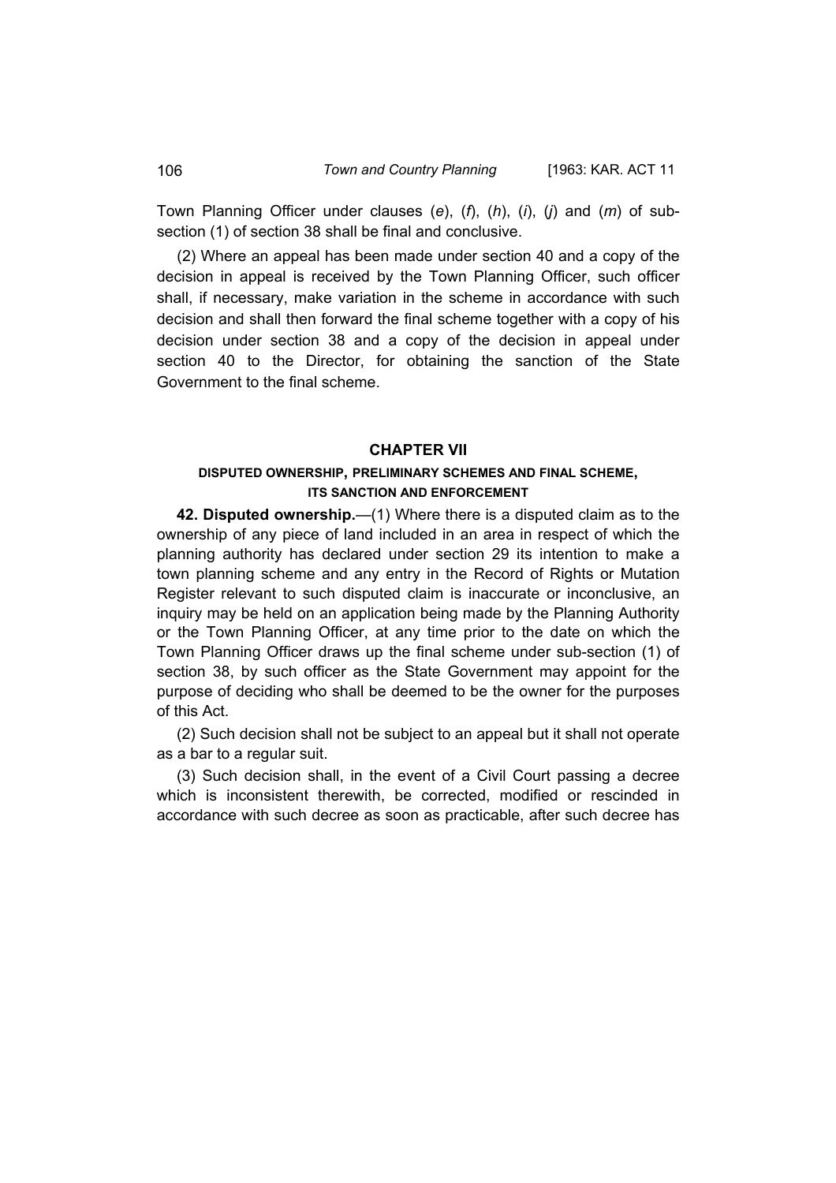Town Planning Officer under clauses (*e*), (*f*), (*h*), (*i*), (*j*) and (*m*) of sub-section (1) of section 38 shall be final and conclusive.

(2) Where an appeal has been made under section 40 and a copy of the decision in appeal is received by the Town Planning Officer, such officer shall, if necessary, make variation in the scheme in accordance with such decision and shall then forward the final scheme together with a copy of his decision under section 38 and a copy of the decision in appeal under section 40 to the Director, for obtaining the sanction of the State Government to the final scheme.

## CHAPTER VII

### DISPUTED OWNERSHIP, PRELIMINARY SCHEMES AND FINAL SCHEME, ITS SANCTION AND ENFORCEMENT

**42. Disputed ownership.**—(1) Where there is a disputed claim as to the ownership of any piece of land included in an area in respect of which the planning authority has declared under section 29 its intention to make a town planning scheme and any entry in the Record of Rights or Mutation Register relevant to such disputed claim is inaccurate or inconclusive, an inquiry may be held on an application being made by the Planning Authority or the Town Planning Officer, at any time prior to the date on which the Town Planning Officer draws up the final scheme under sub-section (1) of section 38, by such officer as the State Government may appoint for the purpose of deciding who shall be deemed to be the owner for the purposes of this Act.

(2) Such decision shall not be subject to an appeal but it shall not operate as a bar to a regular suit.

(3) Such decision shall, in the event of a Civil Court passing a decree which is inconsistent therewith, be corrected, modified or rescinded in accordance with such decree as soon as practicable, after such decree has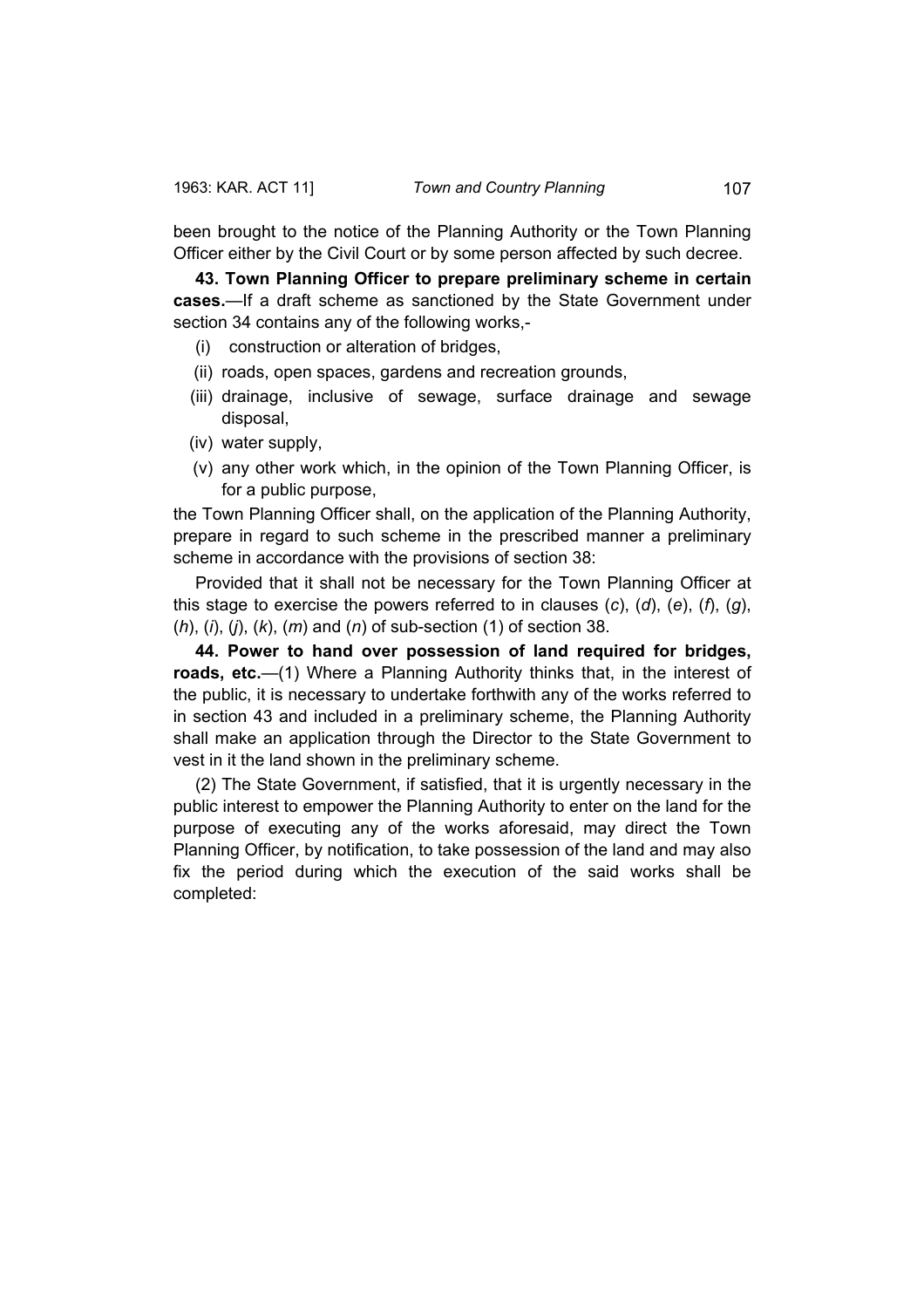been brought to the notice of the Planning Authority or the Town Planning Officer either by the Civil Court or by some person affected by such decree.

**43. Town Planning Officer to prepare preliminary scheme in certain cases.**—If a draft scheme as sanctioned by the State Government under section 34 contains any of the following works,-

(i) construction or alteration of bridges,

(ii) roads, open spaces, gardens and recreation grounds,

(iii) drainage, inclusive of sewage, surface drainage and sewage disposal,

(iv) water supply,

(v) any other work which, in the opinion of the Town Planning Officer, is for a public purpose,

the Town Planning Officer shall, on the application of the Planning Authority, prepare in regard to such scheme in the prescribed manner a preliminary scheme in accordance with the provisions of section 38:

Provided that it shall not be necessary for the Town Planning Officer at this stage to exercise the powers referred to in clauses (*c*), (*d*), (*e*), (*f*), (*g*), (*h*), (*i*), (*j*), (*k*), (*m*) and (*n*) of sub-section (1) of section 38.

**44. Power to hand over possession of land required for bridges, roads, etc.**—(1) Where a Planning Authority thinks that, in the interest of the public, it is necessary to undertake forthwith any of the works referred to in section 43 and included in a preliminary scheme, the Planning Authority shall make an application through the Director to the State Government to vest in it the land shown in the preliminary scheme.

(2) The State Government, if satisfied, that it is urgently necessary in the public interest to empower the Planning Authority to enter on the land for the purpose of executing any of the works aforesaid, may direct the Town Planning Officer, by notification, to take possession of the land and may also fix the period during which the execution of the said works shall be completed: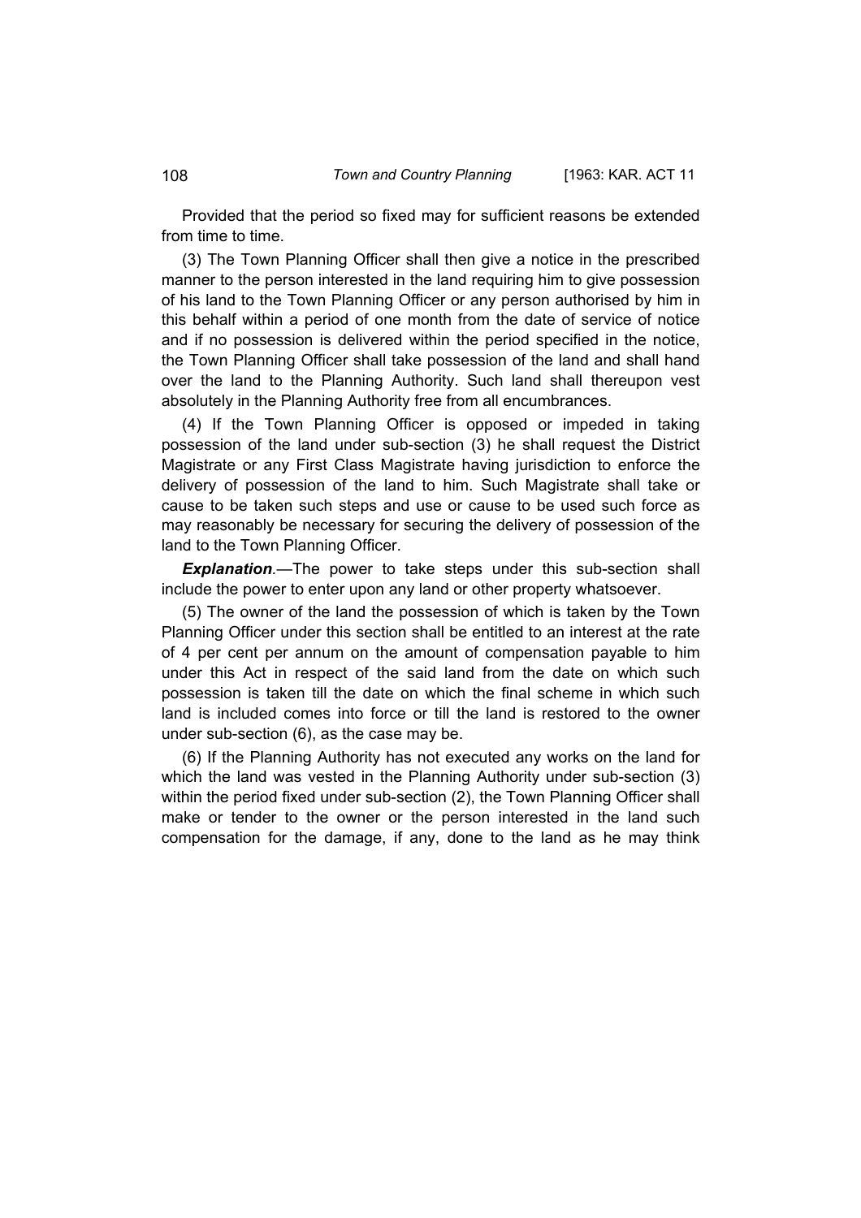Provided that the period so fixed may for sufficient reasons be extended from time to time.

(3) The Town Planning Officer shall then give a notice in the prescribed manner to the person interested in the land requiring him to give possession of his land to the Town Planning Officer or any person authorised by him in this behalf within a period of one month from the date of service of notice and if no possession is delivered within the period specified in the notice, the Town Planning Officer shall take possession of the land and shall hand over the land to the Planning Authority. Such land shall thereupon vest absolutely in the Planning Authority free from all encumbrances.

(4) If the Town Planning Officer is opposed or impeded in taking possession of the land under sub-section (3) he shall request the District Magistrate or any First Class Magistrate having jurisdiction to enforce the delivery of possession of the land to him. Such Magistrate shall take or cause to be taken such steps and use or cause to be used such force as may reasonably be necessary for securing the delivery of possession of the land to the Town Planning Officer.

***Explanation***.—The power to take steps under this sub-section shall include the power to enter upon any land or other property whatsoever.

(5) The owner of the land the possession of which is taken by the Town Planning Officer under this section shall be entitled to an interest at the rate of 4 per cent per annum on the amount of compensation payable to him under this Act in respect of the said land from the date on which such possession is taken till the date on which the final scheme in which such land is included comes into force or till the land is restored to the owner under sub-section (6), as the case may be.

(6) If the Planning Authority has not executed any works on the land for which the land was vested in the Planning Authority under sub-section (3) within the period fixed under sub-section (2), the Town Planning Officer shall make or tender to the owner or the person interested in the land such compensation for the damage, if any, done to the land as he may think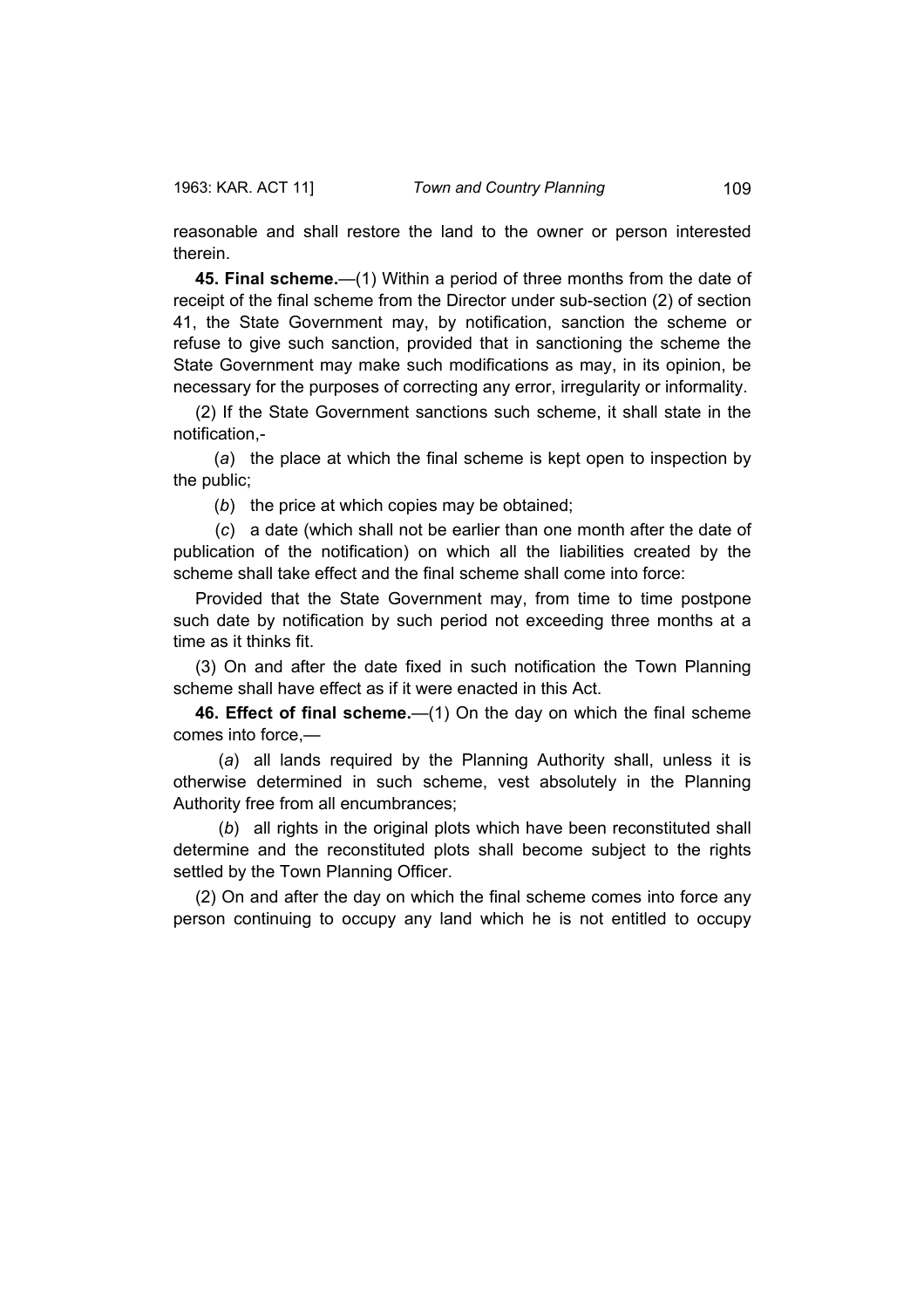reasonable and shall restore the land to the owner or person interested therein.

**45. Final scheme.**—(1) Within a period of three months from the date of receipt of the final scheme from the Director under sub-section (2) of section 41, the State Government may, by notification, sanction the scheme or refuse to give such sanction, provided that in sanctioning the scheme the State Government may make such modifications as may, in its opinion, be necessary for the purposes of correcting any error, irregularity or informality.

(2) If the State Government sanctions such scheme, it shall state in the notification,-

(*a*) the place at which the final scheme is kept open to inspection by the public;

(*b*) the price at which copies may be obtained;

(*c*) a date (which shall not be earlier than one month after the date of publication of the notification) on which all the liabilities created by the scheme shall take effect and the final scheme shall come into force:

Provided that the State Government may, from time to time postpone such date by notification by such period not exceeding three months at a time as it thinks fit.

(3) On and after the date fixed in such notification the Town Planning scheme shall have effect as if it were enacted in this Act.

**46. Effect of final scheme.**—(1) On the day on which the final scheme comes into force,—

(*a*) all lands required by the Planning Authority shall, unless it is otherwise determined in such scheme, vest absolutely in the Planning Authority free from all encumbrances;

(*b*) all rights in the original plots which have been reconstituted shall determine and the reconstituted plots shall become subject to the rights settled by the Town Planning Officer.

(2) On and after the day on which the final scheme comes into force any person continuing to occupy any land which he is not entitled to occupy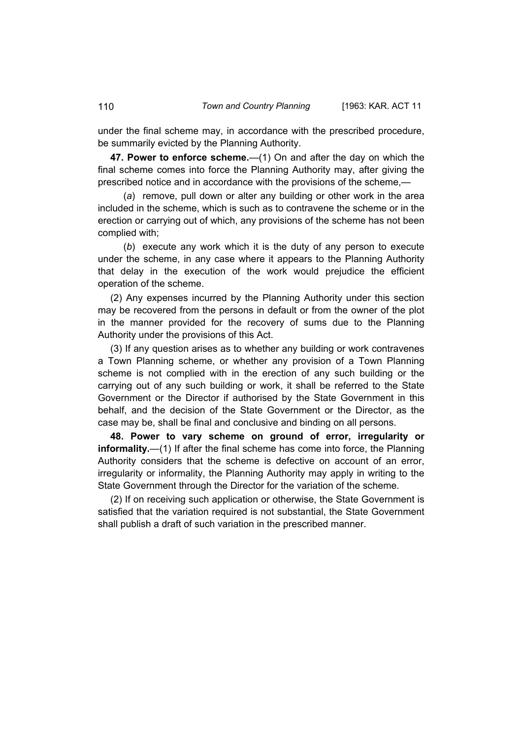under the final scheme may, in accordance with the prescribed procedure, be summarily evicted by the Planning Authority.

**47. Power to enforce scheme.**—(1) On and after the day on which the final scheme comes into force the Planning Authority may, after giving the prescribed notice and in accordance with the provisions of the scheme,—

(*a*) remove, pull down or alter any building or other work in the area included in the scheme, which is such as to contravene the scheme or in the erection or carrying out of which, any provisions of the scheme has not been complied with;

(*b*) execute any work which it is the duty of any person to execute under the scheme, in any case where it appears to the Planning Authority that delay in the execution of the work would prejudice the efficient operation of the scheme.

(2) Any expenses incurred by the Planning Authority under this section may be recovered from the persons in default or from the owner of the plot in the manner provided for the recovery of sums due to the Planning Authority under the provisions of this Act.

(3) If any question arises as to whether any building or work contravenes a Town Planning scheme, or whether any provision of a Town Planning scheme is not complied with in the erection of any such building or the carrying out of any such building or work, it shall be referred to the State Government or the Director if authorised by the State Government in this behalf, and the decision of the State Government or the Director, as the case may be, shall be final and conclusive and binding on all persons.

**48. Power to vary scheme on ground of error, irregularity or informality.**—(1) If after the final scheme has come into force, the Planning Authority considers that the scheme is defective on account of an error, irregularity or informality, the Planning Authority may apply in writing to the State Government through the Director for the variation of the scheme.

(2) If on receiving such application or otherwise, the State Government is satisfied that the variation required is not substantial, the State Government shall publish a draft of such variation in the prescribed manner.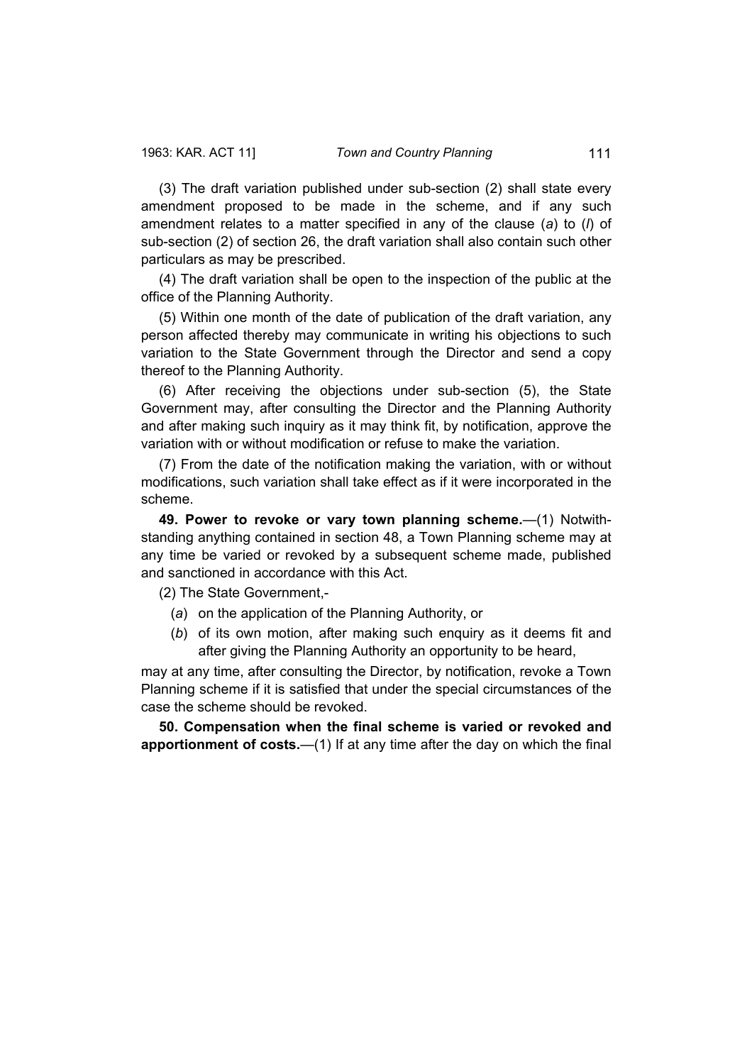(3) The draft variation published under sub-section (2) shall state every amendment proposed to be made in the scheme, and if any such amendment relates to a matter specified in any of the clause (*a*) to (*l*) of sub-section (2) of section 26, the draft variation shall also contain such other particulars as may be prescribed.

(4) The draft variation shall be open to the inspection of the public at the office of the Planning Authority.

(5) Within one month of the date of publication of the draft variation, any person affected thereby may communicate in writing his objections to such variation to the State Government through the Director and send a copy thereof to the Planning Authority.

(6) After receiving the objections under sub-section (5), the State Government may, after consulting the Director and the Planning Authority and after making such inquiry as it may think fit, by notification, approve the variation with or without modification or refuse to make the variation.

(7) From the date of the notification making the variation, with or without modifications, such variation shall take effect as if it were incorporated in the scheme.

**49. Power to revoke or vary town planning scheme.**—(1) Notwithstanding anything contained in section 48, a Town Planning scheme may at any time be varied or revoked by a subsequent scheme made, published and sanctioned in accordance with this Act.

(2) The State Government,-

(*a*) on the application of the Planning Authority, or

(*b*) of its own motion, after making such enquiry as it deems fit and after giving the Planning Authority an opportunity to be heard,

may at any time, after consulting the Director, by notification, revoke a Town Planning scheme if it is satisfied that under the special circumstances of the case the scheme should be revoked.

**50. Compensation when the final scheme is varied or revoked and apportionment of costs.**—(1) If at any time after the day on which the final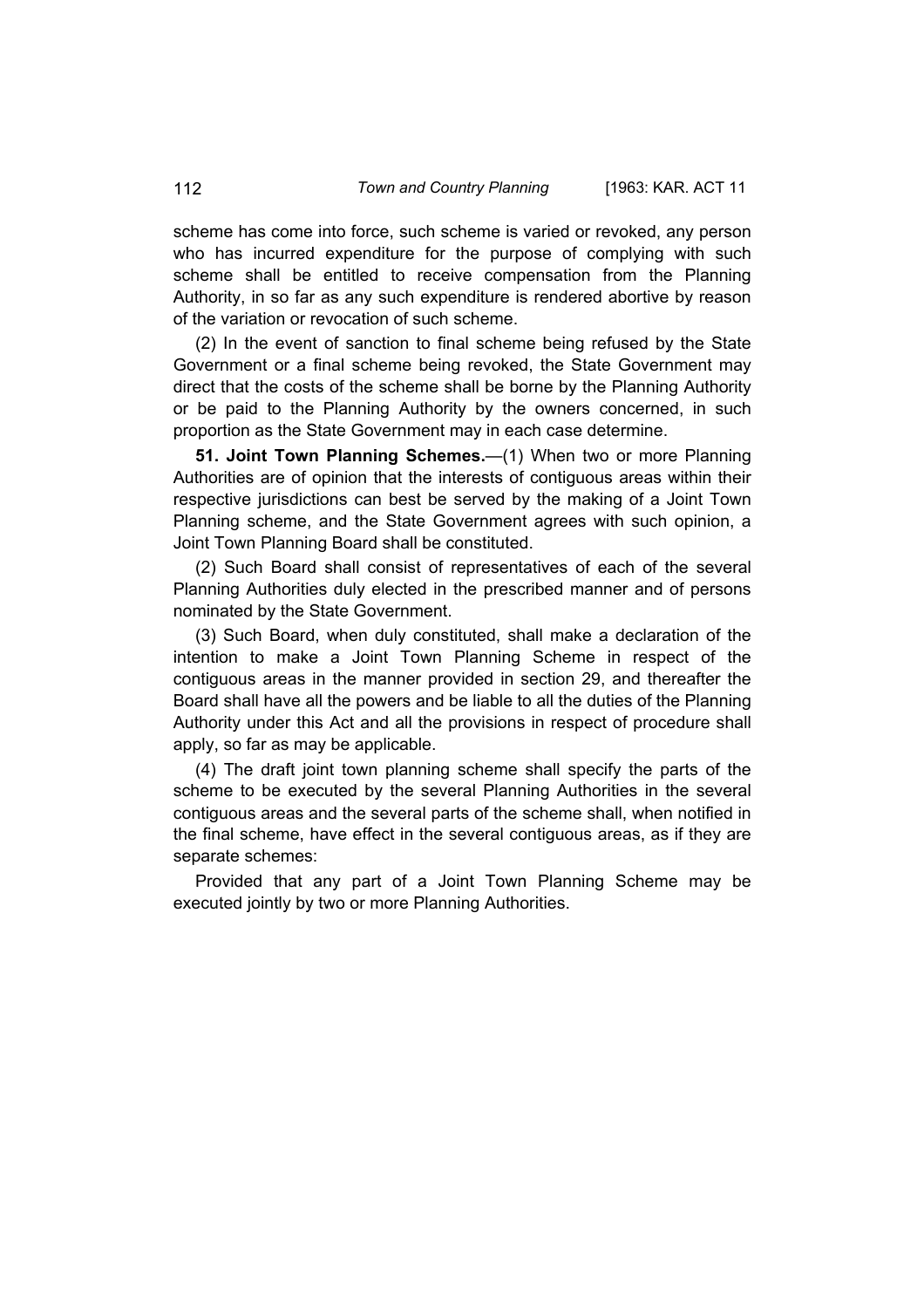scheme has come into force, such scheme is varied or revoked, any person who has incurred expenditure for the purpose of complying with such scheme shall be entitled to receive compensation from the Planning Authority, in so far as any such expenditure is rendered abortive by reason of the variation or revocation of such scheme.

(2) In the event of sanction to final scheme being refused by the State Government or a final scheme being revoked, the State Government may direct that the costs of the scheme shall be borne by the Planning Authority or be paid to the Planning Authority by the owners concerned, in such proportion as the State Government may in each case determine.

**51. Joint Town Planning Schemes.**—(1) When two or more Planning Authorities are of opinion that the interests of contiguous areas within their respective jurisdictions can best be served by the making of a Joint Town Planning scheme, and the State Government agrees with such opinion, a Joint Town Planning Board shall be constituted.

(2) Such Board shall consist of representatives of each of the several Planning Authorities duly elected in the prescribed manner and of persons nominated by the State Government.

(3) Such Board, when duly constituted, shall make a declaration of the intention to make a Joint Town Planning Scheme in respect of the contiguous areas in the manner provided in section 29, and thereafter the Board shall have all the powers and be liable to all the duties of the Planning Authority under this Act and all the provisions in respect of procedure shall apply, so far as may be applicable.

(4) The draft joint town planning scheme shall specify the parts of the scheme to be executed by the several Planning Authorities in the several contiguous areas and the several parts of the scheme shall, when notified in the final scheme, have effect in the several contiguous areas, as if they are separate schemes:

Provided that any part of a Joint Town Planning Scheme may be executed jointly by two or more Planning Authorities.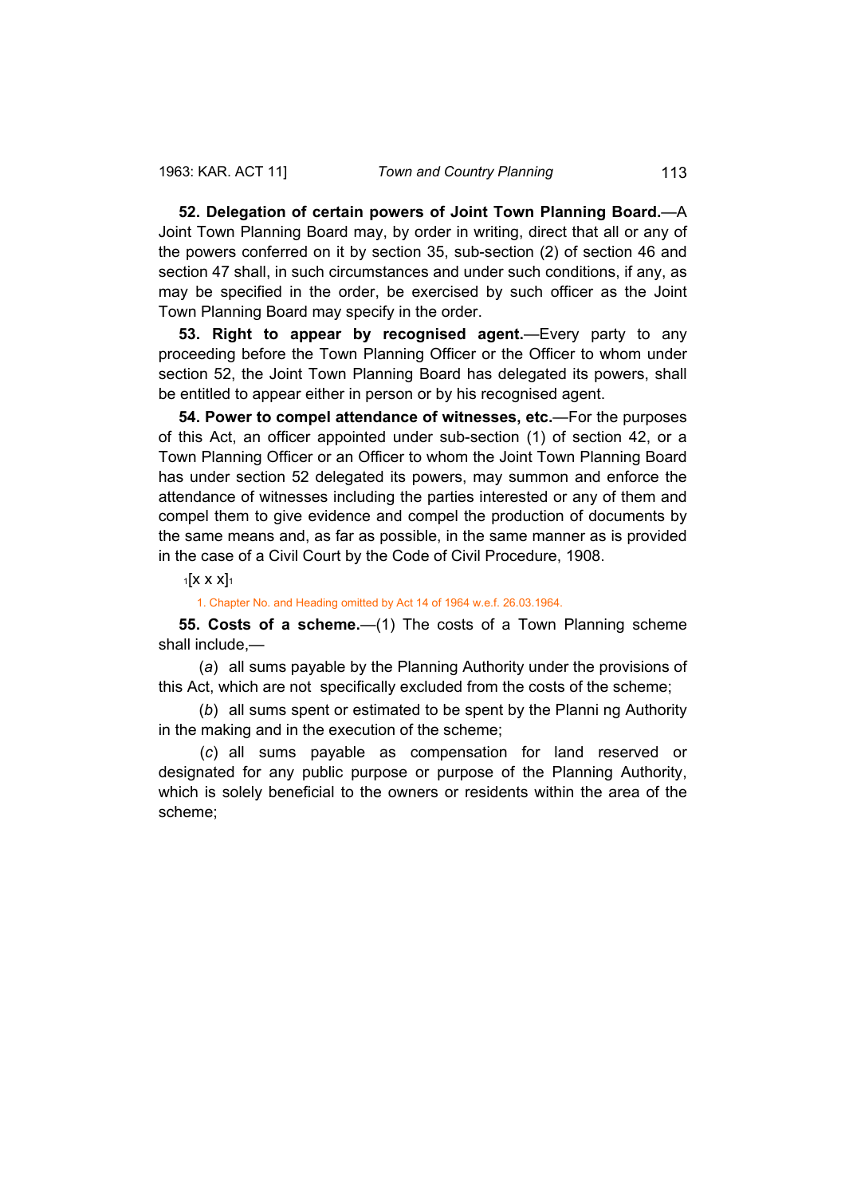**52. Delegation of certain powers of Joint Town Planning Board.**—A Joint Town Planning Board may, by order in writing, direct that all or any of the powers conferred on it by section 35, sub-section (2) of section 46 and section 47 shall, in such circumstances and under such conditions, if any, as may be specified in the order, be exercised by such officer as the Joint Town Planning Board may specify in the order.

**53. Right to appear by recognised agent.**—Every party to any proceeding before the Town Planning Officer or the Officer to whom under section 52, the Joint Town Planning Board has delegated its powers, shall be entitled to appear either in person or by his recognised agent.

**54. Power to compel attendance of witnesses, etc.**—For the purposes of this Act, an officer appointed under sub-section (1) of section 42, or a Town Planning Officer or an Officer to whom the Joint Town Planning Board has under section 52 delegated its powers, may summon and enforce the attendance of witnesses including the parties interested or any of them and compel them to give evidence and compel the production of documents by the same means and, as far as possible, in the same manner as is provided in the case of a Civil Court by the Code of Civil Procedure, 1908.

[1][x x x][1]

1. Chapter No. and Heading omitted by Act 14 of 1964 w.e.f. 26.03.1964.

**55. Costs of a scheme.**—(1) The costs of a Town Planning scheme shall include,—

(*a*) all sums payable by the Planning Authority under the provisions of this Act, which are not specifically excluded from the costs of the scheme;

(*b*) all sums spent or estimated to be spent by the Planni ng Authority in the making and in the execution of the scheme;

(*c*) all sums payable as compensation for land reserved or designated for any public purpose or purpose of the Planning Authority, which is solely beneficial to the owners or residents within the area of the scheme;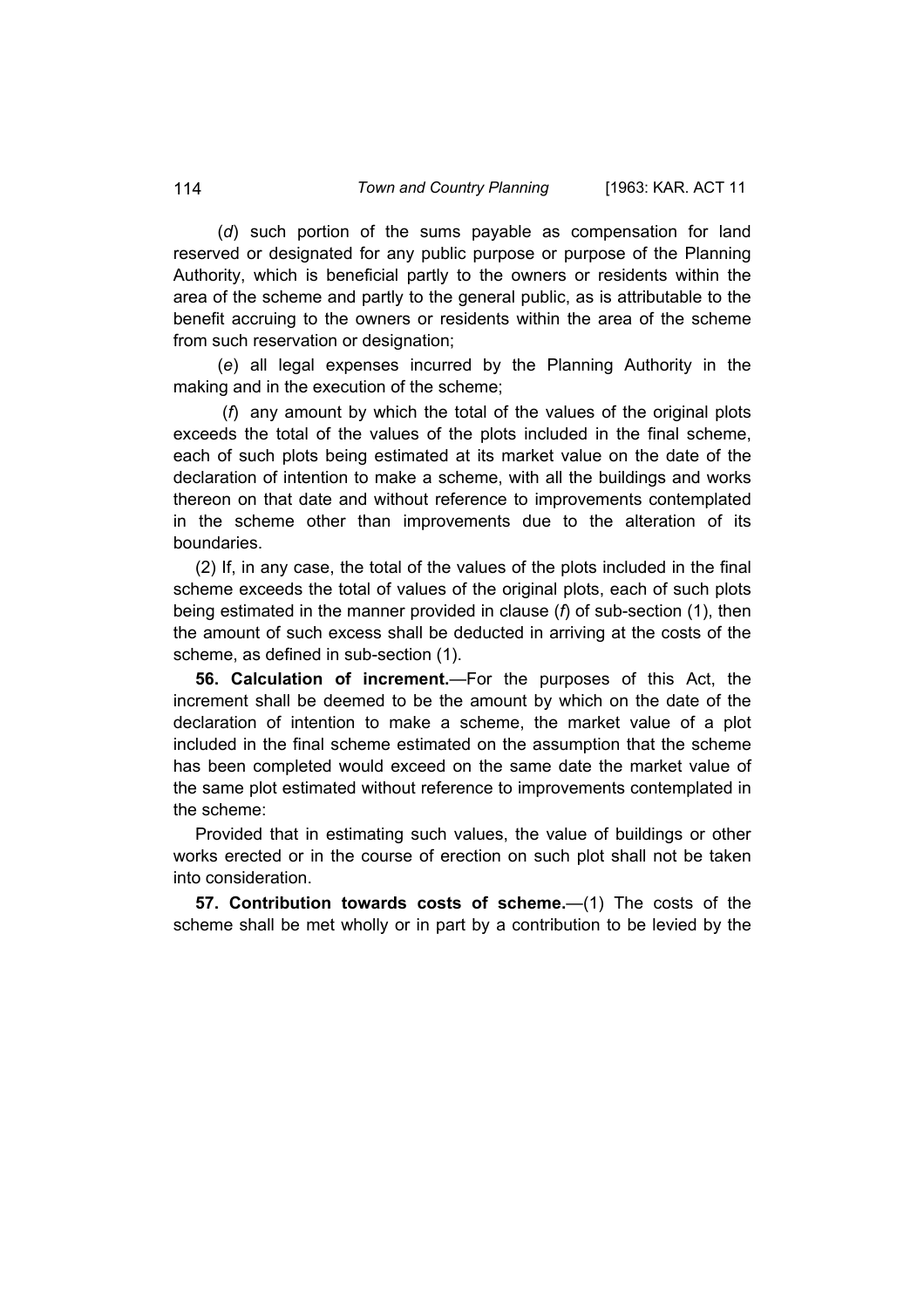(*d*) such portion of the sums payable as compensation for land reserved or designated for any public purpose or purpose of the Planning Authority, which is beneficial partly to the owners or residents within the area of the scheme and partly to the general public, as is attributable to the benefit accruing to the owners or residents within the area of the scheme from such reservation or designation;

(*e*) all legal expenses incurred by the Planning Authority in the making and in the execution of the scheme;

(*f*) any amount by which the total of the values of the original plots exceeds the total of the values of the plots included in the final scheme, each of such plots being estimated at its market value on the date of the declaration of intention to make a scheme, with all the buildings and works thereon on that date and without reference to improvements contemplated in the scheme other than improvements due to the alteration of its boundaries.

(2) If, in any case, the total of the values of the plots included in the final scheme exceeds the total of values of the original plots, each of such plots being estimated in the manner provided in clause (*f*) of sub-section (1), then the amount of such excess shall be deducted in arriving at the costs of the scheme, as defined in sub-section (1).

**56. Calculation of increment.**—For the purposes of this Act, the increment shall be deemed to be the amount by which on the date of the declaration of intention to make a scheme, the market value of a plot included in the final scheme estimated on the assumption that the scheme has been completed would exceed on the same date the market value of the same plot estimated without reference to improvements contemplated in the scheme:

Provided that in estimating such values, the value of buildings or other works erected or in the course of erection on such plot shall not be taken into consideration.

**57. Contribution towards costs of scheme.**—(1) The costs of the scheme shall be met wholly or in part by a contribution to be levied by the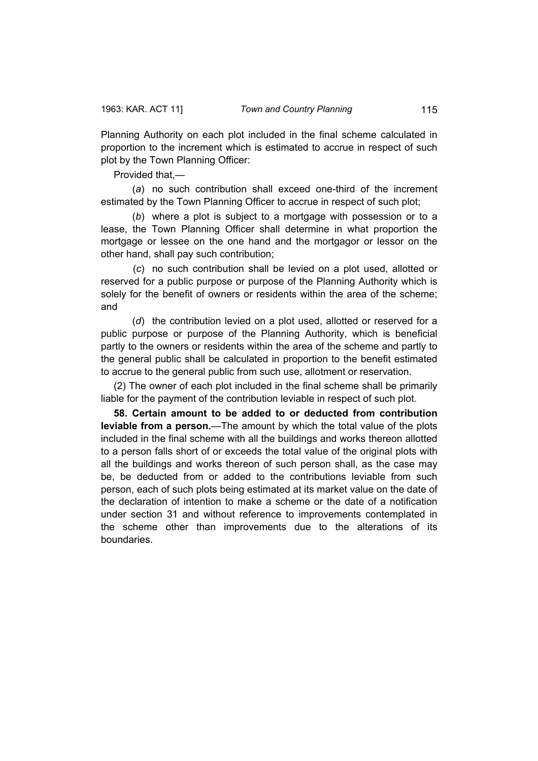Planning Authority on each plot included in the final scheme calculated in proportion to the increment which is estimated to accrue in respect of such plot by the Town Planning Officer:

Provided that,—

(*a*) no such contribution shall exceed one-third of the increment estimated by the Town Planning Officer to accrue in respect of such plot;

(*b*) where a plot is subject to a mortgage with possession or to a lease, the Town Planning Officer shall determine in what proportion the mortgage or lessee on the one hand and the mortgagor or lessor on the other hand, shall pay such contribution;

(*c*) no such contribution shall be levied on a plot used, allotted or reserved for a public purpose or purpose of the Planning Authority which is solely for the benefit of owners or residents within the area of the scheme; and

(*d*) the contribution levied on a plot used, allotted or reserved for a public purpose or purpose of the Planning Authority, which is beneficial partly to the owners or residents within the area of the scheme and partly to the general public shall be calculated in proportion to the benefit estimated to accrue to the general public from such use, allotment or reservation.

(2) The owner of each plot included in the final scheme shall be primarily liable for the payment of the contribution leviable in respect of such plot.

**58. Certain amount to be added to or deducted from contribution leviable from a person.**—The amount by which the total value of the plots included in the final scheme with all the buildings and works thereon allotted to a person falls short of or exceeds the total value of the original plots with all the buildings and works thereon of such person shall, as the case may be, be deducted from or added to the contributions leviable from such person, each of such plots being estimated at its market value on the date of the declaration of intention to make a scheme or the date of a notification under section 31 and without reference to improvements contemplated in the scheme other than improvements due to the alterations of its boundaries.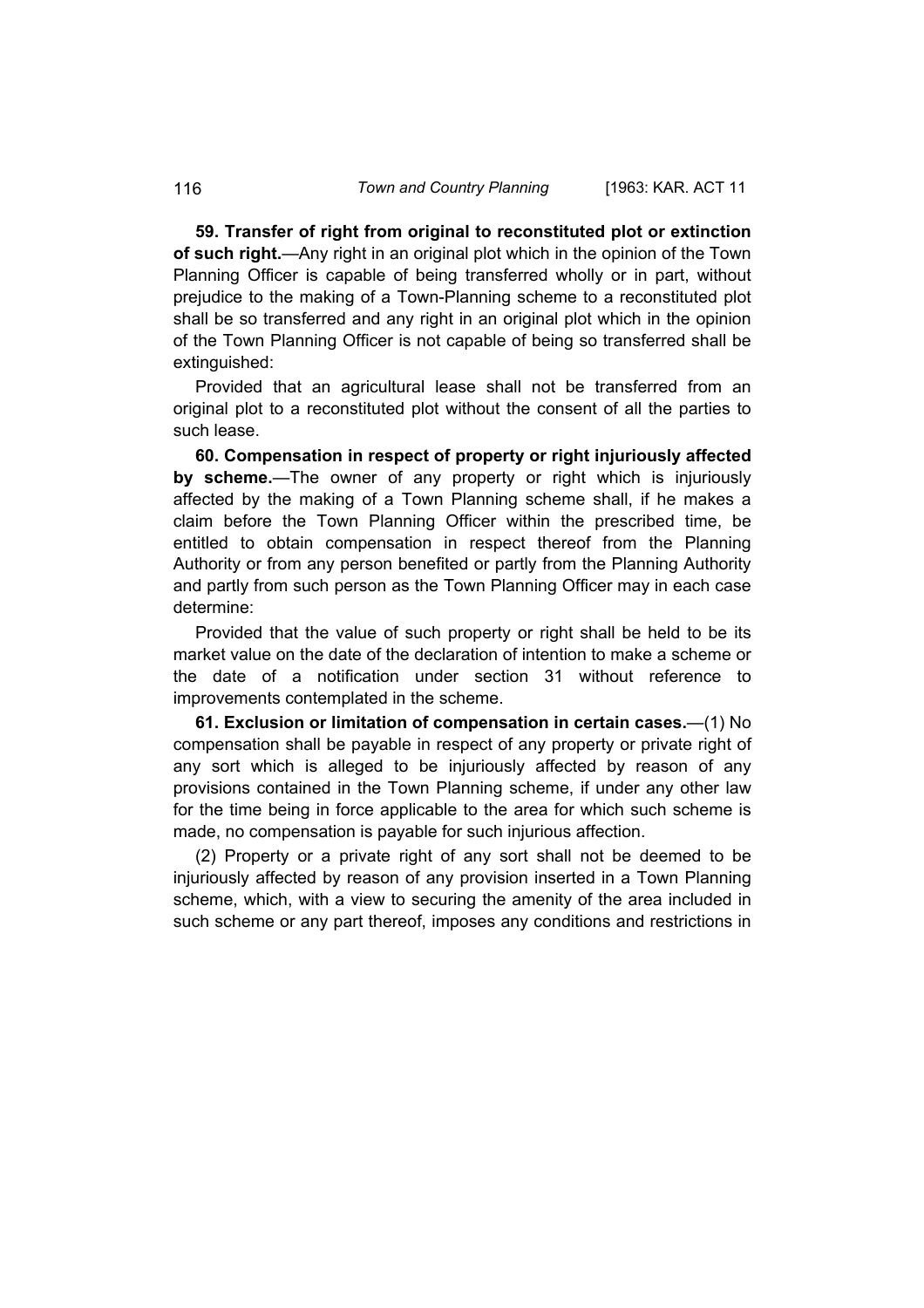**59. Transfer of right from original to reconstituted plot or extinction of such right.**—Any right in an original plot which in the opinion of the Town Planning Officer is capable of being transferred wholly or in part, without prejudice to the making of a Town-Planning scheme to a reconstituted plot shall be so transferred and any right in an original plot which in the opinion of the Town Planning Officer is not capable of being so transferred shall be extinguished:

Provided that an agricultural lease shall not be transferred from an original plot to a reconstituted plot without the consent of all the parties to such lease.

**60. Compensation in respect of property or right injuriously affected by scheme.**—The owner of any property or right which is injuriously affected by the making of a Town Planning scheme shall, if he makes a claim before the Town Planning Officer within the prescribed time, be entitled to obtain compensation in respect thereof from the Planning Authority or from any person benefited or partly from the Planning Authority and partly from such person as the Town Planning Officer may in each case determine:

Provided that the value of such property or right shall be held to be its market value on the date of the declaration of intention to make a scheme or the date of a notification under section 31 without reference to improvements contemplated in the scheme.

**61. Exclusion or limitation of compensation in certain cases.**—(1) No compensation shall be payable in respect of any property or private right of any sort which is alleged to be injuriously affected by reason of any provisions contained in the Town Planning scheme, if under any other law for the time being in force applicable to the area for which such scheme is made, no compensation is payable for such injurious affection.

(2) Property or a private right of any sort shall not be deemed to be injuriously affected by reason of any provision inserted in a Town Planning scheme, which, with a view to securing the amenity of the area included in such scheme or any part thereof, imposes any conditions and restrictions in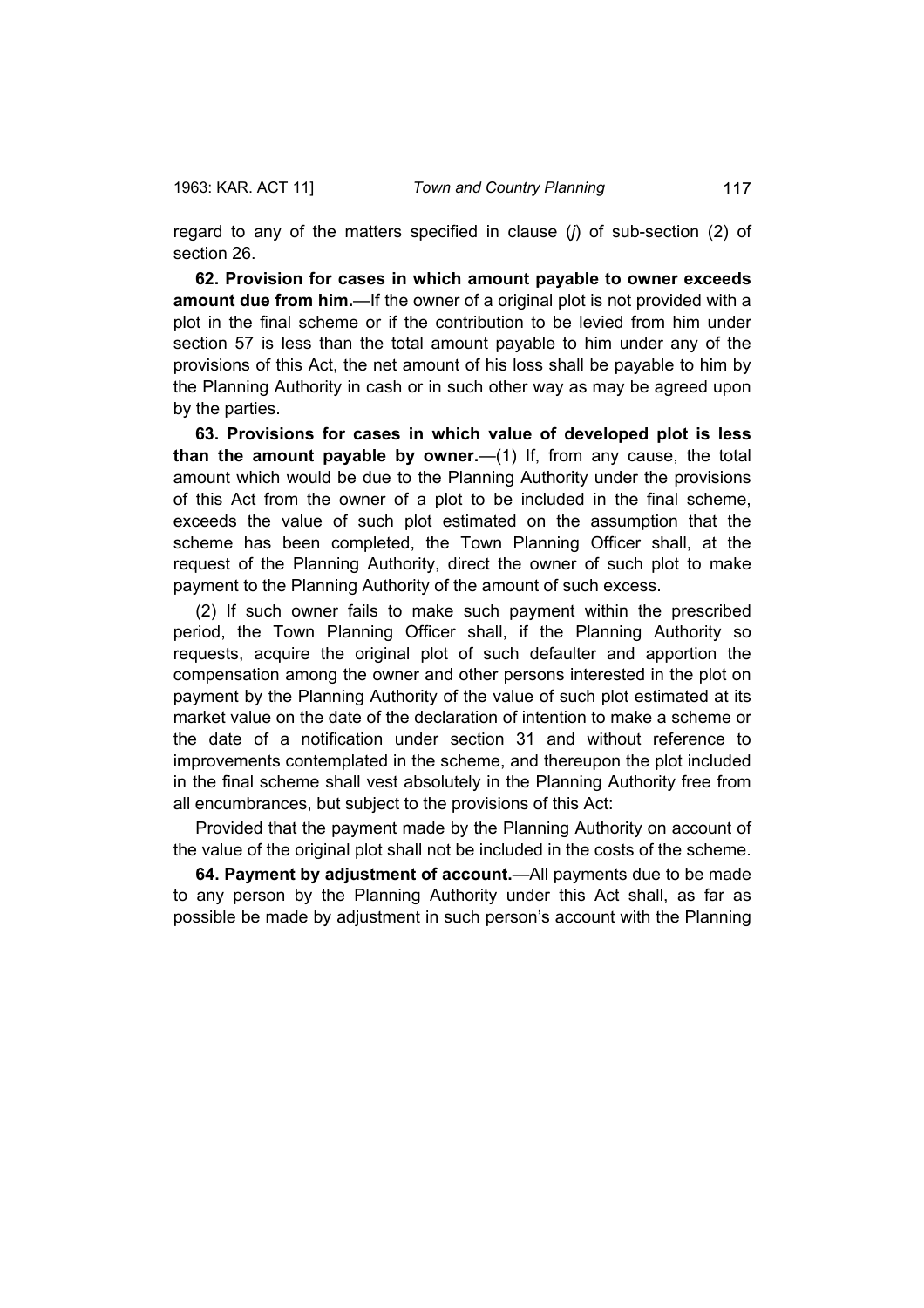regard to any of the matters specified in clause (*j*) of sub-section (2) of section 26.

**62. Provision for cases in which amount payable to owner exceeds amount due from him.**—If the owner of a original plot is not provided with a plot in the final scheme or if the contribution to be levied from him under section 57 is less than the total amount payable to him under any of the provisions of this Act, the net amount of his loss shall be payable to him by the Planning Authority in cash or in such other way as may be agreed upon by the parties.

**63. Provisions for cases in which value of developed plot is less than the amount payable by owner.**—(1) If, from any cause, the total amount which would be due to the Planning Authority under the provisions of this Act from the owner of a plot to be included in the final scheme, exceeds the value of such plot estimated on the assumption that the scheme has been completed, the Town Planning Officer shall, at the request of the Planning Authority, direct the owner of such plot to make payment to the Planning Authority of the amount of such excess.

(2) If such owner fails to make such payment within the prescribed period, the Town Planning Officer shall, if the Planning Authority so requests, acquire the original plot of such defaulter and apportion the compensation among the owner and other persons interested in the plot on payment by the Planning Authority of the value of such plot estimated at its market value on the date of the declaration of intention to make a scheme or the date of a notification under section 31 and without reference to improvements contemplated in the scheme, and thereupon the plot included in the final scheme shall vest absolutely in the Planning Authority free from all encumbrances, but subject to the provisions of this Act:

Provided that the payment made by the Planning Authority on account of the value of the original plot shall not be included in the costs of the scheme.

**64. Payment by adjustment of account.**—All payments due to be made to any person by the Planning Authority under this Act shall, as far as possible be made by adjustment in such person's account with the Planning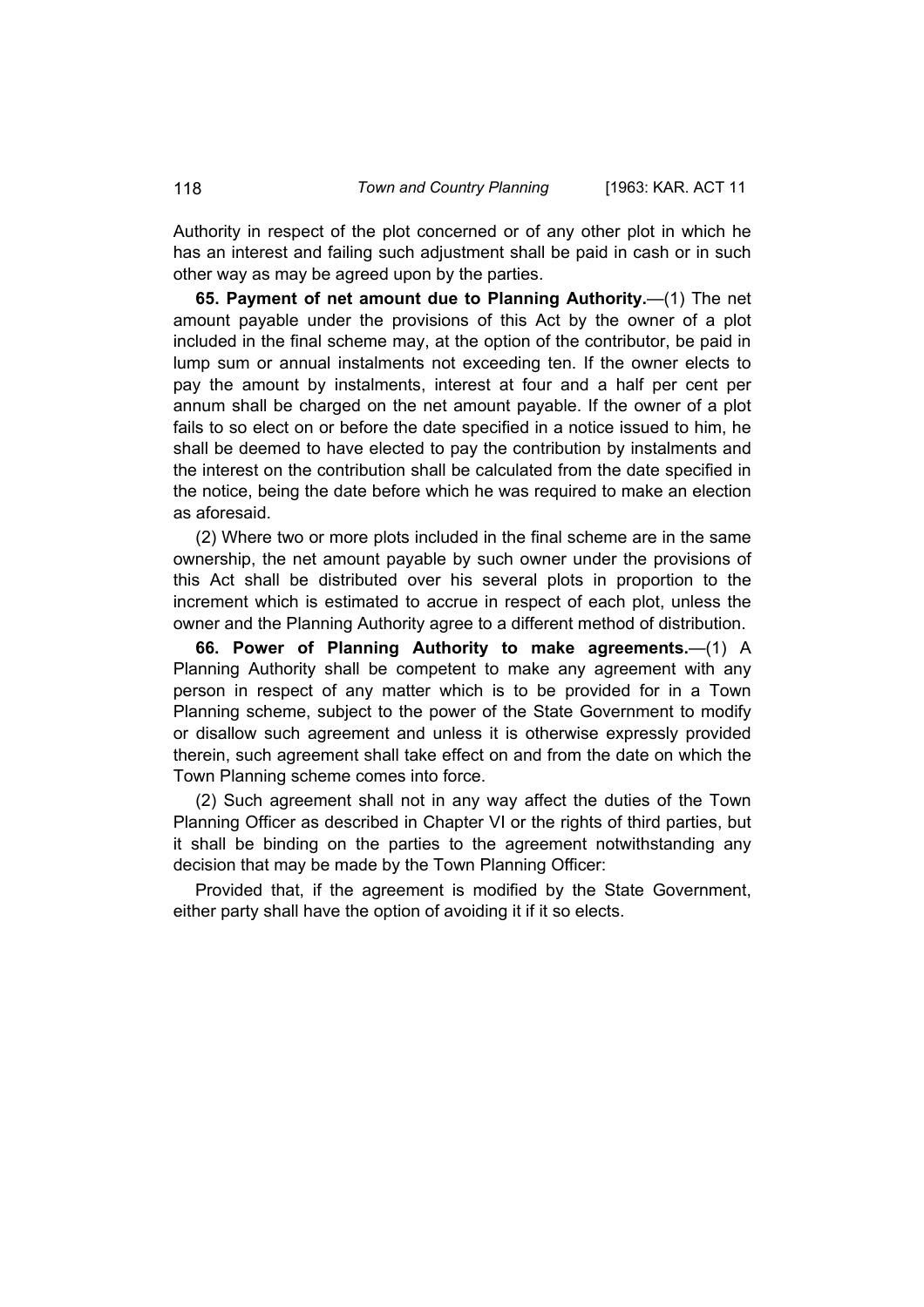Authority in respect of the plot concerned or of any other plot in which he has an interest and failing such adjustment shall be paid in cash or in such other way as may be agreed upon by the parties.

**65. Payment of net amount due to Planning Authority.**—(1) The net amount payable under the provisions of this Act by the owner of a plot included in the final scheme may, at the option of the contributor, be paid in lump sum or annual instalments not exceeding ten. If the owner elects to pay the amount by instalments, interest at four and a half per cent per annum shall be charged on the net amount payable. If the owner of a plot fails to so elect on or before the date specified in a notice issued to him, he shall be deemed to have elected to pay the contribution by instalments and the interest on the contribution shall be calculated from the date specified in the notice, being the date before which he was required to make an election as aforesaid.

(2) Where two or more plots included in the final scheme are in the same ownership, the net amount payable by such owner under the provisions of this Act shall be distributed over his several plots in proportion to the increment which is estimated to accrue in respect of each plot, unless the owner and the Planning Authority agree to a different method of distribution.

**66. Power of Planning Authority to make agreements.**—(1) A Planning Authority shall be competent to make any agreement with any person in respect of any matter which is to be provided for in a Town Planning scheme, subject to the power of the State Government to modify or disallow such agreement and unless it is otherwise expressly provided therein, such agreement shall take effect on and from the date on which the Town Planning scheme comes into force.

(2) Such agreement shall not in any way affect the duties of the Town Planning Officer as described in Chapter VI or the rights of third parties, but it shall be binding on the parties to the agreement notwithstanding any decision that may be made by the Town Planning Officer:

Provided that, if the agreement is modified by the State Government, either party shall have the option of avoiding it if it so elects.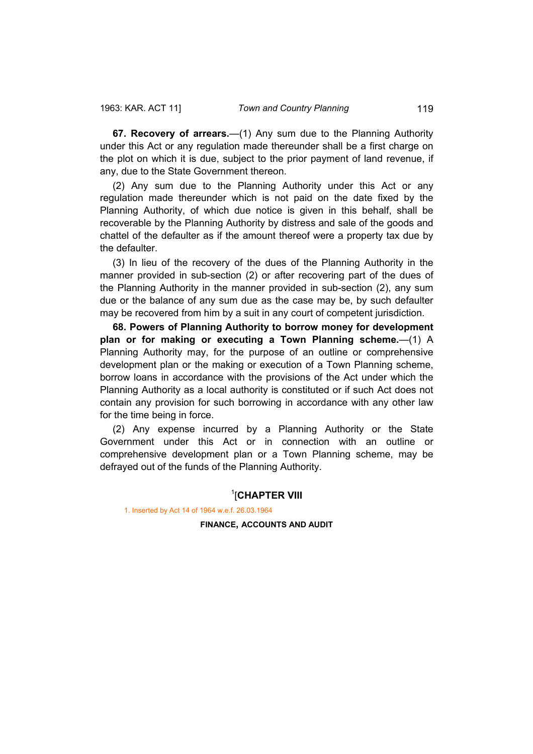**67. Recovery of arrears.**—(1) Any sum due to the Planning Authority under this Act or any regulation made thereunder shall be a first charge on the plot on which it is due, subject to the prior payment of land revenue, if any, due to the State Government thereon.

(2) Any sum due to the Planning Authority under this Act or any regulation made thereunder which is not paid on the date fixed by the Planning Authority, of which due notice is given in this behalf, shall be recoverable by the Planning Authority by distress and sale of the goods and chattel of the defaulter as if the amount thereof were a property tax due by the defaulter.

(3) In lieu of the recovery of the dues of the Planning Authority in the manner provided in sub-section (2) or after recovering part of the dues of the Planning Authority in the manner provided in sub-section (2), any sum due or the balance of any sum due as the case may be, by such defaulter may be recovered from him by a suit in any court of competent jurisdiction.

**68. Powers of Planning Authority to borrow money for development plan or for making or executing a Town Planning scheme.**—(1) A Planning Authority may, for the purpose of an outline or comprehensive development plan or the making or execution of a Town Planning scheme, borrow loans in accordance with the provisions of the Act under which the Planning Authority as a local authority is constituted or if such Act does not contain any provision for such borrowing in accordance with any other law for the time being in force.

(2) Any expense incurred by a Planning Authority or the State Government under this Act or in connection with an outline or comprehensive development plan or a Town Planning scheme, may be defrayed out of the funds of the Planning Authority.

## [1][CHAPTER VIII

1. Inserted by Act 14 of 1964 w.e.f. 26.03.1964

### FINANCE, ACCOUNTS AND AUDIT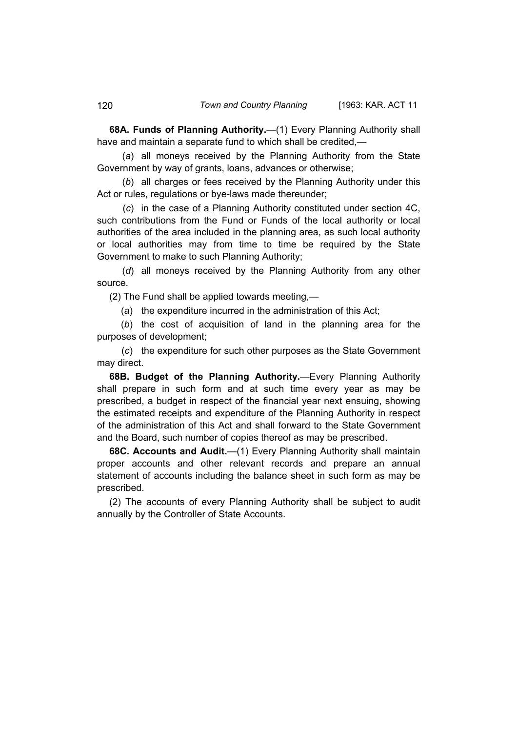**68A. Funds of Planning Authority.**—(1) Every Planning Authority shall have and maintain a separate fund to which shall be credited,—

(*a*) all moneys received by the Planning Authority from the State Government by way of grants, loans, advances or otherwise;

(*b*) all charges or fees received by the Planning Authority under this Act or rules, regulations or bye-laws made thereunder;

(*c*) in the case of a Planning Authority constituted under section 4C, such contributions from the Fund or Funds of the local authority or local authorities of the area included in the planning area, as such local authority or local authorities may from time to time be required by the State Government to make to such Planning Authority;

(*d*) all moneys received by the Planning Authority from any other source.

(2) The Fund shall be applied towards meeting,—

(*a*) the expenditure incurred in the administration of this Act;

(*b*) the cost of acquisition of land in the planning area for the purposes of development;

(*c*) the expenditure for such other purposes as the State Government may direct.

**68B. Budget of the Planning Authority.**—Every Planning Authority shall prepare in such form and at such time every year as may be prescribed, a budget in respect of the financial year next ensuing, showing the estimated receipts and expenditure of the Planning Authority in respect of the administration of this Act and shall forward to the State Government and the Board, such number of copies thereof as may be prescribed.

**68C. Accounts and Audit.**—(1) Every Planning Authority shall maintain proper accounts and other relevant records and prepare an annual statement of accounts including the balance sheet in such form as may be prescribed.

(2) The accounts of every Planning Authority shall be subject to audit annually by the Controller of State Accounts.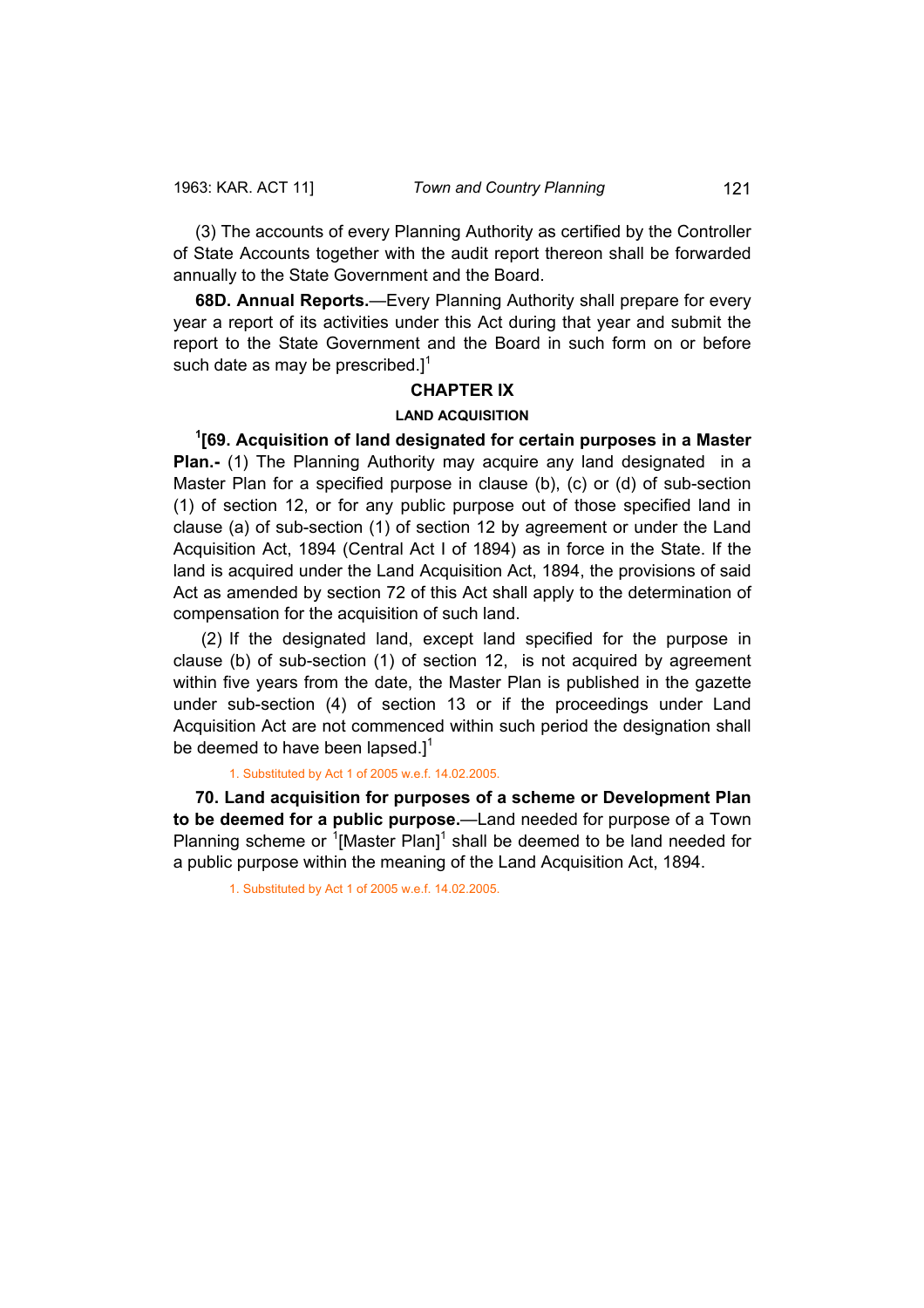(3) The accounts of every Planning Authority as certified by the Controller of State Accounts together with the audit report thereon shall be forwarded annually to the State Government and the Board.

**68D. Annual Reports.**—Every Planning Authority shall prepare for every year a report of its activities under this Act during that year and submit the report to the State Government and the Board in such form on or before such date as may be prescribed.][1]

## CHAPTER IX

### LAND ACQUISITION

[1][**69. Acquisition of land designated for certain purposes in a Master Plan.-** (1) The Planning Authority may acquire any land designated in a Master Plan for a specified purpose in clause (b), (c) or (d) of sub-section (1) of section 12, or for any public purpose out of those specified land in clause (a) of sub-section (1) of section 12 by agreement or under the Land Acquisition Act, 1894 (Central Act I of 1894) as in force in the State. If the land is acquired under the Land Acquisition Act, 1894, the provisions of said Act as amended by section 72 of this Act shall apply to the determination of compensation for the acquisition of such land.

(2) If the designated land, except land specified for the purpose in clause (b) of sub-section (1) of section 12, is not acquired by agreement within five years from the date, the Master Plan is published in the gazette under sub-section (4) of section 13 or if the proceedings under Land Acquisition Act are not commenced within such period the designation shall be deemed to have been lapsed.][1]

1. Substituted by Act 1 of 2005 w.e.f. 14.02.2005.

**70. Land acquisition for purposes of a scheme or Development Plan to be deemed for a public purpose.**—Land needed for purpose of a Town Planning scheme or [1][Master Plan][1] shall be deemed to be land needed for a public purpose within the meaning of the Land Acquisition Act, 1894.

1. Substituted by Act 1 of 2005 w.e.f. 14.02.2005.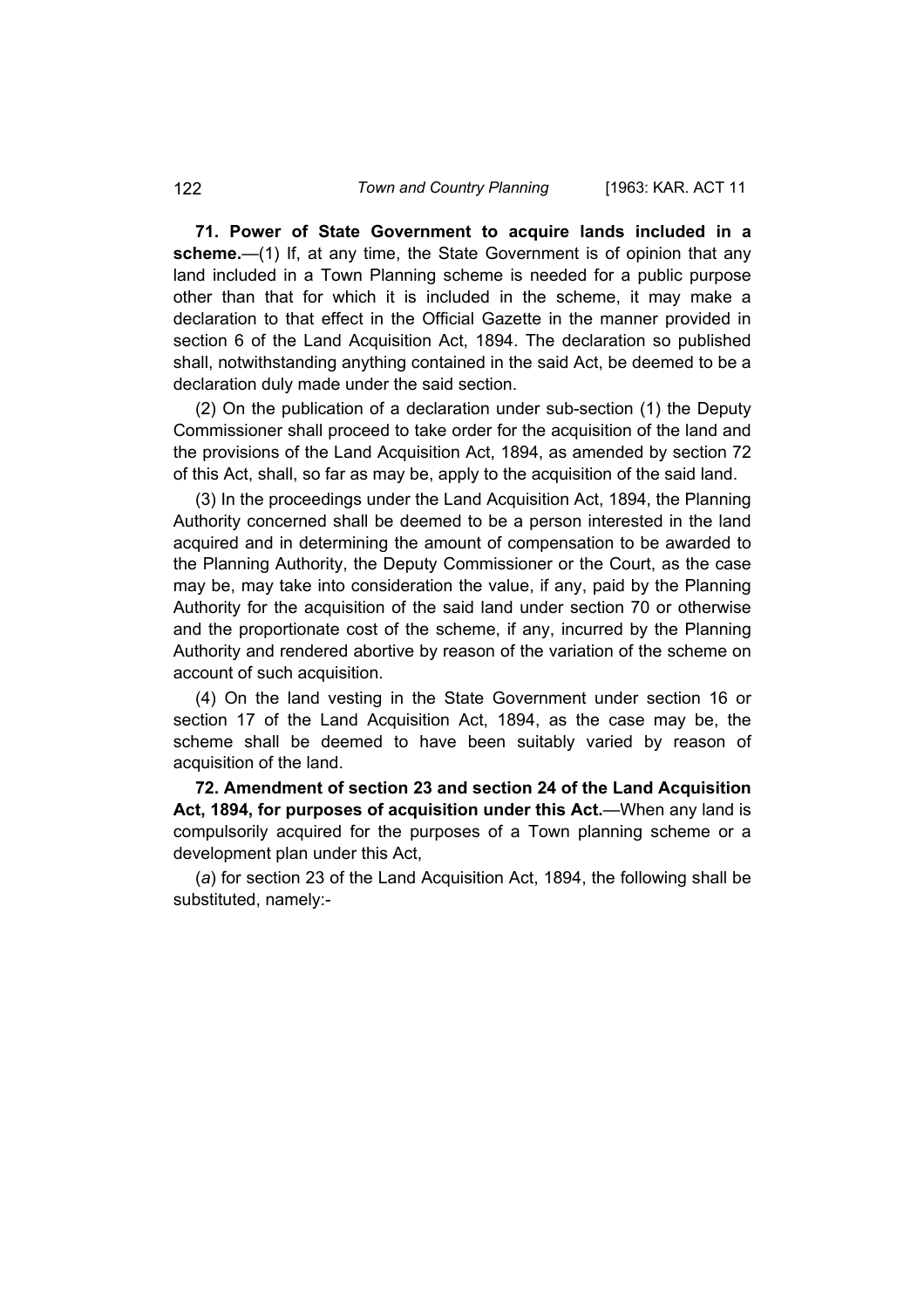**71. Power of State Government to acquire lands included in a scheme.**—(1) If, at any time, the State Government is of opinion that any land included in a Town Planning scheme is needed for a public purpose other than that for which it is included in the scheme, it may make a declaration to that effect in the Official Gazette in the manner provided in section 6 of the Land Acquisition Act, 1894. The declaration so published shall, notwithstanding anything contained in the said Act, be deemed to be a declaration duly made under the said section.

(2) On the publication of a declaration under sub-section (1) the Deputy Commissioner shall proceed to take order for the acquisition of the land and the provisions of the Land Acquisition Act, 1894, as amended by section 72 of this Act, shall, so far as may be, apply to the acquisition of the said land.

(3) In the proceedings under the Land Acquisition Act, 1894, the Planning Authority concerned shall be deemed to be a person interested in the land acquired and in determining the amount of compensation to be awarded to the Planning Authority, the Deputy Commissioner or the Court, as the case may be, may take into consideration the value, if any, paid by the Planning Authority for the acquisition of the said land under section 70 or otherwise and the proportionate cost of the scheme, if any, incurred by the Planning Authority and rendered abortive by reason of the variation of the scheme on account of such acquisition.

(4) On the land vesting in the State Government under section 16 or section 17 of the Land Acquisition Act, 1894, as the case may be, the scheme shall be deemed to have been suitably varied by reason of acquisition of the land.

**72. Amendment of section 23 and section 24 of the Land Acquisition Act, 1894, for purposes of acquisition under this Act.**—When any land is compulsorily acquired for the purposes of a Town planning scheme or a development plan under this Act,

(*a*) for section 23 of the Land Acquisition Act, 1894, the following shall be substituted, namely:-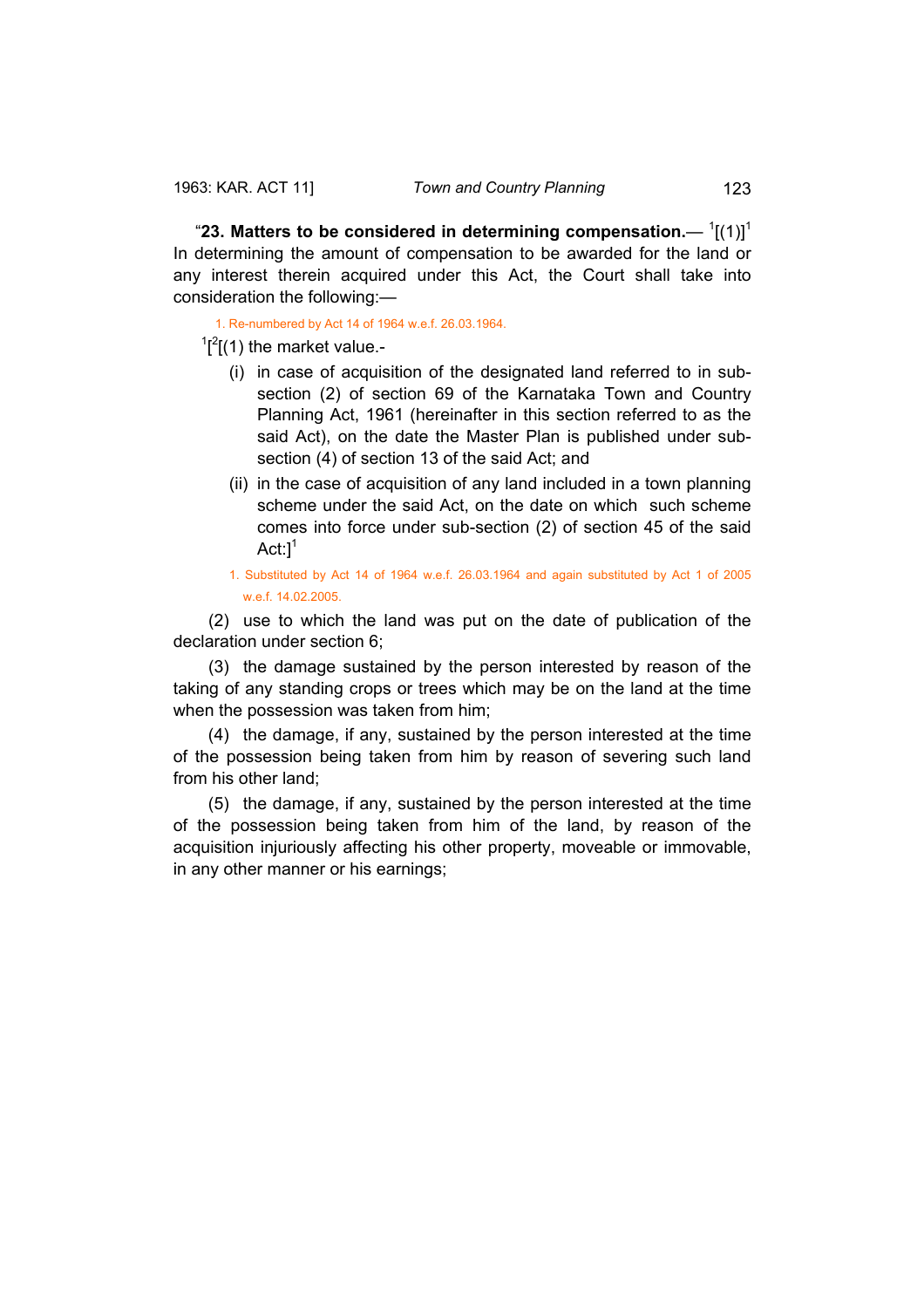"**23. Matters to be considered in determining compensation.**— [1][(1)][1] In determining the amount of compensation to be awarded for the land or any interest therein acquired under this Act, the Court shall take into consideration the following:—

1. Re-numbered by Act 14 of 1964 w.e.f. 26.03.1964.

[1][[2][(1) the market value.-

(i) in case of acquisition of the designated land referred to in sub-section (2) of section 69 of the Karnataka Town and Country Planning Act, 1961 (hereinafter in this section referred to as the said Act), on the date the Master Plan is published under sub-section (4) of section 13 of the said Act; and

(ii) in the case of acquisition of any land included in a town planning scheme under the said Act, on the date on which such scheme comes into force under sub-section (2) of section 45 of the said Act:][1]

1. Substituted by Act 14 of 1964 w.e.f. 26.03.1964 and again substituted by Act 1 of 2005 w.e.f. 14.02.2005.

(2) use to which the land was put on the date of publication of the declaration under section 6;

(3) the damage sustained by the person interested by reason of the taking of any standing crops or trees which may be on the land at the time when the possession was taken from him;

(4) the damage, if any, sustained by the person interested at the time of the possession being taken from him by reason of severing such land from his other land;

(5) the damage, if any, sustained by the person interested at the time of the possession being taken from him of the land, by reason of the acquisition injuriously affecting his other property, moveable or immovable, in any other manner or his earnings;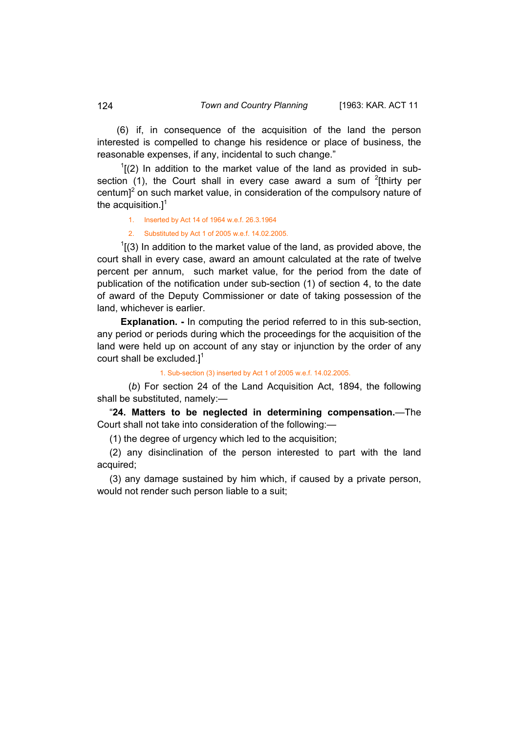(6) if, in consequence of the acquisition of the land the person interested is compelled to change his residence or place of business, the reasonable expenses, if any, incidental to such change."

[1][(2) In addition to the market value of the land as provided in sub-section (1), the Court shall in every case award a sum of [2][thirty per centum][2] on such market value, in consideration of the compulsory nature of the acquisition.][1]

1. Inserted by Act 14 of 1964 w.e.f. 26.3.1964
2. Substituted by Act 1 of 2005 w.e.f. 14.02.2005.

[1][(3) In addition to the market value of the land, as provided above, the court shall in every case, award an amount calculated at the rate of twelve percent per annum, such market value, for the period from the date of publication of the notification under sub-section (1) of section 4, to the date of award of the Deputy Commissioner or date of taking possession of the land, whichever is earlier.

**Explanation. -** In computing the period referred to in this sub-section, any period or periods during which the proceedings for the acquisition of the land were held up on account of any stay or injunction by the order of any court shall be excluded.][1]

1. Sub-section (3) inserted by Act 1 of 2005 w.e.f. 14.02.2005.

(*b*) For section 24 of the Land Acquisition Act, 1894, the following shall be substituted, namely:—

"**24. Matters to be neglected in determining compensation.**—The Court shall not take into consideration of the following:—

(1) the degree of urgency which led to the acquisition;

(2) any disinclination of the person interested to part with the land acquired;

(3) any damage sustained by him which, if caused by a private person, would not render such person liable to a suit;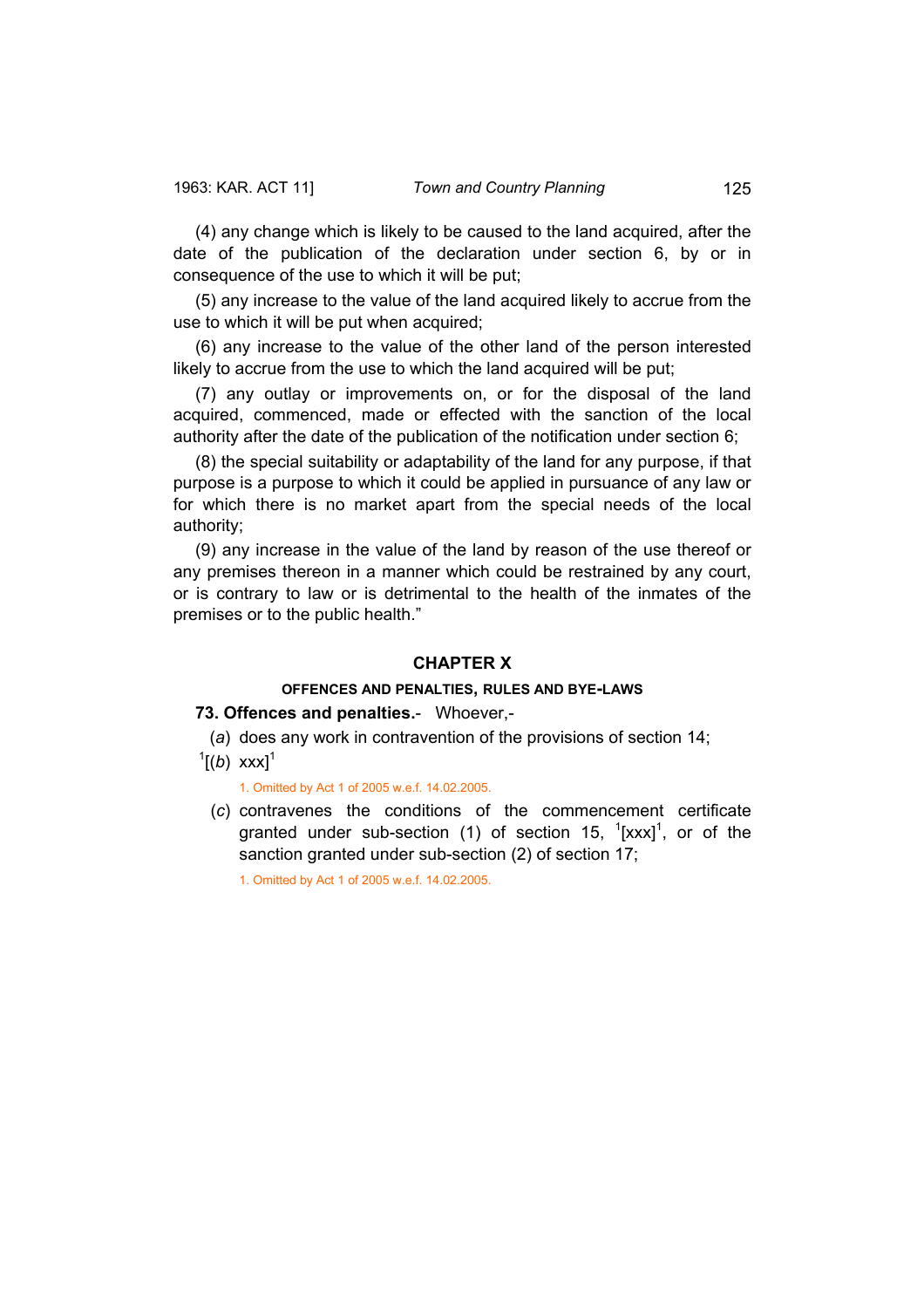(4) any change which is likely to be caused to the land acquired, after the date of the publication of the declaration under section 6, by or in consequence of the use to which it will be put;

(5) any increase to the value of the land acquired likely to accrue from the use to which it will be put when acquired;

(6) any increase to the value of the other land of the person interested likely to accrue from the use to which the land acquired will be put;

(7) any outlay or improvements on, or for the disposal of the land acquired, commenced, made or effected with the sanction of the local authority after the date of the publication of the notification under section 6;

(8) the special suitability or adaptability of the land for any purpose, if that purpose is a purpose to which it could be applied in pursuance of any law or for which there is no market apart from the special needs of the local authority;

(9) any increase in the value of the land by reason of the use thereof or any premises thereon in a manner which could be restrained by any court, or is contrary to law or is detrimental to the health of the inmates of the premises or to the public health."

## CHAPTER X

### OFFENCES AND PENALTIES, RULES AND BYE-LAWS

**73. Offences and penalties.**- Whoever,-

(*a*) does any work in contravention of the provisions of section 14;

[1][(*b*) xxx][1]

1. Omitted by Act 1 of 2005 w.e.f. 14.02.2005.

(*c*) contravenes the conditions of the commencement certificate granted under sub-section (1) of section 15, [1][xxx][1], or of the sanction granted under sub-section (2) of section 17;

1. Omitted by Act 1 of 2005 w.e.f. 14.02.2005.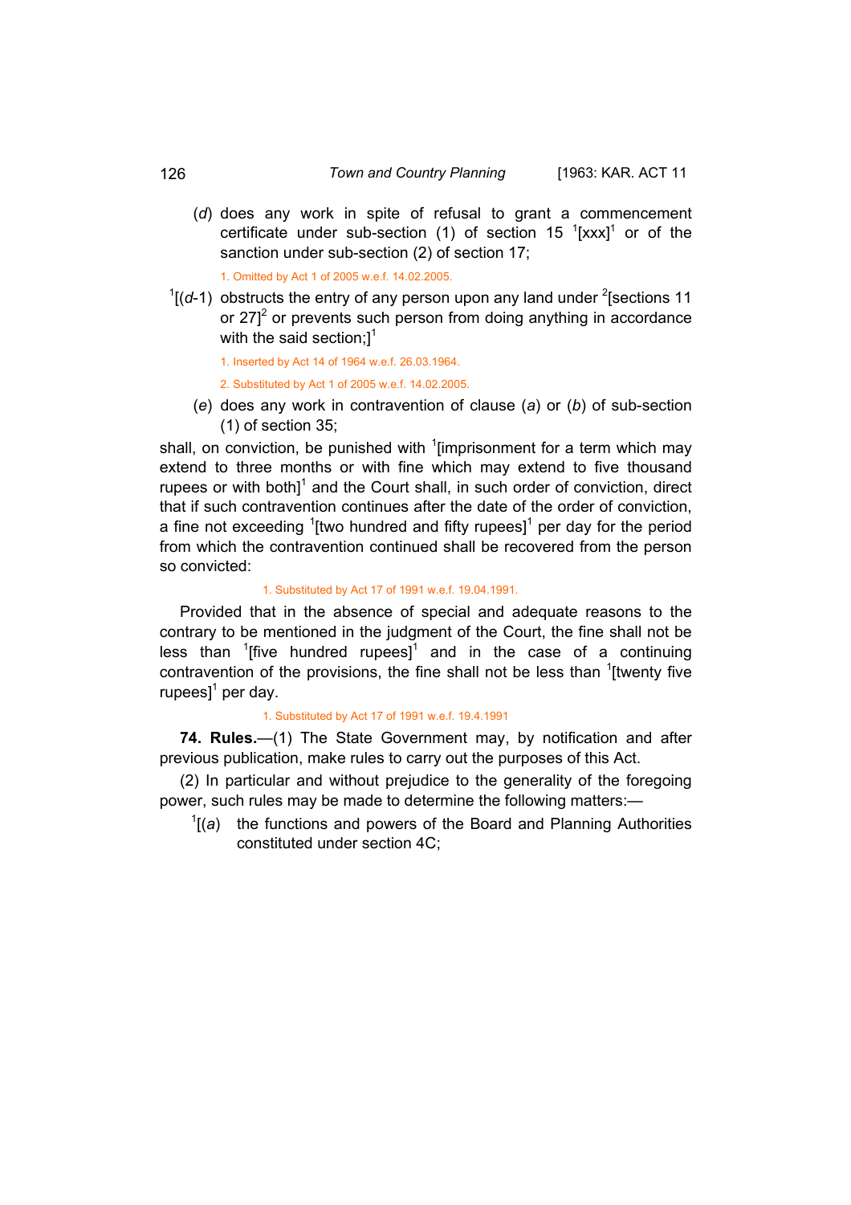(*d*) does any work in spite of refusal to grant a commencement certificate under sub-section (1) of section 15 [1][xxx][1] or of the sanction under sub-section (2) of section 17;

1. Omitted by Act 1 of 2005 w.e.f. 14.02.2005.

[1][(*d*-1) obstructs the entry of any person upon any land under [2][sections 11 or 27][2] or prevents such person from doing anything in accordance with the said section;][1]

1. Inserted by Act 14 of 1964 w.e.f. 26.03.1964.

2. Substituted by Act 1 of 2005 w.e.f. 14.02.2005.

(*e*) does any work in contravention of clause (*a*) or (*b*) of sub-section (1) of section 35;

shall, on conviction, be punished with [1][imprisonment for a term which may extend to three months or with fine which may extend to five thousand rupees or with both][1] and the Court shall, in such order of conviction, direct that if such contravention continues after the date of the order of conviction, a fine not exceeding [1][two hundred and fifty rupees][1] per day for the period from which the contravention continued shall be recovered from the person so convicted:

1. Substituted by Act 17 of 1991 w.e.f. 19.04.1991.

Provided that in the absence of special and adequate reasons to the contrary to be mentioned in the judgment of the Court, the fine shall not be less than [1][five hundred rupees][1] and in the case of a continuing contravention of the provisions, the fine shall not be less than [1][twenty five rupees][1] per day.

1. Substituted by Act 17 of 1991 w.e.f. 19.4.1991

**74. Rules.**—(1) The State Government may, by notification and after previous publication, make rules to carry out the purposes of this Act.

(2) In particular and without prejudice to the generality of the foregoing power, such rules may be made to determine the following matters:—

[1][(*a*) the functions and powers of the Board and Planning Authorities constituted under section 4C;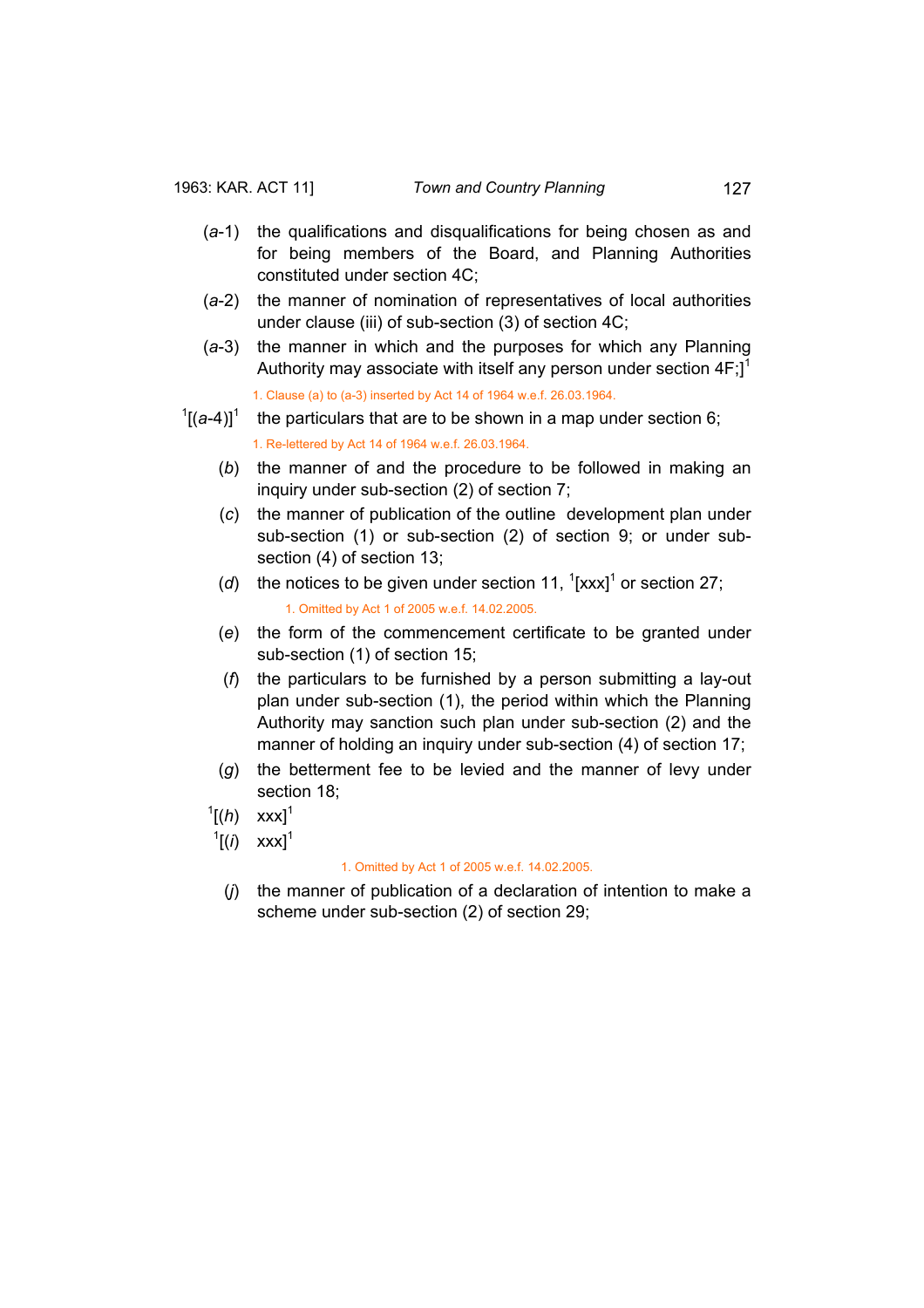(*a*-1) the qualifications and disqualifications for being chosen as and for being members of the Board, and Planning Authorities constituted under section 4C;

(*a*-2) the manner of nomination of representatives of local authorities under clause (iii) of sub-section (3) of section 4C;

(*a*-3) the manner in which and the purposes for which any Planning Authority may associate with itself any person under section 4F;][1]

1. Clause (a) to (a-3) inserted by Act 14 of 1964 w.e.f. 26.03.1964.

[1][(*a*-4)][1] the particulars that are to be shown in a map under section 6;

1. Re-lettered by Act 14 of 1964 w.e.f. 26.03.1964.

(*b*) the manner of and the procedure to be followed in making an inquiry under sub-section (2) of section 7;

(*c*) the manner of publication of the outline development plan under sub-section (1) or sub-section (2) of section 9; or under sub-section (4) of section 13;

(*d*) the notices to be given under section 11, [1][xxx][1] or section 27;

1. Omitted by Act 1 of 2005 w.e.f. 14.02.2005.

(*e*) the form of the commencement certificate to be granted under sub-section (1) of section 15;

(*f*) the particulars to be furnished by a person submitting a lay-out plan under sub-section (1), the period within which the Planning Authority may sanction such plan under sub-section (2) and the manner of holding an inquiry under sub-section (4) of section 17;

(*g*) the betterment fee to be levied and the manner of levy under section 18;

[1][(*h*) xxx][1]

[1][(*i*) xxx][1]

1. Omitted by Act 1 of 2005 w.e.f. 14.02.2005.

(*j*) the manner of publication of a declaration of intention to make a scheme under sub-section (2) of section 29;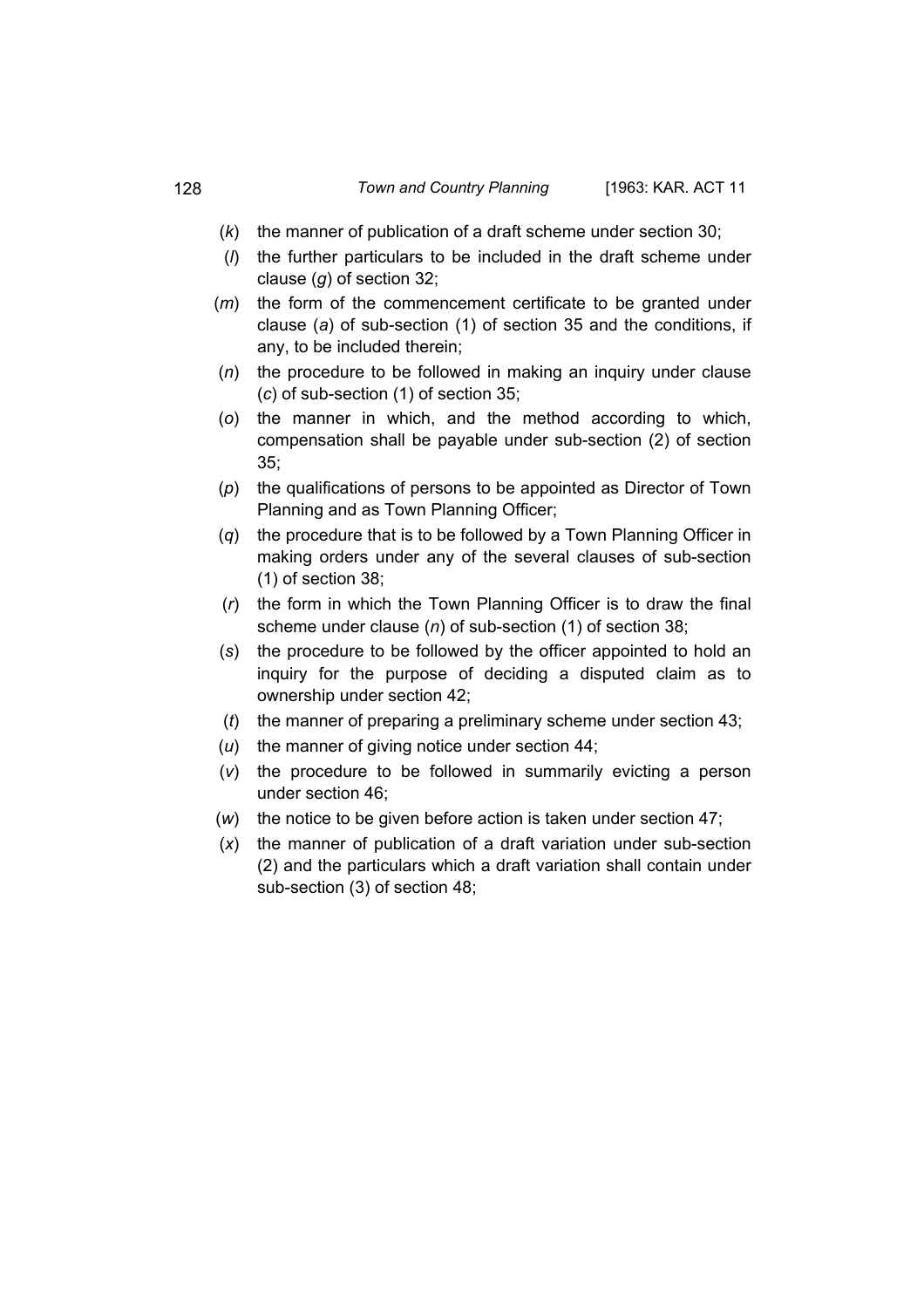(*k*) the manner of publication of a draft scheme under section 30;

(*l*) the further particulars to be included in the draft scheme under clause (*g*) of section 32;

(*m*) the form of the commencement certificate to be granted under clause (*a*) of sub-section (1) of section 35 and the conditions, if any, to be included therein;

(*n*) the procedure to be followed in making an inquiry under clause (*c*) of sub-section (1) of section 35;

(*o*) the manner in which, and the method according to which, compensation shall be payable under sub-section (2) of section 35;

(*p*) the qualifications of persons to be appointed as Director of Town Planning and as Town Planning Officer;

(*q*) the procedure that is to be followed by a Town Planning Officer in making orders under any of the several clauses of sub-section (1) of section 38;

(*r*) the form in which the Town Planning Officer is to draw the final scheme under clause (*n*) of sub-section (1) of section 38;

(*s*) the procedure to be followed by the officer appointed to hold an inquiry for the purpose of deciding a disputed claim as to ownership under section 42;

(*t*) the manner of preparing a preliminary scheme under section 43;

(*u*) the manner of giving notice under section 44;

(*v*) the procedure to be followed in summarily evicting a person under section 46;

(*w*) the notice to be given before action is taken under section 47;

(*x*) the manner of publication of a draft variation under sub-section (2) and the particulars which a draft variation shall contain under sub-section (3) of section 48;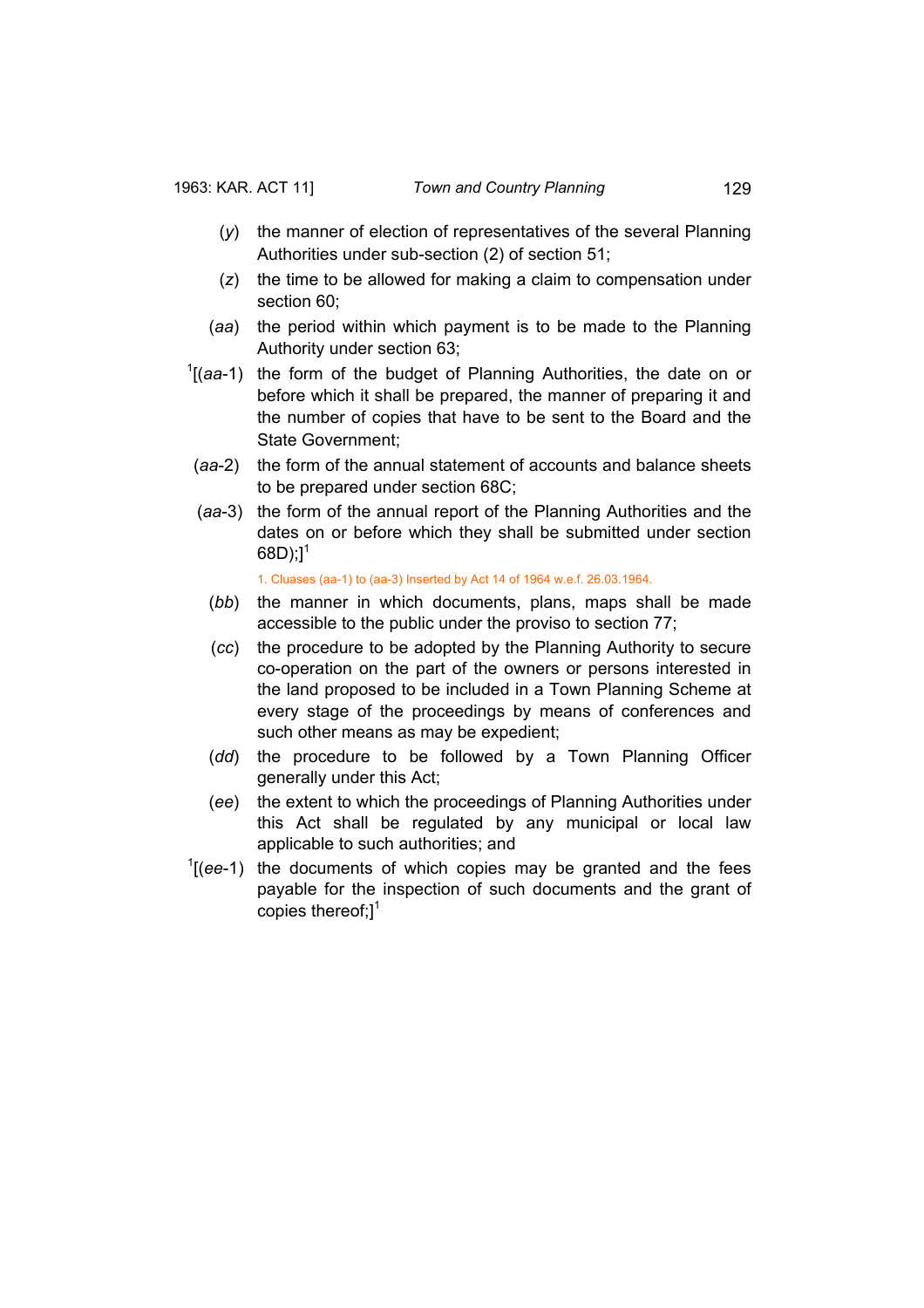(*y*) the manner of election of representatives of the several Planning Authorities under sub-section (2) of section 51;

(*z*) the time to be allowed for making a claim to compensation under section 60;

(*aa*) the period within which payment is to be made to the Planning Authority under section 63;

[1][(*aa*-1) the form of the budget of Planning Authorities, the date on or before which it shall be prepared, the manner of preparing it and the number of copies that have to be sent to the Board and the State Government;

(*aa*-2) the form of the annual statement of accounts and balance sheets to be prepared under section 68C;

(*aa*-3) the form of the annual report of the Planning Authorities and the dates on or before which they shall be submitted under section 68D);][1]

1. Cluases (aa-1) to (aa-3) Inserted by Act 14 of 1964 w.e.f. 26.03.1964.

(*bb*) the manner in which documents, plans, maps shall be made accessible to the public under the proviso to section 77;

(*cc*) the procedure to be adopted by the Planning Authority to secure co-operation on the part of the owners or persons interested in the land proposed to be included in a Town Planning Scheme at every stage of the proceedings by means of conferences and such other means as may be expedient;

(*dd*) the procedure to be followed by a Town Planning Officer generally under this Act;

(*ee*) the extent to which the proceedings of Planning Authorities under this Act shall be regulated by any municipal or local law applicable to such authorities; and

[1][(*ee*-1) the documents of which copies may be granted and the fees payable for the inspection of such documents and the grant of copies thereof;][1]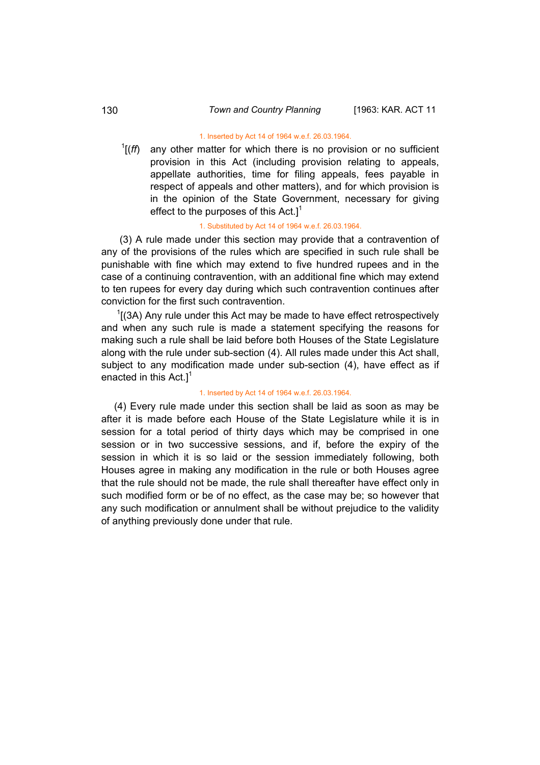1. Inserted by Act 14 of 1964 w.e.f. 26.03.1964.

[1][(*ff*) any other matter for which there is no provision or no sufficient provision in this Act (including provision relating to appeals, appellate authorities, time for filing appeals, fees payable in respect of appeals and other matters), and for which provision is in the opinion of the State Government, necessary for giving effect to the purposes of this Act.][1]

1. Substituted by Act 14 of 1964 w.e.f. 26.03.1964.

(3) A rule made under this section may provide that a contravention of any of the provisions of the rules which are specified in such rule shall be punishable with fine which may extend to five hundred rupees and in the case of a continuing contravention, with an additional fine which may extend to ten rupees for every day during which such contravention continues after conviction for the first such contravention.

[1][(3A) Any rule under this Act may be made to have effect retrospectively and when any such rule is made a statement specifying the reasons for making such a rule shall be laid before both Houses of the State Legislature along with the rule under sub-section (4). All rules made under this Act shall, subject to any modification made under sub-section (4), have effect as if enacted in this Act.][1]

1. Inserted by Act 14 of 1964 w.e.f. 26.03.1964.

(4) Every rule made under this section shall be laid as soon as may be after it is made before each House of the State Legislature while it is in session for a total period of thirty days which may be comprised in one session or in two successive sessions, and if, before the expiry of the session in which it is so laid or the session immediately following, both Houses agree in making any modification in the rule or both Houses agree that the rule should not be made, the rule shall thereafter have effect only in such modified form or be of no effect, as the case may be; so however that any such modification or annulment shall be without prejudice to the validity of anything previously done under that rule.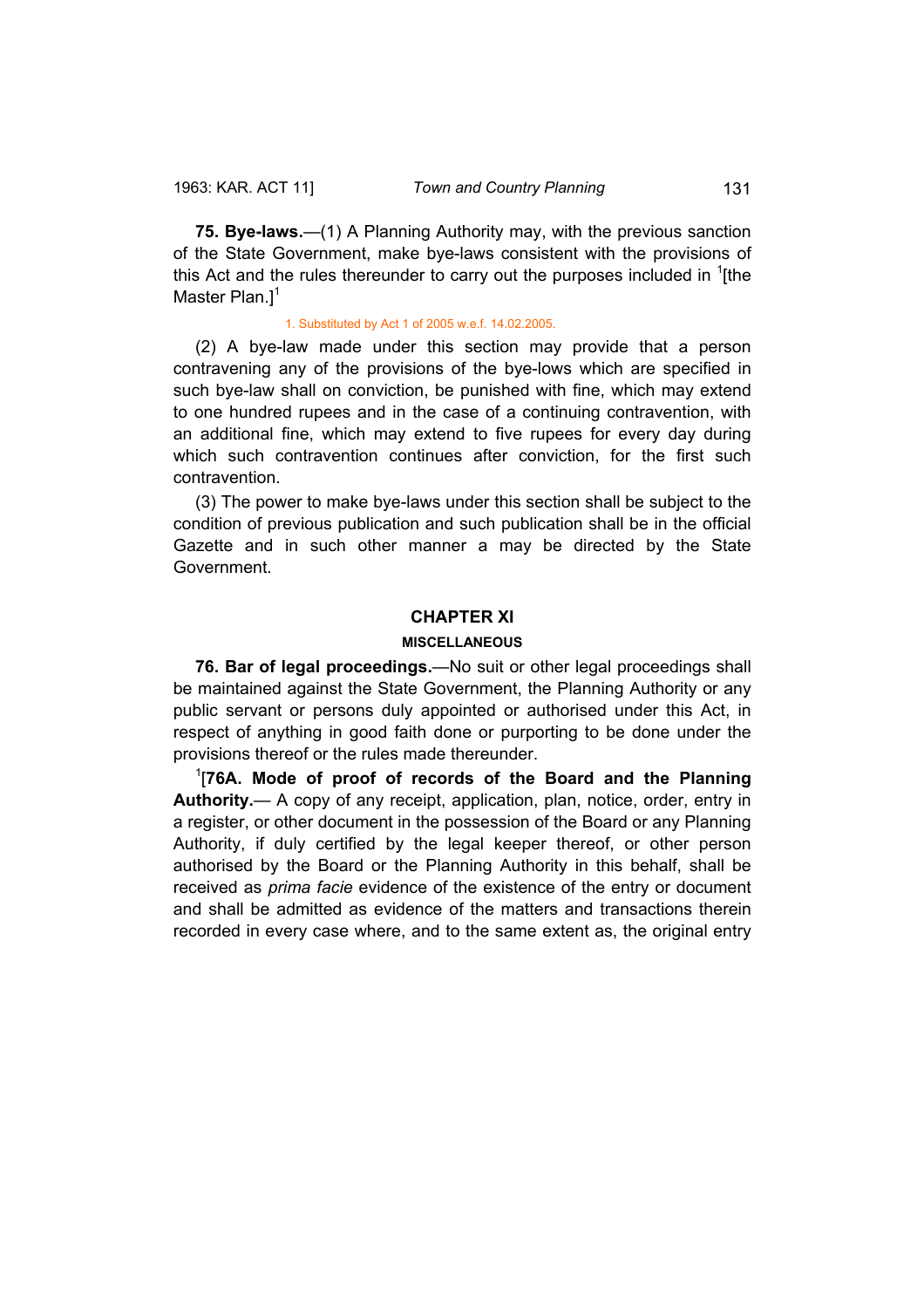**75. Bye-laws.**—(1) A Planning Authority may, with the previous sanction of the State Government, make bye-laws consistent with the provisions of this Act and the rules thereunder to carry out the purposes included in [1][the Master Plan.][1]

1. Substituted by Act 1 of 2005 w.e.f. 14.02.2005.

(2) A bye-law made under this section may provide that a person contravening any of the provisions of the bye-lows which are specified in such bye-law shall on conviction, be punished with fine, which may extend to one hundred rupees and in the case of a continuing contravention, with an additional fine, which may extend to five rupees for every day during which such contravention continues after conviction, for the first such contravention.

(3) The power to make bye-laws under this section shall be subject to the condition of previous publication and such publication shall be in the official Gazette and in such other manner a may be directed by the State Government.

## CHAPTER XI

### MISCELLANEOUS

**76. Bar of legal proceedings.**—No suit or other legal proceedings shall be maintained against the State Government, the Planning Authority or any public servant or persons duly appointed or authorised under this Act, in respect of anything in good faith done or purporting to be done under the provisions thereof or the rules made thereunder.

[1][**76A. Mode of proof of records of the Board and the Planning Authority.**— A copy of any receipt, application, plan, notice, order, entry in a register, or other document in the possession of the Board or any Planning Authority, if duly certified by the legal keeper thereof, or other person authorised by the Board or the Planning Authority in this behalf, shall be received as *prima facie* evidence of the existence of the entry or document and shall be admitted as evidence of the matters and transactions therein recorded in every case where, and to the same extent as, the original entry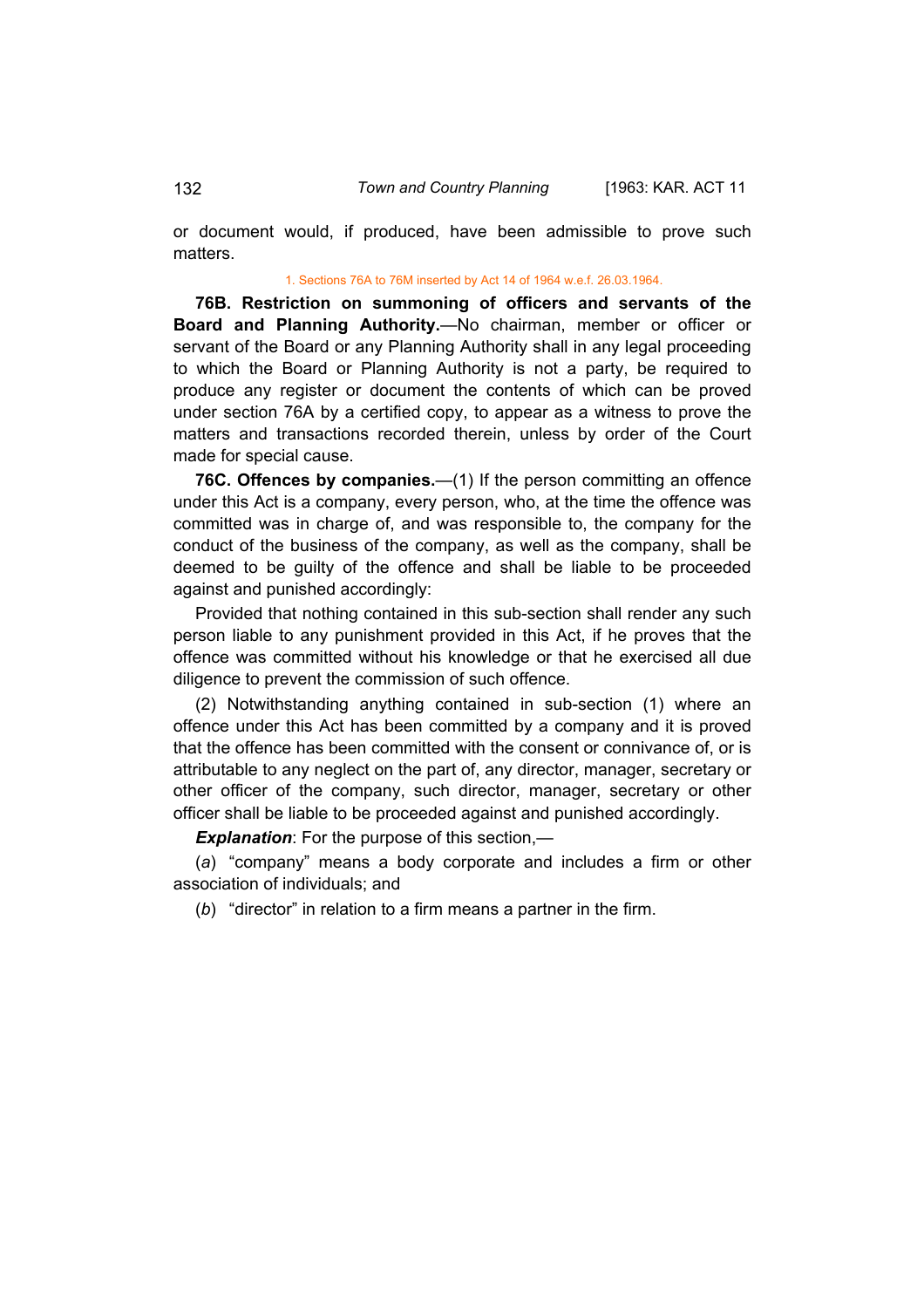or document would, if produced, have been admissible to prove such matters.

1. Sections 76A to 76M inserted by Act 14 of 1964 w.e.f. 26.03.1964.

**76B. Restriction on summoning of officers and servants of the Board and Planning Authority.**—No chairman, member or officer or servant of the Board or any Planning Authority shall in any legal proceeding to which the Board or Planning Authority is not a party, be required to produce any register or document the contents of which can be proved under section 76A by a certified copy, to appear as a witness to prove the matters and transactions recorded therein, unless by order of the Court made for special cause.

**76C. Offences by companies.**—(1) If the person committing an offence under this Act is a company, every person, who, at the time the offence was committed was in charge of, and was responsible to, the company for the conduct of the business of the company, as well as the company, shall be deemed to be guilty of the offence and shall be liable to be proceeded against and punished accordingly:

Provided that nothing contained in this sub-section shall render any such person liable to any punishment provided in this Act, if he proves that the offence was committed without his knowledge or that he exercised all due diligence to prevent the commission of such offence.

(2) Notwithstanding anything contained in sub-section (1) where an offence under this Act has been committed by a company and it is proved that the offence has been committed with the consent or connivance of, or is attributable to any neglect on the part of, any director, manager, secretary or other officer of the company, such director, manager, secretary or other officer shall be liable to be proceeded against and punished accordingly.

***Explanation***: For the purpose of this section,—

(*a*) "company" means a body corporate and includes a firm or other association of individuals; and

(*b*) "director" in relation to a firm means a partner in the firm.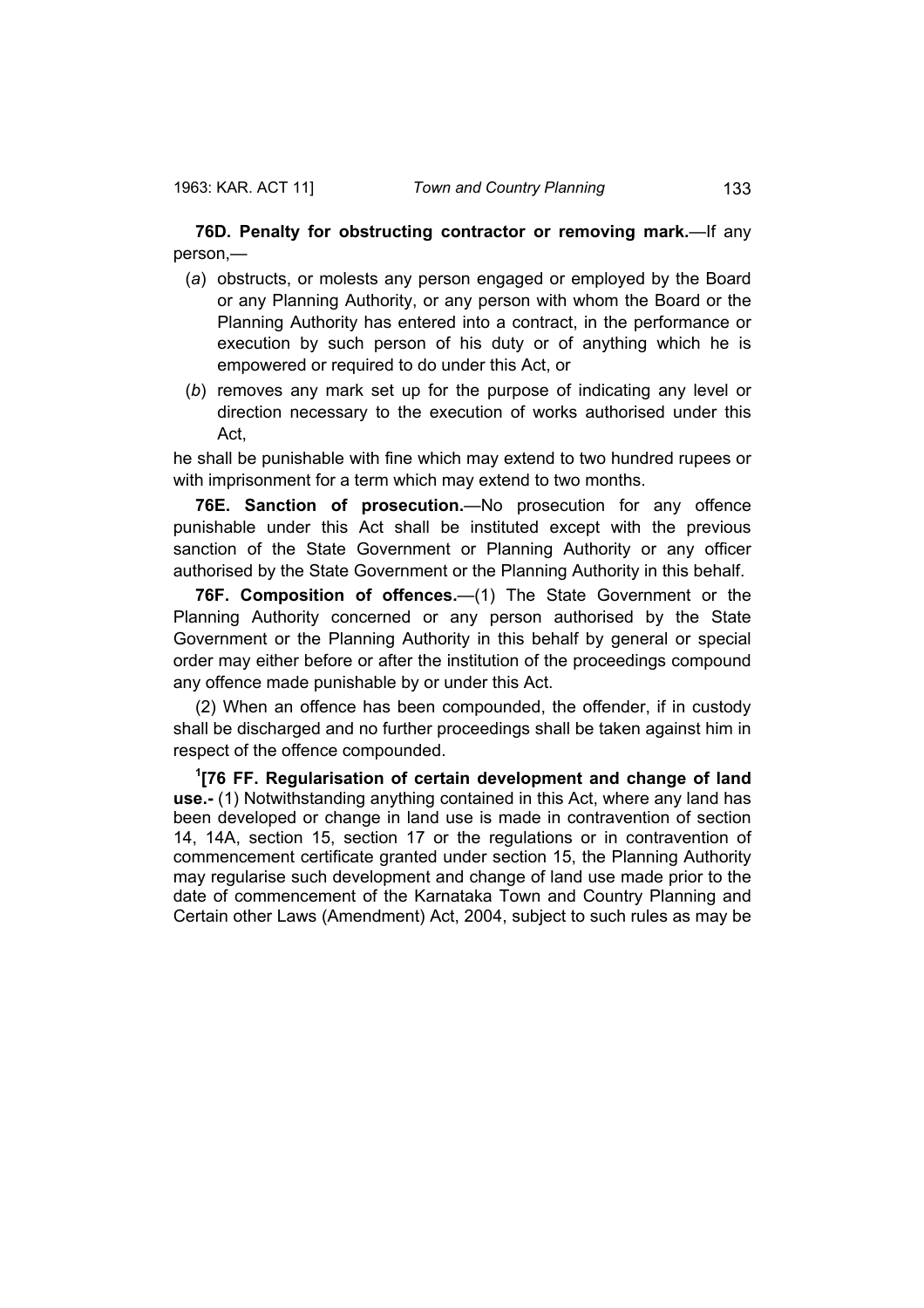**76D. Penalty for obstructing contractor or removing mark.**—If any person,—

(*a*) obstructs, or molests any person engaged or employed by the Board or any Planning Authority, or any person with whom the Board or the Planning Authority has entered into a contract, in the performance or execution by such person of his duty or of anything which he is empowered or required to do under this Act, or

(*b*) removes any mark set up for the purpose of indicating any level or direction necessary to the execution of works authorised under this Act,

he shall be punishable with fine which may extend to two hundred rupees or with imprisonment for a term which may extend to two months.

**76E. Sanction of prosecution.**—No prosecution for any offence punishable under this Act shall be instituted except with the previous sanction of the State Government or Planning Authority or any officer authorised by the State Government or the Planning Authority in this behalf.

**76F. Composition of offences.**—(1) The State Government or the Planning Authority concerned or any person authorised by the State Government or the Planning Authority in this behalf by general or special order may either before or after the institution of the proceedings compound any offence made punishable by or under this Act.

(2) When an offence has been compounded, the offender, if in custody shall be discharged and no further proceedings shall be taken against him in respect of the offence compounded.

[1]**[76 FF. Regularisation of certain development and change of land use.-** (1) Notwithstanding anything contained in this Act, where any land has been developed or change in land use is made in contravention of section 14, 14A, section 15, section 17 or the regulations or in contravention of commencement certificate granted under section 15, the Planning Authority may regularise such development and change of land use made prior to the date of commencement of the Karnataka Town and Country Planning and Certain other Laws (Amendment) Act, 2004, subject to such rules as may be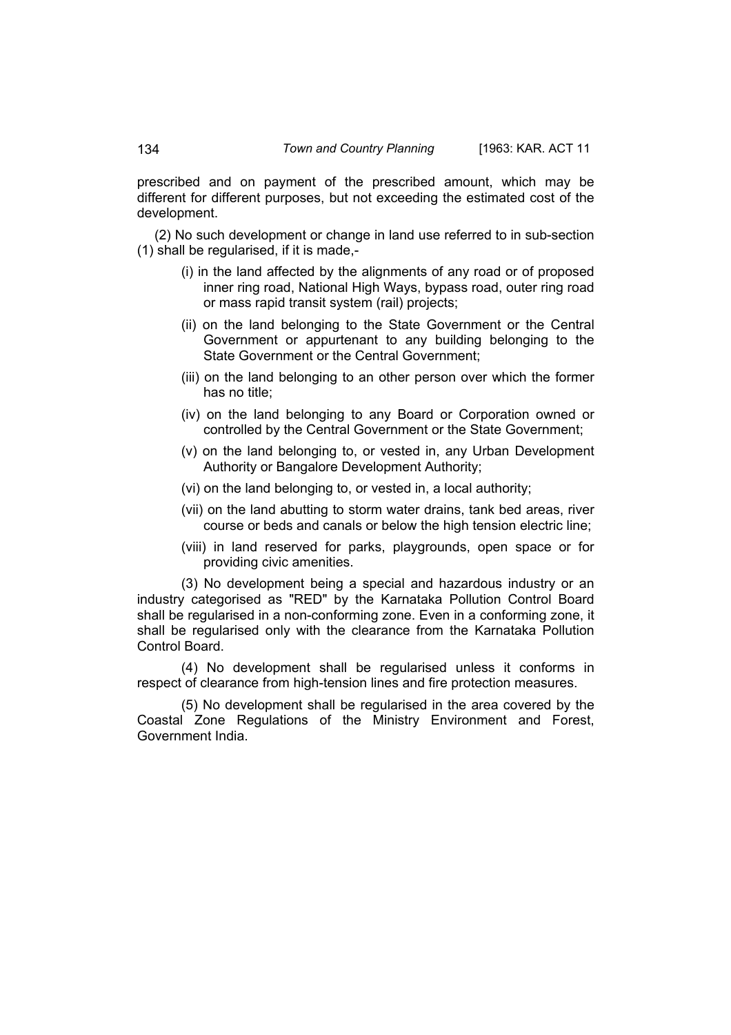prescribed and on payment of the prescribed amount, which may be different for different purposes, but not exceeding the estimated cost of the development.

(2) No such development or change in land use referred to in sub-section (1) shall be regularised, if it is made,-

(i) in the land affected by the alignments of any road or of proposed inner ring road, National High Ways, bypass road, outer ring road or mass rapid transit system (rail) projects;

(ii) on the land belonging to the State Government or the Central Government or appurtenant to any building belonging to the State Government or the Central Government;

(iii) on the land belonging to an other person over which the former has no title;

(iv) on the land belonging to any Board or Corporation owned or controlled by the Central Government or the State Government;

(v) on the land belonging to, or vested in, any Urban Development Authority or Bangalore Development Authority;

(vi) on the land belonging to, or vested in, a local authority;

(vii) on the land abutting to storm water drains, tank bed areas, river course or beds and canals or below the high tension electric line;

(viii) in land reserved for parks, playgrounds, open space or for providing civic amenities.

(3) No development being a special and hazardous industry or an industry categorised as "RED" by the Karnataka Pollution Control Board shall be regularised in a non-conforming zone. Even in a conforming zone, it shall be regularised only with the clearance from the Karnataka Pollution Control Board.

(4) No development shall be regularised unless it conforms in respect of clearance from high-tension lines and fire protection measures.

(5) No development shall be regularised in the area covered by the Coastal Zone Regulations of the Ministry Environment and Forest, Government India.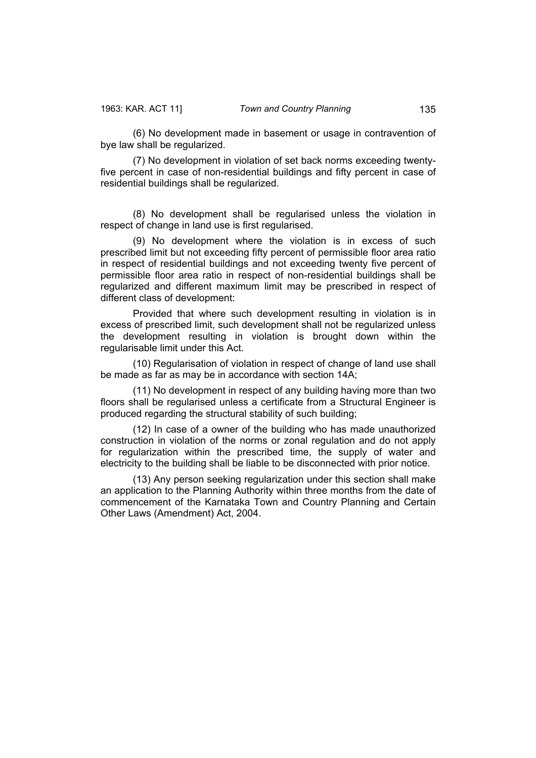(6) No development made in basement or usage in contravention of bye law shall be regularized.

(7) No development in violation of set back norms exceeding twenty-five percent in case of non-residential buildings and fifty percent in case of residential buildings shall be regularized.

(8) No development shall be regularised unless the violation in respect of change in land use is first regularised.

(9) No development where the violation is in excess of such prescribed limit but not exceeding fifty percent of permissible floor area ratio in respect of residential buildings and not exceeding twenty five percent of permissible floor area ratio in respect of non-residential buildings shall be regularized and different maximum limit may be prescribed in respect of different class of development:

Provided that where such development resulting in violation is in excess of prescribed limit, such development shall not be regularized unless the development resulting in violation is brought down within the regularisable limit under this Act.

(10) Regularisation of violation in respect of change of land use shall be made as far as may be in accordance with section 14A;

(11) No development in respect of any building having more than two floors shall be regularised unless a certificate from a Structural Engineer is produced regarding the structural stability of such building;

(12) In case of a owner of the building who has made unauthorized construction in violation of the norms or zonal regulation and do not apply for regularization within the prescribed time, the supply of water and electricity to the building shall be liable to be disconnected with prior notice.

(13) Any person seeking regularization under this section shall make an application to the Planning Authority within three months from the date of commencement of the Karnataka Town and Country Planning and Certain Other Laws (Amendment) Act, 2004.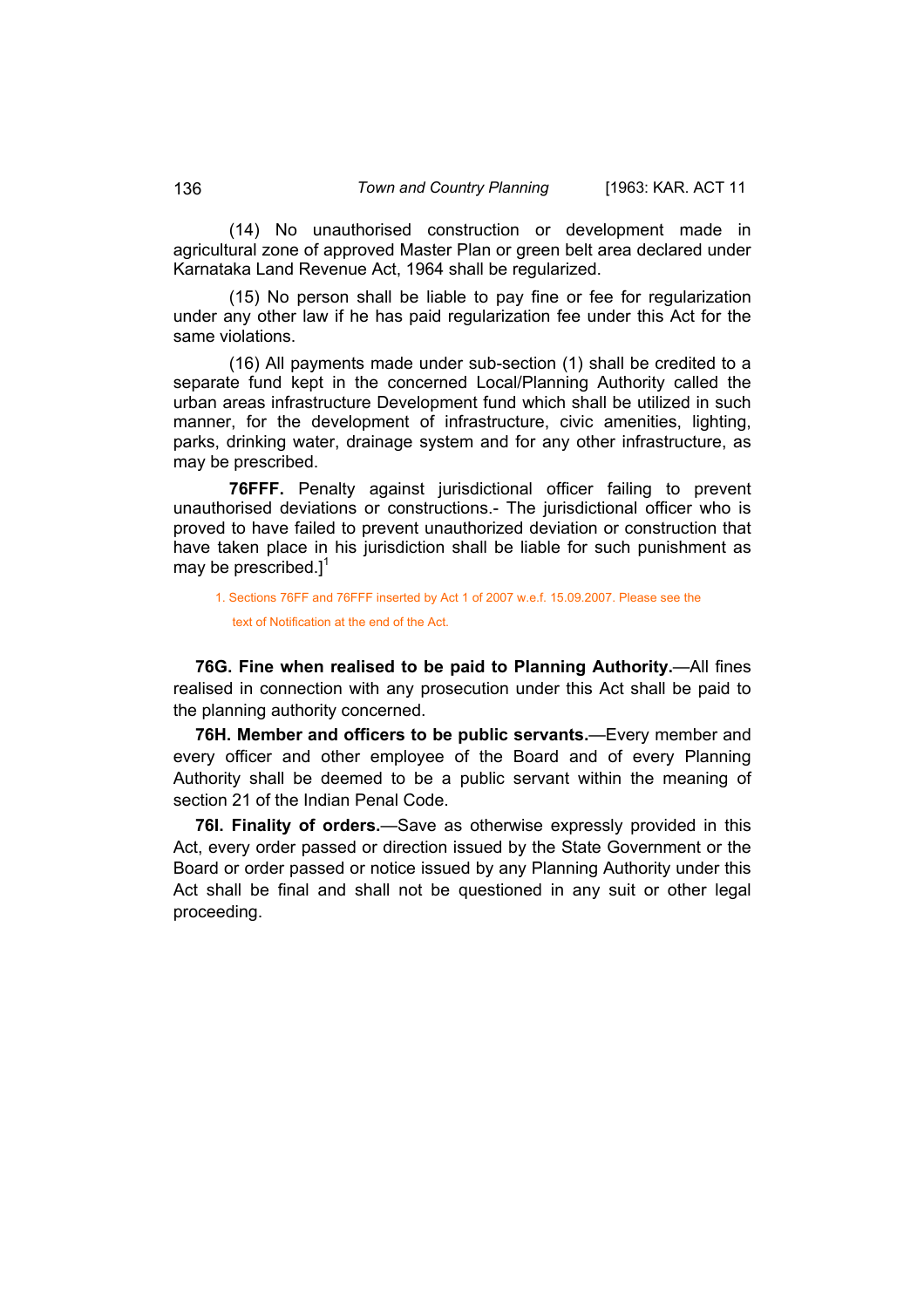(14) No unauthorised construction or development made in agricultural zone of approved Master Plan or green belt area declared under Karnataka Land Revenue Act, 1964 shall be regularized.

(15) No person shall be liable to pay fine or fee for regularization under any other law if he has paid regularization fee under this Act for the same violations.

(16) All payments made under sub-section (1) shall be credited to a separate fund kept in the concerned Local/Planning Authority called the urban areas infrastructure Development fund which shall be utilized in such manner, for the development of infrastructure, civic amenities, lighting, parks, drinking water, drainage system and for any other infrastructure, as may be prescribed.

**76FFF.** Penalty against jurisdictional officer failing to prevent unauthorised deviations or constructions.- The jurisdictional officer who is proved to have failed to prevent unauthorized deviation or construction that have taken place in his jurisdiction shall be liable for such punishment as may be prescribed.][1]

1. Sections 76FF and 76FFF inserted by Act 1 of 2007 w.e.f. 15.09.2007. Please see the text of Notification at the end of the Act.

**76G. Fine when realised to be paid to Planning Authority.**—All fines realised in connection with any prosecution under this Act shall be paid to the planning authority concerned.

**76H. Member and officers to be public servants.**—Every member and every officer and other employee of the Board and of every Planning Authority shall be deemed to be a public servant within the meaning of section 21 of the Indian Penal Code.

**76I. Finality of orders.**—Save as otherwise expressly provided in this Act, every order passed or direction issued by the State Government or the Board or order passed or notice issued by any Planning Authority under this Act shall be final and shall not be questioned in any suit or other legal proceeding.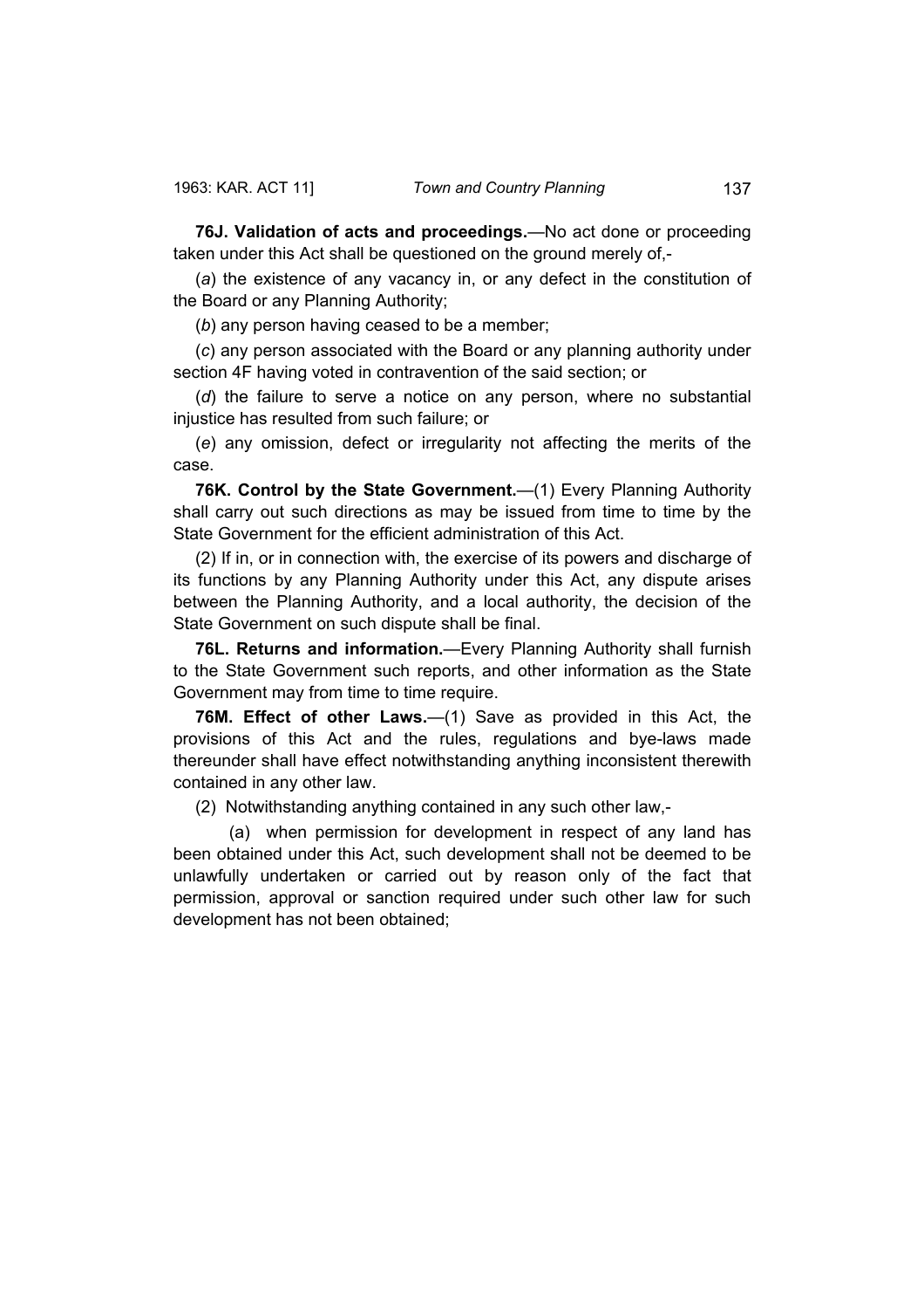**76J. Validation of acts and proceedings.**—No act done or proceeding taken under this Act shall be questioned on the ground merely of,-

(*a*) the existence of any vacancy in, or any defect in the constitution of the Board or any Planning Authority;

(*b*) any person having ceased to be a member;

(*c*) any person associated with the Board or any planning authority under section 4F having voted in contravention of the said section; or

(*d*) the failure to serve a notice on any person, where no substantial injustice has resulted from such failure; or

(*e*) any omission, defect or irregularity not affecting the merits of the case.

**76K. Control by the State Government.**—(1) Every Planning Authority shall carry out such directions as may be issued from time to time by the State Government for the efficient administration of this Act.

(2) If in, or in connection with, the exercise of its powers and discharge of its functions by any Planning Authority under this Act, any dispute arises between the Planning Authority, and a local authority, the decision of the State Government on such dispute shall be final.

**76L. Returns and information.**—Every Planning Authority shall furnish to the State Government such reports, and other information as the State Government may from time to time require.

**76M. Effect of other Laws.**—(1) Save as provided in this Act, the provisions of this Act and the rules, regulations and bye-laws made thereunder shall have effect notwithstanding anything inconsistent therewith contained in any other law.

(2) Notwithstanding anything contained in any such other law,-

(a) when permission for development in respect of any land has been obtained under this Act, such development shall not be deemed to be unlawfully undertaken or carried out by reason only of the fact that permission, approval or sanction required under such other law for such development has not been obtained;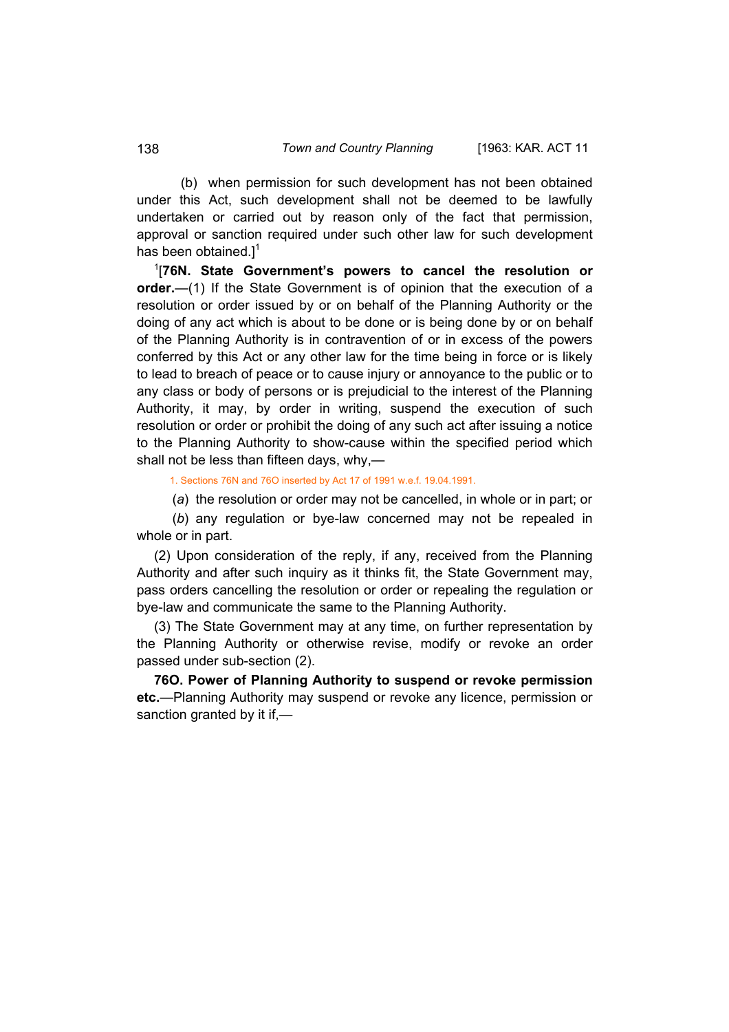(b) when permission for such development has not been obtained under this Act, such development shall not be deemed to be lawfully undertaken or carried out by reason only of the fact that permission, approval or sanction required under such other law for such development has been obtained.][1]

[1][**76N. State Government's powers to cancel the resolution or order.**—(1) If the State Government is of opinion that the execution of a resolution or order issued by or on behalf of the Planning Authority or the doing of any act which is about to be done or is being done by or on behalf of the Planning Authority is in contravention of or in excess of the powers conferred by this Act or any other law for the time being in force or is likely to lead to breach of peace or to cause injury or annoyance to the public or to any class or body of persons or is prejudicial to the interest of the Planning Authority, it may, by order in writing, suspend the execution of such resolution or order or prohibit the doing of any such act after issuing a notice to the Planning Authority to show-cause within the specified period which shall not be less than fifteen days, why,—

1. Sections 76N and 76O inserted by Act 17 of 1991 w.e.f. 19.04.1991.

(*a*) the resolution or order may not be cancelled, in whole or in part; or

(*b*) any regulation or bye-law concerned may not be repealed in whole or in part.

(2) Upon consideration of the reply, if any, received from the Planning Authority and after such inquiry as it thinks fit, the State Government may, pass orders cancelling the resolution or order or repealing the regulation or bye-law and communicate the same to the Planning Authority.

(3) The State Government may at any time, on further representation by the Planning Authority or otherwise revise, modify or revoke an order passed under sub-section (2).

**76O. Power of Planning Authority to suspend or revoke permission etc.**—Planning Authority may suspend or revoke any licence, permission or sanction granted by it if,—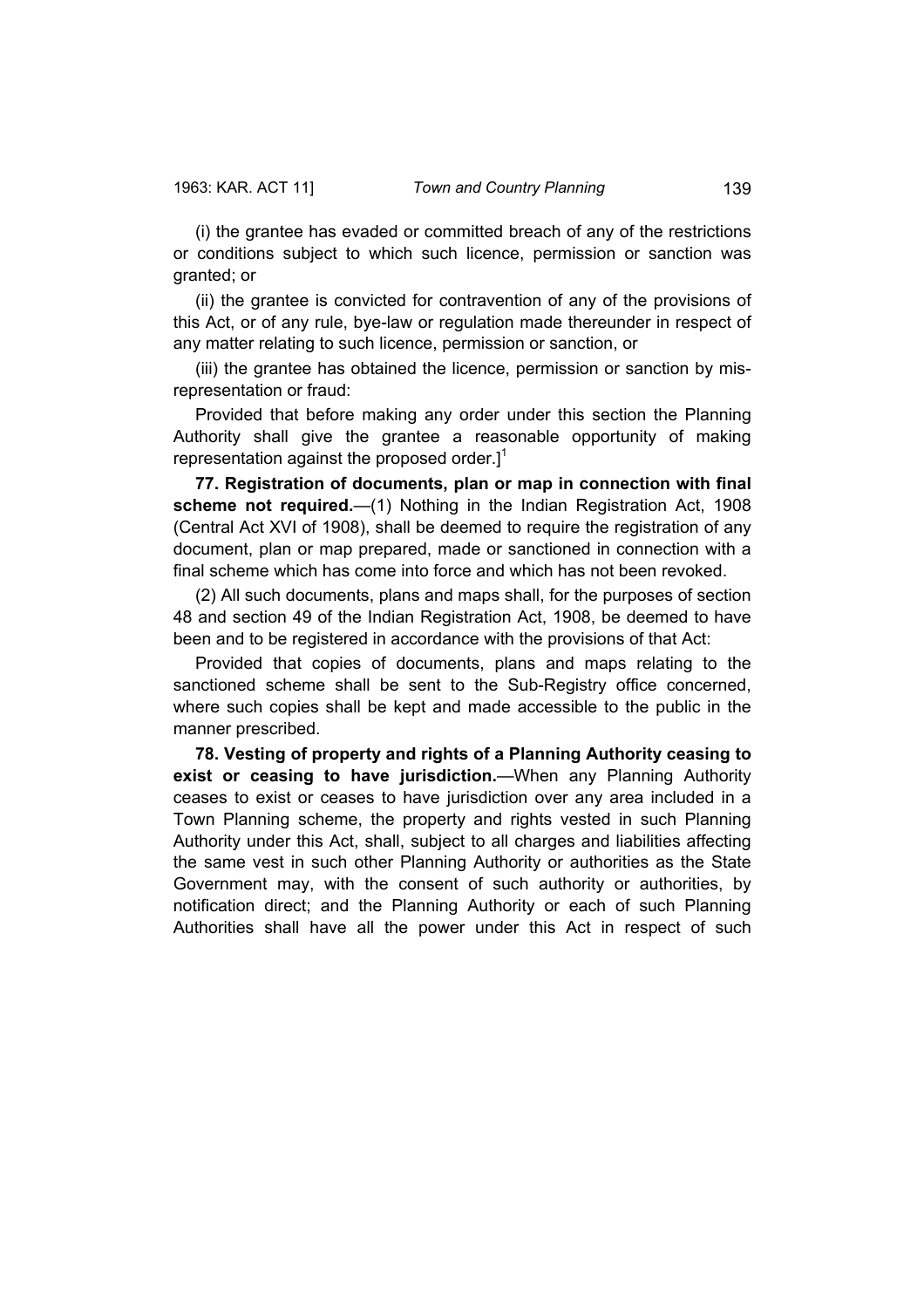(i) the grantee has evaded or committed breach of any of the restrictions or conditions subject to which such licence, permission or sanction was granted; or

(ii) the grantee is convicted for contravention of any of the provisions of this Act, or of any rule, bye-law or regulation made thereunder in respect of any matter relating to such licence, permission or sanction, or

(iii) the grantee has obtained the licence, permission or sanction by mis-representation or fraud:

Provided that before making any order under this section the Planning Authority shall give the grantee a reasonable opportunity of making representation against the proposed order.][1]

**77. Registration of documents, plan or map in connection with final scheme not required.**—(1) Nothing in the Indian Registration Act, 1908 (Central Act XVI of 1908), shall be deemed to require the registration of any document, plan or map prepared, made or sanctioned in connection with a final scheme which has come into force and which has not been revoked.

(2) All such documents, plans and maps shall, for the purposes of section 48 and section 49 of the Indian Registration Act, 1908, be deemed to have been and to be registered in accordance with the provisions of that Act:

Provided that copies of documents, plans and maps relating to the sanctioned scheme shall be sent to the Sub-Registry office concerned, where such copies shall be kept and made accessible to the public in the manner prescribed.

**78. Vesting of property and rights of a Planning Authority ceasing to exist or ceasing to have jurisdiction.**—When any Planning Authority ceases to exist or ceases to have jurisdiction over any area included in a Town Planning scheme, the property and rights vested in such Planning Authority under this Act, shall, subject to all charges and liabilities affecting the same vest in such other Planning Authority or authorities as the State Government may, with the consent of such authority or authorities, by notification direct; and the Planning Authority or each of such Planning Authorities shall have all the power under this Act in respect of such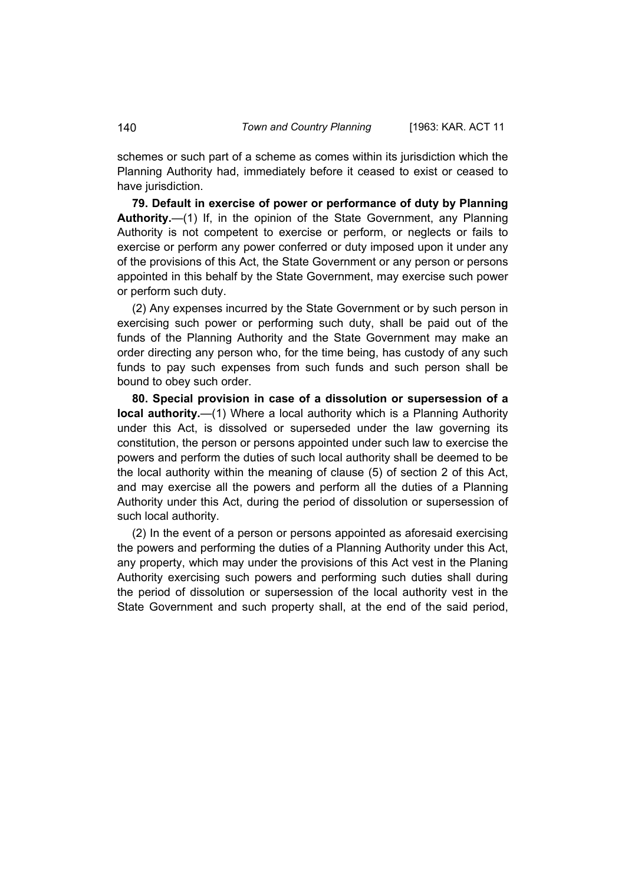schemes or such part of a scheme as comes within its jurisdiction which the Planning Authority had, immediately before it ceased to exist or ceased to have jurisdiction.

**79. Default in exercise of power or performance of duty by Planning Authority.**—(1) If, in the opinion of the State Government, any Planning Authority is not competent to exercise or perform, or neglects or fails to exercise or perform any power conferred or duty imposed upon it under any of the provisions of this Act, the State Government or any person or persons appointed in this behalf by the State Government, may exercise such power or perform such duty.

(2) Any expenses incurred by the State Government or by such person in exercising such power or performing such duty, shall be paid out of the funds of the Planning Authority and the State Government may make an order directing any person who, for the time being, has custody of any such funds to pay such expenses from such funds and such person shall be bound to obey such order.

**80. Special provision in case of a dissolution or supersession of a local authority.**—(1) Where a local authority which is a Planning Authority under this Act, is dissolved or superseded under the law governing its constitution, the person or persons appointed under such law to exercise the powers and perform the duties of such local authority shall be deemed to be the local authority within the meaning of clause (5) of section 2 of this Act, and may exercise all the powers and perform all the duties of a Planning Authority under this Act, during the period of dissolution or supersession of such local authority.

(2) In the event of a person or persons appointed as aforesaid exercising the powers and performing the duties of a Planning Authority under this Act, any property, which may under the provisions of this Act vest in the Planing Authority exercising such powers and performing such duties shall during the period of dissolution or supersession of the local authority vest in the State Government and such property shall, at the end of the said period,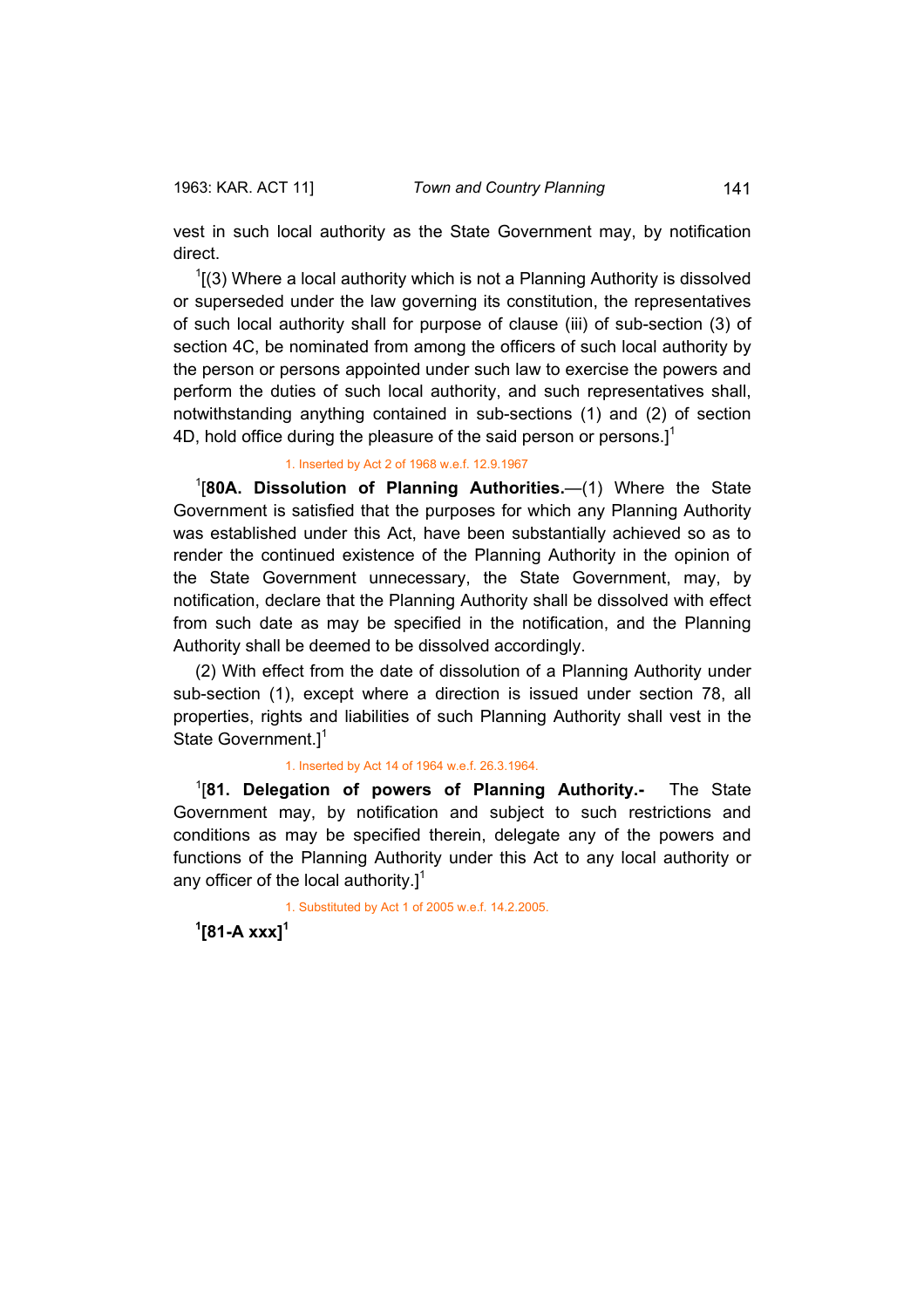vest in such local authority as the State Government may, by notification direct.

[1][(3) Where a local authority which is not a Planning Authority is dissolved or superseded under the law governing its constitution, the representatives of such local authority shall for purpose of clause (iii) of sub-section (3) of section 4C, be nominated from among the officers of such local authority by the person or persons appointed under such law to exercise the powers and perform the duties of such local authority, and such representatives shall, notwithstanding anything contained in sub-sections (1) and (2) of section 4D, hold office during the pleasure of the said person or persons.][1]

1. Inserted by Act 2 of 1968 w.e.f. 12.9.1967

[1][**80A. Dissolution of Planning Authorities.**—(1) Where the State Government is satisfied that the purposes for which any Planning Authority was established under this Act, have been substantially achieved so as to render the continued existence of the Planning Authority in the opinion of the State Government unnecessary, the State Government, may, by notification, declare that the Planning Authority shall be dissolved with effect from such date as may be specified in the notification, and the Planning Authority shall be deemed to be dissolved accordingly.

(2) With effect from the date of dissolution of a Planning Authority under sub-section (1), except where a direction is issued under section 78, all properties, rights and liabilities of such Planning Authority shall vest in the State Government.][1]

1. Inserted by Act 14 of 1964 w.e.f. 26.3.1964.

[1][**81. Delegation of powers of Planning Authority.-** The State Government may, by notification and subject to such restrictions and conditions as may be specified therein, delegate any of the powers and functions of the Planning Authority under this Act to any local authority or any officer of the local authority.][1]

1. Substituted by Act 1 of 2005 w.e.f. 14.2.2005.

**[1][81-A xxx][1]**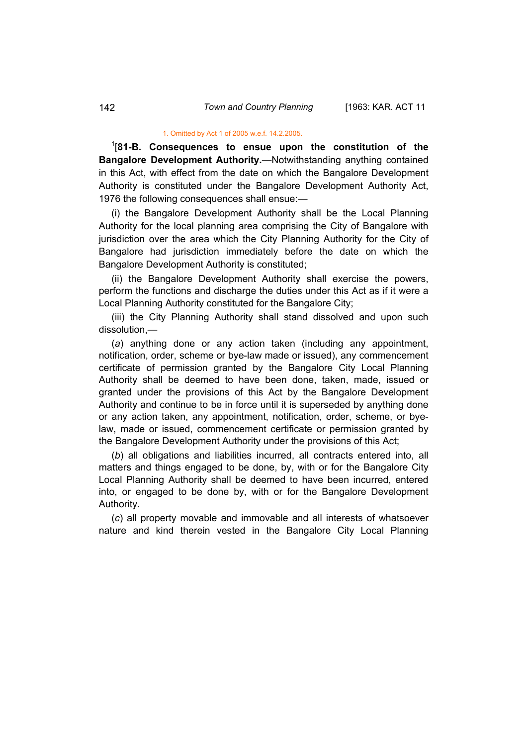1. Omitted by Act 1 of 2005 w.e.f. 14.2.2005.

[1][**81-B. Consequences to ensue upon the constitution of the Bangalore Development Authority.**—Notwithstanding anything contained in this Act, with effect from the date on which the Bangalore Development Authority is constituted under the Bangalore Development Authority Act, 1976 the following consequences shall ensue:—

(i) the Bangalore Development Authority shall be the Local Planning Authority for the local planning area comprising the City of Bangalore with jurisdiction over the area which the City Planning Authority for the City of Bangalore had jurisdiction immediately before the date on which the Bangalore Development Authority is constituted;

(ii) the Bangalore Development Authority shall exercise the powers, perform the functions and discharge the duties under this Act as if it were a Local Planning Authority constituted for the Bangalore City;

(iii) the City Planning Authority shall stand dissolved and upon such dissolution,—

(*a*) anything done or any action taken (including any appointment, notification, order, scheme or bye-law made or issued), any commencement certificate of permission granted by the Bangalore City Local Planning Authority shall be deemed to have been done, taken, made, issued or granted under the provisions of this Act by the Bangalore Development Authority and continue to be in force until it is superseded by anything done or any action taken, any appointment, notification, order, scheme, or bye-law, made or issued, commencement certificate or permission granted by the Bangalore Development Authority under the provisions of this Act;

(*b*) all obligations and liabilities incurred, all contracts entered into, all matters and things engaged to be done, by, with or for the Bangalore City Local Planning Authority shall be deemed to have been incurred, entered into, or engaged to be done by, with or for the Bangalore Development Authority.

(*c*) all property movable and immovable and all interests of whatsoever nature and kind therein vested in the Bangalore City Local Planning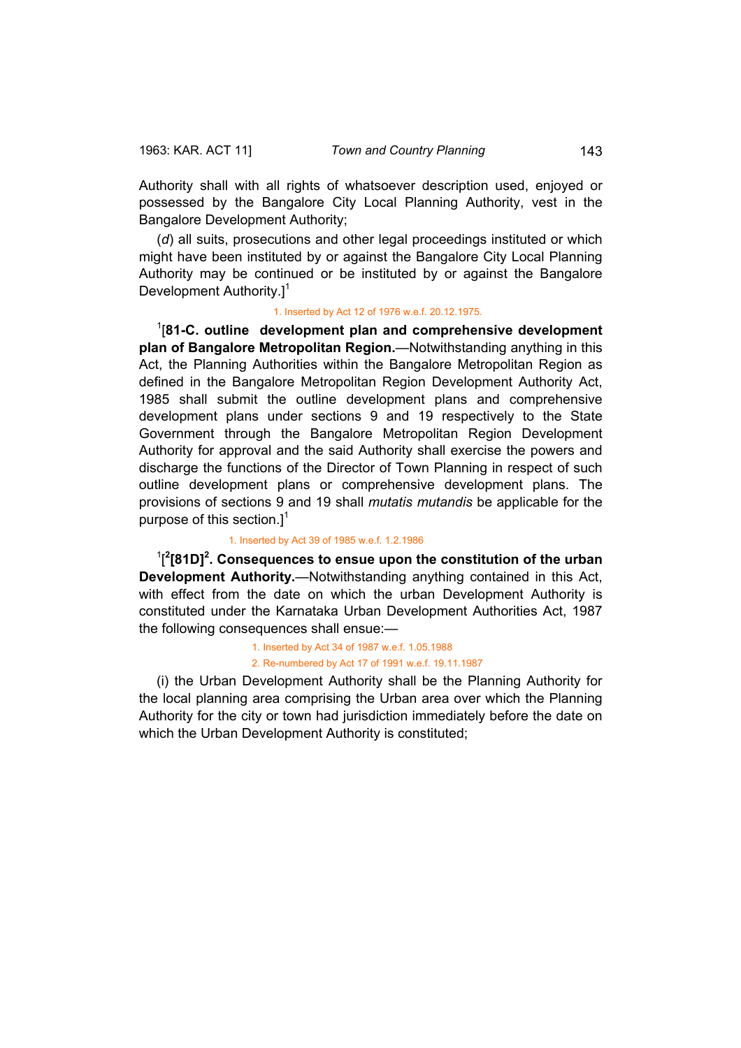Authority shall with all rights of whatsoever description used, enjoyed or possessed by the Bangalore City Local Planning Authority, vest in the Bangalore Development Authority;

(*d*) all suits, prosecutions and other legal proceedings instituted or which might have been instituted by or against the Bangalore City Local Planning Authority may be continued or be instituted by or against the Bangalore Development Authority.][1]

1. Inserted by Act 12 of 1976 w.e.f. 20.12.1975.

[1][**81-C. outline development plan and comprehensive development plan of Bangalore Metropolitan Region.**—Notwithstanding anything in this Act, the Planning Authorities within the Bangalore Metropolitan Region as defined in the Bangalore Metropolitan Region Development Authority Act, 1985 shall submit the outline development plans and comprehensive development plans under sections 9 and 19 respectively to the State Government through the Bangalore Metropolitan Region Development Authority for approval and the said Authority shall exercise the powers and discharge the functions of the Director of Town Planning in respect of such outline development plans or comprehensive development plans. The provisions of sections 9 and 19 shall *mutatis mutandis* be applicable for the purpose of this section.][1]

1. Inserted by Act 39 of 1985 w.e.f. 1.2.1986

[1][[2]**[81D]**[2]**. Consequences to ensue upon the constitution of the urban Development Authority.**—Notwithstanding anything contained in this Act, with effect from the date on which the urban Development Authority is constituted under the Karnataka Urban Development Authorities Act, 1987 the following consequences shall ensue:—

1. Inserted by Act 34 of 1987 w.e.f. 1.05.1988

2. Re-numbered by Act 17 of 1991 w.e.f. 19.11.1987

(i) the Urban Development Authority shall be the Planning Authority for the local planning area comprising the Urban area over which the Planning Authority for the city or town had jurisdiction immediately before the date on which the Urban Development Authority is constituted;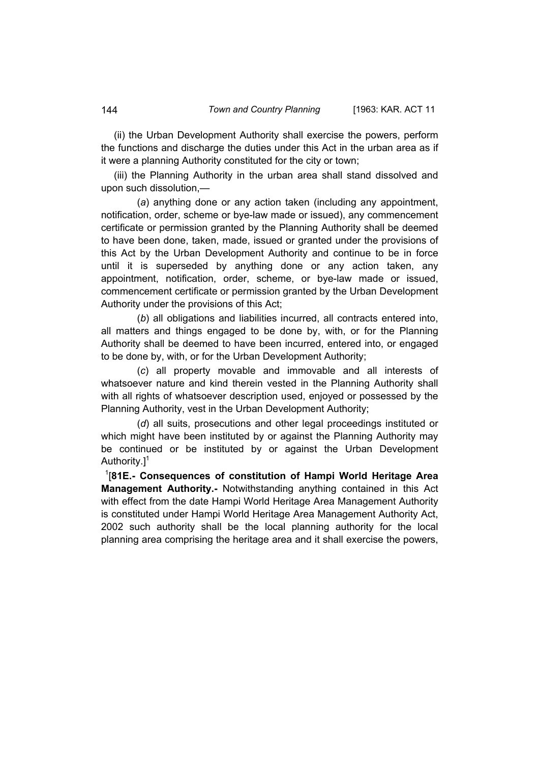(ii) the Urban Development Authority shall exercise the powers, perform the functions and discharge the duties under this Act in the urban area as if it were a planning Authority constituted for the city or town;

(iii) the Planning Authority in the urban area shall stand dissolved and upon such dissolution,—

(*a*) anything done or any action taken (including any appointment, notification, order, scheme or bye-law made or issued), any commencement certificate or permission granted by the Planning Authority shall be deemed to have been done, taken, made, issued or granted under the provisions of this Act by the Urban Development Authority and continue to be in force until it is superseded by anything done or any action taken, any appointment, notification, order, scheme, or bye-law made or issued, commencement certificate or permission granted by the Urban Development Authority under the provisions of this Act;

(*b*) all obligations and liabilities incurred, all contracts entered into, all matters and things engaged to be done by, with, or for the Planning Authority shall be deemed to have been incurred, entered into, or engaged to be done by, with, or for the Urban Development Authority;

(*c*) all property movable and immovable and all interests of whatsoever nature and kind therein vested in the Planning Authority shall with all rights of whatsoever description used, enjoyed or possessed by the Planning Authority, vest in the Urban Development Authority;

(*d*) all suits, prosecutions and other legal proceedings instituted or which might have been instituted by or against the Planning Authority may be continued or be instituted by or against the Urban Development Authority.][1]

[1][**81E.- Consequences of constitution of Hampi World Heritage Area Management Authority.-** Notwithstanding anything contained in this Act with effect from the date Hampi World Heritage Area Management Authority is constituted under Hampi World Heritage Area Management Authority Act, 2002 such authority shall be the local planning authority for the local planning area comprising the heritage area and it shall exercise the powers,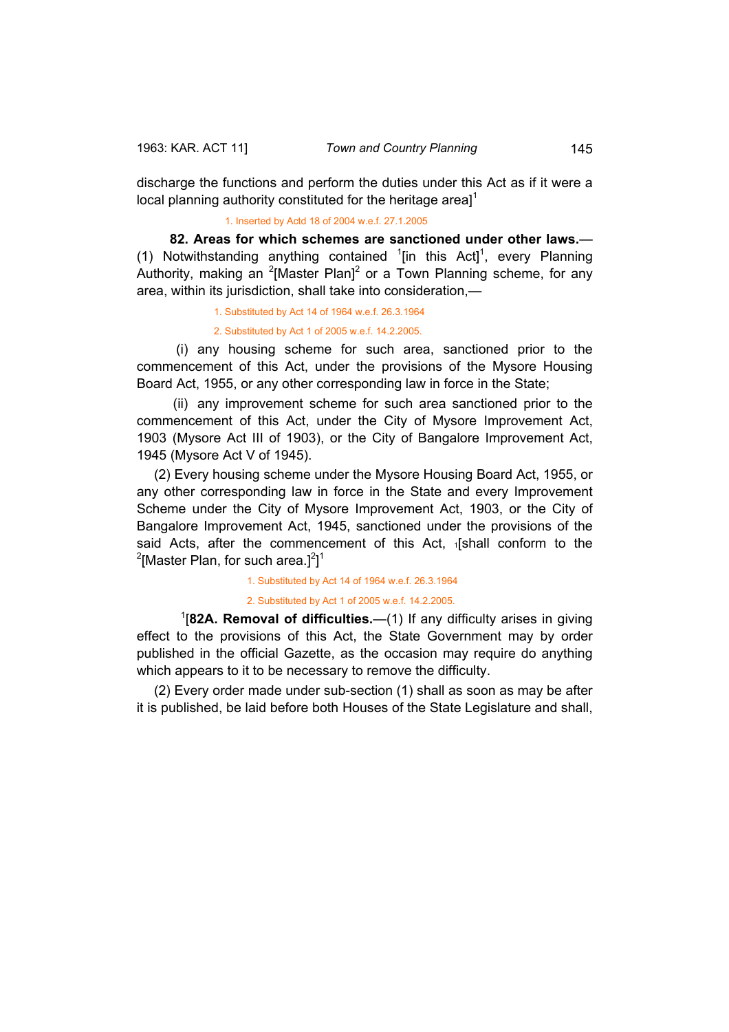discharge the functions and perform the duties under this Act as if it were a local planning authority constituted for the heritage area][1]

1. Inserted by Actd 18 of 2004 w.e.f. 27.1.2005

**82. Areas for which schemes are sanctioned under other laws.**—(1) Notwithstanding anything contained [1][in this Act][1], every Planning Authority, making an [2][Master Plan][2] or a Town Planning scheme, for any area, within its jurisdiction, shall take into consideration,—

1. Substituted by Act 14 of 1964 w.e.f. 26.3.1964

2. Substituted by Act 1 of 2005 w.e.f. 14.2.2005.

(i) any housing scheme for such area, sanctioned prior to the commencement of this Act, under the provisions of the Mysore Housing Board Act, 1955, or any other corresponding law in force in the State;

(ii) any improvement scheme for such area sanctioned prior to the commencement of this Act, under the City of Mysore Improvement Act, 1903 (Mysore Act III of 1903), or the City of Bangalore Improvement Act, 1945 (Mysore Act V of 1945).

(2) Every housing scheme under the Mysore Housing Board Act, 1955, or any other corresponding law in force in the State and every Improvement Scheme under the City of Mysore Improvement Act, 1903, or the City of Bangalore Improvement Act, 1945, sanctioned under the provisions of the said Acts, after the commencement of this Act, [1][shall conform to the [2][Master Plan, for such area.][2]][1]

1. Substituted by Act 14 of 1964 w.e.f. 26.3.1964

2. Substituted by Act 1 of 2005 w.e.f. 14.2.2005.

[1][**82A. Removal of difficulties.**—(1) If any difficulty arises in giving effect to the provisions of this Act, the State Government may by order published in the official Gazette, as the occasion may require do anything which appears to it to be necessary to remove the difficulty.

(2) Every order made under sub-section (1) shall as soon as may be after it is published, be laid before both Houses of the State Legislature and shall,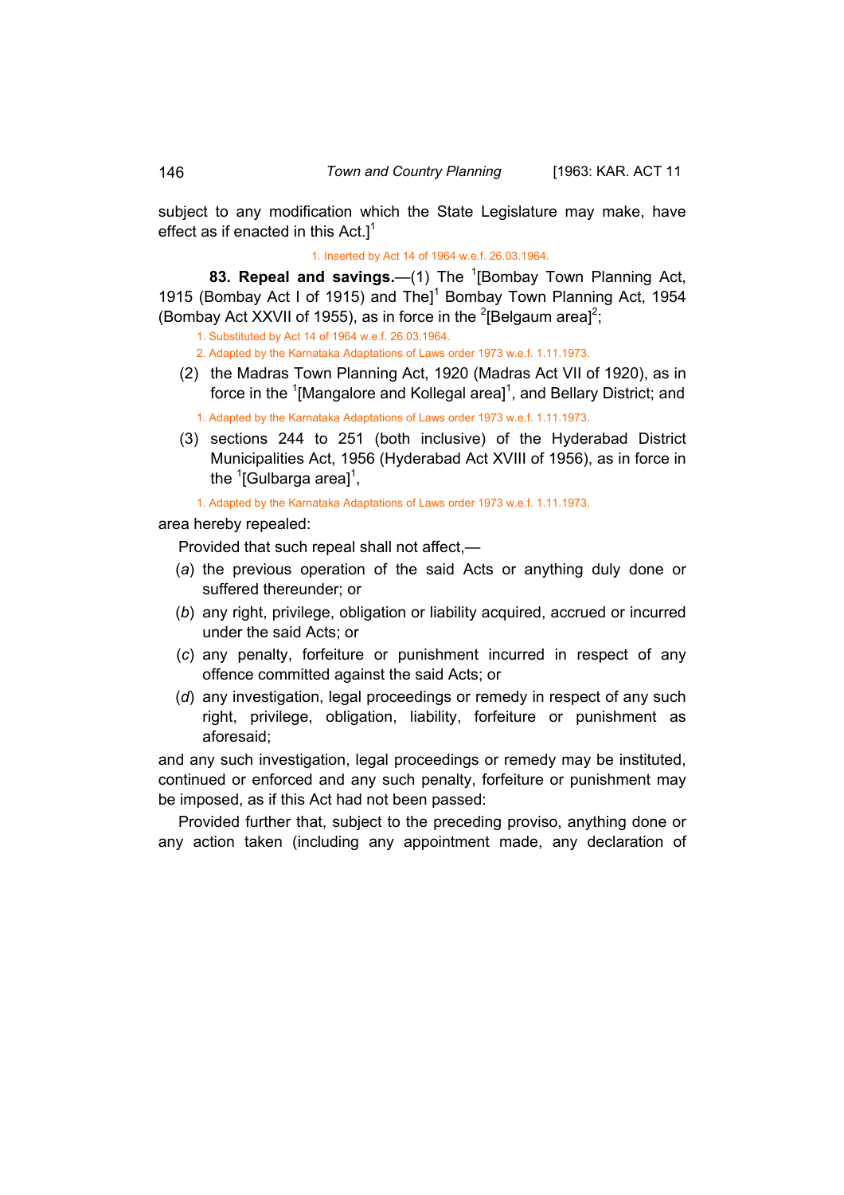subject to any modification which the State Legislature may make, have effect as if enacted in this Act.][1]

1. Inserted by Act 14 of 1964 w.e.f. 26.03.1964.

**83. Repeal and savings.**—(1) The [1][Bombay Town Planning Act, 1915 (Bombay Act I of 1915) and The][1] Bombay Town Planning Act, 1954 (Bombay Act XXVII of 1955), as in force in the [2][Belgaum area][2];

1. Substituted by Act 14 of 1964 w.e.f. 26.03.1964.
2. Adapted by the Karnataka Adaptations of Laws order 1973 w.e.f. 1.11.1973.

(2) the Madras Town Planning Act, 1920 (Madras Act VII of 1920), as in force in the [1][Mangalore and Kollegal area][1], and Bellary District; and

1. Adapted by the Karnataka Adaptations of Laws order 1973 w.e.f. 1.11.1973.

(3) sections 244 to 251 (both inclusive) of the Hyderabad District Municipalities Act, 1956 (Hyderabad Act XVIII of 1956), as in force in the [1][Gulbarga area][1],

1. Adapted by the Karnataka Adaptations of Laws order 1973 w.e.f. 1.11.1973.

area hereby repealed:

Provided that such repeal shall not affect,—

(*a*) the previous operation of the said Acts or anything duly done or suffered thereunder; or

(*b*) any right, privilege, obligation or liability acquired, accrued or incurred under the said Acts; or

(*c*) any penalty, forfeiture or punishment incurred in respect of any offence committed against the said Acts; or

(*d*) any investigation, legal proceedings or remedy in respect of any such right, privilege, obligation, liability, forfeiture or punishment as aforesaid;

and any such investigation, legal proceedings or remedy may be instituted, continued or enforced and any such penalty, forfeiture or punishment may be imposed, as if this Act had not been passed:

Provided further that, subject to the preceding proviso, anything done or any action taken (including any appointment made, any declaration of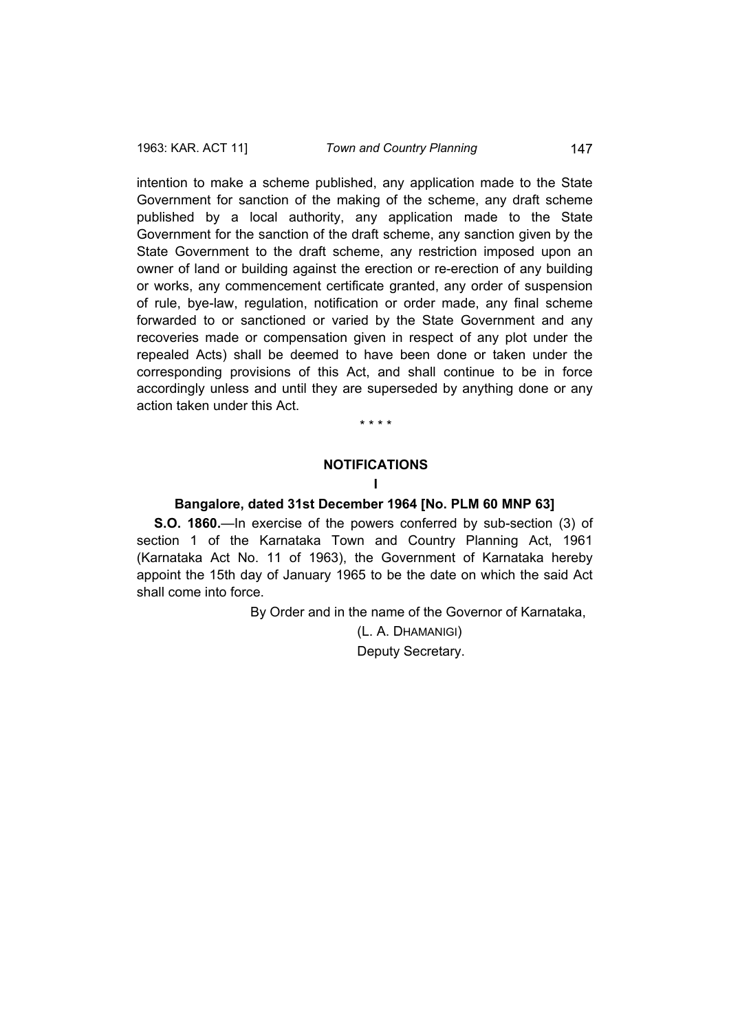intention to make a scheme published, any application made to the State Government for sanction of the making of the scheme, any draft scheme published by a local authority, any application made to the State Government for the sanction of the draft scheme, any sanction given by the State Government to the draft scheme, any restriction imposed upon an owner of land or building against the erection or re-erection of any building or works, any commencement certificate granted, any order of suspension of rule, bye-law, regulation, notification or order made, any final scheme forwarded to or sanctioned or varied by the State Government and any recoveries made or compensation given in respect of any plot under the repealed Acts) shall be deemed to have been done or taken under the corresponding provisions of this Act, and shall continue to be in force accordingly unless and until they are superseded by anything done or any action taken under this Act.

\* \* \* \*

## NOTIFICATIONS

**I**

**Bangalore, dated 31st December 1964 [No. PLM 60 MNP 63]**

**S.O. 1860.**—In exercise of the powers conferred by sub-section (3) of section 1 of the Karnataka Town and Country Planning Act, 1961 (Karnataka Act No. 11 of 1963), the Government of Karnataka hereby appoint the 15th day of January 1965 to be the date on which the said Act shall come into force.

By Order and in the name of the Governor of Karnataka,

(L. A. DHAMANIGI)

Deputy Secretary.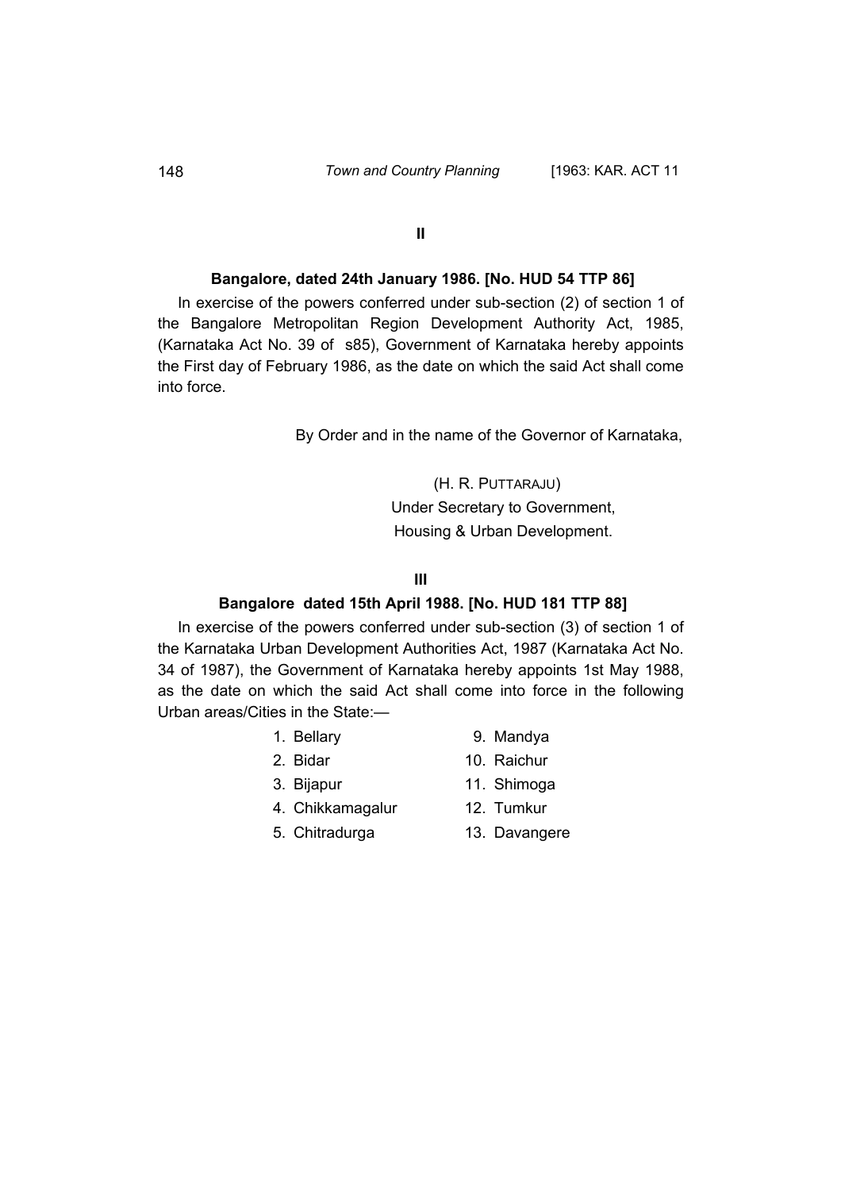**II**

**Bangalore, dated 24th January 1986. [No. HUD 54 TTP 86]**

In exercise of the powers conferred under sub-section (2) of section 1 of the Bangalore Metropolitan Region Development Authority Act, 1985, (Karnataka Act No. 39 of s85), Government of Karnataka hereby appoints the First day of February 1986, as the date on which the said Act shall come into force.

By Order and in the name of the Governor of Karnataka,

(H. R. PUTTARAJU)
Under Secretary to Government,
Housing & Urban Development.

**III**

**Bangalore dated 15th April 1988. [No. HUD 181 TTP 88]**

In exercise of the powers conferred under sub-section (3) of section 1 of the Karnataka Urban Development Authorities Act, 1987 (Karnataka Act No. 34 of 1987), the Government of Karnataka hereby appoints 1st May 1988, as the date on which the said Act shall come into force in the following Urban areas/Cities in the State:—

1. Bellary
2. Bidar
3. Bijapur
4. Chikkamagalur
5. Chitradurga

9. Mandya
10. Raichur
11. Shimoga
12. Tumkur
13. Davangere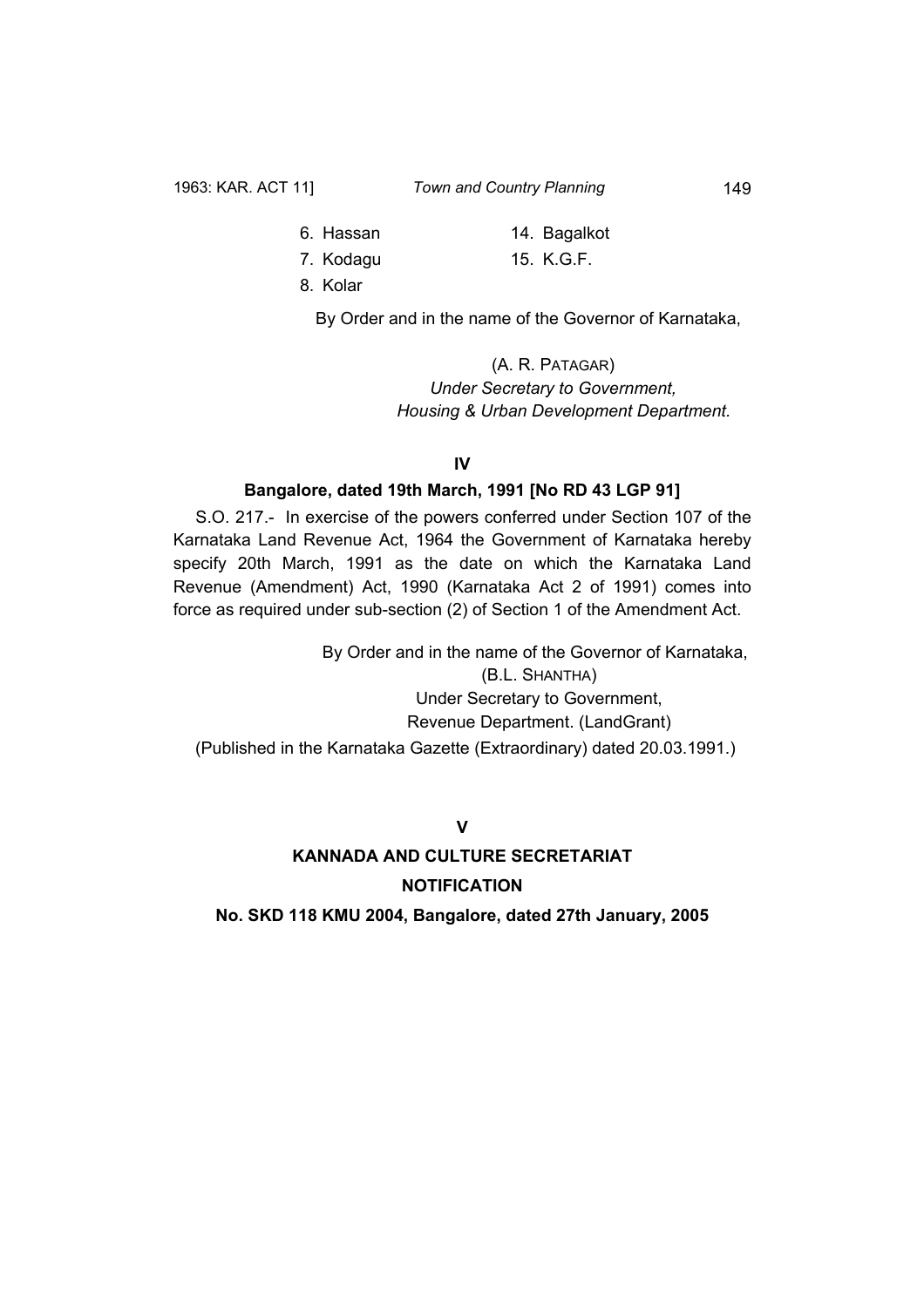6. Hassan
7. Kodagu
8. Kolar
14. Bagalkot
15. K.G.F.

By Order and in the name of the Governor of Karnataka,

(A. R. PATAGAR)
*Under Secretary to Government,*
*Housing & Urban Development Department.*

**IV**

**Bangalore, dated 19th March, 1991 [No RD 43 LGP 91]**

S.O. 217.- In exercise of the powers conferred under Section 107 of the Karnataka Land Revenue Act, 1964 the Government of Karnataka hereby specify 20th March, 1991 as the date on which the Karnataka Land Revenue (Amendment) Act, 1990 (Karnataka Act 2 of 1991) comes into force as required under sub-section (2) of Section 1 of the Amendment Act.

By Order and in the name of the Governor of Karnataka,
(B.L. SHANTHA)
Under Secretary to Government,
Revenue Department. (LandGrant)

(Published in the Karnataka Gazette (Extraordinary) dated 20.03.1991.)

**V**

**KANNADA AND CULTURE SECRETARIAT**

**NOTIFICATION**

**No. SKD 118 KMU 2004, Bangalore, dated 27th January, 2005**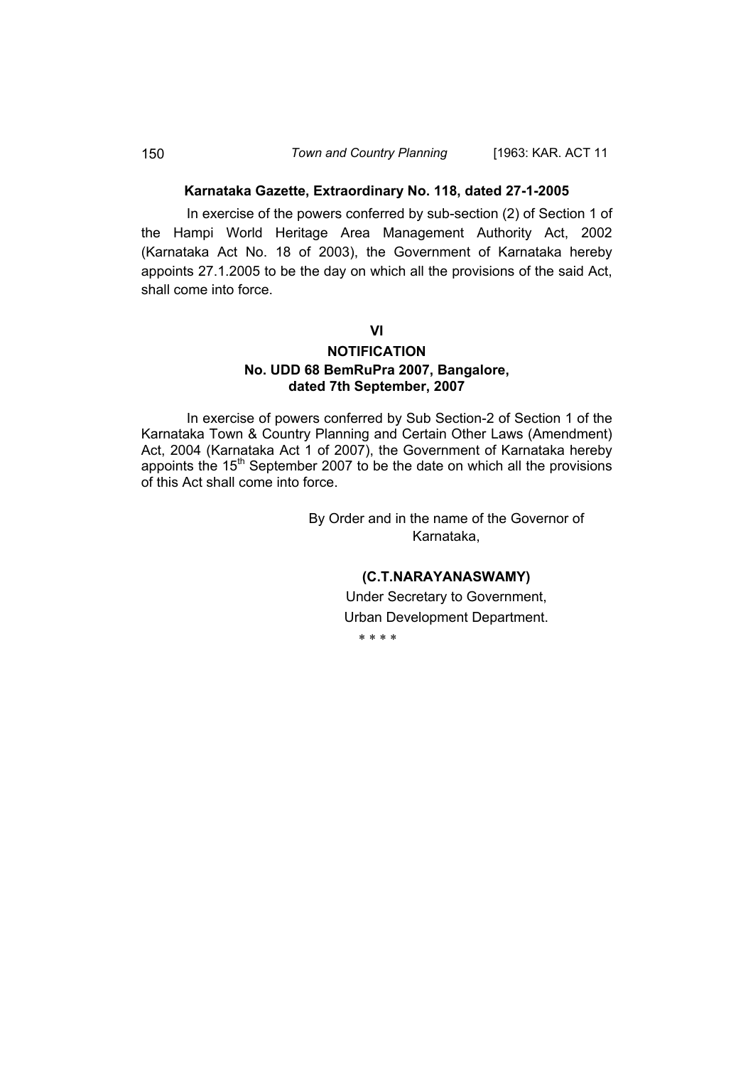**Karnataka Gazette, Extraordinary No. 118, dated 27-1-2005**

In exercise of the powers conferred by sub-section (2) of Section 1 of the Hampi World Heritage Area Management Authority Act, 2002 (Karnataka Act No. 18 of 2003), the Government of Karnataka hereby appoints 27.1.2005 to be the day on which all the provisions of the said Act, shall come into force.

**VI**

**NOTIFICATION**
**No. UDD 68 BemRuPra 2007, Bangalore, dated 7th September, 2007**

In exercise of powers conferred by Sub Section-2 of Section 1 of the Karnataka Town & Country Planning and Certain Other Laws (Amendment) Act, 2004 (Karnataka Act 1 of 2007), the Government of Karnataka hereby appoints the 15th September 2007 to be the date on which all the provisions of this Act shall come into force.

By Order and in the name of the Governor of Karnataka,

**(C.T.NARAYANASWAMY)**
Under Secretary to Government,
Urban Development Department.

* * * *